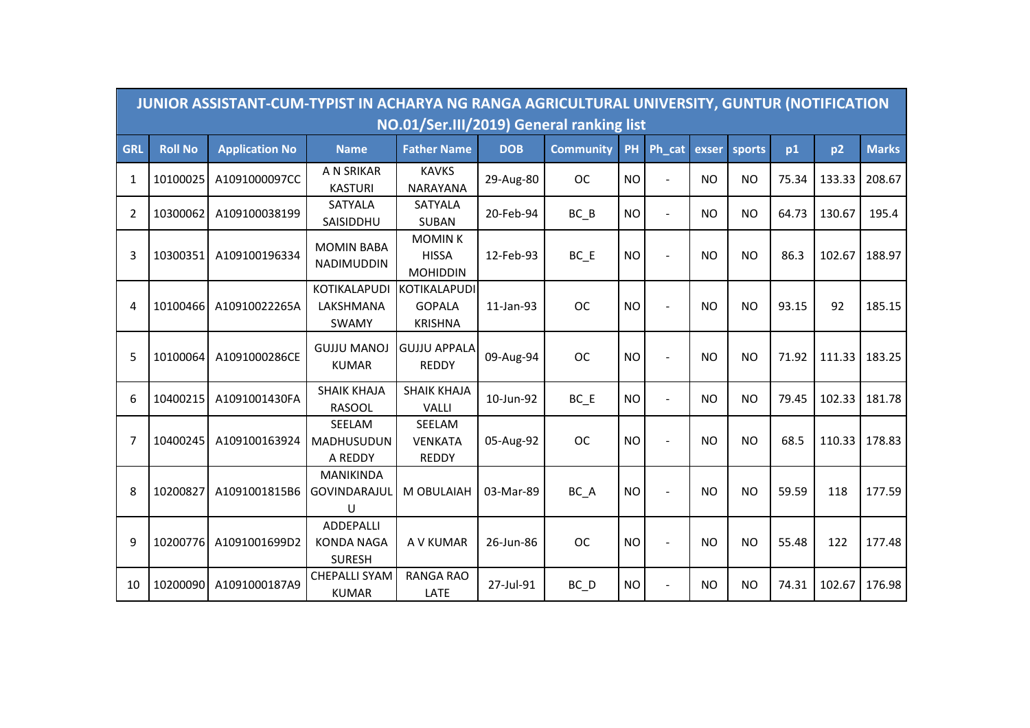| JUNIOR ASSISTANT-CUM-TYPIST IN ACHARYA NG RANGA AGRICULTURAL UNIVERSITY, GUNTUR (NOTIFICATION NO.01/Ser.III/2019) General ranking list | | | | | | | | | | | | | |
|---|---|---|---|---|---|---|---|---|---|---|---|---|---|
| GRL | Roll No | Application No | Name | Father Name | DOB | Community | PH | Ph_cat | exser | sports | p1 | p2 | Marks |
| 1 | 10100025 | A1091000097CC | A N SRIKAR KASTURI | KAVKS NARAYANA | 29-Aug-80 | OC | NO | - | NO | NO | 75.34 | 133.33 | 208.67 |
| 2 | 10300062 | A109100038199 | SATYALA SAISIDDHU | SATYALA SUBAN | 20-Feb-94 | BC_B | NO | - | NO | NO | 64.73 | 130.67 | 195.4 |
| 3 | 10300351 | A109100196334 | MOMIN BABA NADIMUDDIN | MOMIN K HISSA MOHIDDIN | 12-Feb-93 | BC_E | NO | - | NO | NO | 86.3 | 102.67 | 188.97 |
| 4 | 10100466 | A10910022265A | KOTIKALAPUDI LAKSHMANA SWAMY | KOTIKALAPUDI GOPALA KRISHNA | 11-Jan-93 | OC | NO | - | NO | NO | 93.15 | 92 | 185.15 |
| 5 | 10100064 | A1091000286CE | GUJJU MANOJ KUMAR | GUJJU APPALA REDDY | 09-Aug-94 | OC | NO | - | NO | NO | 71.92 | 111.33 | 183.25 |
| 6 | 10400215 | A1091001430FA | SHAIK KHAJA RASOOL | SHAIK KHAJA VALLI | 10-Jun-92 | BC_E | NO | - | NO | NO | 79.45 | 102.33 | 181.78 |
| 7 | 10400245 | A109100163924 | SEELAM MADHUSUDUN A REDDY | SEELAM VENKATA REDDY | 05-Aug-92 | OC | NO | - | NO | NO | 68.5 | 110.33 | 178.83 |
| 8 | 10200827 | A1091001815B6 | MANIKINDA GOVINDARAJUL U | M OBULAIAH | 03-Mar-89 | BC_A | NO | - | NO | NO | 59.59 | 118 | 177.59 |
| 9 | 10200776 | A1091001699D2 | ADDEPALLI KONDA NAGA SURESH | A V KUMAR | 26-Jun-86 | OC | NO | - | NO | NO | 55.48 | 122 | 177.48 |
| 10 | 10200090 | A1091000187A9 | CHEPALLI SYAM KUMAR | RANGA RAO LATE | 27-Jul-91 | BC_D | NO | - | NO | NO | 74.31 | 102.67 | 176.98 |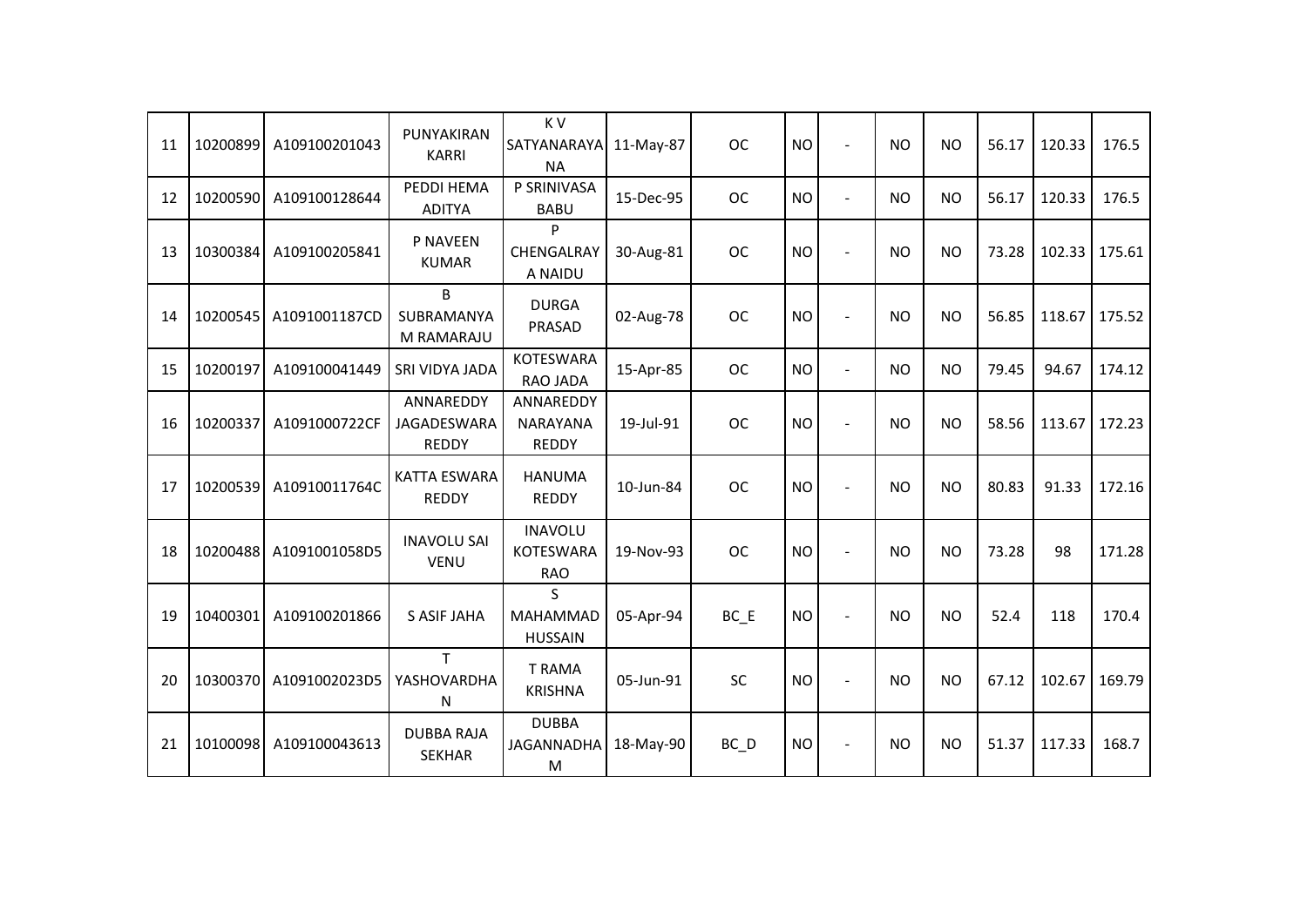| | | | | | | | | | | | | | | |
|---|---|---|---|---|---|---|---|---|---|---|---|---|---|---|
| 11 | 10200899 | A109100201043 | PUNYAKIRAN KARRI | K V SATYANARAYANA | 11-May-87 | OC | NO | - | NO | NO | 56.17 | 120.33 | 176.5 |
| 12 | 10200590 | A109100128644 | PEDDI HEMA ADITYA | P SRINIVASA BABU | 15-Dec-95 | OC | NO | - | NO | NO | 56.17 | 120.33 | 176.5 |
| 13 | 10300384 | A109100205841 | P NAVEEN KUMAR | P CHENGALRAYA NAIDU | 30-Aug-81 | OC | NO | - | NO | NO | 73.28 | 102.33 | 175.61 |
| 14 | 10200545 | A1091001187CD | B SUBRAMANYAM RAMARAJU | DURGA PRASAD | 02-Aug-78 | OC | NO | - | NO | NO | 56.85 | 118.67 | 175.52 |
| 15 | 10200197 | A109100041449 | SRI VIDYA JADA | KOTESWARA RAO JADA | 15-Apr-85 | OC | NO | - | NO | NO | 79.45 | 94.67 | 174.12 |
| 16 | 10200337 | A1091000722CF | ANNAREDDY JAGADESWARA REDDY | ANNAREDDY NARAYANA REDDY | 19-Jul-91 | OC | NO | - | NO | NO | 58.56 | 113.67 | 172.23 |
| 17 | 10200539 | A10910011764C | KATTA ESWARA REDDY | HANUMA REDDY | 10-Jun-84 | OC | NO | - | NO | NO | 80.83 | 91.33 | 172.16 |
| 18 | 10200488 | A1091001058D5 | INAVOLU SAI VENU | INAVOLU KOTESWARA RAO | 19-Nov-93 | OC | NO | - | NO | NO | 73.28 | 98 | 171.28 |
| 19 | 10400301 | A109100201866 | S ASIF JAHA | S MAHAMMAD HUSSAIN | 05-Apr-94 | BC_E | NO | - | NO | NO | 52.4 | 118 | 170.4 |
| 20 | 10300370 | A1091002023D5 | T YASHOVARDHAN | T RAMA KRISHNA | 05-Jun-91 | SC | NO | - | NO | NO | 67.12 | 102.67 | 169.79 |
| 21 | 10100098 | A109100043613 | DUBBA RAJA SEKHAR | DUBBA JAGANNADHAM | 18-May-90 | BC_D | NO | - | NO | NO | 51.37 | 117.33 | 168.7 |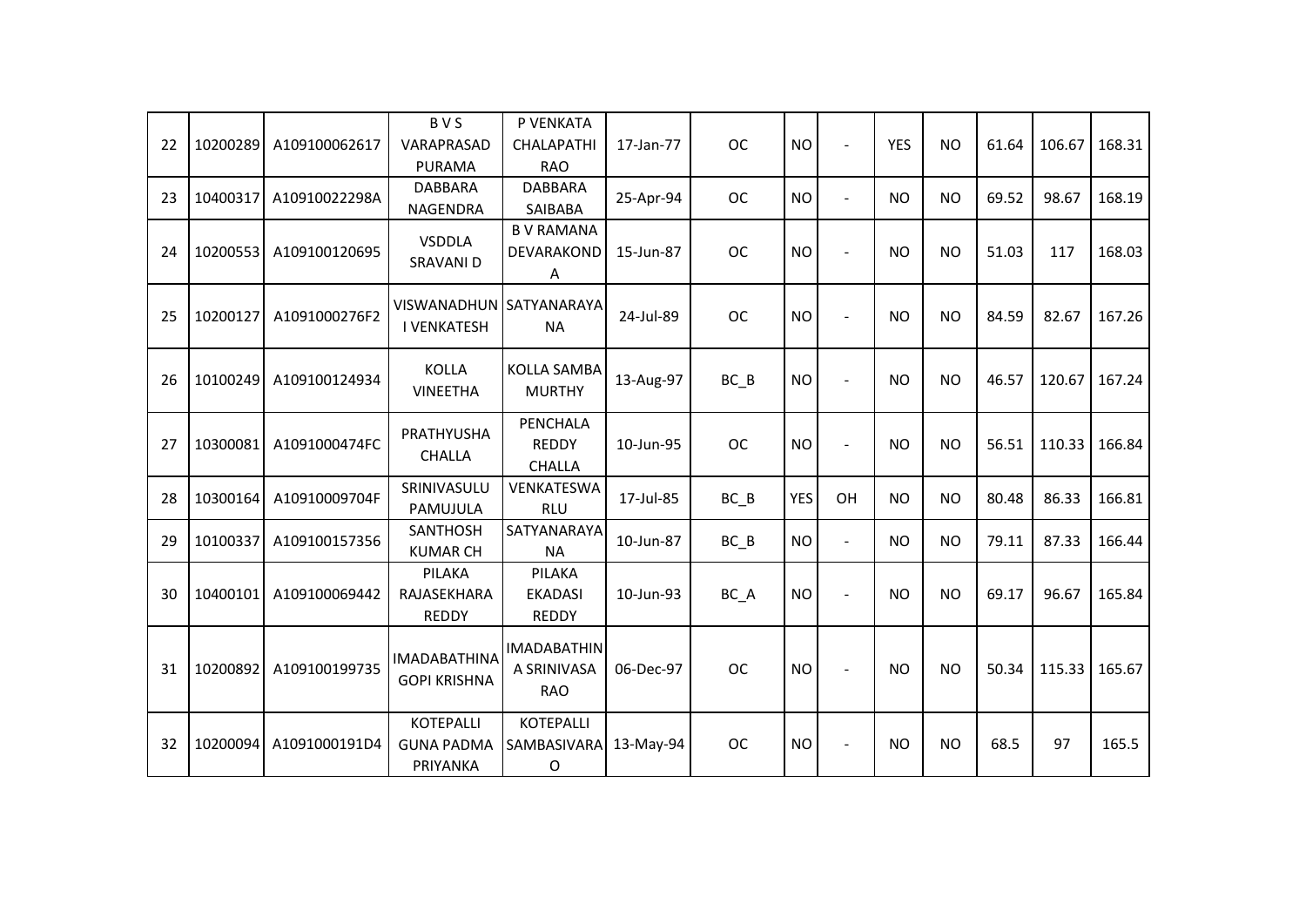| 22 | 10200289 | A109100062617 | B V S VARAPRASAD PURAMA | P VENKATA CHALAPATHI RAO | 17-Jan-77 | OC | NO | - | YES | NO | 61.64 | 106.67 | 168.31 |
|---|---|---|---|---|---|---|---|---|---|---|---|---|---|
| 23 | 10400317 | A10910022298A | DABBARA NAGENDRA | DABBARA SAIBABA | 25-Apr-94 | OC | NO | - | NO | NO | 69.52 | 98.67 | 168.19 |
| 24 | 10200553 | A109100120695 | VSDDLA SRAVANI D | B V RAMANA DEVARAKONDA | 15-Jun-87 | OC | NO | - | NO | NO | 51.03 | 117 | 168.03 |
| 25 | 10200127 | A1091000276F2 | VISWANADHUNI VENKATESH | SATYANARAYANA | 24-Jul-89 | OC | NO | - | NO | NO | 84.59 | 82.67 | 167.26 |
| 26 | 10100249 | A109100124934 | KOLLA VINEETHA | KOLLA SAMBA MURTHY | 13-Aug-97 | BC_B | NO | - | NO | NO | 46.57 | 120.67 | 167.24 |
| 27 | 10300081 | A1091000474FC | PRATHYUSHA CHALLA | PENCHALA REDDY CHALLA | 10-Jun-95 | OC | NO | - | NO | NO | 56.51 | 110.33 | 166.84 |
| 28 | 10300164 | A10910009704F | SRINIVASULU PAMUJULA | VENKATESWARLU | 17-Jul-85 | BC_B | YES | OH | NO | NO | 80.48 | 86.33 | 166.81 |
| 29 | 10100337 | A109100157356 | SANTHOSH KUMAR CH | SATYANARAYANA | 10-Jun-87 | BC_B | NO | - | NO | NO | 79.11 | 87.33 | 166.44 |
| 30 | 10400101 | A109100069442 | PILAKA RAJASEKHARA REDDY | PILAKA EKADASI REDDY | 10-Jun-93 | BC_A | NO | - | NO | NO | 69.17 | 96.67 | 165.84 |
| 31 | 10200892 | A109100199735 | IMADABATHINA GOPI KRISHNA | IMADABATHINA SRINIVASA RAO | 06-Dec-97 | OC | NO | - | NO | NO | 50.34 | 115.33 | 165.67 |
| 32 | 10200094 | A1091000191D4 | KOTEPALLI GUNA PADMA PRIYANKA | KOTEPALLI SAMBASIVARAO | 13-May-94 | OC | NO | - | NO | NO | 68.5 | 97 | 165.5 |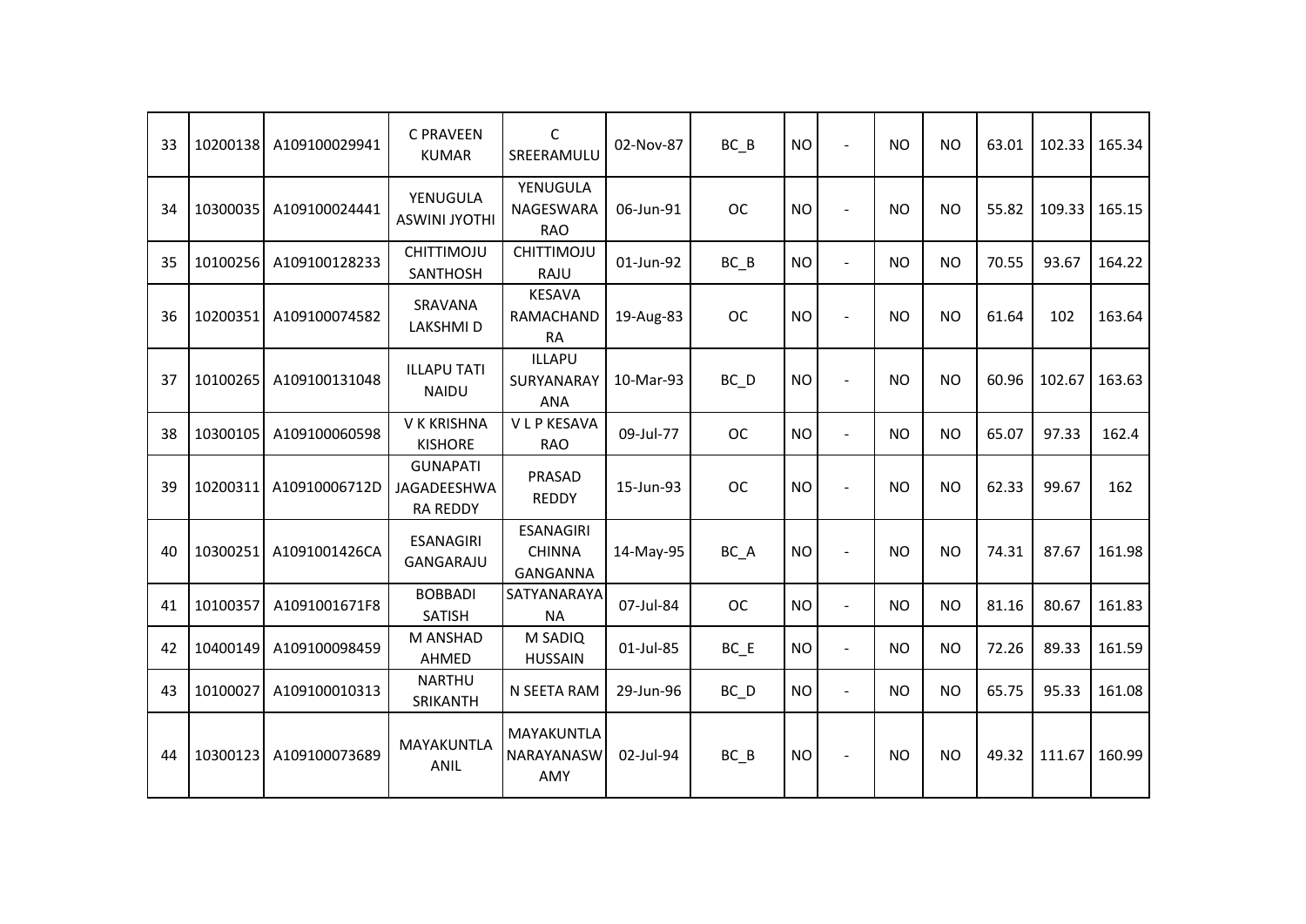| 33 | 10200138 | A109100029941 | C PRAVEEN KUMAR | C SREERAMULU | 02-Nov-87 | BC_B | NO | - | NO | NO | 63.01 | 102.33 | 165.34 |
|---|---|---|---|---|---|---|---|---|---|---|---|---|---|
| 34 | 10300035 | A109100024441 | YENUGULA ASWINI JYOTHI | YENUGULA NAGESWARA RAO | 06-Jun-91 | OC | NO | - | NO | NO | 55.82 | 109.33 | 165.15 |
| 35 | 10100256 | A109100128233 | CHITTIMOJU SANTHOSH | CHITTIMOJU RAJU | 01-Jun-92 | BC_B | NO | - | NO | NO | 70.55 | 93.67 | 164.22 |
| 36 | 10200351 | A109100074582 | SRAVANA LAKSHMI D | KESAVA RAMACHANDRA | 19-Aug-83 | OC | NO | - | NO | NO | 61.64 | 102 | 163.64 |
| 37 | 10100265 | A109100131048 | ILLAPU TATI NAIDU | ILLAPU SURYANARAYANA | 10-Mar-93 | BC_D | NO | - | NO | NO | 60.96 | 102.67 | 163.63 |
| 38 | 10300105 | A109100060598 | V K KRISHNA KISHORE | V L P KESAVA RAO | 09-Jul-77 | OC | NO | - | NO | NO | 65.07 | 97.33 | 162.4 |
| 39 | 10200311 | A10910006712D | GUNAPATI JAGADEESHWARA REDDY | PRASAD REDDY | 15-Jun-93 | OC | NO | - | NO | NO | 62.33 | 99.67 | 162 |
| 40 | 10300251 | A1091001426CA | ESANAGIRI GANGARAJU | ESANAGIRI CHINNA GANGANNA | 14-May-95 | BC_A | NO | - | NO | NO | 74.31 | 87.67 | 161.98 |
| 41 | 10100357 | A1091001671F8 | BOBBADI SATISH | SATYANARAYANA | 07-Jul-84 | OC | NO | - | NO | NO | 81.16 | 80.67 | 161.83 |
| 42 | 10400149 | A109100098459 | M ANSHAD AHMED | M SADIQ HUSSAIN | 01-Jul-85 | BC_E | NO | - | NO | NO | 72.26 | 89.33 | 161.59 |
| 43 | 10100027 | A109100010313 | NARTHU SRIKANTH | N SEETA RAM | 29-Jun-96 | BC_D | NO | - | NO | NO | 65.75 | 95.33 | 161.08 |
| 44 | 10300123 | A109100073689 | MAYAKUNTLA ANIL | MAYAKUNTLA NARAYANASWAMY | 02-Jul-94 | BC_B | NO | - | NO | NO | 49.32 | 111.67 | 160.99 |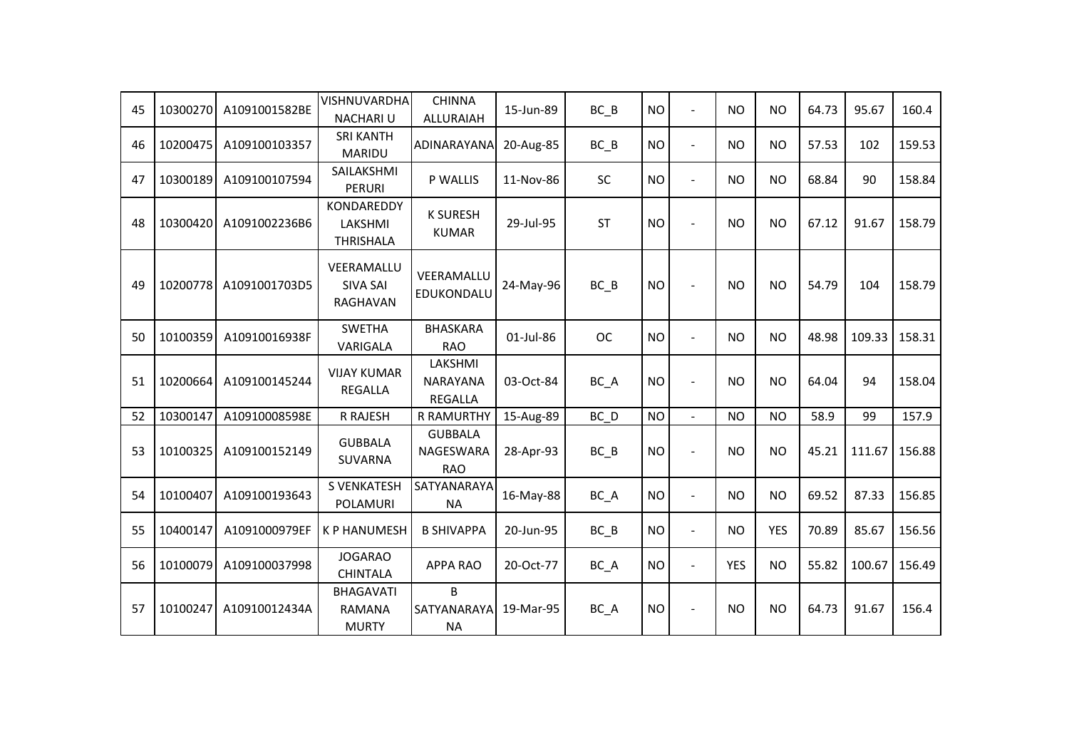| 45 | 10300270 | A1091001582BE | VISHNUVARDHA NACHARI U | CHINNA ALLURAIAH | 15-Jun-89 | BC_B | NO | - | NO | NO | 64.73 | 95.67 | 160.4 |
|---|---|---|---|---|---|---|---|---|---|---|---|---|---|
| 46 | 10200475 | A109100103357 | SRI KANTH MARIDU | ADINARAYANA | 20-Aug-85 | BC_B | NO | - | NO | NO | 57.53 | 102 | 159.53 |
| 47 | 10300189 | A109100107594 | SAILAKSHMI PERURI | P WALLIS | 11-Nov-86 | SC | NO | - | NO | NO | 68.84 | 90 | 158.84 |
| 48 | 10300420 | A1091002236B6 | KONDAREDDY LAKSHMI THRISHALA | K SURESH KUMAR | 29-Jul-95 | ST | NO | - | NO | NO | 67.12 | 91.67 | 158.79 |
| 49 | 10200778 | A1091001703D5 | VEERAMALLU SIVA SAI RAGHAVAN | VEERAMALLU EDUKONDALU | 24-May-96 | BC_B | NO | - | NO | NO | 54.79 | 104 | 158.79 |
| 50 | 10100359 | A10910016938F | SWETHA VARIGALA | BHASKARA RAO | 01-Jul-86 | OC | NO | - | NO | NO | 48.98 | 109.33 | 158.31 |
| 51 | 10200664 | A109100145244 | VIJAY KUMAR REGALLA | LAKSHMI NARAYANA REGALLA | 03-Oct-84 | BC_A | NO | - | NO | NO | 64.04 | 94 | 158.04 |
| 52 | 10300147 | A10910008598E | R RAJESH | R RAMURTHY | 15-Aug-89 | BC_D | NO | - | NO | NO | 58.9 | 99 | 157.9 |
| 53 | 10100325 | A109100152149 | GUBBALA SUVARNA | GUBBALA NAGESWARA RAO | 28-Apr-93 | BC_B | NO | - | NO | NO | 45.21 | 111.67 | 156.88 |
| 54 | 10100407 | A109100193643 | S VENKATESH POLAMURI | SATYANARAYANA | 16-May-88 | BC_A | NO | - | NO | NO | 69.52 | 87.33 | 156.85 |
| 55 | 10400147 | A1091000979EF | K P HANUMESH | B SHIVAPPA | 20-Jun-95 | BC_B | NO | - | NO | YES | 70.89 | 85.67 | 156.56 |
| 56 | 10100079 | A109100037998 | JOGARAO CHINTALA | APPA RAO | 20-Oct-77 | BC_A | NO | - | YES | NO | 55.82 | 100.67 | 156.49 |
| 57 | 10100247 | A10910012434A | BHAGAVATI RAMANA MURTY | B SATYANARAYANA | 19-Mar-95 | BC_A | NO | - | NO | NO | 64.73 | 91.67 | 156.4 |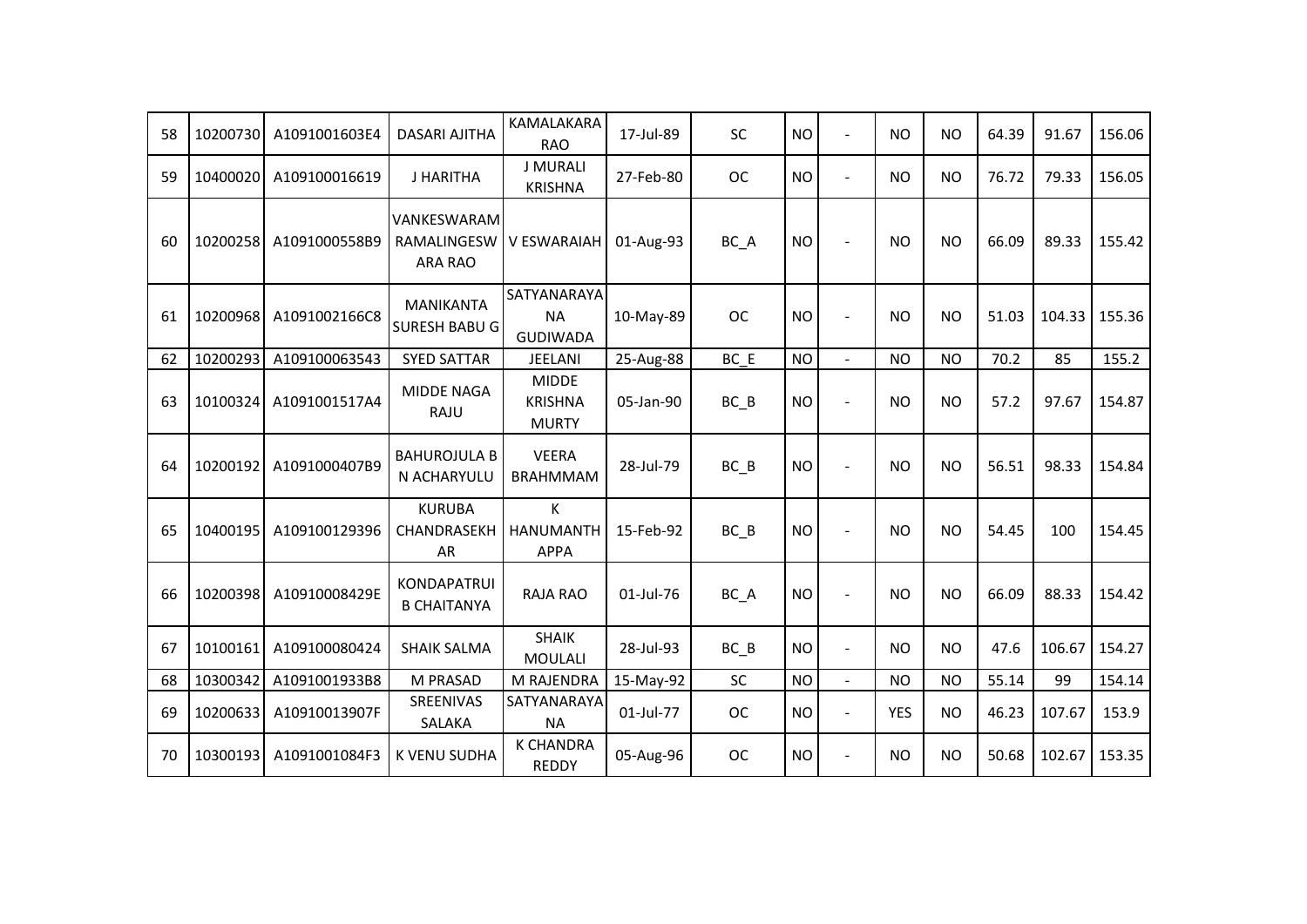| | | | | | | | | | | | | | | |
|---|---|---|---|---|---|---|---|---|---|---|---|---|---|---|
| 58 | 10200730 | A1091001603E4 | DASARI AJITHA | KAMALAKARA RAO | 17-Jul-89 | SC | NO | - | NO | NO | 64.39 | 91.67 | 156.06 |
| 59 | 10400020 | A109100016619 | J HARITHA | J MURALI KRISHNA | 27-Feb-80 | OC | NO | - | NO | NO | 76.72 | 79.33 | 156.05 |
| 60 | 10200258 | A1091000558B9 | VANKESWARAM RAMALINGESW ARA RAO | V ESWARAIAH | 01-Aug-93 | BC_A | NO | - | NO | NO | 66.09 | 89.33 | 155.42 |
| 61 | 10200968 | A1091002166C8 | MANIKANTA SURESH BABU G | SATYANARAYA NA GUDIWADA | 10-May-89 | OC | NO | - | NO | NO | 51.03 | 104.33 | 155.36 |
| 62 | 10200293 | A109100063543 | SYED SATTAR | JEELANI | 25-Aug-88 | BC_E | NO | - | NO | NO | 70.2 | 85 | 155.2 |
| 63 | 10100324 | A1091001517A4 | MIDDE NAGA RAJU | MIDDE KRISHNA MURTY | 05-Jan-90 | BC_B | NO | - | NO | NO | 57.2 | 97.67 | 154.87 |
| 64 | 10200192 | A1091000407B9 | BAHUROJULA B N ACHARYULU | VEERA BRAHMMAM | 28-Jul-79 | BC_B | NO | - | NO | NO | 56.51 | 98.33 | 154.84 |
| 65 | 10400195 | A109100129396 | KURUBA CHANDRASEKH AR | K HANUMANTH APPA | 15-Feb-92 | BC_B | NO | - | NO | NO | 54.45 | 100 | 154.45 |
| 66 | 10200398 | A10910008429E | KONDAPATRUI B CHAITANYA | RAJA RAO | 01-Jul-76 | BC_A | NO | - | NO | NO | 66.09 | 88.33 | 154.42 |
| 67 | 10100161 | A109100080424 | SHAIK SALMA | SHAIK MOULALI | 28-Jul-93 | BC_B | NO | - | NO | NO | 47.6 | 106.67 | 154.27 |
| 68 | 10300342 | A1091001933B8 | M PRASAD | M RAJENDRA | 15-May-92 | SC | NO | - | NO | NO | 55.14 | 99 | 154.14 |
| 69 | 10200633 | A10910013907F | SREENIVAS SALAKA | SATYANARAYA NA | 01-Jul-77 | OC | NO | - | YES | NO | 46.23 | 107.67 | 153.9 |
| 70 | 10300193 | A1091001084F3 | K VENU SUDHA | K CHANDRA REDDY | 05-Aug-96 | OC | NO | - | NO | NO | 50.68 | 102.67 | 153.35 |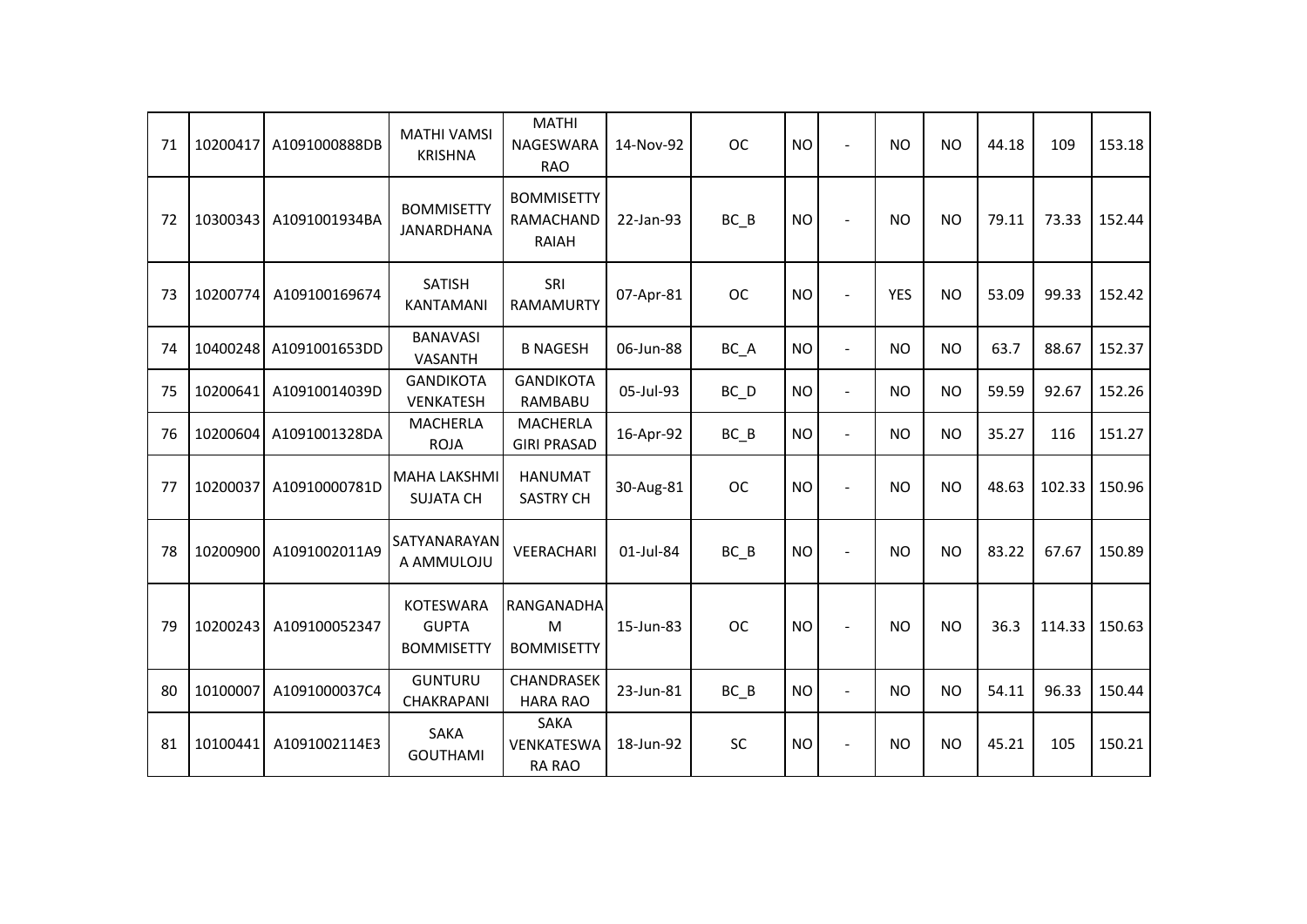| 71 | 10200417 | A1091000888DB | MATHI VAMSI KRISHNA | MATHI NAGESWARA RAO | 14-Nov-92 | OC | NO | - | NO | NO | 44.18 | 109 | 153.18 |
|---|---|---|---|---|---|---|---|---|---|---|---|---|---|
| 72 | 10300343 | A1091001934BA | BOMMISETTY JANARDHANA | BOMMISETTY RAMACHAND RAIAH | 22-Jan-93 | BC_B | NO | - | NO | NO | 79.11 | 73.33 | 152.44 |
| 73 | 10200774 | A109100169674 | SATISH KANTAMANI | SRI RAMAMURTY | 07-Apr-81 | OC | NO | - | YES | NO | 53.09 | 99.33 | 152.42 |
| 74 | 10400248 | A1091001653DD | BANAVASI VASANTH | B NAGESH | 06-Jun-88 | BC_A | NO | - | NO | NO | 63.7 | 88.67 | 152.37 |
| 75 | 10200641 | A10910014039D | GANDIKOTA VENKATESH | GANDIKOTA RAMBABU | 05-Jul-93 | BC_D | NO | - | NO | NO | 59.59 | 92.67 | 152.26 |
| 76 | 10200604 | A1091001328DA | MACHERLA ROJA | MACHERLA GIRI PRASAD | 16-Apr-92 | BC_B | NO | - | NO | NO | 35.27 | 116 | 151.27 |
| 77 | 10200037 | A10910000781D | MAHA LAKSHMI SUJATA CH | HANUMAT SASTRY CH | 30-Aug-81 | OC | NO | - | NO | NO | 48.63 | 102.33 | 150.96 |
| 78 | 10200900 | A1091002011A9 | SATYANARAYAN A AMMULOJU | VEERACHARI | 01-Jul-84 | BC_B | NO | - | NO | NO | 83.22 | 67.67 | 150.89 |
| 79 | 10200243 | A109100052347 | KOTESWARA GUPTA BOMMISETTY | RANGANADHA M BOMMISETTY | 15-Jun-83 | OC | NO | - | NO | NO | 36.3 | 114.33 | 150.63 |
| 80 | 10100007 | A1091000037C4 | GUNTURU CHAKRAPANI | CHANDRASEK HARA RAO | 23-Jun-81 | BC_B | NO | - | NO | NO | 54.11 | 96.33 | 150.44 |
| 81 | 10100441 | A1091002114E3 | SAKA GOUTHAMI | SAKA VENKATESWA RA RAO | 18-Jun-92 | SC | NO | - | NO | NO | 45.21 | 105 | 150.21 |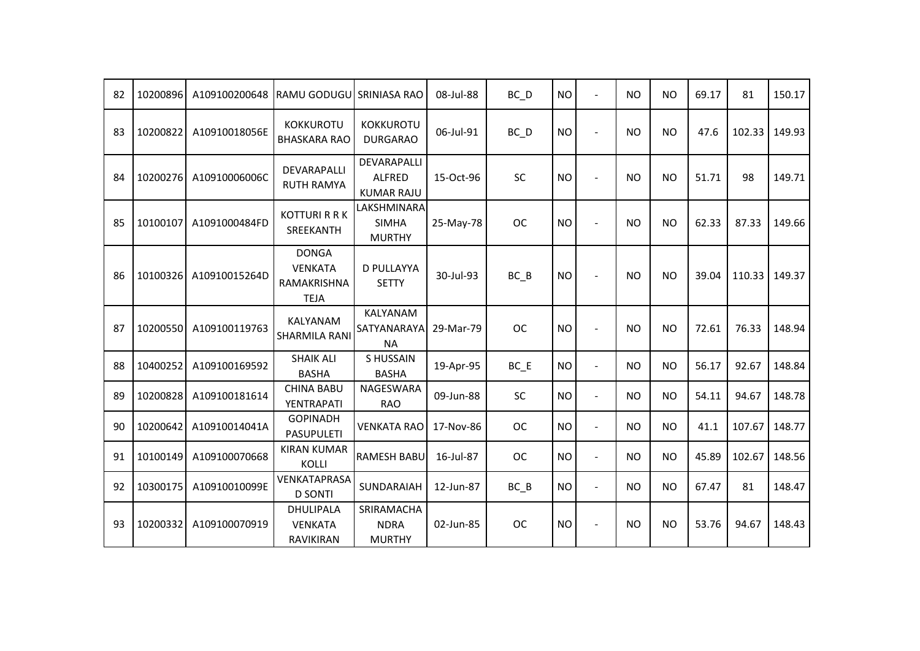| 82 | 10200896 | A109100200648 | RAMU GODUGU | SRINIASA RAO | 08-Jul-88 | BC_D | NO | - | NO | NO | 69.17 | 81 | 150.17 |
|---|---|---|---|---|---|---|---|---|---|---|---|---|---|
| 83 | 10200822 | A10910018056E | KOKKUROTU BHASKARA RAO | KOKKUROTU DURGARAO | 06-Jul-91 | BC_D | NO | - | NO | NO | 47.6 | 102.33 | 149.93 |
| 84 | 10200276 | A10910006006C | DEVARAPALLI RUTH RAMYA | DEVARAPALLI ALFRED KUMAR RAJU | 15-Oct-96 | SC | NO | - | NO | NO | 51.71 | 98 | 149.71 |
| 85 | 10100107 | A1091000484FD | KOTTURI R R K SREEKANTH | LAKSHMINARA SIMHA MURTHY | 25-May-78 | OC | NO | - | NO | NO | 62.33 | 87.33 | 149.66 |
| 86 | 10100326 | A10910015264D | DONGA VENKATA RAMAKRISHNA TEJA | D PULLAYYA SETTY | 30-Jul-93 | BC_B | NO | - | NO | NO | 39.04 | 110.33 | 149.37 |
| 87 | 10200550 | A109100119763 | KALYANAM SHARMILA RANI | KALYANAM SATYANARAYANA | 29-Mar-79 | OC | NO | - | NO | NO | 72.61 | 76.33 | 148.94 |
| 88 | 10400252 | A109100169592 | SHAIK ALI BASHA | S HUSSAIN BASHA | 19-Apr-95 | BC_E | NO | - | NO | NO | 56.17 | 92.67 | 148.84 |
| 89 | 10200828 | A109100181614 | CHINA BABU YENTRAPATI | NAGESWARA RAO | 09-Jun-88 | SC | NO | - | NO | NO | 54.11 | 94.67 | 148.78 |
| 90 | 10200642 | A10910014041A | GOPINADH PASUPULETI | VENKATA RAO | 17-Nov-86 | OC | NO | - | NO | NO | 41.1 | 107.67 | 148.77 |
| 91 | 10100149 | A109100070668 | KIRAN KUMAR KOLLI | RAMESH BABU | 16-Jul-87 | OC | NO | - | NO | NO | 45.89 | 102.67 | 148.56 |
| 92 | 10300175 | A10910010099E | VENKATAPRASAD SONTI | SUNDARAIAH | 12-Jun-87 | BC_B | NO | - | NO | NO | 67.47 | 81 | 148.47 |
| 93 | 10200332 | A109100070919 | DHULIPALA VENKATA RAVIKIRAN | SRIRAMACHANDRA MURTHY | 02-Jun-85 | OC | NO | - | NO | NO | 53.76 | 94.67 | 148.43 |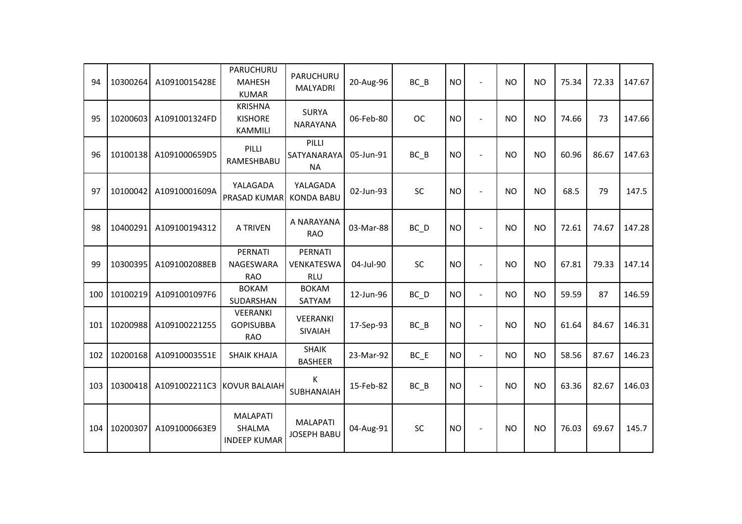| | | | | | | | | | | | | | | |
|---|---|---|---|---|---|---|---|---|---|---|---|---|---|---|
| 94 | 10300264 | A10910015428E | PARUCHURU MAHESH KUMAR | PARUCHURU MALYADRI | 20-Aug-96 | BC_B | NO | - | NO | NO | 75.34 | 72.33 | 147.67 |
| 95 | 10200603 | A1091001324FD | KRISHNA KISHORE KAMMILI | SURYA NARAYANA | 06-Feb-80 | OC | NO | - | NO | NO | 74.66 | 73 | 147.66 |
| 96 | 10100138 | A1091000659D5 | PILLI RAMESHBABU | PILLI SATYANARAYANA | 05-Jun-91 | BC_B | NO | - | NO | NO | 60.96 | 86.67 | 147.63 |
| 97 | 10100042 | A10910001609A | YALAGADA PRASAD KUMAR | YALAGADA KONDA BABU | 02-Jun-93 | SC | NO | - | NO | NO | 68.5 | 79 | 147.5 |
| 98 | 10400291 | A109100194312 | A TRIVEN | A NARAYANA RAO | 03-Mar-88 | BC_D | NO | - | NO | NO | 72.61 | 74.67 | 147.28 |
| 99 | 10300395 | A1091002088EB | PERNATI NAGESWARA RAO | PERNATI VENKATESWARLU | 04-Jul-90 | SC | NO | - | NO | NO | 67.81 | 79.33 | 147.14 |
| 100 | 10100219 | A1091001097F6 | BOKAM SUDARSHAN | BOKAM SATYAM | 12-Jun-96 | BC_D | NO | - | NO | NO | 59.59 | 87 | 146.59 |
| 101 | 10200988 | A109100221255 | VEERANKI GOPISUBBA RAO | VEERANKI SIVAIAH | 17-Sep-93 | BC_B | NO | - | NO | NO | 61.64 | 84.67 | 146.31 |
| 102 | 10200168 | A10910003551E | SHAIK KHAJA | SHAIK BASHEER | 23-Mar-92 | BC_E | NO | - | NO | NO | 58.56 | 87.67 | 146.23 |
| 103 | 10300418 | A1091002211C3 | KOVUR BALAIAH | K SUBHANAIAH | 15-Feb-82 | BC_B | NO | - | NO | NO | 63.36 | 82.67 | 146.03 |
| 104 | 10200307 | A1091000663E9 | MALAPATI SHALMA INDEEP KUMAR | MALAPATI JOSEPH BABU | 04-Aug-91 | SC | NO | - | NO | NO | 76.03 | 69.67 | 145.7 |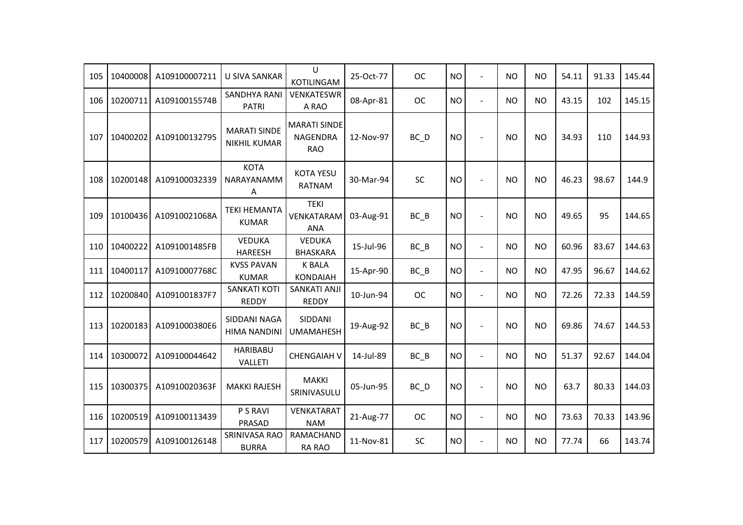| 105 | 10400008 | A109100007211 | U SIVA SANKAR | U KOTILINGAM | 25-Oct-77 | OC | NO | - | NO | NO | 54.11 | 91.33 | 145.44 |
|---|---|---|---|---|---|---|---|---|---|---|---|---|---|
| 106 | 10200711 | A10910015574B | SANDHYA RANI PATRI | VENKATESWRA RAO | 08-Apr-81 | OC | NO | - | NO | NO | 43.15 | 102 | 145.15 |
| 107 | 10400202 | A109100132795 | MARATI SINDE NIKHIL KUMAR | MARATI SINDE NAGENDRA RAO | 12-Nov-97 | BC_D | NO | - | NO | NO | 34.93 | 110 | 144.93 |
| 108 | 10200148 | A109100032339 | KOTA NARAYANAMMA | KOTA YESU RATNAM | 30-Mar-94 | SC | NO | - | NO | NO | 46.23 | 98.67 | 144.9 |
| 109 | 10100436 | A10910021068A | TEKI HEMANTA KUMAR | TEKI VENKATARAMANA | 03-Aug-91 | BC_B | NO | - | NO | NO | 49.65 | 95 | 144.65 |
| 110 | 10400222 | A1091001485FB | VEDUKA HAREESH | VEDUKA BHASKARA | 15-Jul-96 | BC_B | NO | - | NO | NO | 60.96 | 83.67 | 144.63 |
| 111 | 10400117 | A10910007768C | KVSS PAVAN KUMAR | K BALA KONDAIAH | 15-Apr-90 | BC_B | NO | - | NO | NO | 47.95 | 96.67 | 144.62 |
| 112 | 10200840 | A1091001837F7 | SANKATI KOTI REDDY | SANKATI ANJI REDDY | 10-Jun-94 | OC | NO | - | NO | NO | 72.26 | 72.33 | 144.59 |
| 113 | 10200183 | A1091000380E6 | SIDDANI NAGA HIMA NANDINI | SIDDANI UMAMAHESH | 19-Aug-92 | BC_B | NO | - | NO | NO | 69.86 | 74.67 | 144.53 |
| 114 | 10300072 | A109100044642 | HARIBABU VALLETI | CHENGAIAH V | 14-Jul-89 | BC_B | NO | - | NO | NO | 51.37 | 92.67 | 144.04 |
| 115 | 10300375 | A10910020363F | MAKKI RAJESH | MAKKI SRINIVASULU | 05-Jun-95 | BC_D | NO | - | NO | NO | 63.7 | 80.33 | 144.03 |
| 116 | 10200519 | A109100113439 | P S RAVI PRASAD | VENKATARATNAM | 21-Aug-77 | OC | NO | - | NO | NO | 73.63 | 70.33 | 143.96 |
| 117 | 10200579 | A109100126148 | SRINIVASA RAO BURRA | RAMACHANDRA RAO | 11-Nov-81 | SC | NO | - | NO | NO | 77.74 | 66 | 143.74 |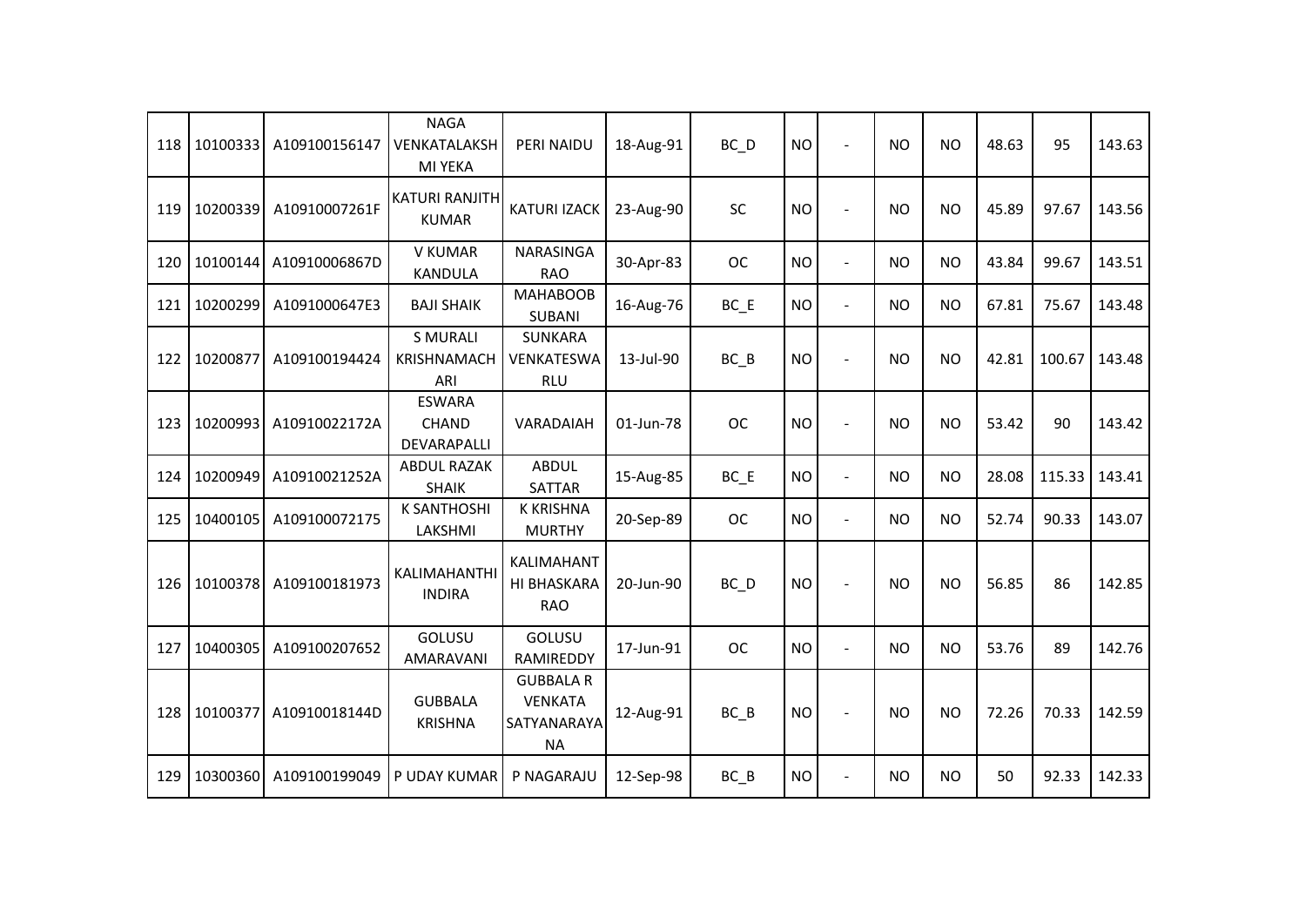| | | | | | | | | | | | | | |
|---|---|---|---|---|---|---|---|---|---|---|---|---|---|
| 118 | 10100333 | A109100156147 | NAGA VENKATALAKSHMI YEKA | PERI NAIDU | 18-Aug-91 | BC_D | NO | - | NO | NO | 48.63 | 95 | 143.63 |
| 119 | 10200339 | A10910007261F | KATURI RANJITH KUMAR | KATURI IZACK | 23-Aug-90 | SC | NO | - | NO | NO | 45.89 | 97.67 | 143.56 |
| 120 | 10100144 | A10910006867D | V KUMAR KANDULA | NARASINGA RAO | 30-Apr-83 | OC | NO | - | NO | NO | 43.84 | 99.67 | 143.51 |
| 121 | 10200299 | A1091000647E3 | BAJI SHAIK | MAHABOOB SUBANI | 16-Aug-76 | BC_E | NO | - | NO | NO | 67.81 | 75.67 | 143.48 |
| 122 | 10200877 | A109100194424 | S MURALI KRISHNAMACHARI | SUNKARA VENKATESWARLU | 13-Jul-90 | BC_B | NO | - | NO | NO | 42.81 | 100.67 | 143.48 |
| 123 | 10200993 | A10910022172A | ESWARA CHAND DEVARAPALLI | VARADAIAH | 01-Jun-78 | OC | NO | - | NO | NO | 53.42 | 90 | 143.42 |
| 124 | 10200949 | A10910021252A | ABDUL RAZAK SHAIK | ABDUL SATTAR | 15-Aug-85 | BC_E | NO | - | NO | NO | 28.08 | 115.33 | 143.41 |
| 125 | 10400105 | A109100072175 | K SANTHOSHI LAKSHMI | K KRISHNA MURTHY | 20-Sep-89 | OC | NO | - | NO | NO | 52.74 | 90.33 | 143.07 |
| 126 | 10100378 | A109100181973 | KALIMAHANTHI INDIRA | KALIMAHANTHI BHASKARA RAO | 20-Jun-90 | BC_D | NO | - | NO | NO | 56.85 | 86 | 142.85 |
| 127 | 10400305 | A109100207652 | GOLUSU AMARAVANI | GOLUSU RAMIREDDY | 17-Jun-91 | OC | NO | - | NO | NO | 53.76 | 89 | 142.76 |
| 128 | 10100377 | A10910018144D | GUBBALA KRISHNA | GUBBALA R VENKATA SATYANARAYANA | 12-Aug-91 | BC_B | NO | - | NO | NO | 72.26 | 70.33 | 142.59 |
| 129 | 10300360 | A109100199049 | P UDAY KUMAR | P NAGARAJU | 12-Sep-98 | BC_B | NO | - | NO | NO | 50 | 92.33 | 142.33 |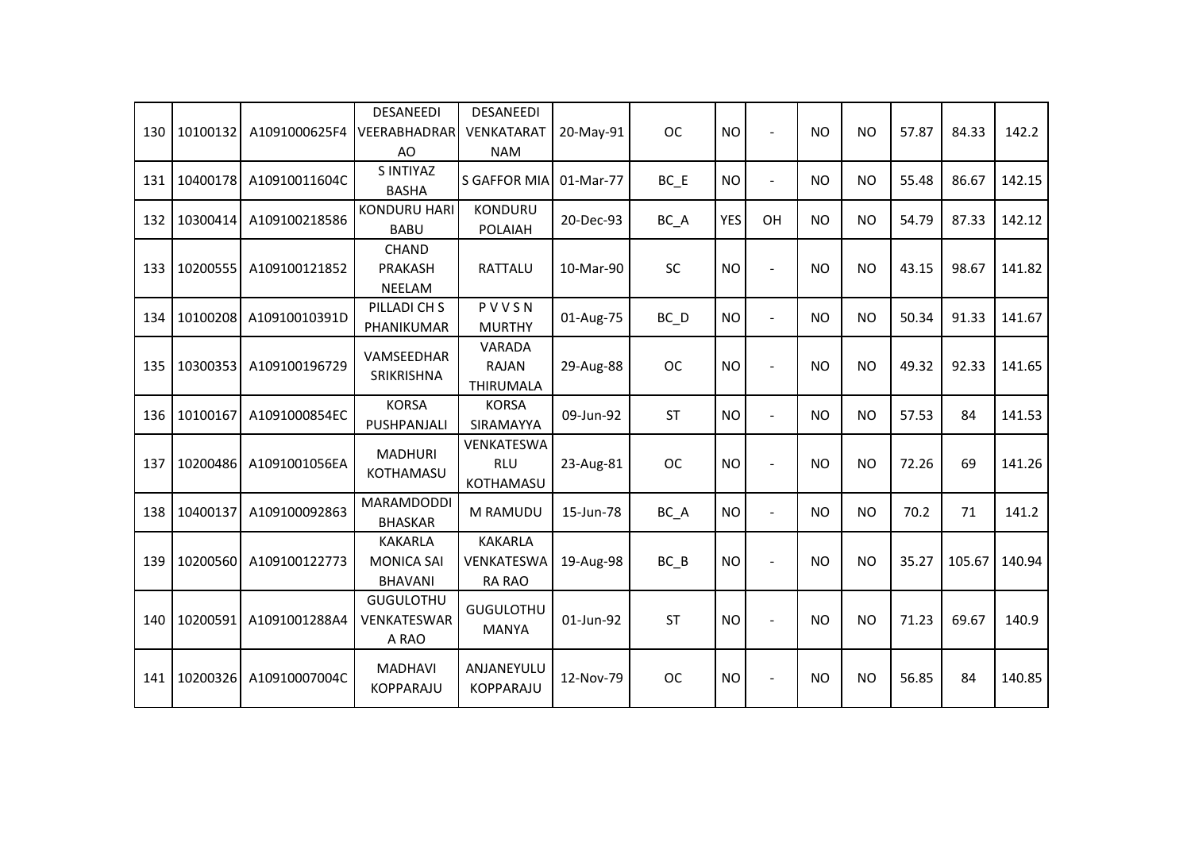| 130 | 10100132 | A1091000625F4 | DESANEEDI VEERABHADRAR AO | DESANEEDI VENKATARAT NAM | 20-May-91 | OC | NO | - | NO | NO | 57.87 | 84.33 | 142.2 |
|---|---|---|---|---|---|---|---|---|---|---|---|---|---|
| 131 | 10400178 | A10910011604C | S INTIYAZ BASHA | S GAFFOR MIA | 01-Mar-77 | BC_E | NO | - | NO | NO | 55.48 | 86.67 | 142.15 |
| 132 | 10300414 | A109100218586 | KONDURU HARI BABU | KONDURU POLAIAH | 20-Dec-93 | BC_A | YES | OH | NO | NO | 54.79 | 87.33 | 142.12 |
| 133 | 10200555 | A109100121852 | CHAND PRAKASH NEELAM | RATTALU | 10-Mar-90 | SC | NO | - | NO | NO | 43.15 | 98.67 | 141.82 |
| 134 | 10100208 | A10910010391D | PILLADI CH S PHANIKUMAR | P V V S N MURTHY | 01-Aug-75 | BC_D | NO | - | NO | NO | 50.34 | 91.33 | 141.67 |
| 135 | 10300353 | A109100196729 | VAMSEEDHAR SRIKRISHNA | VARADA RAJAN THIRUMALA | 29-Aug-88 | OC | NO | - | NO | NO | 49.32 | 92.33 | 141.65 |
| 136 | 10100167 | A1091000854EC | KORSA PUSHPANJALI | KORSA SIRAMAYYA | 09-Jun-92 | ST | NO | - | NO | NO | 57.53 | 84 | 141.53 |
| 137 | 10200486 | A1091001056EA | MADHURI KOTHAMASU | VENKATESWA RLU KOTHAMASU | 23-Aug-81 | OC | NO | - | NO | NO | 72.26 | 69 | 141.26 |
| 138 | 10400137 | A109100092863 | MARAMDODDI BHASKAR | M RAMUDU | 15-Jun-78 | BC_A | NO | - | NO | NO | 70.2 | 71 | 141.2 |
| 139 | 10200560 | A109100122773 | KAKARLA MONICA SAI BHAVANI | KAKARLA VENKATESWA RA RAO | 19-Aug-98 | BC_B | NO | - | NO | NO | 35.27 | 105.67 | 140.94 |
| 140 | 10200591 | A1091001288A4 | GUGULOTHU VENKATESWAR A RAO | GUGULOTHU MANYA | 01-Jun-92 | ST | NO | - | NO | NO | 71.23 | 69.67 | 140.9 |
| 141 | 10200326 | A10910007004C | MADHAVI KOPPARAJU | ANJANEYULU KOPPARAJU | 12-Nov-79 | OC | NO | - | NO | NO | 56.85 | 84 | 140.85 |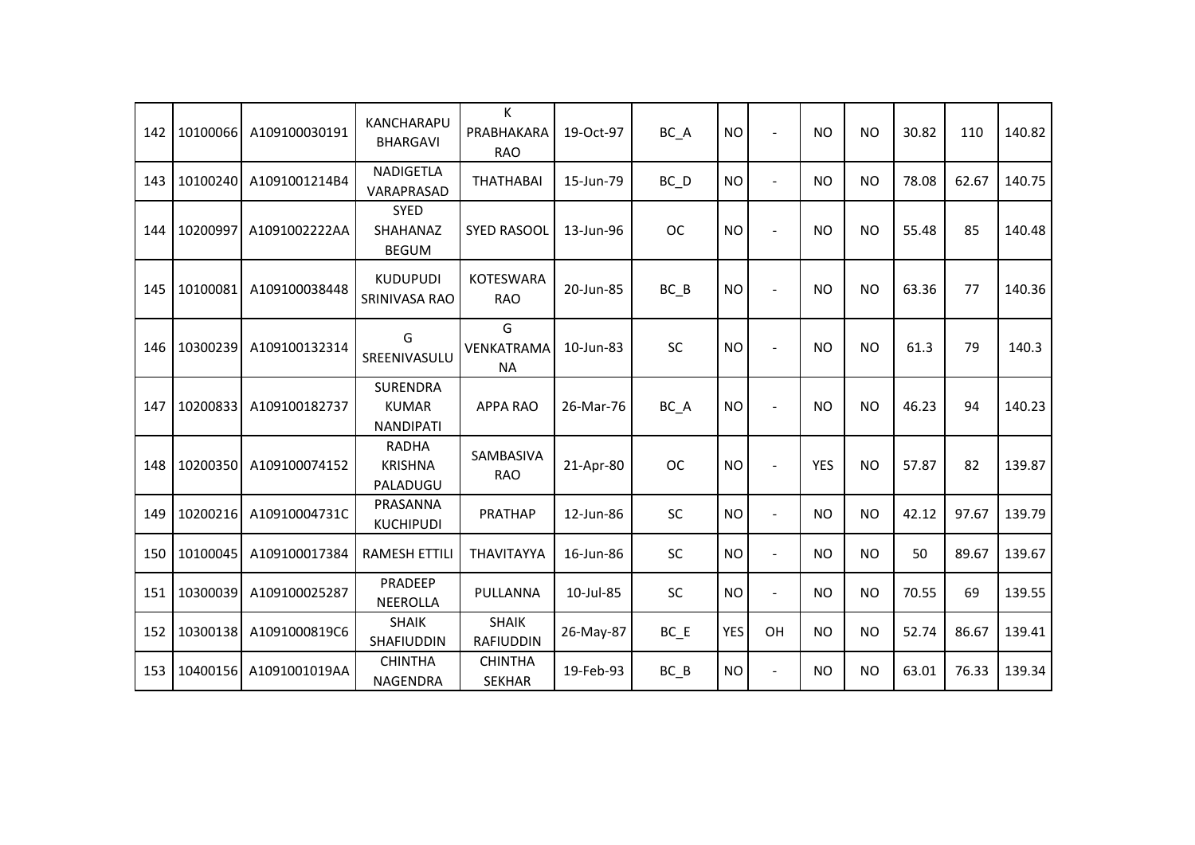| | | | | | | | | | | | | | | |
|---|---|---|---|---|---|---|---|---|---|---|---|---|---|---|
| 142 | 10100066 | A109100030191 | KANCHARAPU BHARGAVI | K PRABHAKARA RAO | 19-Oct-97 | BC_A | NO | - | NO | NO | 30.82 | 110 | 140.82 |
| 143 | 10100240 | A1091001214B4 | NADIGETLA VARAPRASAD | THATHABAI | 15-Jun-79 | BC_D | NO | - | NO | NO | 78.08 | 62.67 | 140.75 |
| 144 | 10200997 | A1091002222AA | SYED SHAHANAZ BEGUM | SYED RASOOL | 13-Jun-96 | OC | NO | - | NO | NO | 55.48 | 85 | 140.48 |
| 145 | 10100081 | A109100038448 | KUDUPUDI SRINIVASA RAO | KOTESWARA RAO | 20-Jun-85 | BC_B | NO | - | NO | NO | 63.36 | 77 | 140.36 |
| 146 | 10300239 | A109100132314 | G SREENIVASULU | G VENKATRAMANA | 10-Jun-83 | SC | NO | - | NO | NO | 61.3 | 79 | 140.3 |
| 147 | 10200833 | A109100182737 | SURENDRA KUMAR NANDIPATI | APPA RAO | 26-Mar-76 | BC_A | NO | - | NO | NO | 46.23 | 94 | 140.23 |
| 148 | 10200350 | A109100074152 | RADHA KRISHNA PALADUGU | SAMBASIVA RAO | 21-Apr-80 | OC | NO | - | YES | NO | 57.87 | 82 | 139.87 |
| 149 | 10200216 | A10910004731C | PRASANNA KUCHIPUDI | PRATHAP | 12-Jun-86 | SC | NO | - | NO | NO | 42.12 | 97.67 | 139.79 |
| 150 | 10100045 | A109100017384 | RAMESH ETTILI | THAVITAYYA | 16-Jun-86 | SC | NO | - | NO | NO | 50 | 89.67 | 139.67 |
| 151 | 10300039 | A109100025287 | PRADEEP NEEROLLA | PULLANNA | 10-Jul-85 | SC | NO | - | NO | NO | 70.55 | 69 | 139.55 |
| 152 | 10300138 | A1091000819C6 | SHAIK SHAFIUDDIN | SHAIK RAFIUDDIN | 26-May-87 | BC_E | YES | OH | NO | NO | 52.74 | 86.67 | 139.41 |
| 153 | 10400156 | A1091001019AA | CHINTHA NAGENDRA | CHINTHA SEKHAR | 19-Feb-93 | BC_B | NO | - | NO | NO | 63.01 | 76.33 | 139.34 |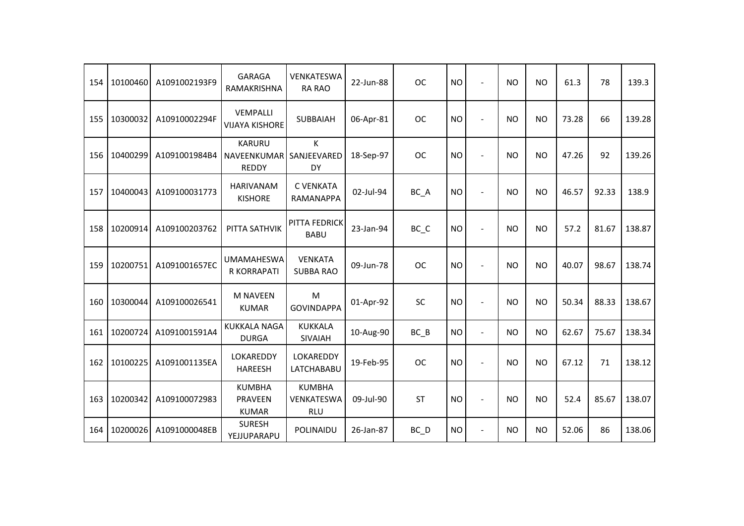| | | | | | | | | | | | | | | |
|---|---|---|---|---|---|---|---|---|---|---|---|---|---|---|
| 154 | 10100460 | A1091002193F9 | GARAGA RAMAKRISHNA | VENKATESWA RA RAO | 22-Jun-88 | OC | NO | - | NO | NO | 61.3 | 78 | 139.3 |
| 155 | 10300032 | A10910002294F | VEMPALLI VIJAYA KISHORE | SUBBAIAH | 06-Apr-81 | OC | NO | - | NO | NO | 73.28 | 66 | 139.28 |
| 156 | 10400299 | A1091001984B4 | KARURU NAVEENKUMAR REDDY | K SANJEEVARED DY | 18-Sep-97 | OC | NO | - | NO | NO | 47.26 | 92 | 139.26 |
| 157 | 10400043 | A109100031773 | HARIVANAM KISHORE | C VENKATA RAMANAPPA | 02-Jul-94 | BC_A | NO | - | NO | NO | 46.57 | 92.33 | 138.9 |
| 158 | 10200914 | A109100203762 | PITTA SATHVIK | PITTA FEDRICK BABU | 23-Jan-94 | BC_C | NO | - | NO | NO | 57.2 | 81.67 | 138.87 |
| 159 | 10200751 | A1091001657EC | UMAMAHESWA R KORRAPATI | VENKATA SUBBA RAO | 09-Jun-78 | OC | NO | - | NO | NO | 40.07 | 98.67 | 138.74 |
| 160 | 10300044 | A109100026541 | M NAVEEN KUMAR | M GOVINDAPPA | 01-Apr-92 | SC | NO | - | NO | NO | 50.34 | 88.33 | 138.67 |
| 161 | 10200724 | A1091001591A4 | KUKKALA NAGA DURGA | KUKKALA SIVAIAH | 10-Aug-90 | BC_B | NO | - | NO | NO | 62.67 | 75.67 | 138.34 |
| 162 | 10100225 | A1091001135EA | LOKAREDDY HAREESH | LOKAREDDY LATCHABABU | 19-Feb-95 | OC | NO | - | NO | NO | 67.12 | 71 | 138.12 |
| 163 | 10200342 | A109100072983 | KUMBHA PRAVEEN KUMAR | KUMBHA VENKATESWA RLU | 09-Jul-90 | ST | NO | - | NO | NO | 52.4 | 85.67 | 138.07 |
| 164 | 10200026 | A1091000048EB | SURESH YEJJUPARAPU | POLINAIDU | 26-Jan-87 | BC_D | NO | - | NO | NO | 52.06 | 86 | 138.06 |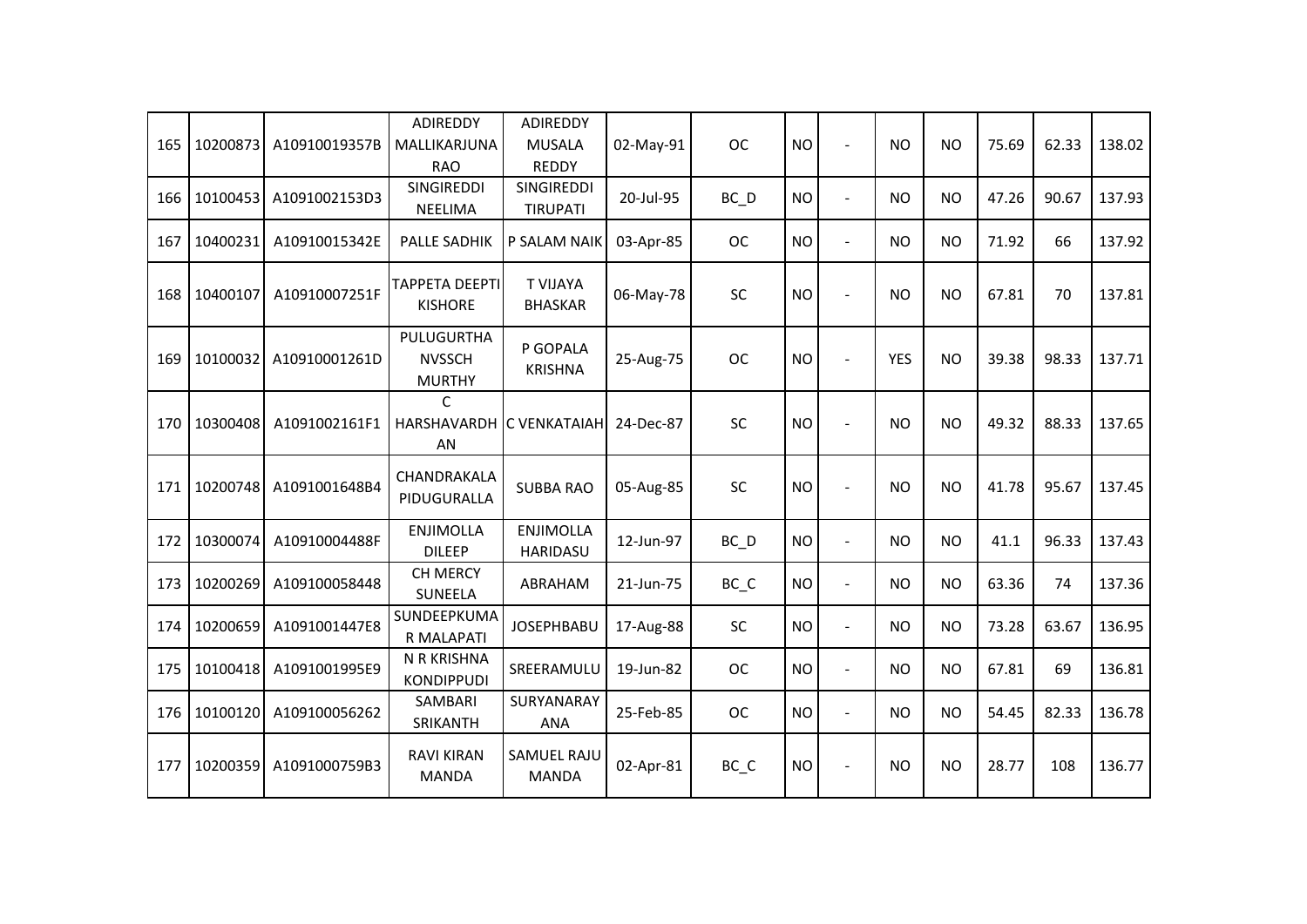| | | | | | | | | | | | | | | |
|---|---|---|---|---|---|---|---|---|---|---|---|---|---|---|
| 165 | 10200873 | A10910019357B | ADIREDDY MALLIKARJUNA RAO | ADIREDDY MUSALA REDDY | 02-May-91 | OC | NO | - | NO | NO | 75.69 | 62.33 | 138.02 |
| 166 | 10100453 | A1091002153D3 | SINGIREDDI NEELIMA | SINGIREDDI TIRUPATI | 20-Jul-95 | BC_D | NO | - | NO | NO | 47.26 | 90.67 | 137.93 |
| 167 | 10400231 | A10910015342E | PALLE SADHIK | P SALAM NAIK | 03-Apr-85 | OC | NO | - | NO | NO | 71.92 | 66 | 137.92 |
| 168 | 10400107 | A10910007251F | TAPPETA DEEPTI KISHORE | T VIJAYA BHASKAR | 06-May-78 | SC | NO | - | NO | NO | 67.81 | 70 | 137.81 |
| 169 | 10100032 | A10910001261D | PULUGURTHA NVSSCH MURTHY | P GOPALA KRISHNA | 25-Aug-75 | OC | NO | - | YES | NO | 39.38 | 98.33 | 137.71 |
| 170 | 10300408 | A1091002161F1 | C HARSHAVARDHAN | C VENKATAIAH | 24-Dec-87 | SC | NO | - | NO | NO | 49.32 | 88.33 | 137.65 |
| 171 | 10200748 | A1091001648B4 | CHANDRAKALA PIDUGURALLA | SUBBA RAO | 05-Aug-85 | SC | NO | - | NO | NO | 41.78 | 95.67 | 137.45 |
| 172 | 10300074 | A10910004488F | ENJIMOLLA DILEEP | ENJIMOLLA HARIDASU | 12-Jun-97 | BC_D | NO | - | NO | NO | 41.1 | 96.33 | 137.43 |
| 173 | 10200269 | A109100058448 | CH MERCY SUNEELA | ABRAHAM | 21-Jun-75 | BC_C | NO | - | NO | NO | 63.36 | 74 | 137.36 |
| 174 | 10200659 | A1091001447E8 | SUNDEEPKUMAR MALAPATI | JOSEPHBABU | 17-Aug-88 | SC | NO | - | NO | NO | 73.28 | 63.67 | 136.95 |
| 175 | 10100418 | A1091001995E9 | N R KRISHNA KONDIPPUDI | SREERAMULU | 19-Jun-82 | OC | NO | - | NO | NO | 67.81 | 69 | 136.81 |
| 176 | 10100120 | A109100056262 | SAMBARI SRIKANTH | SURYANARAYANA | 25-Feb-85 | OC | NO | - | NO | NO | 54.45 | 82.33 | 136.78 |
| 177 | 10200359 | A1091000759B3 | RAVI KIRAN MANDA | SAMUEL RAJU MANDA | 02-Apr-81 | BC_C | NO | - | NO | NO | 28.77 | 108 | 136.77 |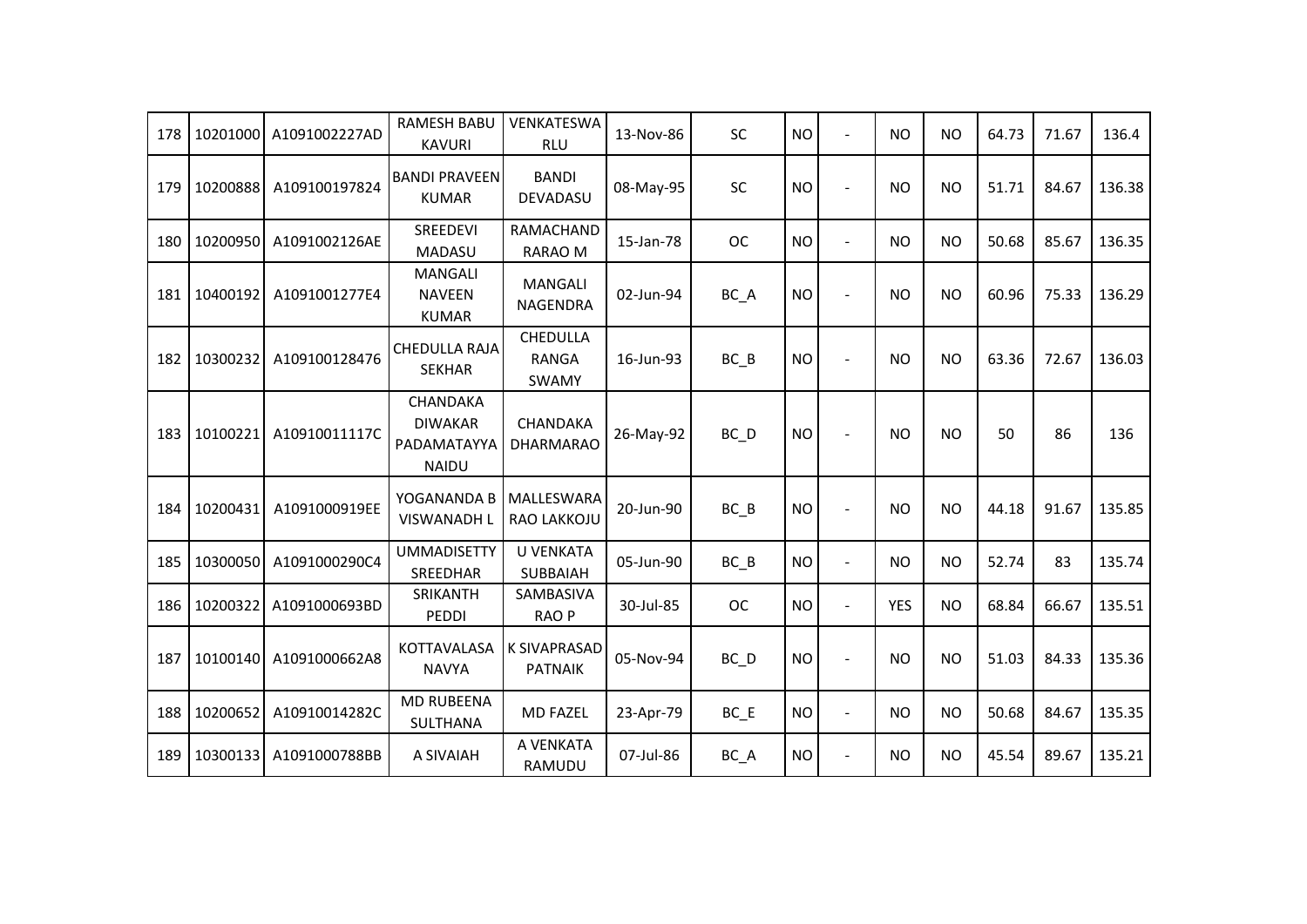| | | | | | | | | | | | | | | |
|---|---|---|---|---|---|---|---|---|---|---|---|---|---|---|
| 178 | 10201000 | A1091002227AD | RAMESH BABU KAVURI | VENKATESWA RLU | 13-Nov-86 | SC | NO | - | NO | NO | 64.73 | 71.67 | 136.4 |
| 179 | 10200888 | A109100197824 | BANDI PRAVEEN KUMAR | BANDI DEVADASU | 08-May-95 | SC | NO | - | NO | NO | 51.71 | 84.67 | 136.38 |
| 180 | 10200950 | A1091002126AE | SREEDEVI MADASU | RAMACHAND RARAO M | 15-Jan-78 | OC | NO | - | NO | NO | 50.68 | 85.67 | 136.35 |
| 181 | 10400192 | A1091001277E4 | MANGALI NAVEEN KUMAR | MANGALI NAGENDRA | 02-Jun-94 | BC_A | NO | - | NO | NO | 60.96 | 75.33 | 136.29 |
| 182 | 10300232 | A109100128476 | CHEDULLA RAJA SEKHAR | CHEDULLA RANGA SWAMY | 16-Jun-93 | BC_B | NO | - | NO | NO | 63.36 | 72.67 | 136.03 |
| 183 | 10100221 | A10910011117C | CHANDAKA DIWAKAR PADAMATAYYA NAIDU | CHANDAKA DHARMARAO | 26-May-92 | BC_D | NO | - | NO | NO | 50 | 86 | 136 |
| 184 | 10200431 | A1091000919EE | YOGANANDA B VISWANADH L | MALLESWARA RAO LAKKOJU | 20-Jun-90 | BC_B | NO | - | NO | NO | 44.18 | 91.67 | 135.85 |
| 185 | 10300050 | A1091000290C4 | UMMADISETTY SREEDHAR | U VENKATA SUBBAIAH | 05-Jun-90 | BC_B | NO | - | NO | NO | 52.74 | 83 | 135.74 |
| 186 | 10200322 | A1091000693BD | SRIKANTH PEDDI | SAMBASIVA RAO P | 30-Jul-85 | OC | NO | - | YES | NO | 68.84 | 66.67 | 135.51 |
| 187 | 10100140 | A1091000662A8 | KOTTAVALASA NAVYA | K SIVAPRASAD PATNAIK | 05-Nov-94 | BC_D | NO | - | NO | NO | 51.03 | 84.33 | 135.36 |
| 188 | 10200652 | A10910014282C | MD RUBEENA SULTHANA | MD FAZEL | 23-Apr-79 | BC_E | NO | - | NO | NO | 50.68 | 84.67 | 135.35 |
| 189 | 10300133 | A1091000788BB | A SIVAIAH | A VENKATA RAMUDU | 07-Jul-86 | BC_A | NO | - | NO | NO | 45.54 | 89.67 | 135.21 |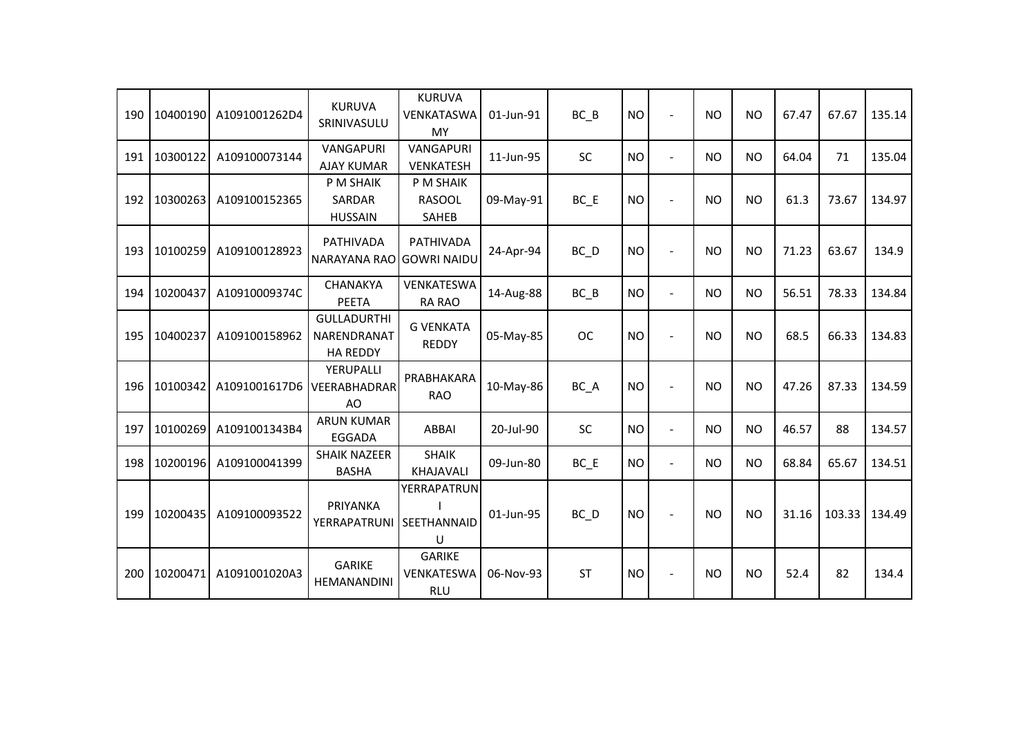| | | | | | | | | | | | | | | |
|---|---|---|---|---|---|---|---|---|---|---|---|---|---|---|
| 190 | 10400190 | A1091001262D4 | KURUVA SRINIVASULU | KURUVA VENKATASWAMY | 01-Jun-91 | BC_B | NO | - | NO | NO | 67.47 | 67.67 | 135.14 |
| 191 | 10300122 | A109100073144 | VANGAPURI AJAY KUMAR | VANGAPURI VENKATESH | 11-Jun-95 | SC | NO | - | NO | NO | 64.04 | 71 | 135.04 |
| 192 | 10300263 | A109100152365 | P M SHAIK SARDAR HUSSAIN | P M SHAIK RASOOL SAHEB | 09-May-91 | BC_E | NO | - | NO | NO | 61.3 | 73.67 | 134.97 |
| 193 | 10100259 | A109100128923 | PATHIVADA NARAYANA RAO | PATHIVADA GOWRI NAIDU | 24-Apr-94 | BC_D | NO | - | NO | NO | 71.23 | 63.67 | 134.9 |
| 194 | 10200437 | A10910009374C | CHANAKYA PEETA | VENKATESWARA RAO | 14-Aug-88 | BC_B | NO | - | NO | NO | 56.51 | 78.33 | 134.84 |
| 195 | 10400237 | A109100158962 | GULLADURTHI NARENDRANATHA REDDY | G VENKATA REDDY | 05-May-85 | OC | NO | - | NO | NO | 68.5 | 66.33 | 134.83 |
| 196 | 10100342 | A1091001617D6 | YERUPALLI VEERABHADRARAO | PRABHAKARA RAO | 10-May-86 | BC_A | NO | - | NO | NO | 47.26 | 87.33 | 134.59 |
| 197 | 10100269 | A1091001343B4 | ARUN KUMAR EGGADA | ABBAI | 20-Jul-90 | SC | NO | - | NO | NO | 46.57 | 88 | 134.57 |
| 198 | 10200196 | A109100041399 | SHAIK NAZEER BASHA | SHAIK KHAJAVALI | 09-Jun-80 | BC_E | NO | - | NO | NO | 68.84 | 65.67 | 134.51 |
| 199 | 10200435 | A109100093522 | PRIYANKA YERRAPATRUNI | YERRAPATRUNI SEETHANNAIDU | 01-Jun-95 | BC_D | NO | - | NO | NO | 31.16 | 103.33 | 134.49 |
| 200 | 10200471 | A1091001020A3 | GARIKE HEMANANDINI | GARIKE VENKATESWARLU | 06-Nov-93 | ST | NO | - | NO | NO | 52.4 | 82 | 134.4 |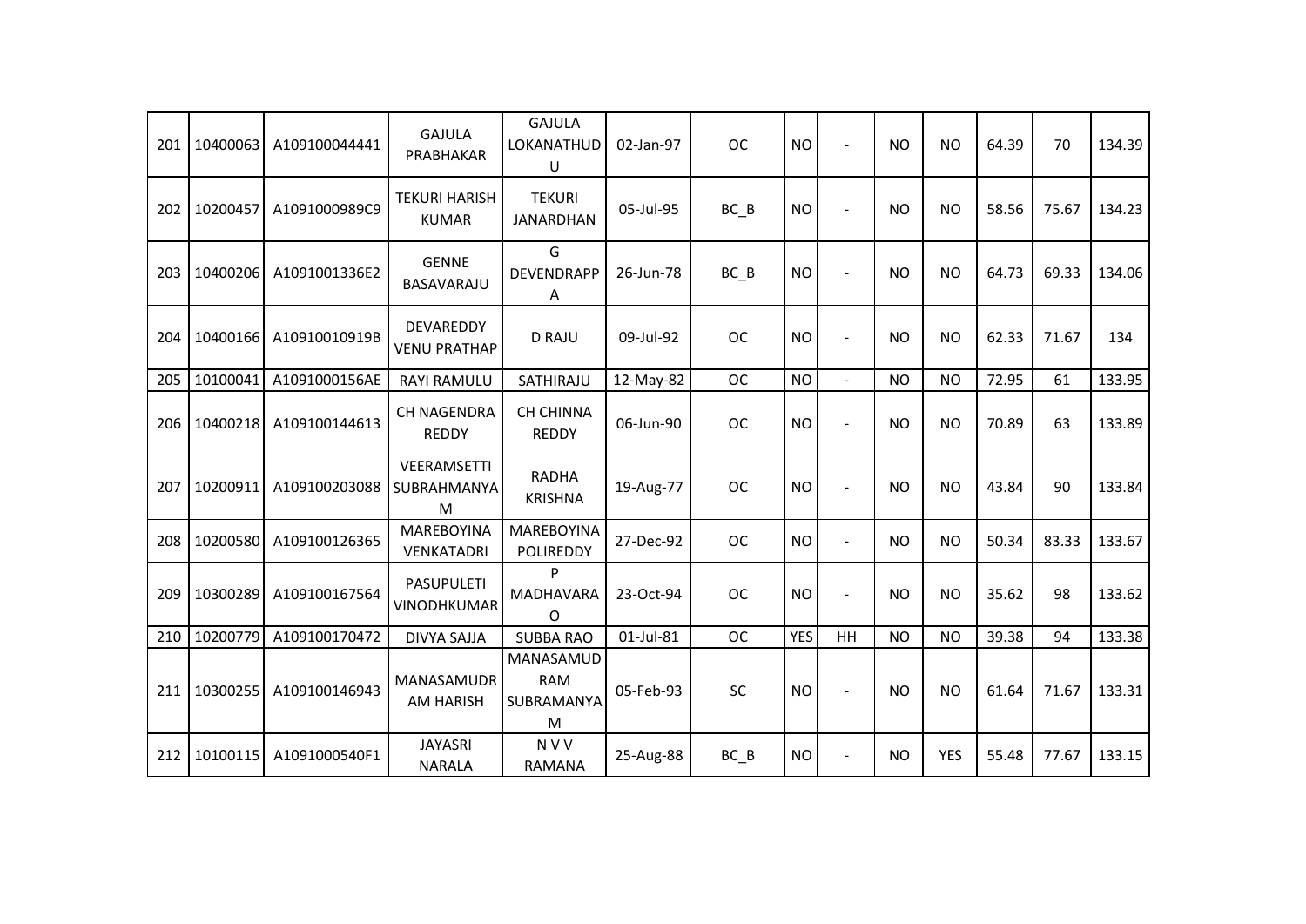| 201 | 10400063 | A109100044441 | GAJULA PRABHAKAR | GAJULA LOKANATHUDU | 02-Jan-97 | OC | NO | - | NO | NO | 64.39 | 70 | 134.39 |
|---|---|---|---|---|---|---|---|---|---|---|---|---|---|
| 202 | 10200457 | A1091000989C9 | TEKURI HARISH KUMAR | TEKURI JANARDHAN | 05-Jul-95 | BC_B | NO | - | NO | NO | 58.56 | 75.67 | 134.23 |
| 203 | 10400206 | A1091001336E2 | GENNE BASAVARAJU | G DEVENDRAPPA | 26-Jun-78 | BC_B | NO | - | NO | NO | 64.73 | 69.33 | 134.06 |
| 204 | 10400166 | A10910010919B | DEVAREDDY VENU PRATHAP | D RAJU | 09-Jul-92 | OC | NO | - | NO | NO | 62.33 | 71.67 | 134 |
| 205 | 10100041 | A1091000156AE | RAYI RAMULU | SATHIRAJU | 12-May-82 | OC | NO | - | NO | NO | 72.95 | 61 | 133.95 |
| 206 | 10400218 | A109100144613 | CH NAGENDRA REDDY | CH CHINNA REDDY | 06-Jun-90 | OC | NO | - | NO | NO | 70.89 | 63 | 133.89 |
| 207 | 10200911 | A109100203088 | VEERAMSETTI SUBRAHMANYAM | RADHA KRISHNA | 19-Aug-77 | OC | NO | - | NO | NO | 43.84 | 90 | 133.84 |
| 208 | 10200580 | A109100126365 | MAREBOYINA VENKATADRI | MAREBOYINA POLIREDDY | 27-Dec-92 | OC | NO | - | NO | NO | 50.34 | 83.33 | 133.67 |
| 209 | 10300289 | A109100167564 | PASUPULETI VINODHKUMAR | P MADHAVARAO | 23-Oct-94 | OC | NO | - | NO | NO | 35.62 | 98 | 133.62 |
| 210 | 10200779 | A109100170472 | DIVYA SAJJA | SUBBA RAO | 01-Jul-81 | OC | YES | HH | NO | NO | 39.38 | 94 | 133.38 |
| 211 | 10300255 | A109100146943 | MANASAMUDRAM HARISH | MANASAMUDRAM SUBRAMANYAM | 05-Feb-93 | SC | NO | - | NO | NO | 61.64 | 71.67 | 133.31 |
| 212 | 10100115 | A1091000540F1 | JAYASRI NARALA | N V V RAMANA | 25-Aug-88 | BC_B | NO | - | NO | YES | 55.48 | 77.67 | 133.15 |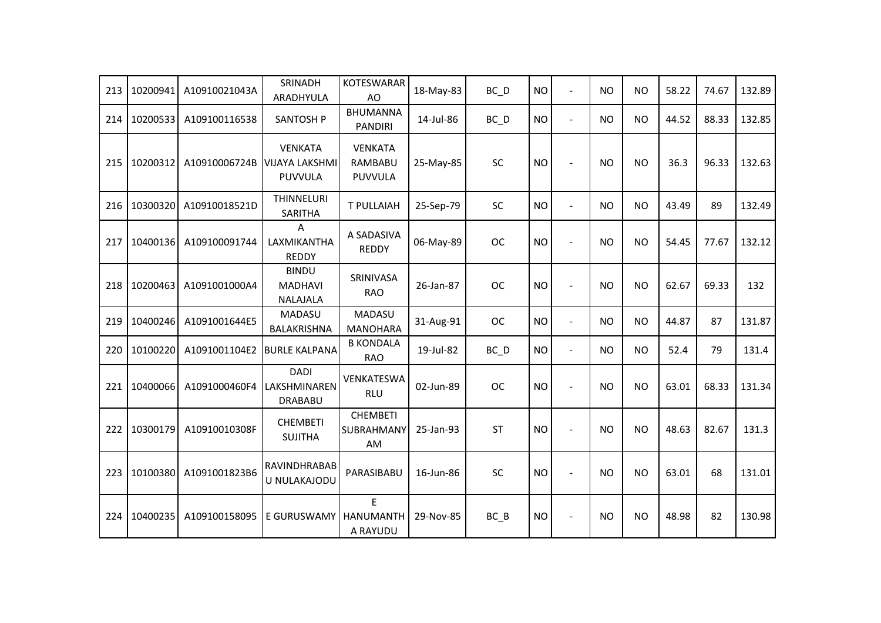| | | | | | | | | | | | | | |
|---|---|---|---|---|---|---|---|---|---|---|---|---|---|
| 213 | 10200941 | A10910021043A | SRINADH ARADHYULA | KOTESWARARAO | 18-May-83 | BC_D | NO | - | NO | NO | 58.22 | 74.67 | 132.89 |
| 214 | 10200533 | A109100116538 | SANTOSH P | BHUMANNA PANDIRI | 14-Jul-86 | BC_D | NO | - | NO | NO | 44.52 | 88.33 | 132.85 |
| 215 | 10200312 | A10910006724B | VENKATA VIJAYA LAKSHMI PUVVULA | VENKATA RAMBABU PUVVULA | 25-May-85 | SC | NO | - | NO | NO | 36.3 | 96.33 | 132.63 |
| 216 | 10300320 | A10910018521D | THINNELURI SARITHA | T PULLAIAH | 25-Sep-79 | SC | NO | - | NO | NO | 43.49 | 89 | 132.49 |
| 217 | 10400136 | A109100091744 | A LAXMIKANTHA REDDY | A SADASIVA REDDY | 06-May-89 | OC | NO | - | NO | NO | 54.45 | 77.67 | 132.12 |
| 218 | 10200463 | A1091001000A4 | BINDU MADHAVI NALAJALA | SRINIVASA RAO | 26-Jan-87 | OC | NO | - | NO | NO | 62.67 | 69.33 | 132 |
| 219 | 10400246 | A1091001644E5 | MADASU BALAKRISHNA | MADASU MANOHARA | 31-Aug-91 | OC | NO | - | NO | NO | 44.87 | 87 | 131.87 |
| 220 | 10100220 | A1091001104E2 | BURLE KALPANA | B KONDALA RAO | 19-Jul-82 | BC_D | NO | - | NO | NO | 52.4 | 79 | 131.4 |
| 221 | 10400066 | A1091000460F4 | DADI LAKSHMINARENDRABABU | VENKATESWARLU | 02-Jun-89 | OC | NO | - | NO | NO | 63.01 | 68.33 | 131.34 |
| 222 | 10300179 | A10910010308F | CHEMBETI SUJITHA | CHEMBETI SUBRAHMANYAM | 25-Jan-93 | ST | NO | - | NO | NO | 48.63 | 82.67 | 131.3 |
| 223 | 10100380 | A1091001823B6 | RAVINDHRABABU NULAKAJODU | PARASIBABU | 16-Jun-86 | SC | NO | - | NO | NO | 63.01 | 68 | 131.01 |
| 224 | 10400235 | A109100158095 | E GURUSWAMY | E HANUMANTHA RAYUDU | 29-Nov-85 | BC_B | NO | - | NO | NO | 48.98 | 82 | 130.98 |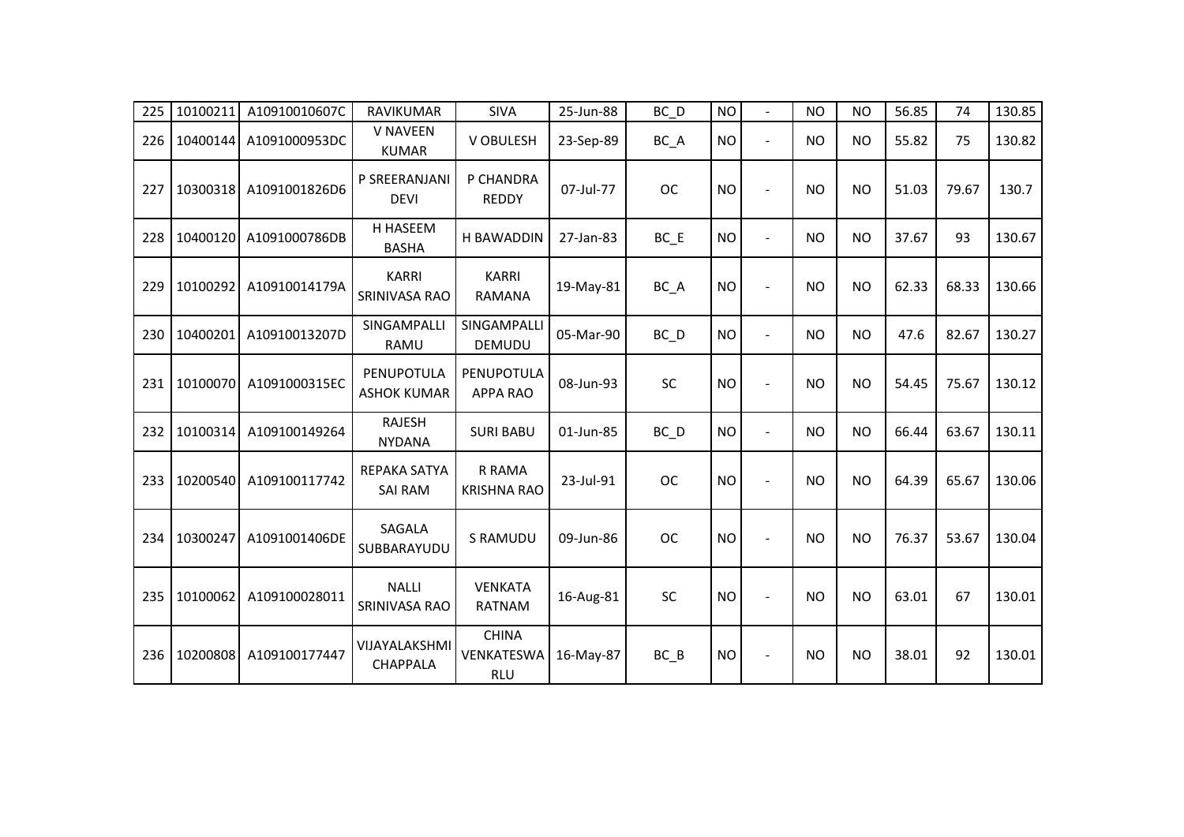| | | | | | | | | | | | | | |
|---|---|---|---|---|---|---|---|---|---|---|---|---|---|
| 225 | 10100211 | A10910010607C | RAVIKUMAR | SIVA | 25-Jun-88 | BC_D | NO | - | NO | NO | 56.85 | 74 | 130.85 |
| 226 | 10400144 | A1091000953DC | V NAVEEN KUMAR | V OBULESH | 23-Sep-89 | BC_A | NO | - | NO | NO | 55.82 | 75 | 130.82 |
| 227 | 10300318 | A1091001826D6 | P SREERANJANI DEVI | P CHANDRA REDDY | 07-Jul-77 | OC | NO | - | NO | NO | 51.03 | 79.67 | 130.7 |
| 228 | 10400120 | A1091000786DB | H HASEEM BASHA | H BAWADDIN | 27-Jan-83 | BC_E | NO | - | NO | NO | 37.67 | 93 | 130.67 |
| 229 | 10100292 | A10910014179A | KARRI SRINIVASA RAO | KARRI RAMANA | 19-May-81 | BC_A | NO | - | NO | NO | 62.33 | 68.33 | 130.66 |
| 230 | 10400201 | A10910013207D | SINGAMPALLI RAMU | SINGAMPALLI DEMUDU | 05-Mar-90 | BC_D | NO | - | NO | NO | 47.6 | 82.67 | 130.27 |
| 231 | 10100070 | A1091000315EC | PENUPOTULA ASHOK KUMAR | PENUPOTULA APPA RAO | 08-Jun-93 | SC | NO | - | NO | NO | 54.45 | 75.67 | 130.12 |
| 232 | 10100314 | A109100149264 | RAJESH NYDANA | SURI BABU | 01-Jun-85 | BC_D | NO | - | NO | NO | 66.44 | 63.67 | 130.11 |
| 233 | 10200540 | A109100117742 | REPAKA SATYA SAI RAM | R RAMA KRISHNA RAO | 23-Jul-91 | OC | NO | - | NO | NO | 64.39 | 65.67 | 130.06 |
| 234 | 10300247 | A1091001406DE | SAGALA SUBBARAYUDU | S RAMUDU | 09-Jun-86 | OC | NO | - | NO | NO | 76.37 | 53.67 | 130.04 |
| 235 | 10100062 | A109100028011 | NALLI SRINIVASA RAO | VENKATA RATNAM | 16-Aug-81 | SC | NO | - | NO | NO | 63.01 | 67 | 130.01 |
| 236 | 10200808 | A109100177447 | VIJAYALAKSHMI CHAPPALA | CHINA VENKATESWA RLU | 16-May-87 | BC_B | NO | - | NO | NO | 38.01 | 92 | 130.01 |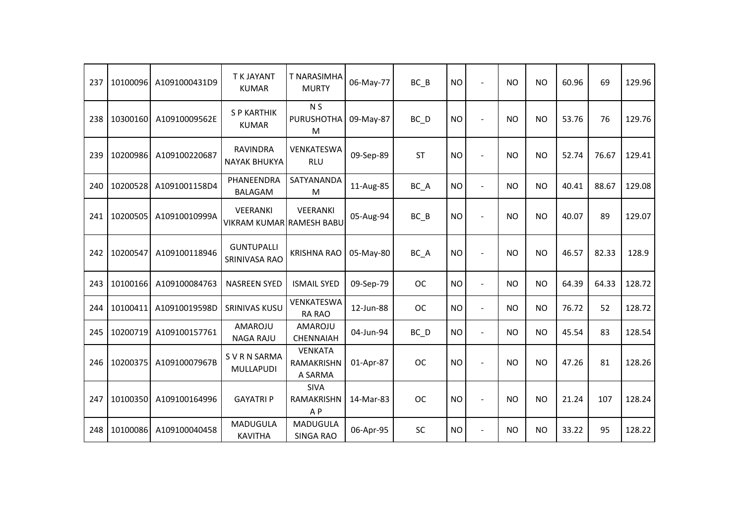| 237 | 10100096 | A1091000431D9 | T K JAYANT KUMAR | T NARASIMHA MURTY | 06-May-77 | BC_B | NO | - | NO | NO | 60.96 | 69 | 129.96 |
|---|---|---|---|---|---|---|---|---|---|---|---|---|---|
| 238 | 10300160 | A10910009562E | S P KARTHIK KUMAR | N S PURUSHOTHAM | 09-May-87 | BC_D | NO | - | NO | NO | 53.76 | 76 | 129.76 |
| 239 | 10200986 | A109100220687 | RAVINDRA NAYAK BHUKYA | VENKATESWARLU | 09-Sep-89 | ST | NO | - | NO | NO | 52.74 | 76.67 | 129.41 |
| 240 | 10200528 | A1091001158D4 | PHANEENDRA BALAGAM | SATYANANDAM | 11-Aug-85 | BC_A | NO | - | NO | NO | 40.41 | 88.67 | 129.08 |
| 241 | 10200505 | A10910010999A | VEERANKI VIKRAM KUMAR | VEERANKI RAMESH BABU | 05-Aug-94 | BC_B | NO | - | NO | NO | 40.07 | 89 | 129.07 |
| 242 | 10200547 | A109100118946 | GUNTUPALLI SRINIVASA RAO | KRISHNA RAO | 05-May-80 | BC_A | NO | - | NO | NO | 46.57 | 82.33 | 128.9 |
| 243 | 10100166 | A109100084763 | NASREEN SYED | ISMAIL SYED | 09-Sep-79 | OC | NO | - | NO | NO | 64.39 | 64.33 | 128.72 |
| 244 | 10100411 | A10910019598D | SRINIVAS KUSU | VENKATESWARA RAO | 12-Jun-88 | OC | NO | - | NO | NO | 76.72 | 52 | 128.72 |
| 245 | 10200719 | A109100157761 | AMAROJU NAGA RAJU | AMAROJU CHENNAIAH | 04-Jun-94 | BC_D | NO | - | NO | NO | 45.54 | 83 | 128.54 |
| 246 | 10200375 | A10910007967B | S V R N SARMA MULLAPUDI | VENKATA RAMAKRISHNA SARMA | 01-Apr-87 | OC | NO | - | NO | NO | 47.26 | 81 | 128.26 |
| 247 | 10100350 | A109100164996 | GAYATRI P | SIVA RAMAKRISHNA P | 14-Mar-83 | OC | NO | - | NO | NO | 21.24 | 107 | 128.24 |
| 248 | 10100086 | A109100040458 | MADUGULA KAVITHA | MADUGULA SINGA RAO | 06-Apr-95 | SC | NO | - | NO | NO | 33.22 | 95 | 128.22 |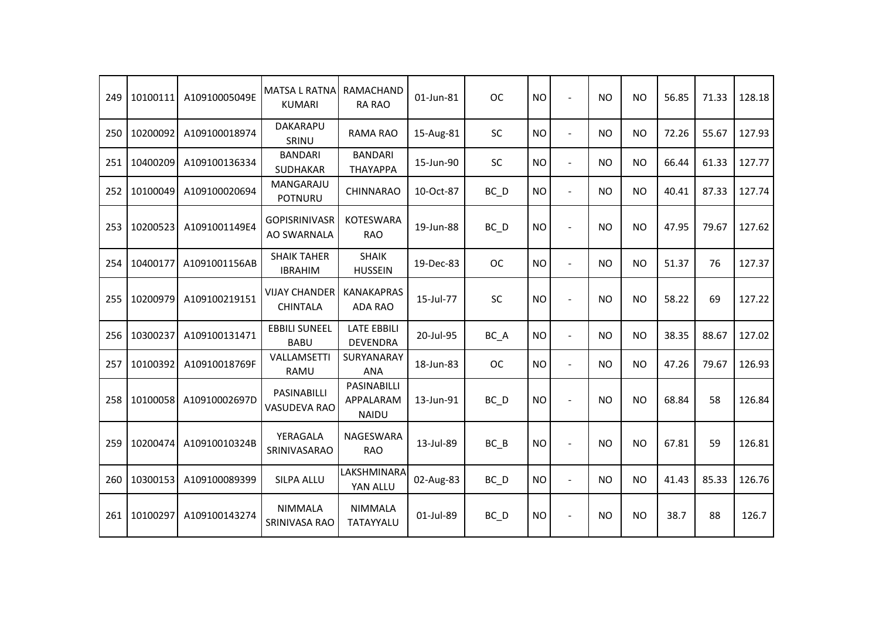| | | | | | | | | | | | | | | |
|---|---|---|---|---|---|---|---|---|---|---|---|---|---|---|
| 249 | 10100111 | A10910005049E | MATSA L RATNA KUMARI | RAMACHANDRA RAO | 01-Jun-81 | OC | NO | - | NO | NO | 56.85 | 71.33 | 128.18 |
| 250 | 10200092 | A109100018974 | DAKARAPU SRINU | RAMA RAO | 15-Aug-81 | SC | NO | - | NO | NO | 72.26 | 55.67 | 127.93 |
| 251 | 10400209 | A109100136334 | BANDARI SUDHAKAR | BANDARI THAYAPPA | 15-Jun-90 | SC | NO | - | NO | NO | 66.44 | 61.33 | 127.77 |
| 252 | 10100049 | A109100020694 | MANGARAJU POTNURU | CHINNARAO | 10-Oct-87 | BC_D | NO | - | NO | NO | 40.41 | 87.33 | 127.74 |
| 253 | 10200523 | A1091001149E4 | GOPISRINIVASRAO SWARNALA | KOTESWARA RAO | 19-Jun-88 | BC_D | NO | - | NO | NO | 47.95 | 79.67 | 127.62 |
| 254 | 10400177 | A1091001156AB | SHAIK TAHER IBRAHIM | SHAIK HUSSEIN | 19-Dec-83 | OC | NO | - | NO | NO | 51.37 | 76 | 127.37 |
| 255 | 10200979 | A109100219151 | VIJAY CHANDER CHINTALA | KANAKAPRASADA RAO | 15-Jul-77 | SC | NO | - | NO | NO | 58.22 | 69 | 127.22 |
| 256 | 10300237 | A109100131471 | EBBILI SUNEEL BABU | LATE EBBILI DEVENDRA | 20-Jul-95 | BC_A | NO | - | NO | NO | 38.35 | 88.67 | 127.02 |
| 257 | 10100392 | A10910018769F | VALLAMSETTI RAMU | SURYANARAYANA | 18-Jun-83 | OC | NO | - | NO | NO | 47.26 | 79.67 | 126.93 |
| 258 | 10100058 | A10910002697D | PASINABILLI VASUDEVA RAO | PASINABILLI APPALARAM NAIDU | 13-Jun-91 | BC_D | NO | - | NO | NO | 68.84 | 58 | 126.84 |
| 259 | 10200474 | A10910010324B | YERAGALA SRINIVASARAO | NAGESWARA RAO | 13-Jul-89 | BC_B | NO | - | NO | NO | 67.81 | 59 | 126.81 |
| 260 | 10300153 | A109100089399 | SILPA ALLU | LAKSHMINARAYAN ALLU | 02-Aug-83 | BC_D | NO | - | NO | NO | 41.43 | 85.33 | 126.76 |
| 261 | 10100297 | A109100143274 | NIMMALA SRINIVASA RAO | NIMMALA TATAYYALU | 01-Jul-89 | BC_D | NO | - | NO | NO | 38.7 | 88 | 126.7 |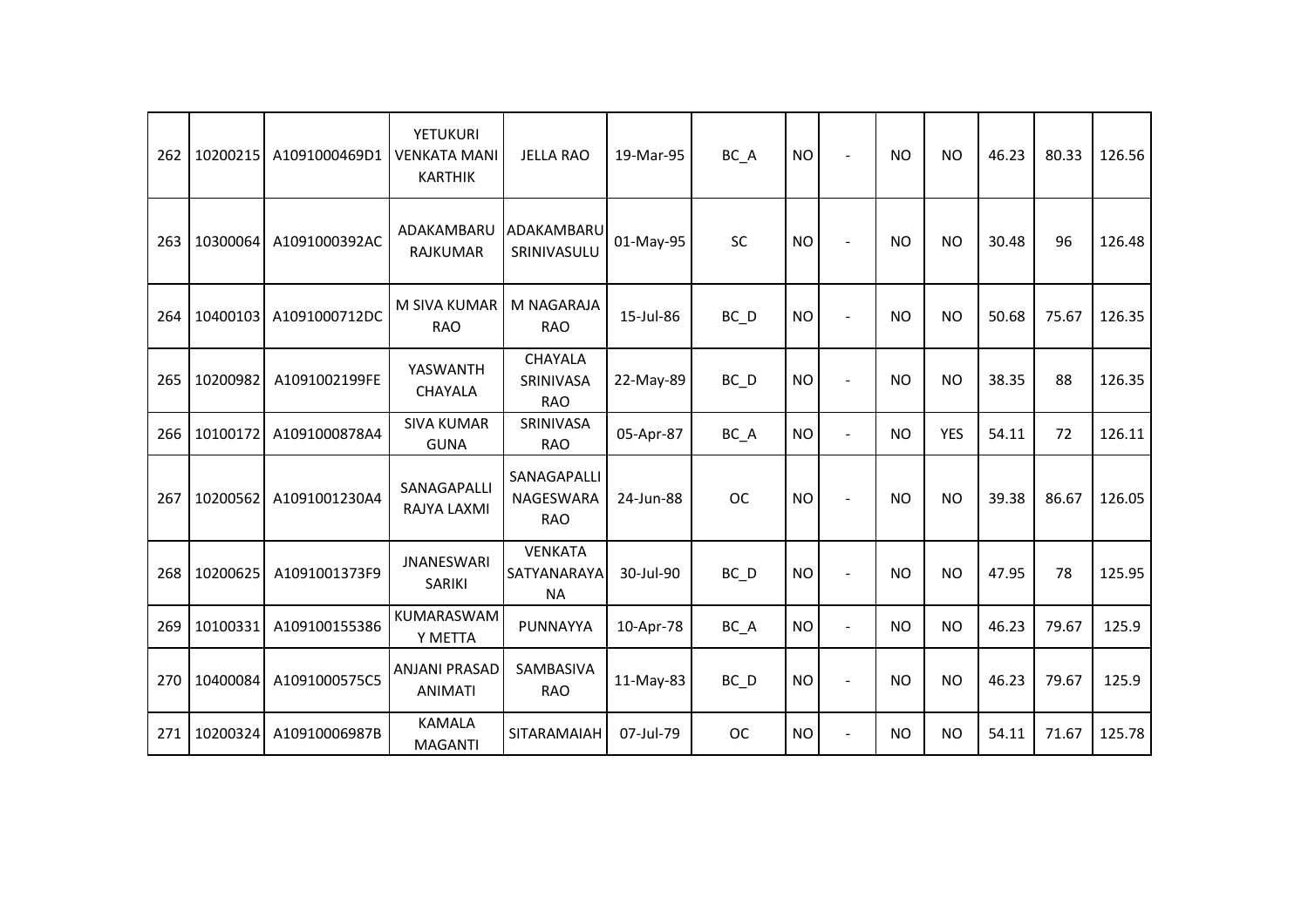| 262 | 10200215 | A1091000469D1 | YETUKURI VENKATA MANI KARTHIK | JELLA RAO | 19-Mar-95 | BC_A | NO | - | NO | NO | 46.23 | 80.33 | 126.56 |
|---|---|---|---|---|---|---|---|---|---|---|---|---|---|
| 263 | 10300064 | A1091000392AC | ADAKAMBARU RAJKUMAR | ADAKAMBARU SRINIVASULU | 01-May-95 | SC | NO | - | NO | NO | 30.48 | 96 | 126.48 |
| 264 | 10400103 | A1091000712DC | M SIVA KUMAR RAO | M NAGARAJA RAO | 15-Jul-86 | BC_D | NO | - | NO | NO | 50.68 | 75.67 | 126.35 |
| 265 | 10200982 | A1091002199FE | YASWANTH CHAYALA | CHAYALA SRINIVASA RAO | 22-May-89 | BC_D | NO | - | NO | NO | 38.35 | 88 | 126.35 |
| 266 | 10100172 | A1091000878A4 | SIVA KUMAR GUNA | SRINIVASA RAO | 05-Apr-87 | BC_A | NO | - | NO | YES | 54.11 | 72 | 126.11 |
| 267 | 10200562 | A1091001230A4 | SANAGAPALLI RAJYA LAXMI | SANAGAPALLI NAGESWARA RAO | 24-Jun-88 | OC | NO | - | NO | NO | 39.38 | 86.67 | 126.05 |
| 268 | 10200625 | A1091001373F9 | JNANESWARI SARIKI | VENKATA SATYANARAYANA | 30-Jul-90 | BC_D | NO | - | NO | NO | 47.95 | 78 | 125.95 |
| 269 | 10100331 | A109100155386 | KUMARASWAMY METTA | PUNNAYYA | 10-Apr-78 | BC_A | NO | - | NO | NO | 46.23 | 79.67 | 125.9 |
| 270 | 10400084 | A1091000575C5 | ANJANI PRASAD ANIMATI | SAMBASIVA RAO | 11-May-83 | BC_D | NO | - | NO | NO | 46.23 | 79.67 | 125.9 |
| 271 | 10200324 | A10910006987B | KAMALA MAGANTI | SITARAMAIAH | 07-Jul-79 | OC | NO | - | NO | NO | 54.11 | 71.67 | 125.78 |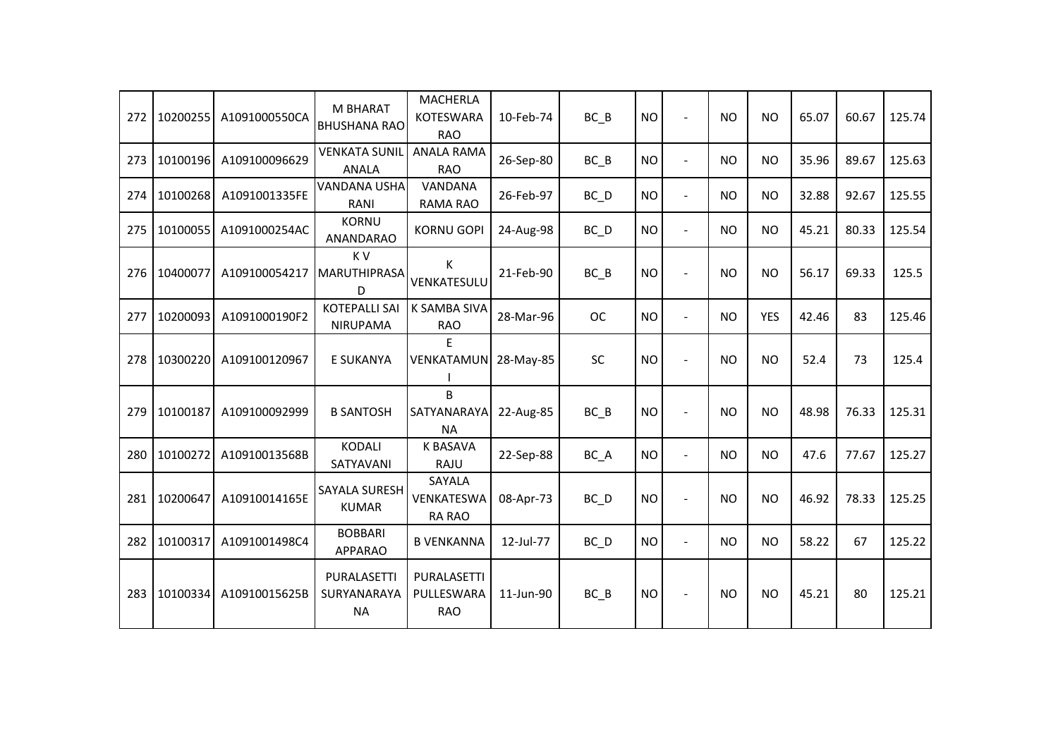| 272 | 10200255 | A1091000550CA | M BHARAT BHUSHANA RAO | MACHERLA KOTESWARA RAO | 10-Feb-74 | BC_B | NO | - | NO | NO | 65.07 | 60.67 | 125.74 |
|---|---|---|---|---|---|---|---|---|---|---|---|---|---|
| 273 | 10100196 | A109100096629 | VENKATA SUNIL ANALA | ANALA RAMA RAO | 26-Sep-80 | BC_B | NO | - | NO | NO | 35.96 | 89.67 | 125.63 |
| 274 | 10100268 | A1091001335FE | VANDANA USHA RANI | VANDANA RAMA RAO | 26-Feb-97 | BC_D | NO | - | NO | NO | 32.88 | 92.67 | 125.55 |
| 275 | 10100055 | A1091000254AC | KORNU ANANDARAO | KORNU GOPI | 24-Aug-98 | BC_D | NO | - | NO | NO | 45.21 | 80.33 | 125.54 |
| 276 | 10400077 | A109100054217 | K V MARUTHIPRASAD | K VENKATESULU | 21-Feb-90 | BC_B | NO | - | NO | NO | 56.17 | 69.33 | 125.5 |
| 277 | 10200093 | A1091000190F2 | KOTEPALLI SAI NIRUPAMA | K SAMBA SIVA RAO | 28-Mar-96 | OC | NO | - | NO | YES | 42.46 | 83 | 125.46 |
| 278 | 10300220 | A109100120967 | E SUKANYA | E VENKATAMUNI | 28-May-85 | SC | NO | - | NO | NO | 52.4 | 73 | 125.4 |
| 279 | 10100187 | A109100092999 | B SANTOSH | B SATYANARAYANA | 22-Aug-85 | BC_B | NO | - | NO | NO | 48.98 | 76.33 | 125.31 |
| 280 | 10100272 | A10910013568B | KODALI SATYAVANI | K BASAVA RAJU | 22-Sep-88 | BC_A | NO | - | NO | NO | 47.6 | 77.67 | 125.27 |
| 281 | 10200647 | A10910014165E | SAYALA SURESH KUMAR | SAYALA VENKATESWARA RAO | 08-Apr-73 | BC_D | NO | - | NO | NO | 46.92 | 78.33 | 125.25 |
| 282 | 10100317 | A1091001498C4 | BOBBARI APPARAO | B VENKANNA | 12-Jul-77 | BC_D | NO | - | NO | NO | 58.22 | 67 | 125.22 |
| 283 | 10100334 | A10910015625B | PURALASETTI SURYANARAYANA | PURALASETTI PULLESWARA RAO | 11-Jun-90 | BC_B | NO | - | NO | NO | 45.21 | 80 | 125.21 |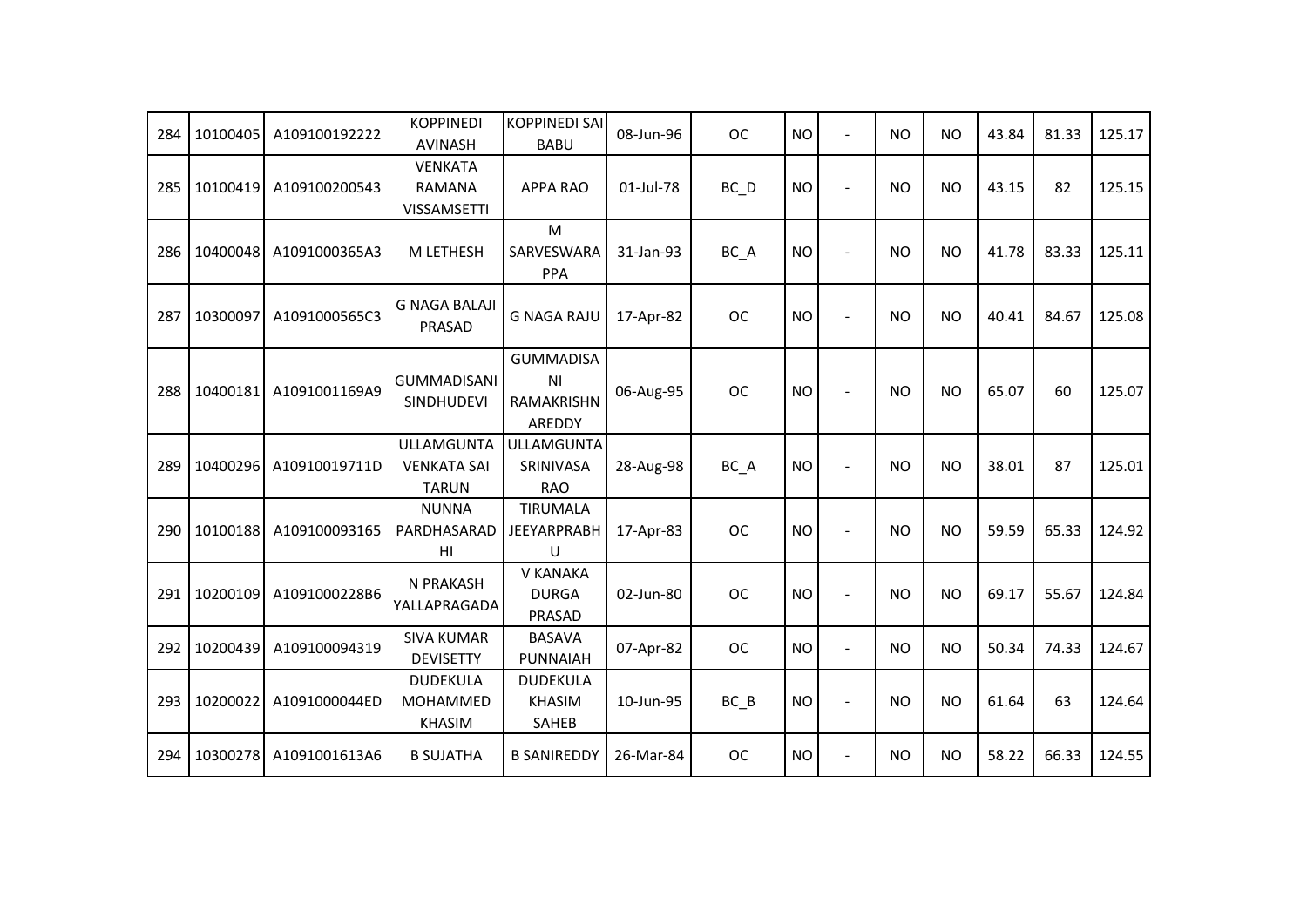| | | | | | | | | | | | | | |
|---|---|---|---|---|---|---|---|---|---|---|---|---|---|
| 284 | 10100405 | A109100192222 | KOPPINEDI AVINASH | KOPPINEDI SAI BABU | 08-Jun-96 | OC | NO | - | NO | NO | 43.84 | 81.33 | 125.17 |
| 285 | 10100419 | A109100200543 | VENKATA RAMANA VISSAMSETTI | APPA RAO | 01-Jul-78 | BC_D | NO | - | NO | NO | 43.15 | 82 | 125.15 |
| 286 | 10400048 | A1091000365A3 | M LETHESH | M SARVESWARA PPA | 31-Jan-93 | BC_A | NO | - | NO | NO | 41.78 | 83.33 | 125.11 |
| 287 | 10300097 | A1091000565C3 | G NAGA BALAJI PRASAD | G NAGA RAJU | 17-Apr-82 | OC | NO | - | NO | NO | 40.41 | 84.67 | 125.08 |
| 288 | 10400181 | A1091001169A9 | GUMMADISANI SINDHUDEVI | GUMMADISA NI RAMAKRISHN AREDDY | 06-Aug-95 | OC | NO | - | NO | NO | 65.07 | 60 | 125.07 |
| 289 | 10400296 | A10910019711D | ULLAMGUNTA VENKATA SAI TARUN | ULLAMGUNTA SRINIVASA RAO | 28-Aug-98 | BC_A | NO | - | NO | NO | 38.01 | 87 | 125.01 |
| 290 | 10100188 | A109100093165 | NUNNA PARDHASARAD HI | TIRUMALA JEEYARPRABH U | 17-Apr-83 | OC | NO | - | NO | NO | 59.59 | 65.33 | 124.92 |
| 291 | 10200109 | A1091000228B6 | N PRAKASH YALLAPRAGADA | V KANAKA DURGA PRASAD | 02-Jun-80 | OC | NO | - | NO | NO | 69.17 | 55.67 | 124.84 |
| 292 | 10200439 | A109100094319 | SIVA KUMAR DEVISETTY | BASAVA PUNNAIAH | 07-Apr-82 | OC | NO | - | NO | NO | 50.34 | 74.33 | 124.67 |
| 293 | 10200022 | A1091000044ED | DUDEKULA MOHAMMED KHASIM | DUDEKULA KHASIM SAHEB | 10-Jun-95 | BC_B | NO | - | NO | NO | 61.64 | 63 | 124.64 |
| 294 | 10300278 | A1091001613A6 | B SUJATHA | B SANIREDDY | 26-Mar-84 | OC | NO | - | NO | NO | 58.22 | 66.33 | 124.55 |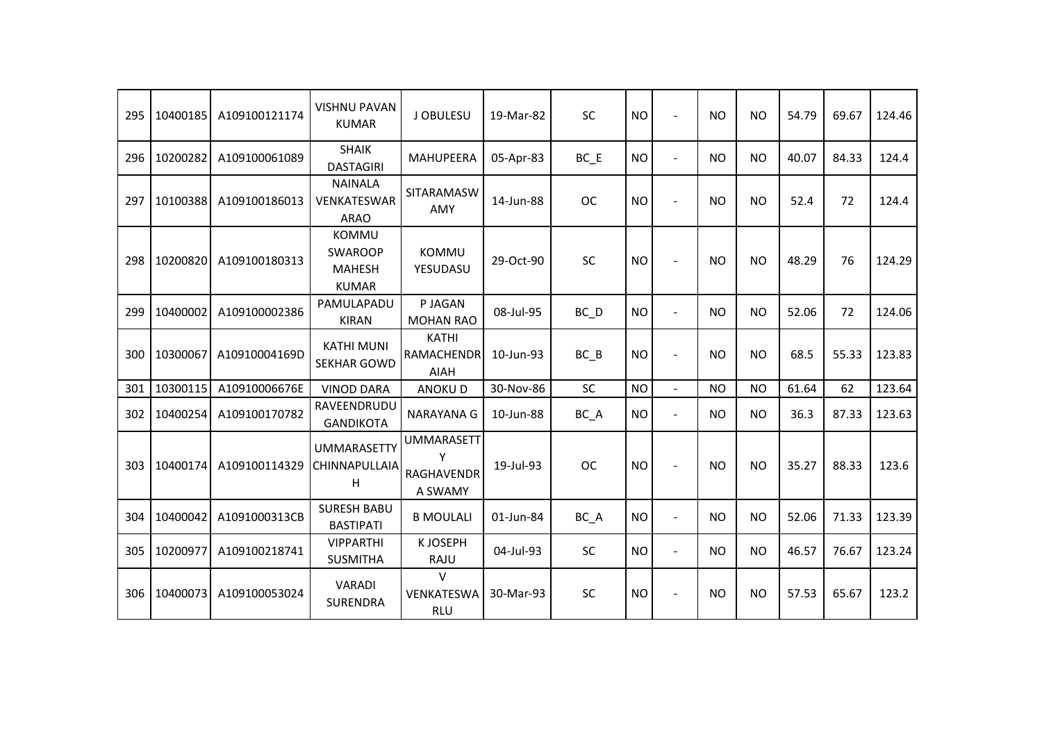| 295 | 10400185 | A109100121174 | VISHNU PAVAN KUMAR | J OBULESU | 19-Mar-82 | SC | NO | - | NO | NO | 54.79 | 69.67 | 124.46 |
|---|---|---|---|---|---|---|---|---|---|---|---|---|---|
| 296 | 10200282 | A109100061089 | SHAIK DASTAGIRI | MAHUPEERA | 05-Apr-83 | BC_E | NO | - | NO | NO | 40.07 | 84.33 | 124.4 |
| 297 | 10100388 | A109100186013 | NAINALA VENKATESWAR ARAO | SITARAMASW AMY | 14-Jun-88 | OC | NO | - | NO | NO | 52.4 | 72 | 124.4 |
| 298 | 10200820 | A109100180313 | KOMMU SWAROOP MAHESH KUMAR | KOMMU YESUDASU | 29-Oct-90 | SC | NO | - | NO | NO | 48.29 | 76 | 124.29 |
| 299 | 10400002 | A109100002386 | PAMULAPADU KIRAN | P JAGAN MOHAN RAO | 08-Jul-95 | BC_D | NO | - | NO | NO | 52.06 | 72 | 124.06 |
| 300 | 10300067 | A10910004169D | KATHI MUNI SEKHAR GOWD | KATHI RAMACHENDR AIAH | 10-Jun-93 | BC_B | NO | - | NO | NO | 68.5 | 55.33 | 123.83 |
| 301 | 10300115 | A10910006676E | VINOD DARA | ANOKU D | 30-Nov-86 | SC | NO | - | NO | NO | 61.64 | 62 | 123.64 |
| 302 | 10400254 | A109100170782 | RAVEENDRUDU GANDIKOTA | NARAYANA G | 10-Jun-88 | BC_A | NO | - | NO | NO | 36.3 | 87.33 | 123.63 |
| 303 | 10400174 | A109100114329 | UMMARASETTY CHINNAPULLAIA H | UMMARASETT Y RAGHAVENDR A SWAMY | 19-Jul-93 | OC | NO | - | NO | NO | 35.27 | 88.33 | 123.6 |
| 304 | 10400042 | A1091000313CB | SURESH BABU BASTIPATI | B MOULALI | 01-Jun-84 | BC_A | NO | - | NO | NO | 52.06 | 71.33 | 123.39 |
| 305 | 10200977 | A109100218741 | VIPPARTHI SUSMITHA | K JOSEPH RAJU | 04-Jul-93 | SC | NO | - | NO | NO | 46.57 | 76.67 | 123.24 |
| 306 | 10400073 | A109100053024 | VARADI SURENDRA | V VENKATESWA RLU | 30-Mar-93 | SC | NO | - | NO | NO | 57.53 | 65.67 | 123.2 |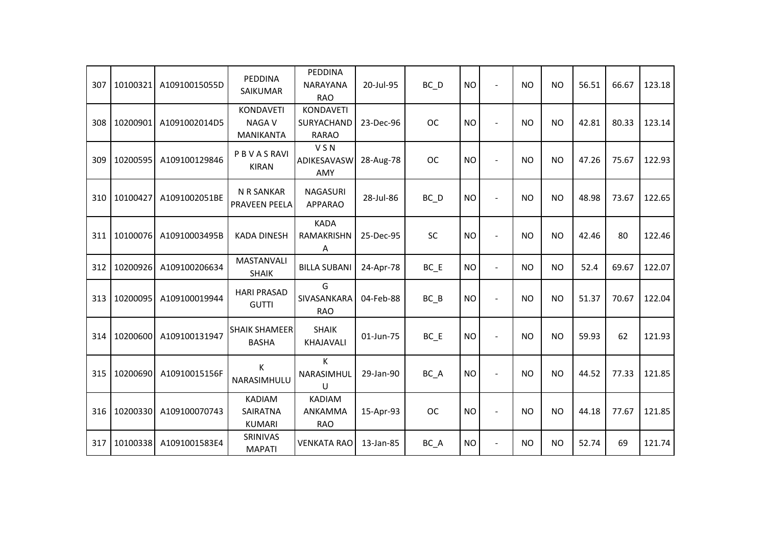| 307 | 10100321 | A10910015055D | PEDDINA SAIKUMAR | PEDDINA NARAYANA RAO | 20-Jul-95 | BC_D | NO | - | NO | NO | 56.51 | 66.67 | 123.18 |
|---|---|---|---|---|---|---|---|---|---|---|---|---|---|
| 308 | 10200901 | A1091002014D5 | KONDAVETI NAGA V MANIKANTA | KONDAVETI SURYACHAND RARAO | 23-Dec-96 | OC | NO | - | NO | NO | 42.81 | 80.33 | 123.14 |
| 309 | 10200595 | A109100129846 | P B V A S RAVI KIRAN | V S N ADIKESAVASW AMY | 28-Aug-78 | OC | NO | - | NO | NO | 47.26 | 75.67 | 122.93 |
| 310 | 10100427 | A1091002051BE | N R SANKAR PRAVEEN PEELA | NAGASURI APPARAO | 28-Jul-86 | BC_D | NO | - | NO | NO | 48.98 | 73.67 | 122.65 |
| 311 | 10100076 | A10910003495B | KADA DINESH | KADA RAMAKRISHN A | 25-Dec-95 | SC | NO | - | NO | NO | 42.46 | 80 | 122.46 |
| 312 | 10200926 | A109100206634 | MASTANVALI SHAIK | BILLA SUBANI | 24-Apr-78 | BC_E | NO | - | NO | NO | 52.4 | 69.67 | 122.07 |
| 313 | 10200095 | A109100019944 | HARI PRASAD GUTTI | G SIVASANKARA RAO | 04-Feb-88 | BC_B | NO | - | NO | NO | 51.37 | 70.67 | 122.04 |
| 314 | 10200600 | A109100131947 | SHAIK SHAMEER BASHA | SHAIK KHAJAVALI | 01-Jun-75 | BC_E | NO | - | NO | NO | 59.93 | 62 | 121.93 |
| 315 | 10200690 | A10910015156F | K NARASIMHULU | K NARASIMHUL U | 29-Jan-90 | BC_A | NO | - | NO | NO | 44.52 | 77.33 | 121.85 |
| 316 | 10200330 | A109100070743 | KADIAM SAIRATNA KUMARI | KADIAM ANKAMMA RAO | 15-Apr-93 | OC | NO | - | NO | NO | 44.18 | 77.67 | 121.85 |
| 317 | 10100338 | A1091001583E4 | SRINIVAS MAPATI | VENKATA RAO | 13-Jan-85 | BC_A | NO | - | NO | NO | 52.74 | 69 | 121.74 |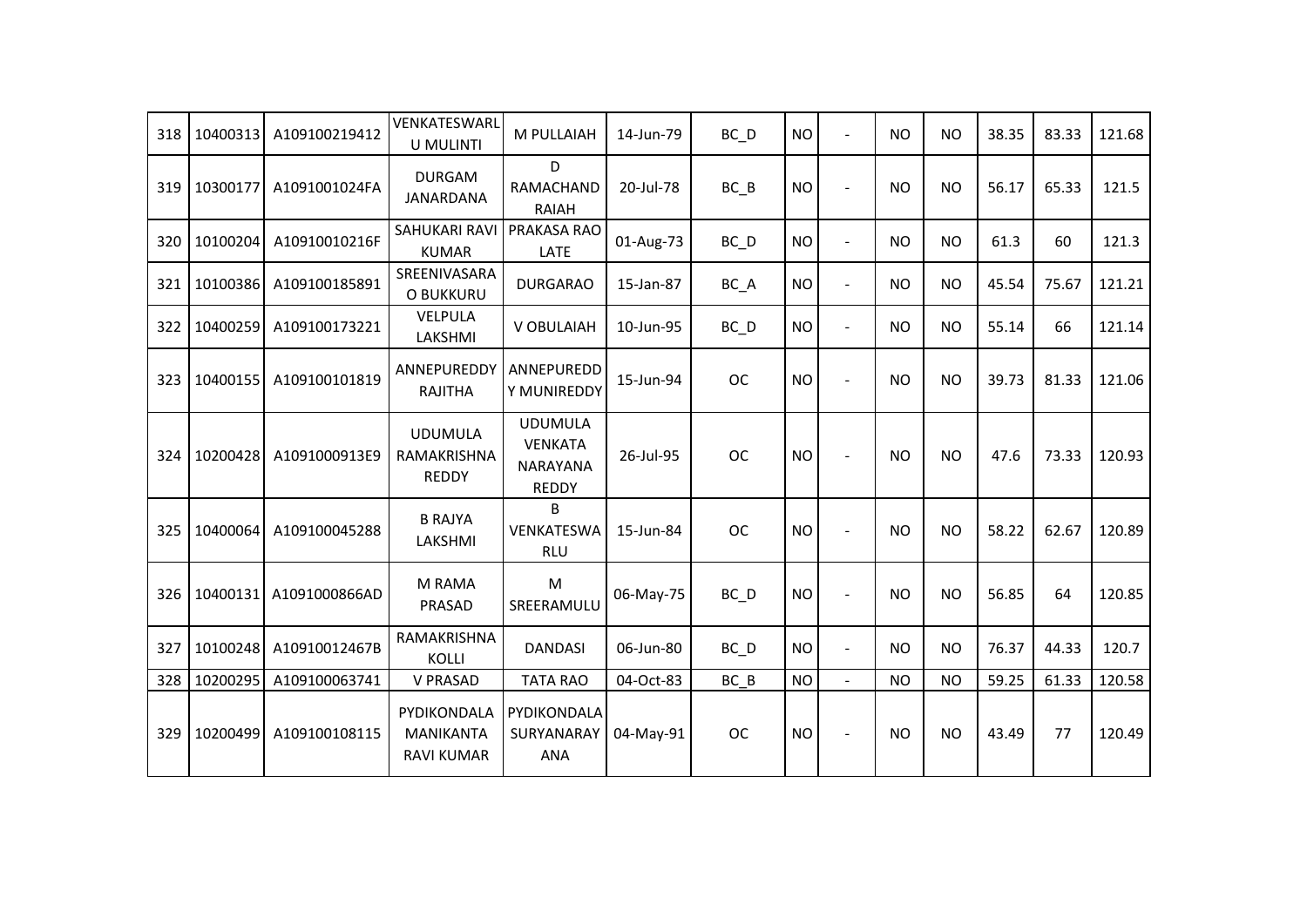| 318 | 10400313 | A109100219412 | VENKATESWARLU MULINTI | M PULLAIAH | 14-Jun-79 | BC_D | NO | - | NO | NO | 38.35 | 83.33 | 121.68 |
|---|---|---|---|---|---|---|---|---|---|---|---|---|---|
| 319 | 10300177 | A1091001024FA | DURGAM JANARDANA | D RAMACHANDRAIAH | 20-Jul-78 | BC_B | NO | - | NO | NO | 56.17 | 65.33 | 121.5 |
| 320 | 10100204 | A10910010216F | SAHUKARI RAVI KUMAR | PRAKASA RAO LATE | 01-Aug-73 | BC_D | NO | - | NO | NO | 61.3 | 60 | 121.3 |
| 321 | 10100386 | A109100185891 | SREENIVASARAO BUKKURU | DURGARAO | 15-Jan-87 | BC_A | NO | - | NO | NO | 45.54 | 75.67 | 121.21 |
| 322 | 10400259 | A109100173221 | VELPULA LAKSHMI | V OBULAIAH | 10-Jun-95 | BC_D | NO | - | NO | NO | 55.14 | 66 | 121.14 |
| 323 | 10400155 | A109100101819 | ANNEPUREDDY RAJITHA | ANNEPUREDDY MUNIREDDY | 15-Jun-94 | OC | NO | - | NO | NO | 39.73 | 81.33 | 121.06 |
| 324 | 10200428 | A1091000913E9 | UDUMULA RAMAKRISHNA REDDY | UDUMULA VENKATA NARAYANA REDDY | 26-Jul-95 | OC | NO | - | NO | NO | 47.6 | 73.33 | 120.93 |
| 325 | 10400064 | A109100045288 | B RAJYA LAKSHMI | B VENKATESWARLU | 15-Jun-84 | OC | NO | - | NO | NO | 58.22 | 62.67 | 120.89 |
| 326 | 10400131 | A1091000866AD | M RAMA PRASAD | M SREERAMULU | 06-May-75 | BC_D | NO | - | NO | NO | 56.85 | 64 | 120.85 |
| 327 | 10100248 | A10910012467B | RAMAKRISHNA KOLLI | DANDASI | 06-Jun-80 | BC_D | NO | - | NO | NO | 76.37 | 44.33 | 120.7 |
| 328 | 10200295 | A109100063741 | V PRASAD | TATA RAO | 04-Oct-83 | BC_B | NO | - | NO | NO | 59.25 | 61.33 | 120.58 |
| 329 | 10200499 | A109100108115 | PYDIKONDALA MANIKANTA RAVI KUMAR | PYDIKONDALA SURYANARAYANA | 04-May-91 | OC | NO | - | NO | NO | 43.49 | 77 | 120.49 |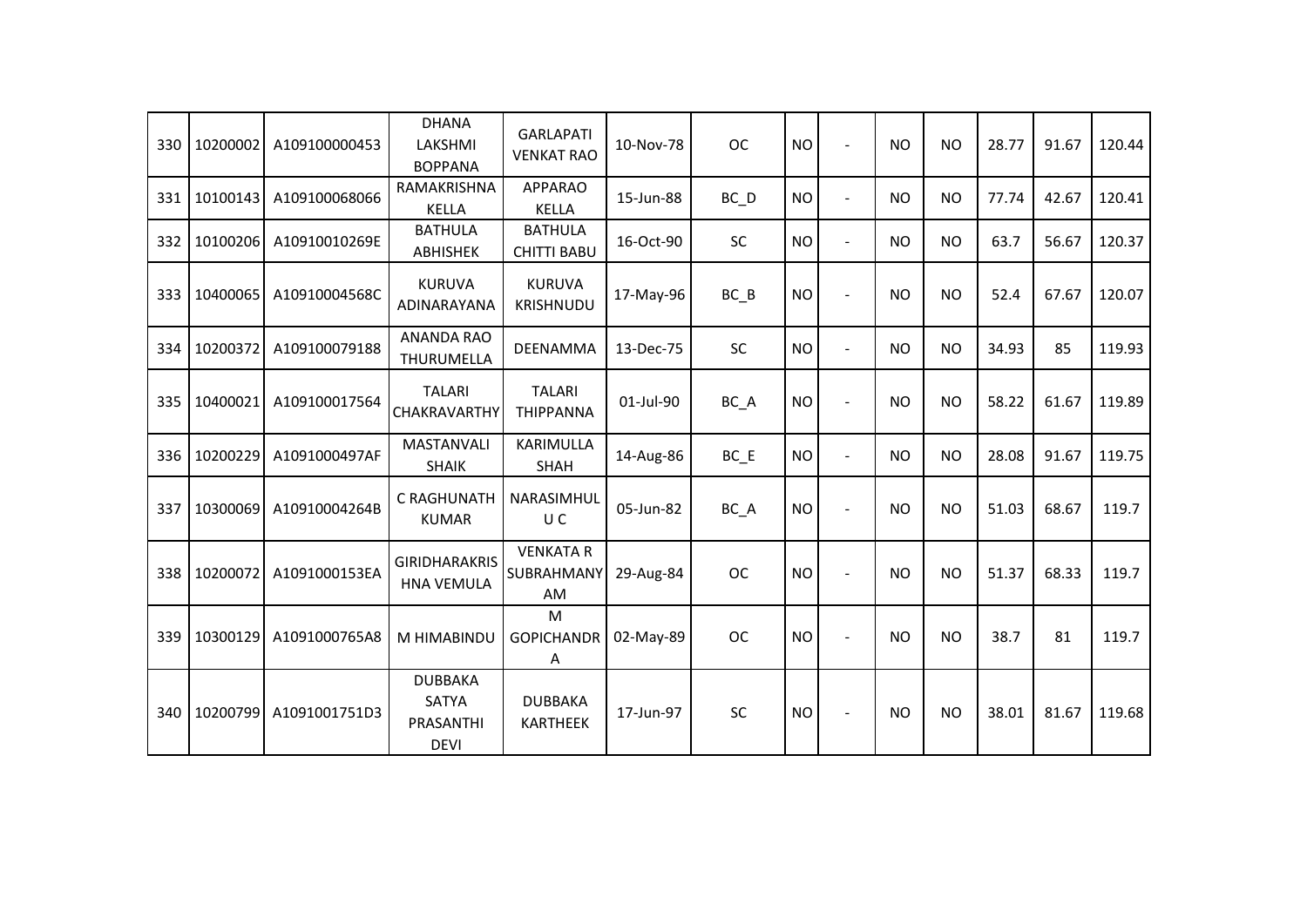| | | | | | | | | | | | | | | |
|---|---|---|---|---|---|---|---|---|---|---|---|---|---|---|
| 330 | 10200002 | A109100000453 | DHANA LAKSHMI BOPPANA | GARLAPATI VENKAT RAO | 10-Nov-78 | OC | NO | - | NO | NO | 28.77 | 91.67 | 120.44 |
| 331 | 10100143 | A109100068066 | RAMAKRISHNA KELLA | APPARAO KELLA | 15-Jun-88 | BC_D | NO | - | NO | NO | 77.74 | 42.67 | 120.41 |
| 332 | 10100206 | A10910010269E | BATHULA ABHISHEK | BATHULA CHITTI BABU | 16-Oct-90 | SC | NO | - | NO | NO | 63.7 | 56.67 | 120.37 |
| 333 | 10400065 | A10910004568C | KURUVA ADINARAYANA | KURUVA KRISHNUDU | 17-May-96 | BC_B | NO | - | NO | NO | 52.4 | 67.67 | 120.07 |
| 334 | 10200372 | A109100079188 | ANANDA RAO THURUMELLA | DEENAMMA | 13-Dec-75 | SC | NO | - | NO | NO | 34.93 | 85 | 119.93 |
| 335 | 10400021 | A109100017564 | TALARI CHAKRAVARTHY | TALARI THIPPANNA | 01-Jul-90 | BC_A | NO | - | NO | NO | 58.22 | 61.67 | 119.89 |
| 336 | 10200229 | A1091000497AF | MASTANVALI SHAIK | KARIMULLA SHAH | 14-Aug-86 | BC_E | NO | - | NO | NO | 28.08 | 91.67 | 119.75 |
| 337 | 10300069 | A10910004264B | C RAGHUNATH KUMAR | NARASIMHUL U C | 05-Jun-82 | BC_A | NO | - | NO | NO | 51.03 | 68.67 | 119.7 |
| 338 | 10200072 | A1091000153EA | GIRIDHARAKRIS HNA VEMULA | VENKATA R SUBRAHMANY AM | 29-Aug-84 | OC | NO | - | NO | NO | 51.37 | 68.33 | 119.7 |
| 339 | 10300129 | A1091000765A8 | M HIMABINDU | M GOPICHANDR A | 02-May-89 | OC | NO | - | NO | NO | 38.7 | 81 | 119.7 |
| 340 | 10200799 | A1091001751D3 | DUBBAKA SATYA PRASANTHI DEVI | DUBBAKA KARTHEEK | 17-Jun-97 | SC | NO | - | NO | NO | 38.01 | 81.67 | 119.68 |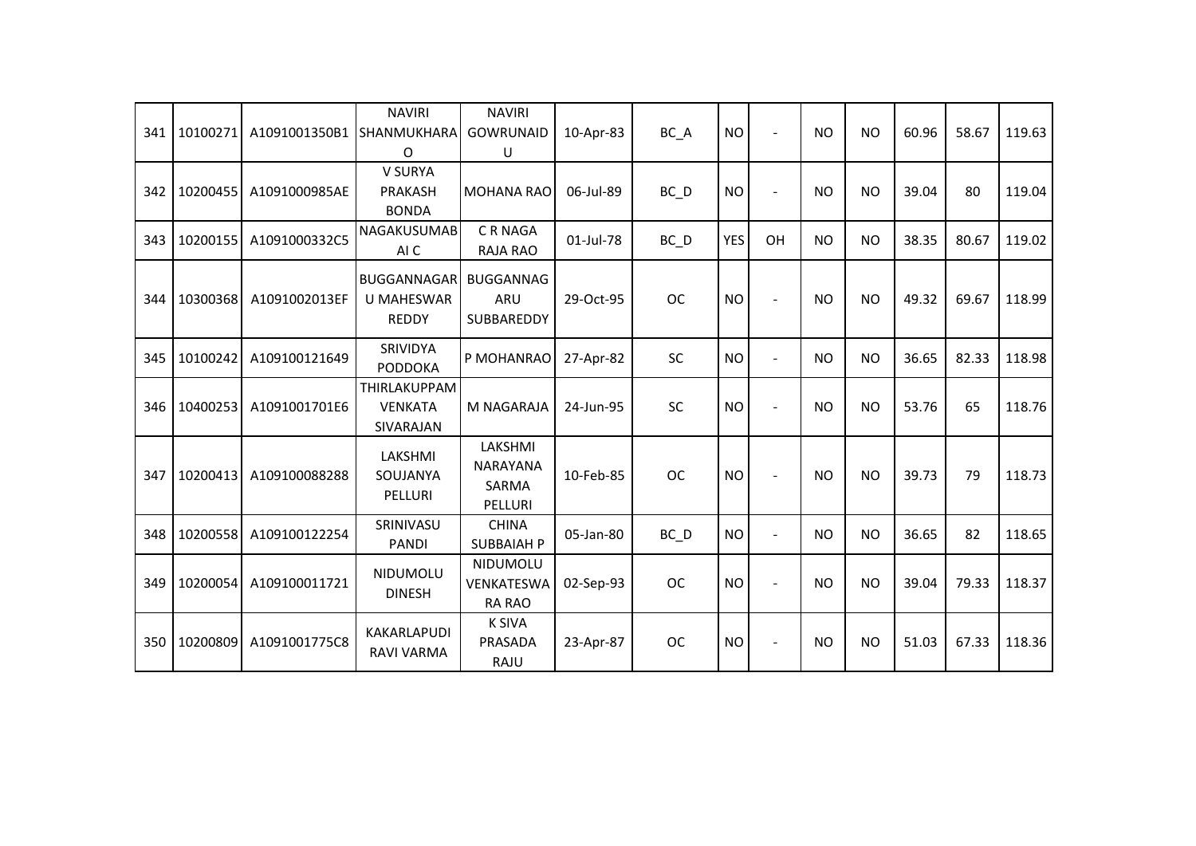| 341 | 10100271 | A1091001350B1 | NAVIRI SHANMUKHARA O | NAVIRI GOWRUNAID U | 10-Apr-83 | BC_A | NO | - | NO | NO | 60.96 | 58.67 | 119.63 |
|---|---|---|---|---|---|---|---|---|---|---|---|---|---|
| 342 | 10200455 | A1091000985AE | V SURYA PRAKASH BONDA | MOHANA RAO | 06-Jul-89 | BC_D | NO | - | NO | NO | 39.04 | 80 | 119.04 |
| 343 | 10200155 | A1091000332C5 | NAGAKUSUMAB AI C | C R NAGA RAJA RAO | 01-Jul-78 | BC_D | YES | OH | NO | NO | 38.35 | 80.67 | 119.02 |
| 344 | 10300368 | A1091002013EF | BUGGANNAGAR U MAHESWAR REDDY | BUGGANNAG ARU SUBBAREDDY | 29-Oct-95 | OC | NO | - | NO | NO | 49.32 | 69.67 | 118.99 |
| 345 | 10100242 | A109100121649 | SRIVIDYA PODDOKA | P MOHANRAO | 27-Apr-82 | SC | NO | - | NO | NO | 36.65 | 82.33 | 118.98 |
| 346 | 10400253 | A1091001701E6 | THIRLAKUPPAM VENKATA SIVARAJAN | M NAGARAJA | 24-Jun-95 | SC | NO | - | NO | NO | 53.76 | 65 | 118.76 |
| 347 | 10200413 | A109100088288 | LAKSHMI SOUJANYA PELLURI | LAKSHMI NARAYANA SARMA PELLURI | 10-Feb-85 | OC | NO | - | NO | NO | 39.73 | 79 | 118.73 |
| 348 | 10200558 | A109100122254 | SRINIVASU PANDI | CHINA SUBBAIAH P | 05-Jan-80 | BC_D | NO | - | NO | NO | 36.65 | 82 | 118.65 |
| 349 | 10200054 | A109100011721 | NIDUMOLU DINESH | NIDUMOLU VENKATESWA RA RAO | 02-Sep-93 | OC | NO | - | NO | NO | 39.04 | 79.33 | 118.37 |
| 350 | 10200809 | A1091001775C8 | KAKARLAPUDI RAVI VARMA | K SIVA PRASADA RAJU | 23-Apr-87 | OC | NO | - | NO | NO | 51.03 | 67.33 | 118.36 |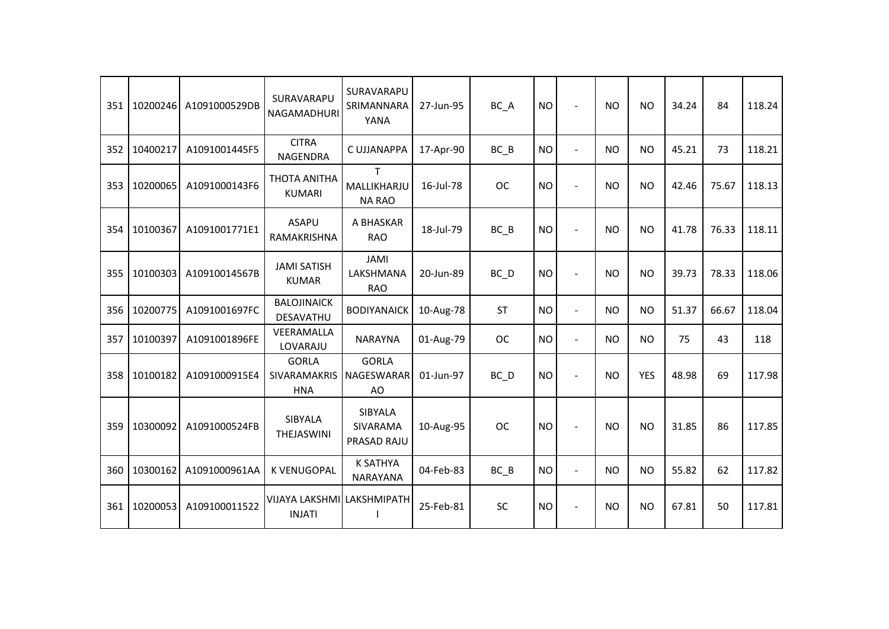| 351 | 10200246 | A1091000529DB | SURAVARAPU NAGAMADHURI | SURAVARAPU SRIMANNARAYANA | 27-Jun-95 | BC_A | NO | - | NO | NO | 34.24 | 84 | 118.24 |
|---|---|---|---|---|---|---|---|---|---|---|---|---|---|
| 352 | 10400217 | A1091001445F5 | CITRA NAGENDRA | C UJJANAPPA | 17-Apr-90 | BC_B | NO | - | NO | NO | 45.21 | 73 | 118.21 |
| 353 | 10200065 | A1091000143F6 | THOTA ANITHA KUMARI | T MALLIKHARJUNA RAO | 16-Jul-78 | OC | NO | - | NO | NO | 42.46 | 75.67 | 118.13 |
| 354 | 10100367 | A1091001771E1 | ASAPU RAMAKRISHNA | A BHASKAR RAO | 18-Jul-79 | BC_B | NO | - | NO | NO | 41.78 | 76.33 | 118.11 |
| 355 | 10100303 | A10910014567B | JAMI SATISH KUMAR | JAMI LAKSHMANA RAO | 20-Jun-89 | BC_D | NO | - | NO | NO | 39.73 | 78.33 | 118.06 |
| 356 | 10200775 | A1091001697FC | BALOJINAICK DESAVATHU | BODIYANAICK | 10-Aug-78 | ST | NO | - | NO | NO | 51.37 | 66.67 | 118.04 |
| 357 | 10100397 | A1091001896FE | VEERAMALLA LOVARAJU | NARAYNA | 01-Aug-79 | OC | NO | - | NO | NO | 75 | 43 | 118 |
| 358 | 10100182 | A1091000915E4 | GORLA SIVARAMAKRISHNA | GORLA NAGESWARARAO | 01-Jun-97 | BC_D | NO | - | NO | YES | 48.98 | 69 | 117.98 |
| 359 | 10300092 | A1091000524FB | SIBYALA THEJASWINI | SIBYALA SIVARAMA PRASAD RAJU | 10-Aug-95 | OC | NO | - | NO | NO | 31.85 | 86 | 117.85 |
| 360 | 10300162 | A1091000961AA | K VENUGOPAL | K SATHYA NARAYANA | 04-Feb-83 | BC_B | NO | - | NO | NO | 55.82 | 62 | 117.82 |
| 361 | 10200053 | A109100011522 | VIJAYA LAKSHMI INJATI | LAKSHMIPATHI | 25-Feb-81 | SC | NO | - | NO | NO | 67.81 | 50 | 117.81 |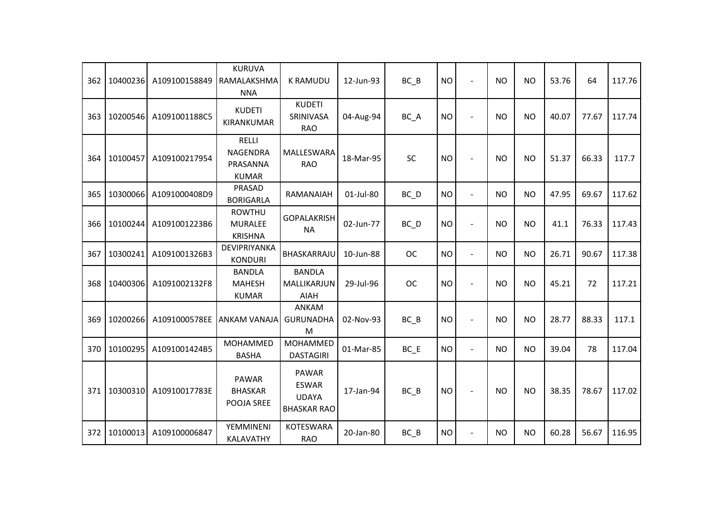| | | | | | | | | | | | | | |
|---|---|---|---|---|---|---|---|---|---|---|---|---|---|
| 362 | 10400236 | A109100158849 | KURUVA RAMALAKSHMA NNA | K RAMUDU | 12-Jun-93 | BC_B | NO | - | NO | NO | 53.76 | 64 | 117.76 |
| 363 | 10200546 | A1091001188C5 | KUDETI KIRANKUMAR | KUDETI SRINIVASA RAO | 04-Aug-94 | BC_A | NO | - | NO | NO | 40.07 | 77.67 | 117.74 |
| 364 | 10100457 | A109100217954 | RELLI NAGENDRA PRASANNA KUMAR | MALLESWARA RAO | 18-Mar-95 | SC | NO | - | NO | NO | 51.37 | 66.33 | 117.7 |
| 365 | 10300066 | A1091000408D9 | PRASAD BORIGARLA | RAMANAIAH | 01-Jul-80 | BC_D | NO | - | NO | NO | 47.95 | 69.67 | 117.62 |
| 366 | 10100244 | A1091001223B6 | ROWTHU MURALEE KRISHNA | GOPALAKRISH NA | 02-Jun-77 | BC_D | NO | - | NO | NO | 41.1 | 76.33 | 117.43 |
| 367 | 10300241 | A1091001326B3 | DEVIPRIYANKA KONDURI | BHASKARRAJU | 10-Jun-88 | OC | NO | - | NO | NO | 26.71 | 90.67 | 117.38 |
| 368 | 10400306 | A1091002132F8 | BANDLA MAHESH KUMAR | BANDLA MALLIKARJUN AIAH | 29-Jul-96 | OC | NO | - | NO | NO | 45.21 | 72 | 117.21 |
| 369 | 10200266 | A1091000578EE | ANKAM VANAJA | ANKAM GURUNADHA M | 02-Nov-93 | BC_B | NO | - | NO | NO | 28.77 | 88.33 | 117.1 |
| 370 | 10100295 | A1091001424B5 | MOHAMMED BASHA | MOHAMMED DASTAGIRI | 01-Mar-85 | BC_E | NO | - | NO | NO | 39.04 | 78 | 117.04 |
| 371 | 10300310 | A10910017783E | PAWAR BHASKAR POOJA SREE | PAWAR ESWAR UDAYA BHASKAR RAO | 17-Jan-94 | BC_B | NO | - | NO | NO | 38.35 | 78.67 | 117.02 |
| 372 | 10100013 | A109100006847 | YEMMINENI KALAVATHY | KOTESWARA RAO | 20-Jan-80 | BC_B | NO | - | NO | NO | 60.28 | 56.67 | 116.95 |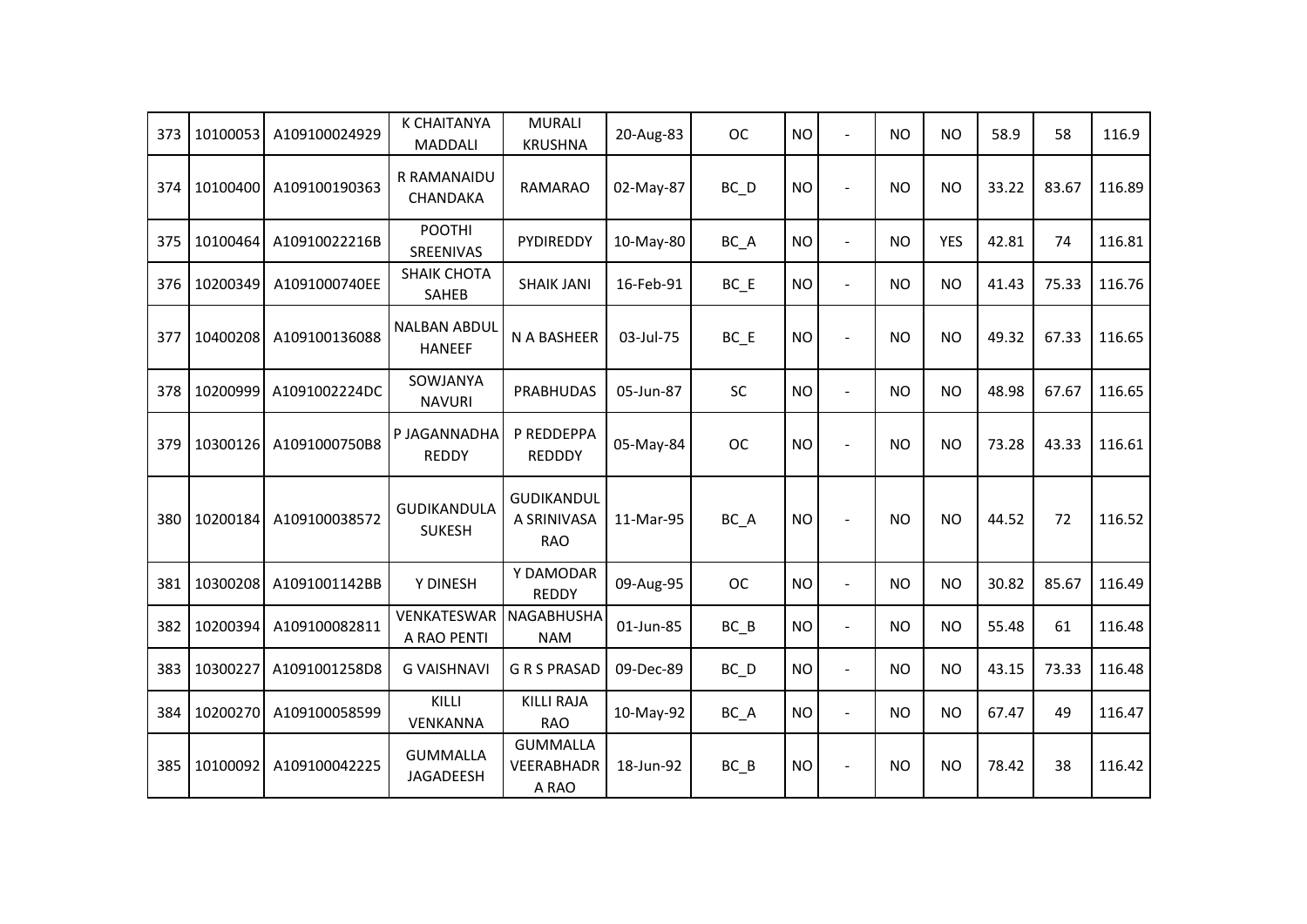| | | | | | | | | | | | | | |
|---|---|---|---|---|---|---|---|---|---|---|---|---|---|
| 373 | 10100053 | A109100024929 | K CHAITANYA MADDALI | MURALI KRUSHNA | 20-Aug-83 | OC | NO | - | NO | NO | 58.9 | 58 | 116.9 |
| 374 | 10100400 | A109100190363 | R RAMANAIDU CHANDAKA | RAMARAO | 02-May-87 | BC_D | NO | - | NO | NO | 33.22 | 83.67 | 116.89 |
| 375 | 10100464 | A10910022216B | POOTHI SREENIVAS | PYDIREDDY | 10-May-80 | BC_A | NO | - | NO | YES | 42.81 | 74 | 116.81 |
| 376 | 10200349 | A1091000740EE | SHAIK CHOTA SAHEB | SHAIK JANI | 16-Feb-91 | BC_E | NO | - | NO | NO | 41.43 | 75.33 | 116.76 |
| 377 | 10400208 | A109100136088 | NALBAN ABDUL HANEEF | N A BASHEER | 03-Jul-75 | BC_E | NO | - | NO | NO | 49.32 | 67.33 | 116.65 |
| 378 | 10200999 | A1091002224DC | SOWJANYA NAVURI | PRABHUDAS | 05-Jun-87 | SC | NO | - | NO | NO | 48.98 | 67.67 | 116.65 |
| 379 | 10300126 | A1091000750B8 | P JAGANNADHA REDDY | P REDDEPPA REDDDY | 05-May-84 | OC | NO | - | NO | NO | 73.28 | 43.33 | 116.61 |
| 380 | 10200184 | A109100038572 | GUDIKANDULA SUKESH | GUDIKANDULA SRINIVASA RAO | 11-Mar-95 | BC_A | NO | - | NO | NO | 44.52 | 72 | 116.52 |
| 381 | 10300208 | A1091001142BB | Y DINESH | Y DAMODAR REDDY | 09-Aug-95 | OC | NO | - | NO | NO | 30.82 | 85.67 | 116.49 |
| 382 | 10200394 | A109100082811 | VENKATESWARA RAO PENTI | NAGABHUSHANAM | 01-Jun-85 | BC_B | NO | - | NO | NO | 55.48 | 61 | 116.48 |
| 383 | 10300227 | A1091001258D8 | G VAISHNAVI | G R S PRASAD | 09-Dec-89 | BC_D | NO | - | NO | NO | 43.15 | 73.33 | 116.48 |
| 384 | 10200270 | A109100058599 | KILLI VENKANNA | KILLI RAJA RAO | 10-May-92 | BC_A | NO | - | NO | NO | 67.47 | 49 | 116.47 |
| 385 | 10100092 | A109100042225 | GUMMALLA JAGADEESH | GUMMALLA VEERABHADRA RAO | 18-Jun-92 | BC_B | NO | - | NO | NO | 78.42 | 38 | 116.42 |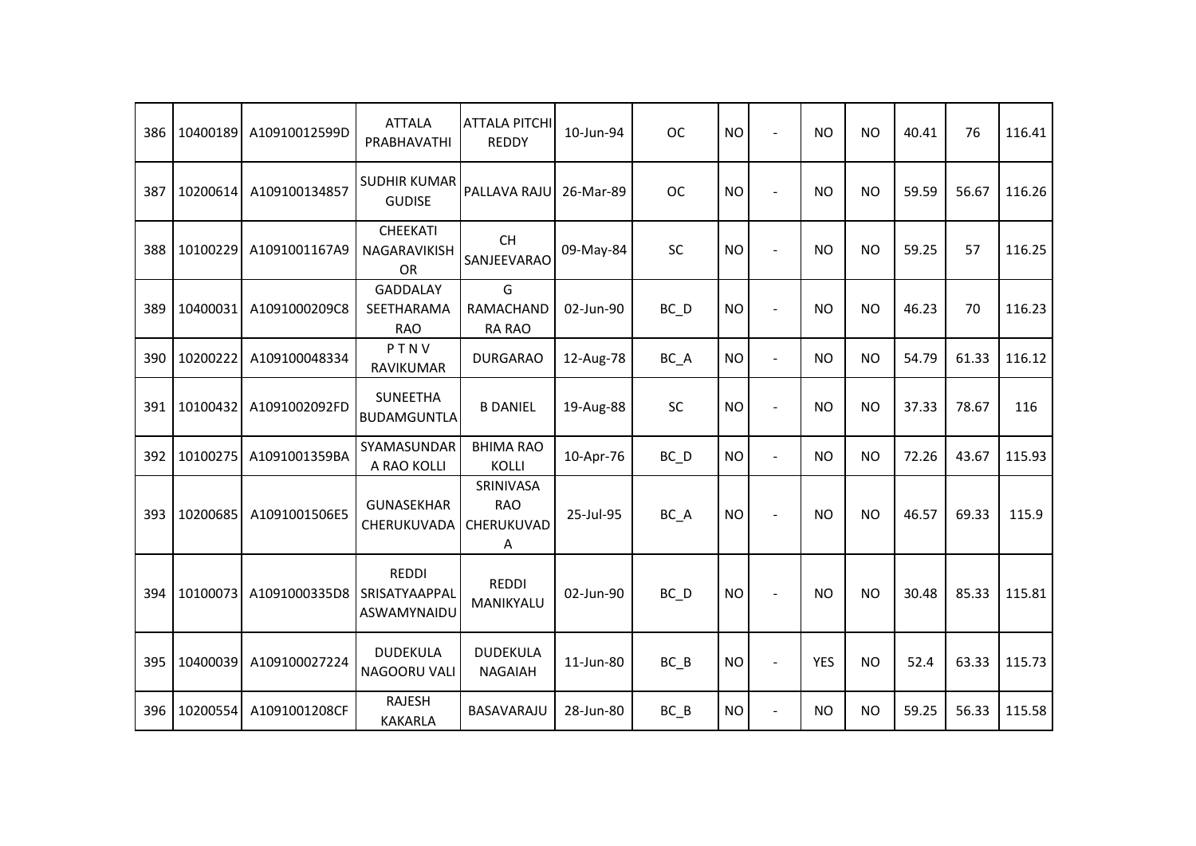| 386 | 10400189 | A10910012599D | ATTALA PRABHAVATHI | ATTALA PITCHI REDDY | 10-Jun-94 | OC | NO | - | NO | NO | 40.41 | 76 | 116.41 |
|---|---|---|---|---|---|---|---|---|---|---|---|---|---|
| 387 | 10200614 | A109100134857 | SUDHIR KUMAR GUDISE | PALLAVA RAJU | 26-Mar-89 | OC | NO | - | NO | NO | 59.59 | 56.67 | 116.26 |
| 388 | 10100229 | A1091001167A9 | CHEEKATI NAGARAVIKISHOR | CH SANJEEVARAO | 09-May-84 | SC | NO | - | NO | NO | 59.25 | 57 | 116.25 |
| 389 | 10400031 | A1091000209C8 | GADDALAY SEETHARAMA RAO | G RAMACHAND RA RAO | 02-Jun-90 | BC_D | NO | - | NO | NO | 46.23 | 70 | 116.23 |
| 390 | 10200222 | A109100048334 | P T N V RAVIKUMAR | DURGARAO | 12-Aug-78 | BC_A | NO | - | NO | NO | 54.79 | 61.33 | 116.12 |
| 391 | 10100432 | A1091002092FD | SUNEETHA BUDAMGUNTLA | B DANIEL | 19-Aug-88 | SC | NO | - | NO | NO | 37.33 | 78.67 | 116 |
| 392 | 10100275 | A1091001359BA | SYAMASUNDARA RAO KOLLI | BHIMA RAO KOLLI | 10-Apr-76 | BC_D | NO | - | NO | NO | 72.26 | 43.67 | 115.93 |
| 393 | 10200685 | A1091001506E5 | GUNASEKHAR CHERUKUVADA | SRINIVASA RAO CHERUKUVADA | 25-Jul-95 | BC_A | NO | - | NO | NO | 46.57 | 69.33 | 115.9 |
| 394 | 10100073 | A1091000335D8 | REDDI SRISATYAAPPALASWAMYNAIDU | REDDI MANIKYALU | 02-Jun-90 | BC_D | NO | - | NO | NO | 30.48 | 85.33 | 115.81 |
| 395 | 10400039 | A109100027224 | DUDEKULA NAGOORU VALI | DUDEKULA NAGAIAH | 11-Jun-80 | BC_B | NO | - | YES | NO | 52.4 | 63.33 | 115.73 |
| 396 | 10200554 | A1091001208CF | RAJESH KAKARLA | BASAVARAJU | 28-Jun-80 | BC_B | NO | - | NO | NO | 59.25 | 56.33 | 115.58 |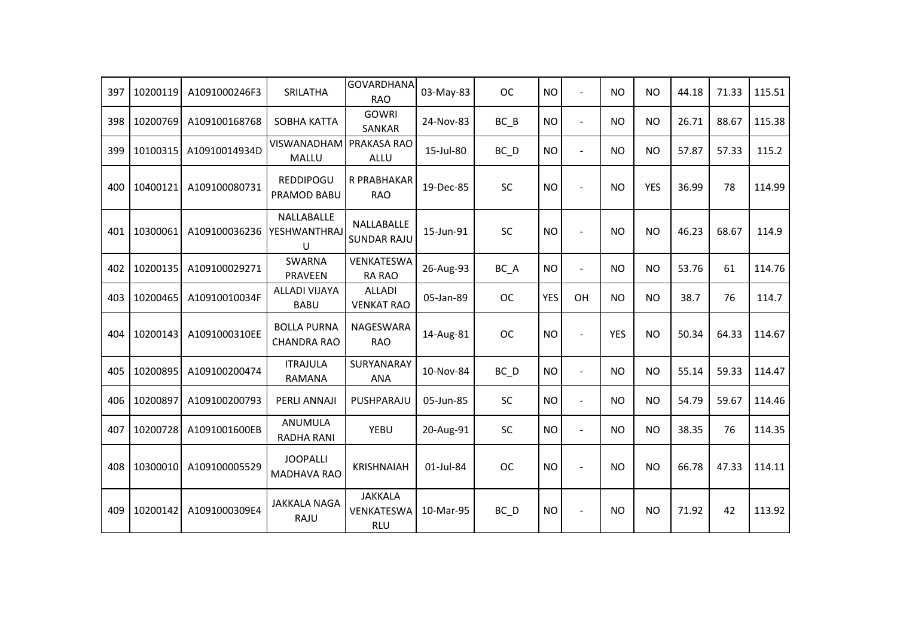| | | | | | | | | | | | | | |
|---|---|---|---|---|---|---|---|---|---|---|---|---|---|
| 397 | 10200119 | A1091000246F3 | SRILATHA | GOVARDHANA RAO | 03-May-83 | OC | NO | - | NO | NO | 44.18 | 71.33 | 115.51 |
| 398 | 10200769 | A109100168768 | SOBHA KATTA | GOWRI SANKAR | 24-Nov-83 | BC_B | NO | - | NO | NO | 26.71 | 88.67 | 115.38 |
| 399 | 10100315 | A10910014934D | VISWANADHAM MALLU | PRAKASA RAO ALLU | 15-Jul-80 | BC_D | NO | - | NO | NO | 57.87 | 57.33 | 115.2 |
| 400 | 10400121 | A109100080731 | REDDIPOGU PRAMOD BABU | R PRABHAKAR RAO | 19-Dec-85 | SC | NO | - | NO | YES | 36.99 | 78 | 114.99 |
| 401 | 10300061 | A109100036236 | NALLABALLE YESHWANTHRAJU | NALLABALLE SUNDAR RAJU | 15-Jun-91 | SC | NO | - | NO | NO | 46.23 | 68.67 | 114.9 |
| 402 | 10200135 | A109100029271 | SWARNA PRAVEEN | VENKATESWARA RAO | 26-Aug-93 | BC_A | NO | - | NO | NO | 53.76 | 61 | 114.76 |
| 403 | 10200465 | A10910010034F | ALLADI VIJAYA BABU | ALLADI VENKAT RAO | 05-Jan-89 | OC | YES | OH | NO | NO | 38.7 | 76 | 114.7 |
| 404 | 10200143 | A1091000310EE | BOLLA PURNA CHANDRA RAO | NAGESWARA RAO | 14-Aug-81 | OC | NO | - | YES | NO | 50.34 | 64.33 | 114.67 |
| 405 | 10200895 | A109100200474 | ITRAJULA RAMANA | SURYANARAYANA | 10-Nov-84 | BC_D | NO | - | NO | NO | 55.14 | 59.33 | 114.47 |
| 406 | 10200897 | A109100200793 | PERLI ANNAJI | PUSHPARAJU | 05-Jun-85 | SC | NO | - | NO | NO | 54.79 | 59.67 | 114.46 |
| 407 | 10200728 | A1091001600EB | ANUMULA RADHA RANI | YEBU | 20-Aug-91 | SC | NO | - | NO | NO | 38.35 | 76 | 114.35 |
| 408 | 10300010 | A109100005529 | JOOPALLI MADHAVA RAO | KRISHNAIAH | 01-Jul-84 | OC | NO | - | NO | NO | 66.78 | 47.33 | 114.11 |
| 409 | 10200142 | A1091000309E4 | JAKKALA NAGA RAJU | JAKKALA VENKATESWARLU | 10-Mar-95 | BC_D | NO | - | NO | NO | 71.92 | 42 | 113.92 |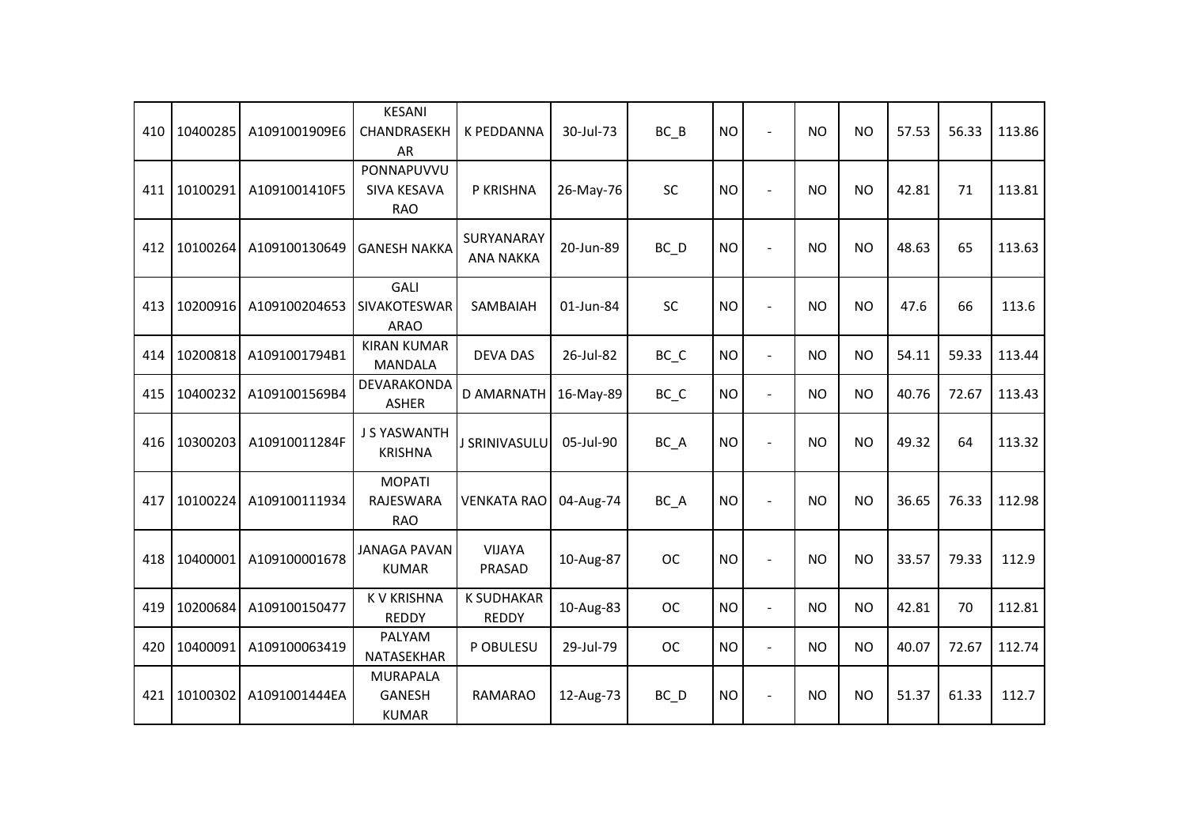| | | | | | | | | | | | | | |
|---|---|---|---|---|---|---|---|---|---|---|---|---|---|
| 410 | 10400285 | A1091001909E6 | KESANI CHANDRASEKHAR | K PEDDANNA | 30-Jul-73 | BC_B | NO | - | NO | NO | 57.53 | 56.33 | 113.86 |
| 411 | 10100291 | A1091001410F5 | PONNAPUVVU SIVA KESAVA RAO | P KRISHNA | 26-May-76 | SC | NO | - | NO | NO | 42.81 | 71 | 113.81 |
| 412 | 10100264 | A109100130649 | GANESH NAKKA | SURYANARAYANA NAKKA | 20-Jun-89 | BC_D | NO | - | NO | NO | 48.63 | 65 | 113.63 |
| 413 | 10200916 | A109100204653 | GALI SIVAKOTESWARARAO | SAMBAIAH | 01-Jun-84 | SC | NO | - | NO | NO | 47.6 | 66 | 113.6 |
| 414 | 10200818 | A1091001794B1 | KIRAN KUMAR MANDALA | DEVA DAS | 26-Jul-82 | BC_C | NO | - | NO | NO | 54.11 | 59.33 | 113.44 |
| 415 | 10400232 | A1091001569B4 | DEVARAKONDA ASHER | D AMARNATH | 16-May-89 | BC_C | NO | - | NO | NO | 40.76 | 72.67 | 113.43 |
| 416 | 10300203 | A10910011284F | J S YASWANTH KRISHNA | J SRINIVASULU | 05-Jul-90 | BC_A | NO | - | NO | NO | 49.32 | 64 | 113.32 |
| 417 | 10100224 | A109100111934 | MOPATI RAJESWARA RAO | VENKATA RAO | 04-Aug-74 | BC_A | NO | - | NO | NO | 36.65 | 76.33 | 112.98 |
| 418 | 10400001 | A109100001678 | JANAGA PAVAN KUMAR | VIJAYA PRASAD | 10-Aug-87 | OC | NO | - | NO | NO | 33.57 | 79.33 | 112.9 |
| 419 | 10200684 | A109100150477 | K V KRISHNA REDDY | K SUDHAKAR REDDY | 10-Aug-83 | OC | NO | - | NO | NO | 42.81 | 70 | 112.81 |
| 420 | 10400091 | A109100063419 | PALYAM NATASEKHAR | P OBULESU | 29-Jul-79 | OC | NO | - | NO | NO | 40.07 | 72.67 | 112.74 |
| 421 | 10100302 | A1091001444EA | MURAPALA GANESH KUMAR | RAMARAO | 12-Aug-73 | BC_D | NO | - | NO | NO | 51.37 | 61.33 | 112.7 |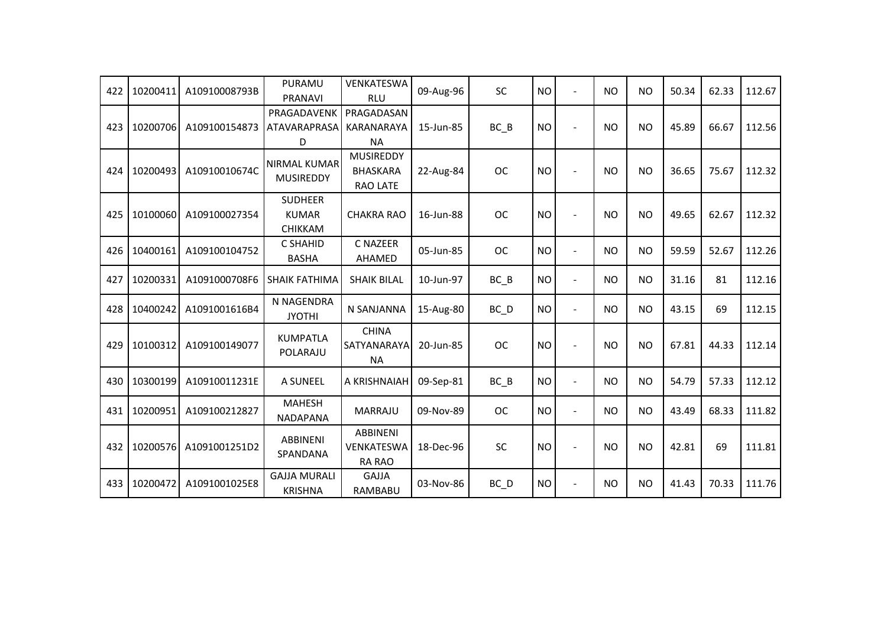| 422 | 10200411 | A10910008793B | PURAMU PRANAVI | VENKATESWARLU | 09-Aug-96 | SC | NO | - | NO | NO | 50.34 | 62.33 | 112.67 |
|---|---|---|---|---|---|---|---|---|---|---|---|---|---|
| 423 | 10200706 | A109100154873 | PRAGADAVENKATAVARAPRASAD | PRAGADASANKARANARAYANA | 15-Jun-85 | BC_B | NO | - | NO | NO | 45.89 | 66.67 | 112.56 |
| 424 | 10200493 | A10910010674C | NIRMAL KUMAR MUSIREDDY | MUSIREDDY BHASKARA RAO LATE | 22-Aug-84 | OC | NO | - | NO | NO | 36.65 | 75.67 | 112.32 |
| 425 | 10100060 | A109100027354 | SUDHEER KUMAR CHIKKAM | CHAKRA RAO | 16-Jun-88 | OC | NO | - | NO | NO | 49.65 | 62.67 | 112.32 |
| 426 | 10400161 | A109100104752 | C SHAHID BASHA | C NAZEER AHAMED | 05-Jun-85 | OC | NO | - | NO | NO | 59.59 | 52.67 | 112.26 |
| 427 | 10200331 | A1091000708F6 | SHAIK FATHIMA | SHAIK BILAL | 10-Jun-97 | BC_B | NO | - | NO | NO | 31.16 | 81 | 112.16 |
| 428 | 10400242 | A1091001616B4 | N NAGENDRA JYOTHI | N SANJANNA | 15-Aug-80 | BC_D | NO | - | NO | NO | 43.15 | 69 | 112.15 |
| 429 | 10100312 | A109100149077 | KUMPATLA POLARAJU | CHINA SATYANARAYANA | 20-Jun-85 | OC | NO | - | NO | NO | 67.81 | 44.33 | 112.14 |
| 430 | 10300199 | A10910011231E | A SUNEEL | A KRISHNAIAH | 09-Sep-81 | BC_B | NO | - | NO | NO | 54.79 | 57.33 | 112.12 |
| 431 | 10200951 | A109100212827 | MAHESH NADAPANA | MARRAJU | 09-Nov-89 | OC | NO | - | NO | NO | 43.49 | 68.33 | 111.82 |
| 432 | 10200576 | A1091001251D2 | ABBINENI SPANDANA | ABBINENI VENKATESWARA RAO | 18-Dec-96 | SC | NO | - | NO | NO | 42.81 | 69 | 111.81 |
| 433 | 10200472 | A1091001025E8 | GAJJA MURALI KRISHNA | GAJJA RAMBABU | 03-Nov-86 | BC_D | NO | - | NO | NO | 41.43 | 70.33 | 111.76 |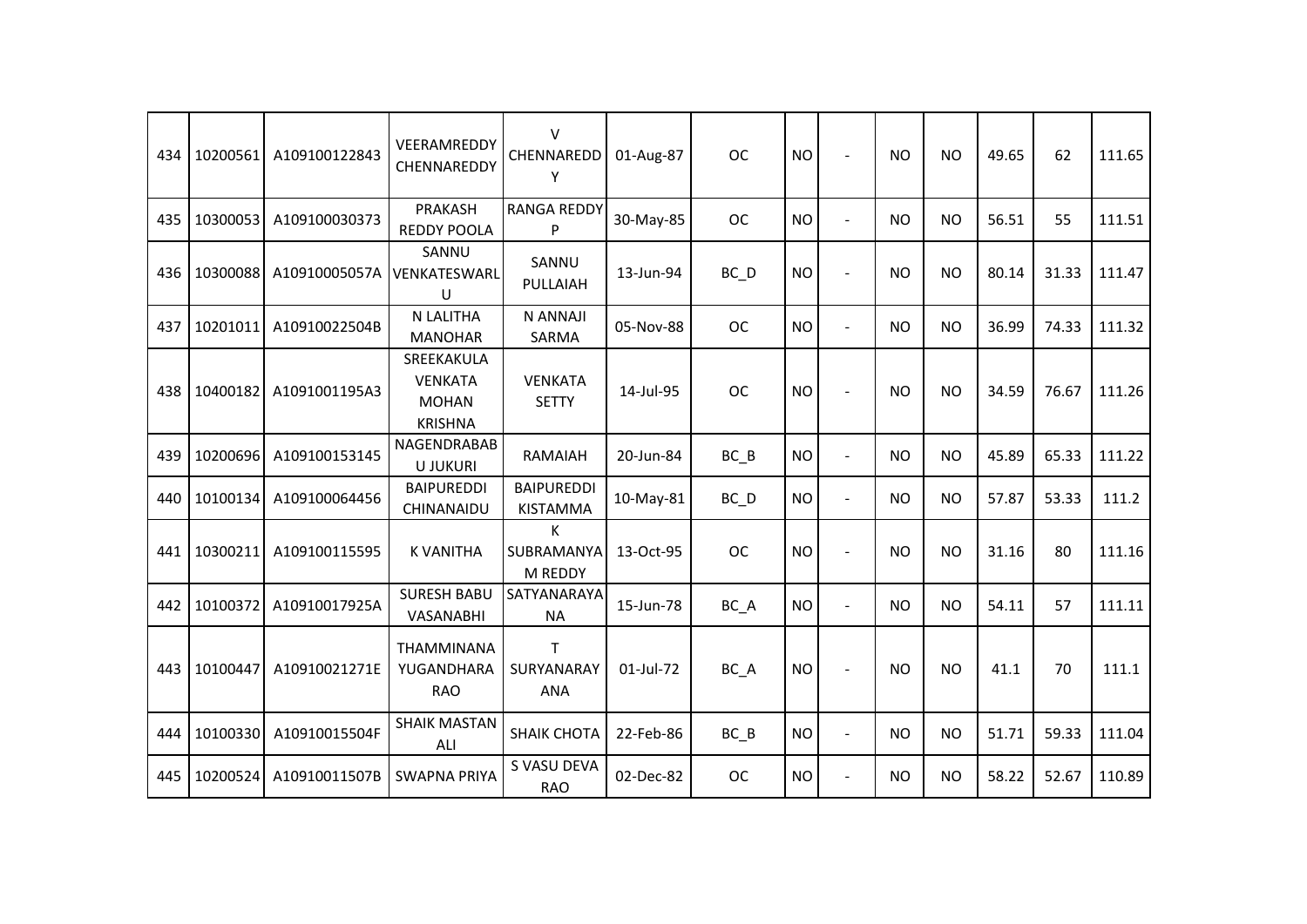| | | | | | | | | | | | | | | |
|---|---|---|---|---|---|---|---|---|---|---|---|---|---|---|
| 434 | 10200561 | A109100122843 | VEERAMREDDY CHENNAREDDY | V CHENNAREDDY | 01-Aug-87 | OC | NO | - | NO | NO | 49.65 | 62 | 111.65 |
| 435 | 10300053 | A109100030373 | PRAKASH REDDY POOLA | RANGA REDDY P | 30-May-85 | OC | NO | - | NO | NO | 56.51 | 55 | 111.51 |
| 436 | 10300088 | A10910005057A | SANNU VENKATESWARLU | SANNU PULLAIAH | 13-Jun-94 | BC_D | NO | - | NO | NO | 80.14 | 31.33 | 111.47 |
| 437 | 10201011 | A10910022504B | N LALITHA MANOHAR | N ANNAJI SARMA | 05-Nov-88 | OC | NO | - | NO | NO | 36.99 | 74.33 | 111.32 |
| 438 | 10400182 | A1091001195A3 | SREEKAKULA VENKATA MOHAN KRISHNA | VENKATA SETTY | 14-Jul-95 | OC | NO | - | NO | NO | 34.59 | 76.67 | 111.26 |
| 439 | 10200696 | A109100153145 | NAGENDRABABU JUKURI | RAMAIAH | 20-Jun-84 | BC_B | NO | - | NO | NO | 45.89 | 65.33 | 111.22 |
| 440 | 10100134 | A109100064456 | BAIPUREDDI CHINANAIDU | BAIPUREDDI KISTAMMA | 10-May-81 | BC_D | NO | - | NO | NO | 57.87 | 53.33 | 111.2 |
| 441 | 10300211 | A109100115595 | K VANITHA | K SUBRAMANYAM REDDY | 13-Oct-95 | OC | NO | - | NO | NO | 31.16 | 80 | 111.16 |
| 442 | 10100372 | A10910017925A | SURESH BABU VASANABHI | SATYANARAYANA | 15-Jun-78 | BC_A | NO | - | NO | NO | 54.11 | 57 | 111.11 |
| 443 | 10100447 | A10910021271E | THAMMINANA YUGANDHARA RAO | T SURYANARAYANA | 01-Jul-72 | BC_A | NO | - | NO | NO | 41.1 | 70 | 111.1 |
| 444 | 10100330 | A10910015504F | SHAIK MASTAN ALI | SHAIK CHOTA | 22-Feb-86 | BC_B | NO | - | NO | NO | 51.71 | 59.33 | 111.04 |
| 445 | 10200524 | A10910011507B | SWAPNA PRIYA | S VASU DEVA RAO | 02-Dec-82 | OC | NO | - | NO | NO | 58.22 | 52.67 | 110.89 |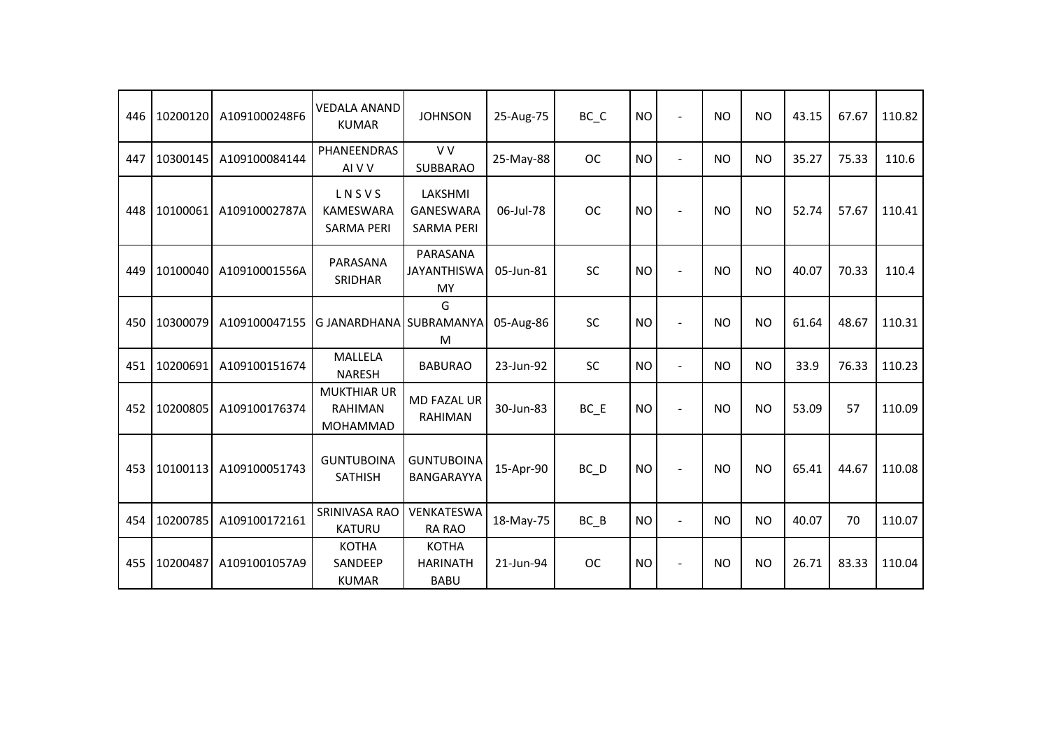| | | | | | | | | | | | | | | |
|---|---|---|---|---|---|---|---|---|---|---|---|---|---|---|
| 446 | 10200120 | A1091000248F6 | VEDALA ANAND KUMAR | JOHNSON | 25-Aug-75 | BC_C | NO | - | NO | NO | 43.15 | 67.67 | 110.82 |
| 447 | 10300145 | A109100084144 | PHANEENDRAS AI V V | V V SUBBARAO | 25-May-88 | OC | NO | - | NO | NO | 35.27 | 75.33 | 110.6 |
| 448 | 10100061 | A10910002787A | L N S V S KAMESWARA SARMA PERI | LAKSHMI GANESWARA SARMA PERI | 06-Jul-78 | OC | NO | - | NO | NO | 52.74 | 57.67 | 110.41 |
| 449 | 10100040 | A10910001556A | PARASANA SRIDHAR | PARASANA JAYANTHISWA MY | 05-Jun-81 | SC | NO | - | NO | NO | 40.07 | 70.33 | 110.4 |
| 450 | 10300079 | A109100047155 | G JANARDHANA | G SUBRAMANYA M | 05-Aug-86 | SC | NO | - | NO | NO | 61.64 | 48.67 | 110.31 |
| 451 | 10200691 | A109100151674 | MALLELA NARESH | BABURAO | 23-Jun-92 | SC | NO | - | NO | NO | 33.9 | 76.33 | 110.23 |
| 452 | 10200805 | A109100176374 | MUKTHIAR UR RAHIMAN MOHAMMAD | MD FAZAL UR RAHIMAN | 30-Jun-83 | BC_E | NO | - | NO | NO | 53.09 | 57 | 110.09 |
| 453 | 10100113 | A109100051743 | GUNTUBOINA SATHISH | GUNTUBOINA BANGARAYYA | 15-Apr-90 | BC_D | NO | - | NO | NO | 65.41 | 44.67 | 110.08 |
| 454 | 10200785 | A109100172161 | SRINIVASA RAO KATURU | VENKATESWA RA RAO | 18-May-75 | BC_B | NO | - | NO | NO | 40.07 | 70 | 110.07 |
| 455 | 10200487 | A1091001057A9 | KOTHA SANDEEP KUMAR | KOTHA HARINATH BABU | 21-Jun-94 | OC | NO | - | NO | NO | 26.71 | 83.33 | 110.04 |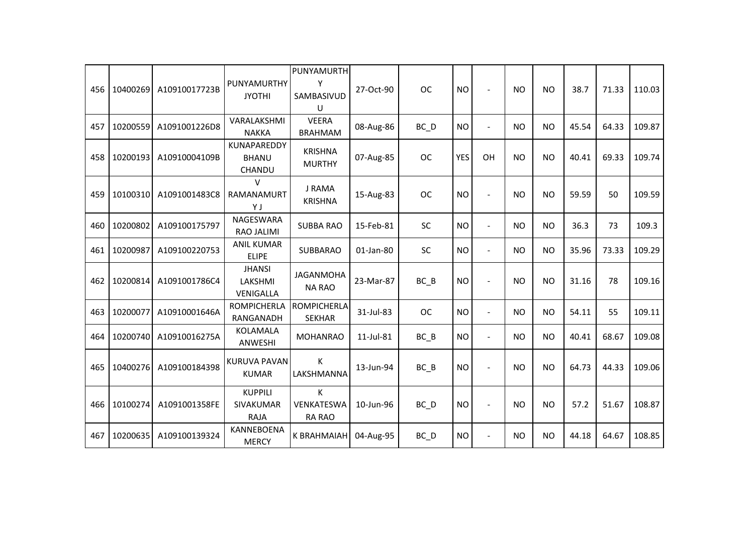| | | | | | | | | | | | | | | |
|---|---|---|---|---|---|---|---|---|---|---|---|---|---|---|
| 456 | 10400269 | A10910017723B | PUNYAMURTHY JYOTHI | PUNYAMURTHY SAMBASIVUDU | 27-Oct-90 | OC | NO | - | NO | NO | 38.7 | 71.33 | 110.03 |
| 457 | 10200559 | A1091001226D8 | VARALAKSHMI NAKKA | VEERA BRAHMAM | 08-Aug-86 | BC_D | NO | - | NO | NO | 45.54 | 64.33 | 109.87 |
| 458 | 10200193 | A10910004109B | KUNAPAREDDY BHANU CHANDU | KRISHNA MURTHY | 07-Aug-85 | OC | YES | OH | NO | NO | 40.41 | 69.33 | 109.74 |
| 459 | 10100310 | A1091001483C8 | V RAMANAMURTY J | J RAMA KRISHNA | 15-Aug-83 | OC | NO | - | NO | NO | 59.59 | 50 | 109.59 |
| 460 | 10200802 | A109100175797 | NAGESWARA RAO JALIMI | SUBBA RAO | 15-Feb-81 | SC | NO | - | NO | NO | 36.3 | 73 | 109.3 |
| 461 | 10200987 | A109100220753 | ANIL KUMAR ELIPE | SUBBARAO | 01-Jan-80 | SC | NO | - | NO | NO | 35.96 | 73.33 | 109.29 |
| 462 | 10200814 | A1091001786C4 | JHANSI LAKSHMI VENIGALLA | JAGANMOHANA RAO | 23-Mar-87 | BC_B | NO | - | NO | NO | 31.16 | 78 | 109.16 |
| 463 | 10200077 | A10910001646A | ROMPICHERLA RANGANADH | ROMPICHERLA SEKHAR | 31-Jul-83 | OC | NO | - | NO | NO | 54.11 | 55 | 109.11 |
| 464 | 10200740 | A10910016275A | KOLAMALA ANWESHI | MOHANRAO | 11-Jul-81 | BC_B | NO | - | NO | NO | 40.41 | 68.67 | 109.08 |
| 465 | 10400276 | A109100184398 | KURUVA PAVAN KUMAR | K LAKSHMANNA | 13-Jun-94 | BC_B | NO | - | NO | NO | 64.73 | 44.33 | 109.06 |
| 466 | 10100274 | A1091001358FE | KUPPILI SIVAKUMAR RAJA | K VENKATESWARA RAO | 10-Jun-96 | BC_D | NO | - | NO | NO | 57.2 | 51.67 | 108.87 |
| 467 | 10200635 | A109100139324 | KANNEBOENA MERCY | K BRAHMAIAH | 04-Aug-95 | BC_D | NO | - | NO | NO | 44.18 | 64.67 | 108.85 |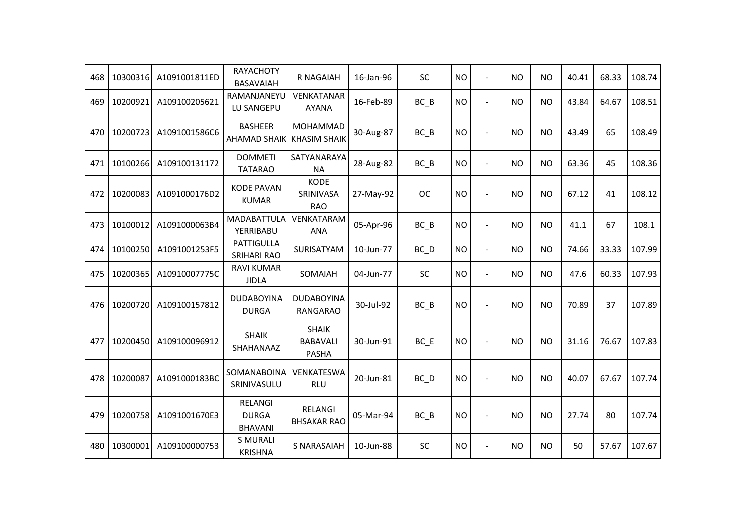| 468 | 10300316 | A1091001811ED | RAYACHOTY BASAVAIAH | R NAGAIAH | 16-Jan-96 | SC | NO | - | NO | NO | 40.41 | 68.33 | 108.74 |
|---|---|---|---|---|---|---|---|---|---|---|---|---|---|
| 469 | 10200921 | A109100205621 | RAMANJANEYU LU SANGEPU | VENKATANAR AYANA | 16-Feb-89 | BC_B | NO | - | NO | NO | 43.84 | 64.67 | 108.51 |
| 470 | 10200723 | A1091001586C6 | BASHEER AHAMAD SHAIK | MOHAMMAD KHASIM SHAIK | 30-Aug-87 | BC_B | NO | - | NO | NO | 43.49 | 65 | 108.49 |
| 471 | 10100266 | A109100131172 | DOMMETI TATARAO | SATYANARAYA NA | 28-Aug-82 | BC_B | NO | - | NO | NO | 63.36 | 45 | 108.36 |
| 472 | 10200083 | A1091000176D2 | KODE PAVAN KUMAR | KODE SRINIVASA RAO | 27-May-92 | OC | NO | - | NO | NO | 67.12 | 41 | 108.12 |
| 473 | 10100012 | A1091000063B4 | MADABATTULA YERRIBABU | VENKATARAM ANA | 05-Apr-96 | BC_B | NO | - | NO | NO | 41.1 | 67 | 108.1 |
| 474 | 10100250 | A1091001253F5 | PATTIGULLA SRIHARI RAO | SURISATYAM | 10-Jun-77 | BC_D | NO | - | NO | NO | 74.66 | 33.33 | 107.99 |
| 475 | 10200365 | A10910007775C | RAVI KUMAR JIDLA | SOMAIAH | 04-Jun-77 | SC | NO | - | NO | NO | 47.6 | 60.33 | 107.93 |
| 476 | 10200720 | A109100157812 | DUDABOYINA DURGA | DUDABOYINA RANGARAO | 30-Jul-92 | BC_B | NO | - | NO | NO | 70.89 | 37 | 107.89 |
| 477 | 10200450 | A109100096912 | SHAIK SHAHANAAZ | SHAIK BABAVALI PASHA | 30-Jun-91 | BC_E | NO | - | NO | NO | 31.16 | 76.67 | 107.83 |
| 478 | 10200087 | A1091000183BC | SOMANABOINA SRINIVASULU | VENKATESWA RLU | 20-Jun-81 | BC_D | NO | - | NO | NO | 40.07 | 67.67 | 107.74 |
| 479 | 10200758 | A1091001670E3 | RELANGI DURGA BHAVANI | RELANGI BHSAKAR RAO | 05-Mar-94 | BC_B | NO | - | NO | NO | 27.74 | 80 | 107.74 |
| 480 | 10300001 | A109100000753 | S MURALI KRISHNA | S NARASAIAH | 10-Jun-88 | SC | NO | - | NO | NO | 50 | 57.67 | 107.67 |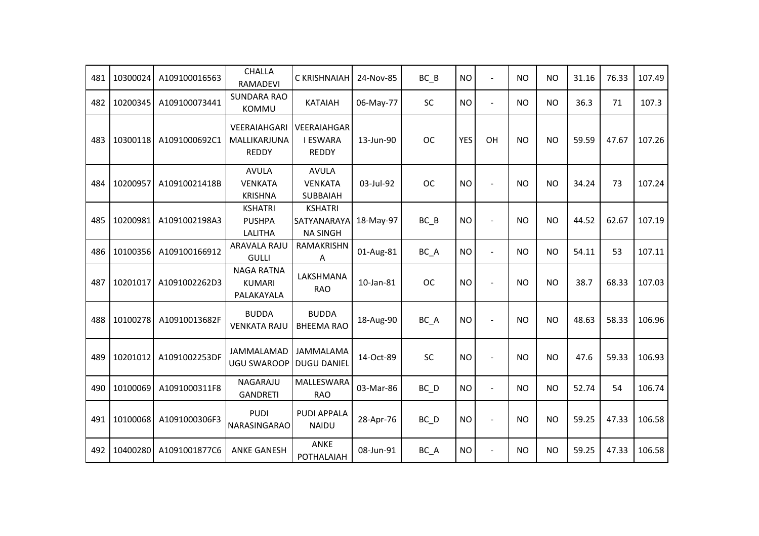| 481 | 10300024 | A109100016563 | CHALLA RAMADEVI | C KRISHNAIAH | 24-Nov-85 | BC_B | NO | - | NO | NO | 31.16 | 76.33 | 107.49 |
|---|---|---|---|---|---|---|---|---|---|---|---|---|---|
| 482 | 10200345 | A109100073441 | SUNDARA RAO KOMMU | KATAIAH | 06-May-77 | SC | NO | - | NO | NO | 36.3 | 71 | 107.3 |
| 483 | 10300118 | A1091000692C1 | VEERAIAHGARI MALLIKARJUNA REDDY | VEERAIAHGAR I ESWARA REDDY | 13-Jun-90 | OC | YES | OH | NO | NO | 59.59 | 47.67 | 107.26 |
| 484 | 10200957 | A10910021418B | AVULA VENKATA KRISHNA | AVULA VENKATA SUBBAIAH | 03-Jul-92 | OC | NO | - | NO | NO | 34.24 | 73 | 107.24 |
| 485 | 10200981 | A1091002198A3 | KSHATRI PUSHPA LALITHA | KSHATRI SATYANARAYA NA SINGH | 18-May-97 | BC_B | NO | - | NO | NO | 44.52 | 62.67 | 107.19 |
| 486 | 10100356 | A109100166912 | ARAVALA RAJU GULLI | RAMAKRISHN A | 01-Aug-81 | BC_A | NO | - | NO | NO | 54.11 | 53 | 107.11 |
| 487 | 10201017 | A1091002262D3 | NAGA RATNA KUMARI PALAKAYALA | LAKSHMANA RAO | 10-Jan-81 | OC | NO | - | NO | NO | 38.7 | 68.33 | 107.03 |
| 488 | 10100278 | A10910013682F | BUDDA VENKATA RAJU | BUDDA BHEEMA RAO | 18-Aug-90 | BC_A | NO | - | NO | NO | 48.63 | 58.33 | 106.96 |
| 489 | 10201012 | A1091002253DF | JAMMALAMAD UGU SWAROOP | JAMMALAMA DUGU DANIEL | 14-Oct-89 | SC | NO | - | NO | NO | 47.6 | 59.33 | 106.93 |
| 490 | 10100069 | A1091000311F8 | NAGARAJU GANDRETI | MALLESWARA RAO | 03-Mar-86 | BC_D | NO | - | NO | NO | 52.74 | 54 | 106.74 |
| 491 | 10100068 | A1091000306F3 | PUDI NARASINGARAO | PUDI APPALA NAIDU | 28-Apr-76 | BC_D | NO | - | NO | NO | 59.25 | 47.33 | 106.58 |
| 492 | 10400280 | A1091001877C6 | ANKE GANESH | ANKE POTHALAIAH | 08-Jun-91 | BC_A | NO | - | NO | NO | 59.25 | 47.33 | 106.58 |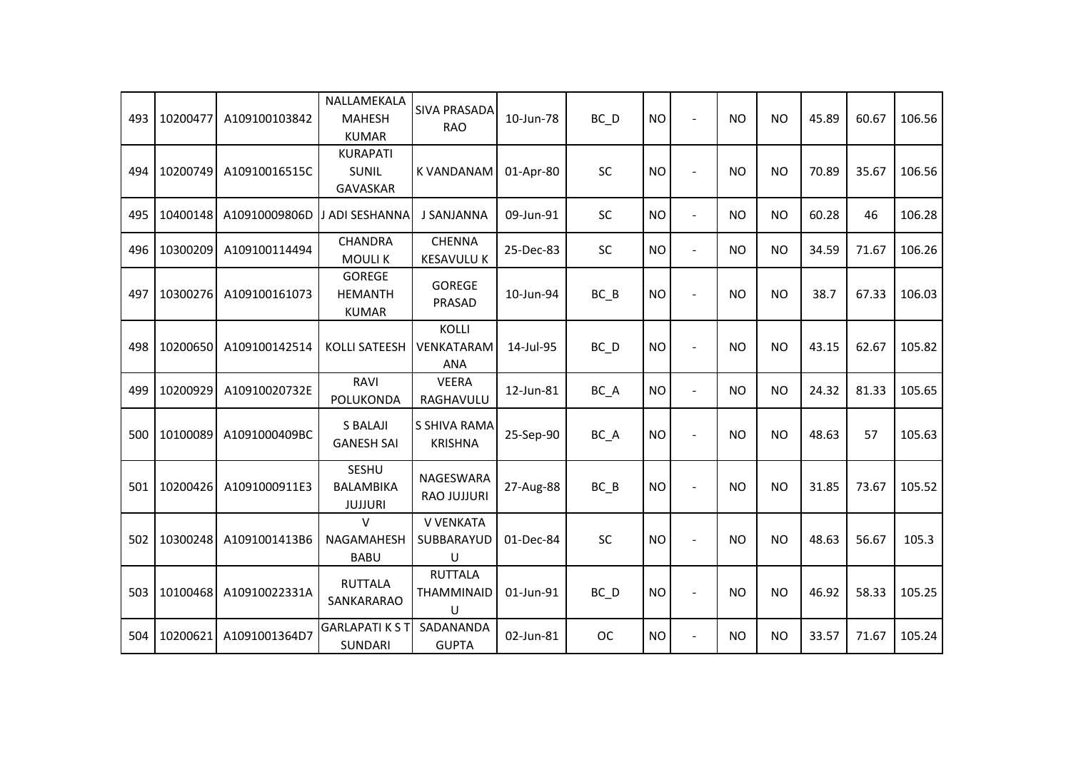| | | | | | | | | | | | | | |
|---|---|---|---|---|---|---|---|---|---|---|---|---|---|
| 493 | 10200477 | A109100103842 | NALLAMEKALA MAHESH KUMAR | SIVA PRASADA RAO | 10-Jun-78 | BC_D | NO | - | NO | NO | 45.89 | 60.67 | 106.56 |
| 494 | 10200749 | A10910016515C | KURAPATI SUNIL GAVASKAR | K VANDANAM | 01-Apr-80 | SC | NO | - | NO | NO | 70.89 | 35.67 | 106.56 |
| 495 | 10400148 | A10910009806D | J ADI SESHANNA | J SANJANNA | 09-Jun-91 | SC | NO | - | NO | NO | 60.28 | 46 | 106.28 |
| 496 | 10300209 | A109100114494 | CHANDRA MOULI K | CHENNA KESAVULU K | 25-Dec-83 | SC | NO | - | NO | NO | 34.59 | 71.67 | 106.26 |
| 497 | 10300276 | A109100161073 | GOREGE HEMANTH KUMAR | GOREGE PRASAD | 10-Jun-94 | BC_B | NO | - | NO | NO | 38.7 | 67.33 | 106.03 |
| 498 | 10200650 | A109100142514 | KOLLI SATEESH | KOLLI VENKATARAMANA | 14-Jul-95 | BC_D | NO | - | NO | NO | 43.15 | 62.67 | 105.82 |
| 499 | 10200929 | A10910020732E | RAVI POLUKONDA | VEERA RAGHAVULU | 12-Jun-81 | BC_A | NO | - | NO | NO | 24.32 | 81.33 | 105.65 |
| 500 | 10100089 | A1091000409BC | S BALAJI GANESH SAI | S SHIVA RAMA KRISHNA | 25-Sep-90 | BC_A | NO | - | NO | NO | 48.63 | 57 | 105.63 |
| 501 | 10200426 | A1091000911E3 | SESHU BALAMBIKA JUJJURI | NAGESWARA RAO JUJJURI | 27-Aug-88 | BC_B | NO | - | NO | NO | 31.85 | 73.67 | 105.52 |
| 502 | 10300248 | A1091001413B6 | V NAGAMAHESH BABU | V VENKATA SUBBARAYUDU | 01-Dec-84 | SC | NO | - | NO | NO | 48.63 | 56.67 | 105.3 |
| 503 | 10100468 | A10910022331A | RUTTALA SANKARARAO | RUTTALA THAMMINAIDU | 01-Jun-91 | BC_D | NO | - | NO | NO | 46.92 | 58.33 | 105.25 |
| 504 | 10200621 | A1091001364D7 | GARLAPATI K S T SUNDARI | SADANANDA GUPTA | 02-Jun-81 | OC | NO | - | NO | NO | 33.57 | 71.67 | 105.24 |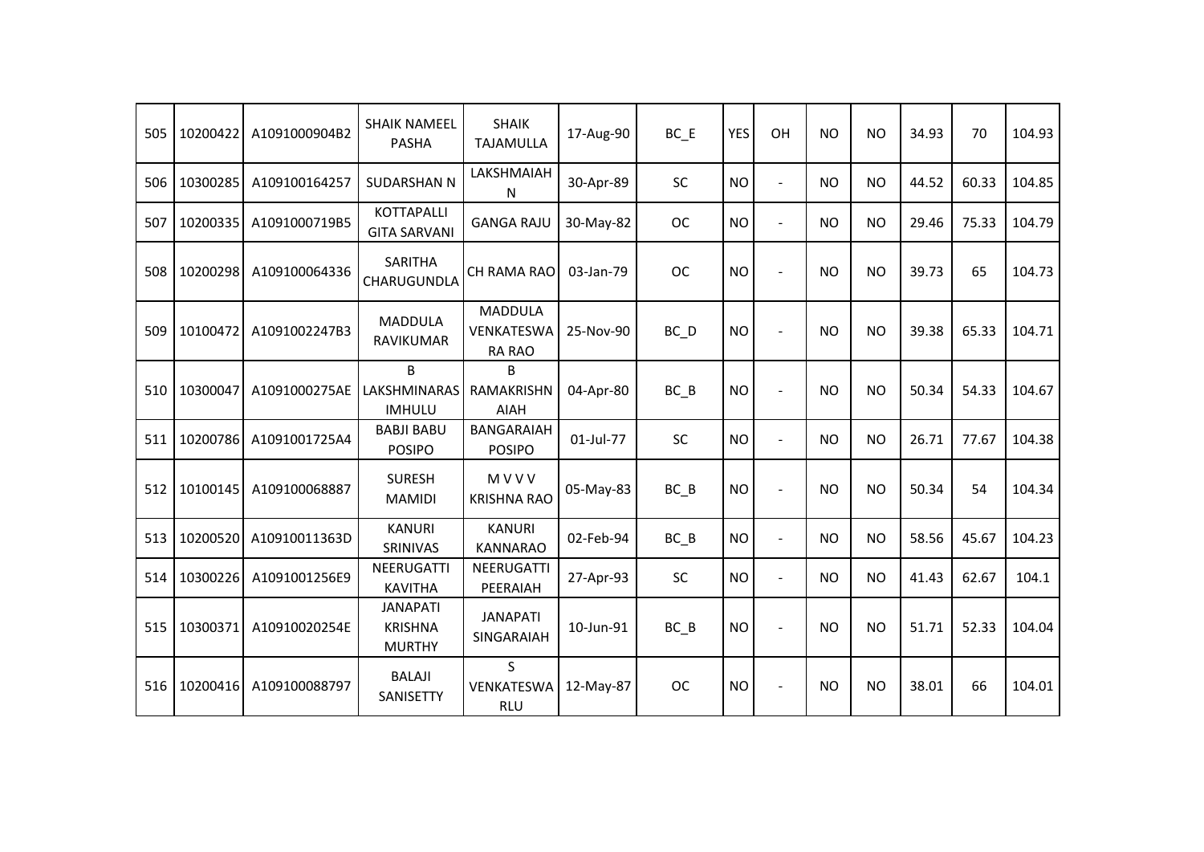| 505 | 10200422 | A1091000904B2 | SHAIK NAMEEL PASHA | SHAIK TAJAMULLA | 17-Aug-90 | BC_E | YES | OH | NO | NO | 34.93 | 70 | 104.93 |
|---|---|---|---|---|---|---|---|---|---|---|---|---|---|
| 506 | 10300285 | A109100164257 | SUDARSHAN N | LAKSHMAIAH N | 30-Apr-89 | SC | NO | - | NO | NO | 44.52 | 60.33 | 104.85 |
| 507 | 10200335 | A1091000719B5 | KOTTAPALLI GITA SARVANI | GANGA RAJU | 30-May-82 | OC | NO | - | NO | NO | 29.46 | 75.33 | 104.79 |
| 508 | 10200298 | A109100064336 | SARITHA CHARUGUNDLA | CH RAMA RAO | 03-Jan-79 | OC | NO | - | NO | NO | 39.73 | 65 | 104.73 |
| 509 | 10100472 | A1091002247B3 | MADDULA RAVIKUMAR | MADDULA VENKATESWA RA RAO | 25-Nov-90 | BC_D | NO | - | NO | NO | 39.38 | 65.33 | 104.71 |
| 510 | 10300047 | A1091000275AE | B LAKSHMINARAS IMHULU | B RAMAKRISHN AIAH | 04-Apr-80 | BC_B | NO | - | NO | NO | 50.34 | 54.33 | 104.67 |
| 511 | 10200786 | A1091001725A4 | BABJI BABU POSIPO | BANGARAIAH POSIPO | 01-Jul-77 | SC | NO | - | NO | NO | 26.71 | 77.67 | 104.38 |
| 512 | 10100145 | A109100068887 | SURESH MAMIDI | M V V V KRISHNA RAO | 05-May-83 | BC_B | NO | - | NO | NO | 50.34 | 54 | 104.34 |
| 513 | 10200520 | A10910011363D | KANURI SRINIVAS | KANURI KANNARAO | 02-Feb-94 | BC_B | NO | - | NO | NO | 58.56 | 45.67 | 104.23 |
| 514 | 10300226 | A1091001256E9 | NEERUGATTI KAVITHA | NEERUGATTI PEERAIAH | 27-Apr-93 | SC | NO | - | NO | NO | 41.43 | 62.67 | 104.1 |
| 515 | 10300371 | A10910020254E | JANAPATI KRISHNA MURTHY | JANAPATI SINGARAIAH | 10-Jun-91 | BC_B | NO | - | NO | NO | 51.71 | 52.33 | 104.04 |
| 516 | 10200416 | A109100088797 | BALAJI SANISETTY | S VENKATESWA RLU | 12-May-87 | OC | NO | - | NO | NO | 38.01 | 66 | 104.01 |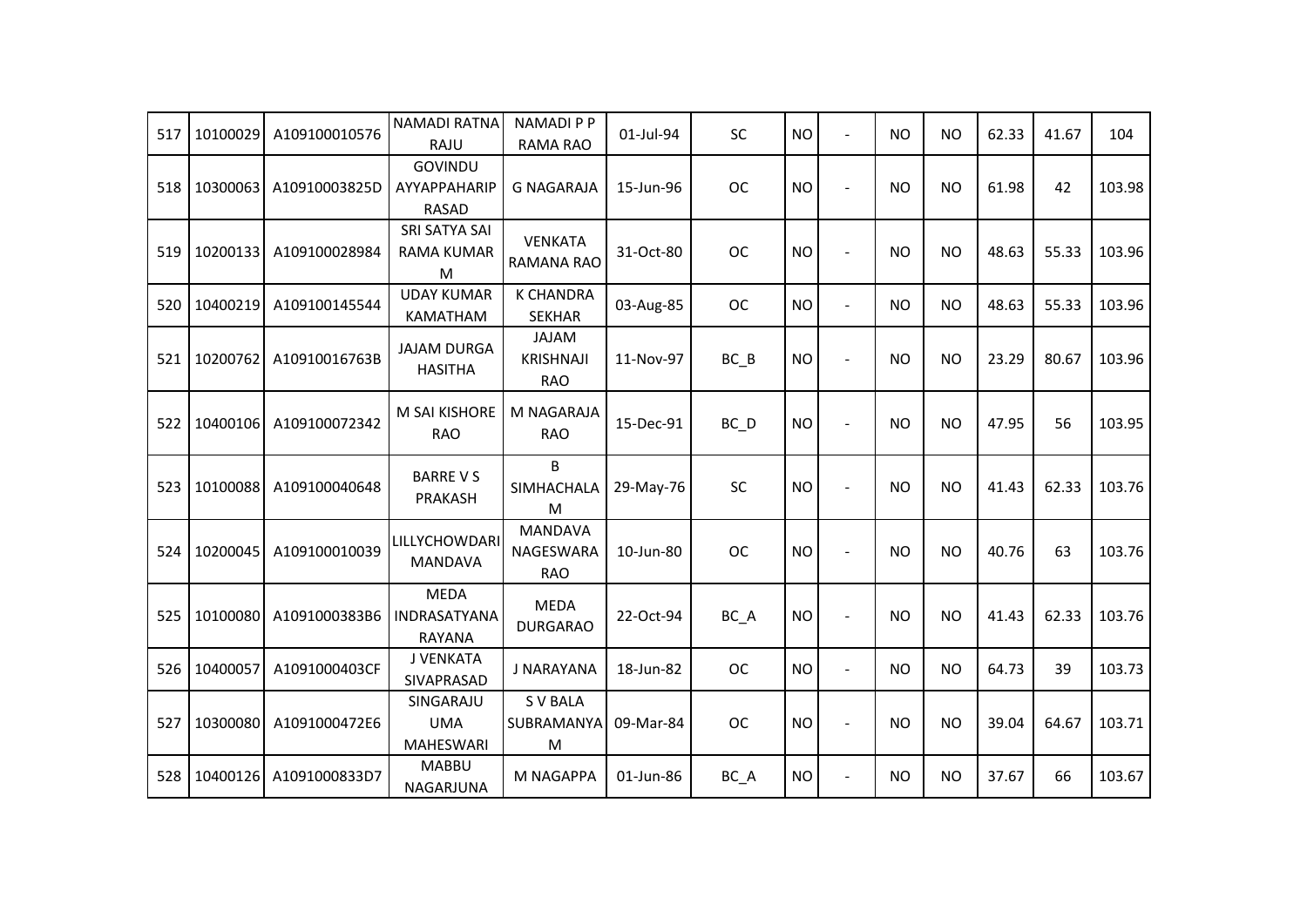| 517 | 10100029 | A109100010576 | NAMADI RATNA RAJU | NAMADI P P RAMA RAO | 01-Jul-94 | SC | NO | - | NO | NO | 62.33 | 41.67 | 104 |
|---|---|---|---|---|---|---|---|---|---|---|---|---|---|
| 518 | 10300063 | A10910003825D | GOVINDU AYYAPPAHARIP RASAD | G NAGARAJA | 15-Jun-96 | OC | NO | - | NO | NO | 61.98 | 42 | 103.98 |
| 519 | 10200133 | A109100028984 | SRI SATYA SAI RAMA KUMAR M | VENKATA RAMANA RAO | 31-Oct-80 | OC | NO | - | NO | NO | 48.63 | 55.33 | 103.96 |
| 520 | 10400219 | A109100145544 | UDAY KUMAR KAMATHAM | K CHANDRA SEKHAR | 03-Aug-85 | OC | NO | - | NO | NO | 48.63 | 55.33 | 103.96 |
| 521 | 10200762 | A10910016763B | JAJAM DURGA HASITHA | JAJAM KRISHNAJI RAO | 11-Nov-97 | BC_B | NO | - | NO | NO | 23.29 | 80.67 | 103.96 |
| 522 | 10400106 | A109100072342 | M SAI KISHORE RAO | M NAGARAJA RAO | 15-Dec-91 | BC_D | NO | - | NO | NO | 47.95 | 56 | 103.95 |
| 523 | 10100088 | A109100040648 | BARRE V S PRAKASH | B SIMHACHALA M | 29-May-76 | SC | NO | - | NO | NO | 41.43 | 62.33 | 103.76 |
| 524 | 10200045 | A109100010039 | LILLYCHOWDARI MANDAVA | MANDAVA NAGESWARA RAO | 10-Jun-80 | OC | NO | - | NO | NO | 40.76 | 63 | 103.76 |
| 525 | 10100080 | A1091000383B6 | MEDA INDRASATYANA RAYANA | MEDA DURGARAO | 22-Oct-94 | BC_A | NO | - | NO | NO | 41.43 | 62.33 | 103.76 |
| 526 | 10400057 | A1091000403CF | J VENKATA SIVAPRASAD | J NARAYANA | 18-Jun-82 | OC | NO | - | NO | NO | 64.73 | 39 | 103.73 |
| 527 | 10300080 | A1091000472E6 | SINGARAJU UMA MAHESWARI | S V BALA SUBRAMANYA M | 09-Mar-84 | OC | NO | - | NO | NO | 39.04 | 64.67 | 103.71 |
| 528 | 10400126 | A1091000833D7 | MABBU NAGARJUNA | M NAGAPPA | 01-Jun-86 | BC_A | NO | - | NO | NO | 37.67 | 66 | 103.67 |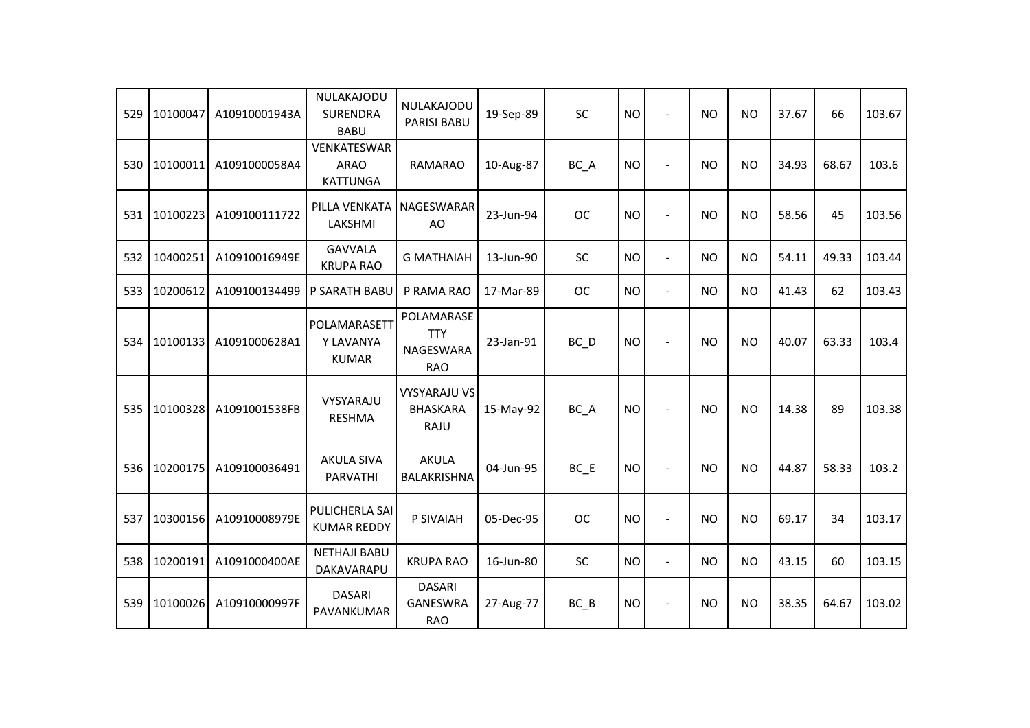| 529 | 10100047 | A10910001943A | NULAKAJODU SURENDRA BABU | NULAKAJODU PARISI BABU | 19-Sep-89 | SC | NO | - | NO | NO | 37.67 | 66 | 103.67 |
|---|---|---|---|---|---|---|---|---|---|---|---|---|---|
| 530 | 10100011 | A1091000058A4 | VENKATESWAR ARAO KATTUNGA | RAMARAO | 10-Aug-87 | BC_A | NO | - | NO | NO | 34.93 | 68.67 | 103.6 |
| 531 | 10100223 | A109100111722 | PILLA VENKATA LAKSHMI | NAGESWARAR AO | 23-Jun-94 | OC | NO | - | NO | NO | 58.56 | 45 | 103.56 |
| 532 | 10400251 | A10910016949E | GAVVALA KRUPA RAO | G MATHAIAH | 13-Jun-90 | SC | NO | - | NO | NO | 54.11 | 49.33 | 103.44 |
| 533 | 10200612 | A109100134499 | P SARATH BABU | P RAMA RAO | 17-Mar-89 | OC | NO | - | NO | NO | 41.43 | 62 | 103.43 |
| 534 | 10100133 | A1091000628A1 | POLAMARASETT Y LAVANYA KUMAR | POLAMARASE TTY NAGESWARA RAO | 23-Jan-91 | BC_D | NO | - | NO | NO | 40.07 | 63.33 | 103.4 |
| 535 | 10100328 | A1091001538FB | VYSYARAJU RESHMA | VYSYARAJU VS BHASKARA RAJU | 15-May-92 | BC_A | NO | - | NO | NO | 14.38 | 89 | 103.38 |
| 536 | 10200175 | A109100036491 | AKULA SIVA PARVATHI | AKULA BALAKRISHNA | 04-Jun-95 | BC_E | NO | - | NO | NO | 44.87 | 58.33 | 103.2 |
| 537 | 10300156 | A10910008979E | PULICHERLA SAI KUMAR REDDY | P SIVAIAH | 05-Dec-95 | OC | NO | - | NO | NO | 69.17 | 34 | 103.17 |
| 538 | 10200191 | A1091000400AE | NETHAJI BABU DAKAVARAPU | KRUPA RAO | 16-Jun-80 | SC | NO | - | NO | NO | 43.15 | 60 | 103.15 |
| 539 | 10100026 | A10910000997F | DASARI PAVANKUMAR | DASARI GANESWRA RAO | 27-Aug-77 | BC_B | NO | - | NO | NO | 38.35 | 64.67 | 103.02 |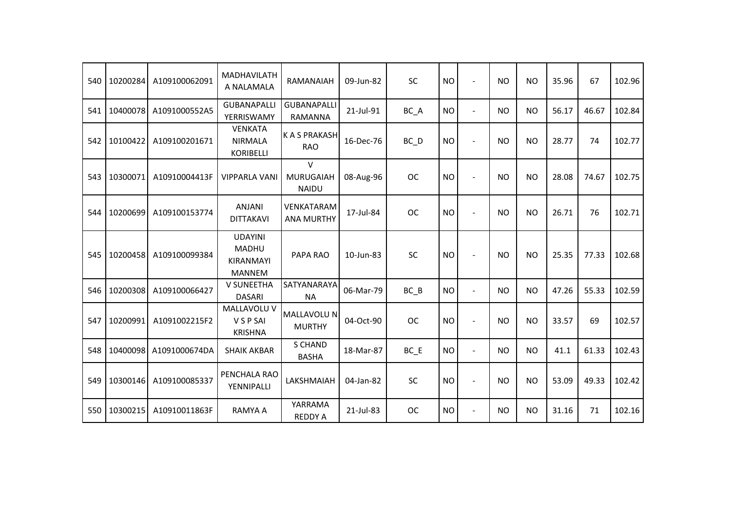| 540 | 10200284 | A109100062091 | MADHAVILATHA NALAMALA | RAMANAIAH | 09-Jun-82 | SC | NO | - | NO | NO | 35.96 | 67 | 102.96 |
|---|---|---|---|---|---|---|---|---|---|---|---|---|---|
| 541 | 10400078 | A1091000552A5 | GUBANAPALLI YERRISWAMY | GUBANAPALLI RAMANNA | 21-Jul-91 | BC_A | NO | - | NO | NO | 56.17 | 46.67 | 102.84 |
| 542 | 10100422 | A109100201671 | VENKATA NIRMALA KORIBELLI | K A S PRAKASH RAO | 16-Dec-76 | BC_D | NO | - | NO | NO | 28.77 | 74 | 102.77 |
| 543 | 10300071 | A10910004413F | VIPPARLA VANI | V MURUGAIAH NAIDU | 08-Aug-96 | OC | NO | - | NO | NO | 28.08 | 74.67 | 102.75 |
| 544 | 10200699 | A109100153774 | ANJANI DITTAKAVI | VENKATARAMANA MURTHY | 17-Jul-84 | OC | NO | - | NO | NO | 26.71 | 76 | 102.71 |
| 545 | 10200458 | A109100099384 | UDAYINI MADHU KIRANMAYI MANNEM | PAPA RAO | 10-Jun-83 | SC | NO | - | NO | NO | 25.35 | 77.33 | 102.68 |
| 546 | 10200308 | A109100066427 | V SUNEETHA DASARI | SATYANARAYANA | 06-Mar-79 | BC_B | NO | - | NO | NO | 47.26 | 55.33 | 102.59 |
| 547 | 10200991 | A1091002215F2 | MALLAVOLU V V S P SAI KRISHNA | MALLAVOLU N MURTHY | 04-Oct-90 | OC | NO | - | NO | NO | 33.57 | 69 | 102.57 |
| 548 | 10400098 | A1091000674DA | SHAIK AKBAR | S CHAND BASHA | 18-Mar-87 | BC_E | NO | - | NO | NO | 41.1 | 61.33 | 102.43 |
| 549 | 10300146 | A109100085337 | PENCHALA RAO YENNIPALLI | LAKSHMAIAH | 04-Jan-82 | SC | NO | - | NO | NO | 53.09 | 49.33 | 102.42 |
| 550 | 10300215 | A10910011863F | RAMYA A | YARRAMA REDDY A | 21-Jul-83 | OC | NO | - | NO | NO | 31.16 | 71 | 102.16 |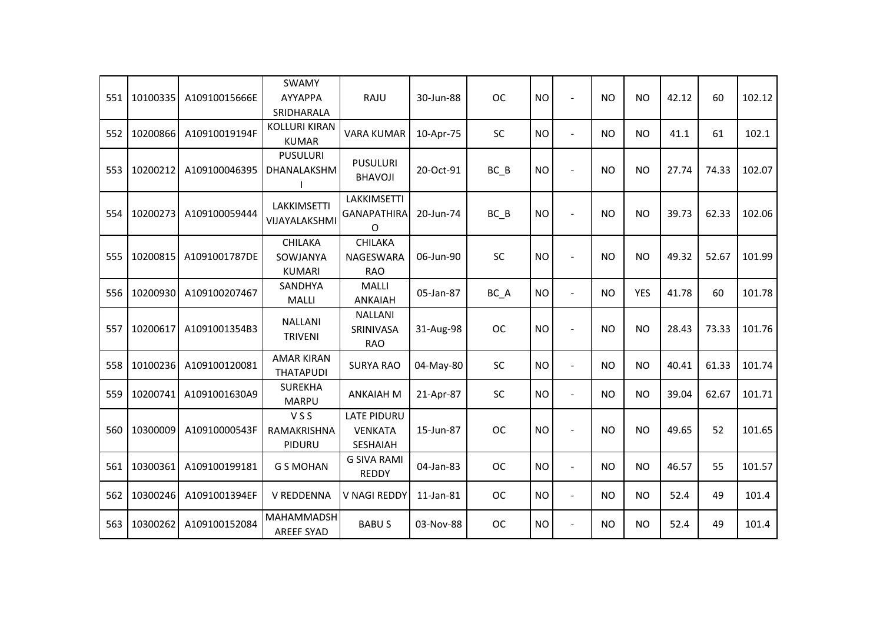| 551 | 10100335 | A10910015666E | SWAMY AYYAPPA SRIDHARALA | RAJU | 30-Jun-88 | OC | NO | - | NO | NO | 42.12 | 60 | 102.12 |
|---|---|---|---|---|---|---|---|---|---|---|---|---|---|
| 552 | 10200866 | A10910019194F | KOLLURI KIRAN KUMAR | VARA KUMAR | 10-Apr-75 | SC | NO | - | NO | NO | 41.1 | 61 | 102.1 |
| 553 | 10200212 | A109100046395 | PUSULURI DHANALAKSHMI | PUSULURI BHAVOJI | 20-Oct-91 | BC_B | NO | - | NO | NO | 27.74 | 74.33 | 102.07 |
| 554 | 10200273 | A109100059444 | LAKKIMSETTI VIJAYALAKSHMI | LAKKIMSETTI GANAPATHIRAO | 20-Jun-74 | BC_B | NO | - | NO | NO | 39.73 | 62.33 | 102.06 |
| 555 | 10200815 | A1091001787DE | CHILAKA SOWJANYA KUMARI | CHILAKA NAGESWARA RAO | 06-Jun-90 | SC | NO | - | NO | NO | 49.32 | 52.67 | 101.99 |
| 556 | 10200930 | A109100207467 | SANDHYA MALLI | MALLI ANKAIAH | 05-Jan-87 | BC_A | NO | - | NO | YES | 41.78 | 60 | 101.78 |
| 557 | 10200617 | A1091001354B3 | NALLANI TRIVENI | NALLANI SRINIVASA RAO | 31-Aug-98 | OC | NO | - | NO | NO | 28.43 | 73.33 | 101.76 |
| 558 | 10100236 | A109100120081 | AMAR KIRAN THATAPUDI | SURYA RAO | 04-May-80 | SC | NO | - | NO | NO | 40.41 | 61.33 | 101.74 |
| 559 | 10200741 | A1091001630A9 | SUREKHA MARPU | ANKAIAH M | 21-Apr-87 | SC | NO | - | NO | NO | 39.04 | 62.67 | 101.71 |
| 560 | 10300009 | A10910000543F | V S S RAMAKRISHNA PIDURU | LATE PIDURU VENKATA SESHAIAH | 15-Jun-87 | OC | NO | - | NO | NO | 49.65 | 52 | 101.65 |
| 561 | 10300361 | A109100199181 | G S MOHAN | G SIVA RAMI REDDY | 04-Jan-83 | OC | NO | - | NO | NO | 46.57 | 55 | 101.57 |
| 562 | 10300246 | A1091001394EF | V REDDENNA | V NAGI REDDY | 11-Jan-81 | OC | NO | - | NO | NO | 52.4 | 49 | 101.4 |
| 563 | 10300262 | A109100152084 | MAHAMMADSH AREEF SYAD | BABU S | 03-Nov-88 | OC | NO | - | NO | NO | 52.4 | 49 | 101.4 |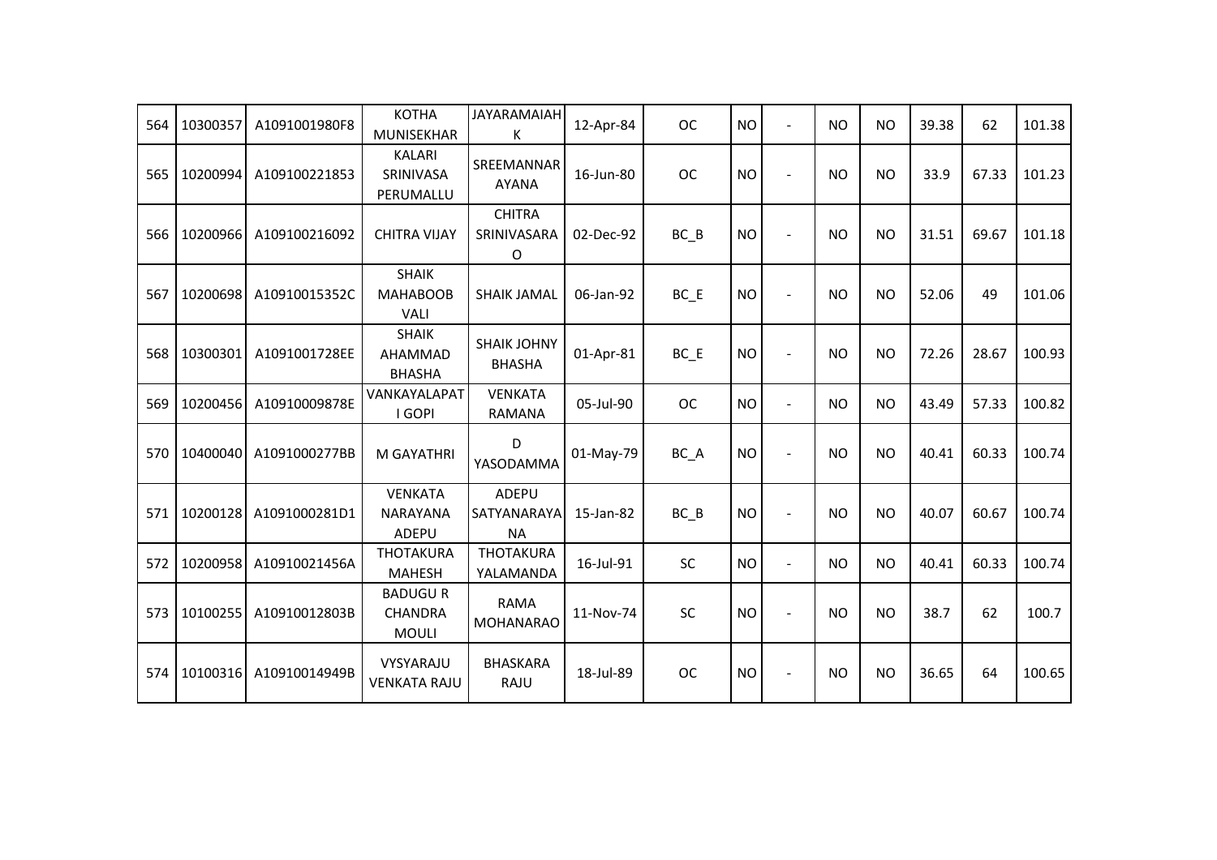| 564 | 10300357 | A1091001980F8 | KOTHA MUNISEKHAR | JAYARAMAIAH K | 12-Apr-84 | OC | NO | - | NO | NO | 39.38 | 62 | 101.38 |
|---|---|---|---|---|---|---|---|---|---|---|---|---|---|
| 565 | 10200994 | A109100221853 | KALARI SRINIVASA PERUMALLU | SREEMANNAR AYANA | 16-Jun-80 | OC | NO | - | NO | NO | 33.9 | 67.33 | 101.23 |
| 566 | 10200966 | A109100216092 | CHITRA VIJAY | CHITRA SRINIVASARA O | 02-Dec-92 | BC_B | NO | - | NO | NO | 31.51 | 69.67 | 101.18 |
| 567 | 10200698 | A10910015352C | SHAIK MAHABOOB VALI | SHAIK JAMAL | 06-Jan-92 | BC_E | NO | - | NO | NO | 52.06 | 49 | 101.06 |
| 568 | 10300301 | A1091001728EE | SHAIK AHAMMAD BHASHA | SHAIK JOHNY BHASHA | 01-Apr-81 | BC_E | NO | - | NO | NO | 72.26 | 28.67 | 100.93 |
| 569 | 10200456 | A10910009878E | VANKAYALAPAT I GOPI | VENKATA RAMANA | 05-Jul-90 | OC | NO | - | NO | NO | 43.49 | 57.33 | 100.82 |
| 570 | 10400040 | A1091000277BB | M GAYATHRI | D YASODAMMA | 01-May-79 | BC_A | NO | - | NO | NO | 40.41 | 60.33 | 100.74 |
| 571 | 10200128 | A1091000281D1 | VENKATA NARAYANA ADEPU | ADEPU SATYANARAYA NA | 15-Jan-82 | BC_B | NO | - | NO | NO | 40.07 | 60.67 | 100.74 |
| 572 | 10200958 | A10910021456A | THOTAKURA MAHESH | THOTAKURA YALAMANDA | 16-Jul-91 | SC | NO | - | NO | NO | 40.41 | 60.33 | 100.74 |
| 573 | 10100255 | A10910012803B | BADUGU R CHANDRA MOULI | RAMA MOHANARAO | 11-Nov-74 | SC | NO | - | NO | NO | 38.7 | 62 | 100.7 |
| 574 | 10100316 | A10910014949B | VYSYARAJU VENKATA RAJU | BHASKARA RAJU | 18-Jul-89 | OC | NO | - | NO | NO | 36.65 | 64 | 100.65 |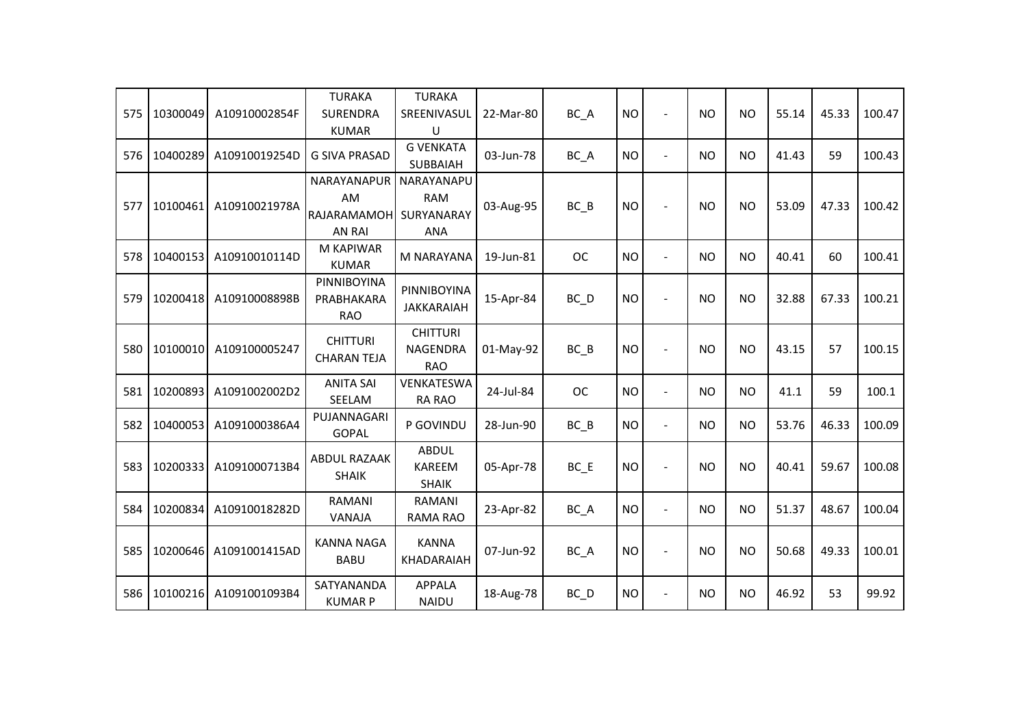| | | | | | | | | | | | | | | |
|---|---|---|---|---|---|---|---|---|---|---|---|---|---|---|
| 575 | 10300049 | A10910002854F | TURAKA SURENDRA KUMAR | TURAKA SREENIVASULU | 22-Mar-80 | BC_A | NO | - | NO | NO | 55.14 | 45.33 | 100.47 |
| 576 | 10400289 | A10910019254D | G SIVA PRASAD | G VENKATA SUBBAIAH | 03-Jun-78 | BC_A | NO | - | NO | NO | 41.43 | 59 | 100.43 |
| 577 | 10100461 | A10910021978A | NARAYANAPURAM RAJARAMAMOHAN RAI | NARAYANAPURAM SURYANARAYANA | 03-Aug-95 | BC_B | NO | - | NO | NO | 53.09 | 47.33 | 100.42 |
| 578 | 10400153 | A10910010114D | M KAPIWAR KUMAR | M NARAYANA | 19-Jun-81 | OC | NO | - | NO | NO | 40.41 | 60 | 100.41 |
| 579 | 10200418 | A10910008898B | PINNIBOYINA PRABHAKARA RAO | PINNIBOYINA JAKKARAIAH | 15-Apr-84 | BC_D | NO | - | NO | NO | 32.88 | 67.33 | 100.21 |
| 580 | 10100010 | A109100005247 | CHITTURI CHARAN TEJA | CHITTURI NAGENDRA RAO | 01-May-92 | BC_B | NO | - | NO | NO | 43.15 | 57 | 100.15 |
| 581 | 10200893 | A1091002002D2 | ANITA SAI SEELAM | VENKATESWARA RAO | 24-Jul-84 | OC | NO | - | NO | NO | 41.1 | 59 | 100.1 |
| 582 | 10400053 | A1091000386A4 | PUJANNAGARI GOPAL | P GOVINDU | 28-Jun-90 | BC_B | NO | - | NO | NO | 53.76 | 46.33 | 100.09 |
| 583 | 10200333 | A1091000713B4 | ABDUL RAZAAK SHAIK | ABDUL KAREEM SHAIK | 05-Apr-78 | BC_E | NO | - | NO | NO | 40.41 | 59.67 | 100.08 |
| 584 | 10200834 | A10910018282D | RAMANI VANAJA | RAMANI RAMA RAO | 23-Apr-82 | BC_A | NO | - | NO | NO | 51.37 | 48.67 | 100.04 |
| 585 | 10200646 | A1091001415AD | KANNA NAGA BABU | KANNA KHADARAIAH | 07-Jun-92 | BC_A | NO | - | NO | NO | 50.68 | 49.33 | 100.01 |
| 586 | 10100216 | A1091001093B4 | SATYANANDA KUMAR P | APPALA NAIDU | 18-Aug-78 | BC_D | NO | - | NO | NO | 46.92 | 53 | 99.92 |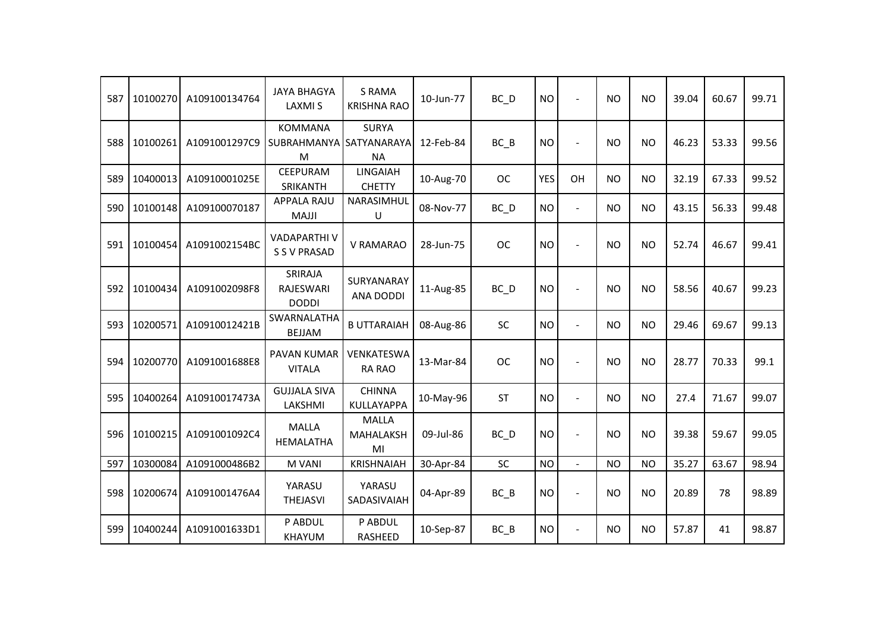| 587 | 10100270 | A109100134764 | JAYA BHAGYA LAXMI S | S RAMA KRISHNA RAO | 10-Jun-77 | BC_D | NO | - | NO | NO | 39.04 | 60.67 | 99.71 |
|---|---|---|---|---|---|---|---|---|---|---|---|---|---|
| 588 | 10100261 | A1091001297C9 | KOMMANA SUBRAHMANYAM | SURYA SATYANARAYANA | 12-Feb-84 | BC_B | NO | - | NO | NO | 46.23 | 53.33 | 99.56 |
| 589 | 10400013 | A10910001025E | CEEPURAM SRIKANTH | LINGAIAH CHETTY | 10-Aug-70 | OC | YES | OH | NO | NO | 32.19 | 67.33 | 99.52 |
| 590 | 10100148 | A109100070187 | APPALA RAJU MAJJI | NARASIMHULU | 08-Nov-77 | BC_D | NO | - | NO | NO | 43.15 | 56.33 | 99.48 |
| 591 | 10100454 | A1091002154BC | VADAPARTHI V S S V PRASAD | V RAMARAO | 28-Jun-75 | OC | NO | - | NO | NO | 52.74 | 46.67 | 99.41 |
| 592 | 10100434 | A1091002098F8 | SRIRAJA RAJESWARI DODDI | SURYANARAYANA DODDI | 11-Aug-85 | BC_D | NO | - | NO | NO | 58.56 | 40.67 | 99.23 |
| 593 | 10200571 | A10910012421B | SWARNALATHA BEJJAM | B UTTARAIAH | 08-Aug-86 | SC | NO | - | NO | NO | 29.46 | 69.67 | 99.13 |
| 594 | 10200770 | A1091001688E8 | PAVAN KUMAR VITALA | VENKATESWARA RAO | 13-Mar-84 | OC | NO | - | NO | NO | 28.77 | 70.33 | 99.1 |
| 595 | 10400264 | A10910017473A | GUJJALA SIVA LAKSHMI | CHINNA KULLAYAPPA | 10-May-96 | ST | NO | - | NO | NO | 27.4 | 71.67 | 99.07 |
| 596 | 10100215 | A1091001092C4 | MALLA HEMALATHA | MALLA MAHALAKSHMI | 09-Jul-86 | BC_D | NO | - | NO | NO | 39.38 | 59.67 | 99.05 |
| 597 | 10300084 | A1091000486B2 | M VANI | KRISHNAIAH | 30-Apr-84 | SC | NO | - | NO | NO | 35.27 | 63.67 | 98.94 |
| 598 | 10200674 | A1091001476A4 | YARASU THEJASVI | YARASU SADASIVAIAH | 04-Apr-89 | BC_B | NO | - | NO | NO | 20.89 | 78 | 98.89 |
| 599 | 10400244 | A1091001633D1 | P ABDUL KHAYUM | P ABDUL RASHEED | 10-Sep-87 | BC_B | NO | - | NO | NO | 57.87 | 41 | 98.87 |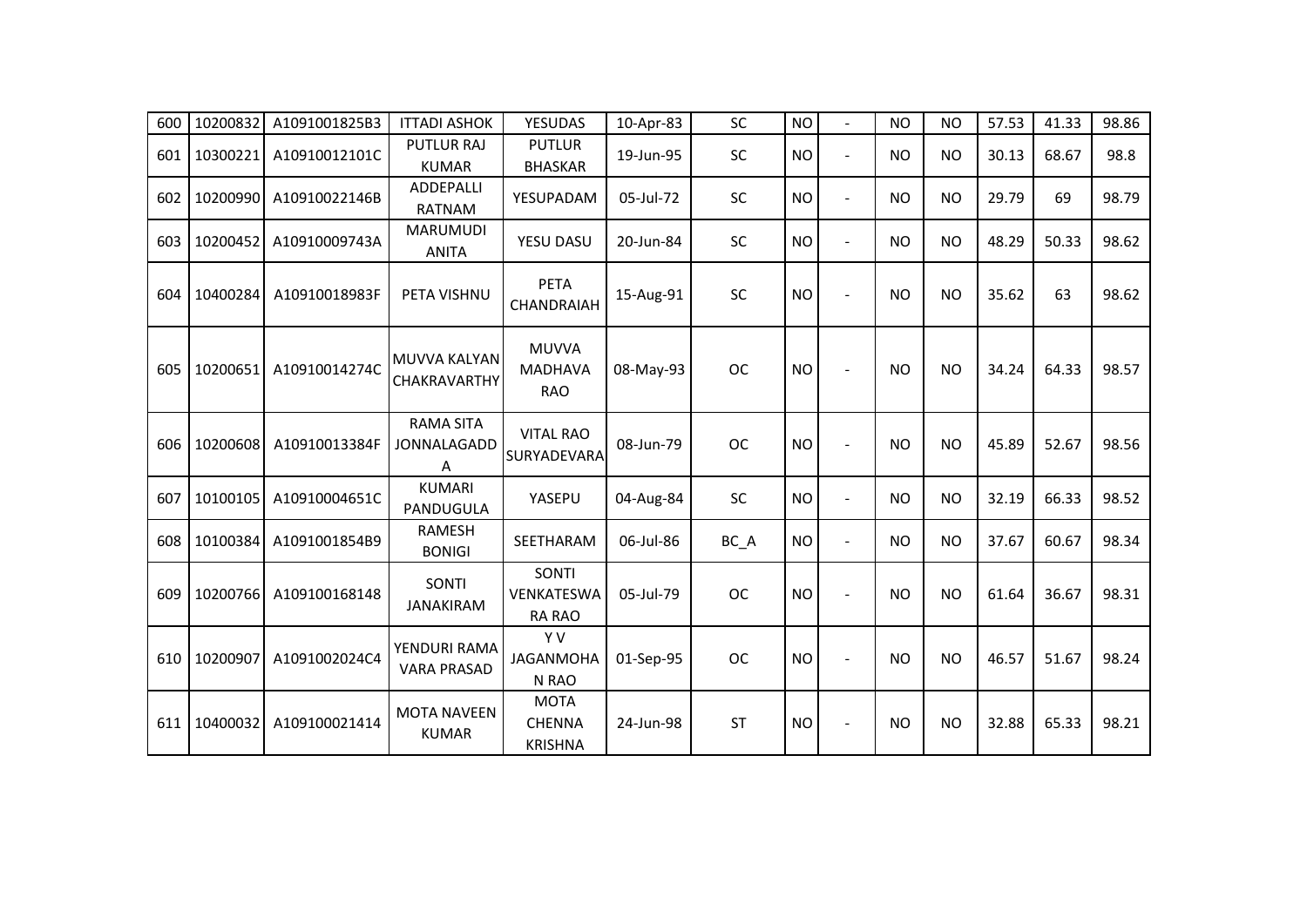| 600 | 10200832 | A1091001825B3 | ITTADI ASHOK | YESUDAS | 10-Apr-83 | SC | NO | - | NO | NO | 57.53 | 41.33 | 98.86 |
|---|---|---|---|---|---|---|---|---|---|---|---|---|---|
| 601 | 10300221 | A10910012101C | PUTLUR RAJ KUMAR | PUTLUR BHASKAR | 19-Jun-95 | SC | NO | - | NO | NO | 30.13 | 68.67 | 98.8 |
| 602 | 10200990 | A10910022146B | ADDEPALLI RATNAM | YESUPADAM | 05-Jul-72 | SC | NO | - | NO | NO | 29.79 | 69 | 98.79 |
| 603 | 10200452 | A10910009743A | MARUMUDI ANITA | YESU DASU | 20-Jun-84 | SC | NO | - | NO | NO | 48.29 | 50.33 | 98.62 |
| 604 | 10400284 | A10910018983F | PETA VISHNU | PETA CHANDRAIAH | 15-Aug-91 | SC | NO | - | NO | NO | 35.62 | 63 | 98.62 |
| 605 | 10200651 | A10910014274C | MUVVA KALYAN CHAKRAVARTHY | MUVVA MADHAVA RAO | 08-May-93 | OC | NO | - | NO | NO | 34.24 | 64.33 | 98.57 |
| 606 | 10200608 | A10910013384F | RAMA SITA JONNALAGADDA | VITAL RAO SURYADEVARA | 08-Jun-79 | OC | NO | - | NO | NO | 45.89 | 52.67 | 98.56 |
| 607 | 10100105 | A10910004651C | KUMARI PANDUGULA | YASEPU | 04-Aug-84 | SC | NO | - | NO | NO | 32.19 | 66.33 | 98.52 |
| 608 | 10100384 | A1091001854B9 | RAMESH BONIGI | SEETHARAM | 06-Jul-86 | BC_A | NO | - | NO | NO | 37.67 | 60.67 | 98.34 |
| 609 | 10200766 | A109100168148 | SONTI JANAKIRAM | SONTI VENKATESWARA RAO | 05-Jul-79 | OC | NO | - | NO | NO | 61.64 | 36.67 | 98.31 |
| 610 | 10200907 | A1091002024C4 | YENDURI RAMA VARA PRASAD | Y V JAGANMOHAN RAO | 01-Sep-95 | OC | NO | - | NO | NO | 46.57 | 51.67 | 98.24 |
| 611 | 10400032 | A109100021414 | MOTA NAVEEN KUMAR | MOTA CHENNA KRISHNA | 24-Jun-98 | ST | NO | - | NO | NO | 32.88 | 65.33 | 98.21 |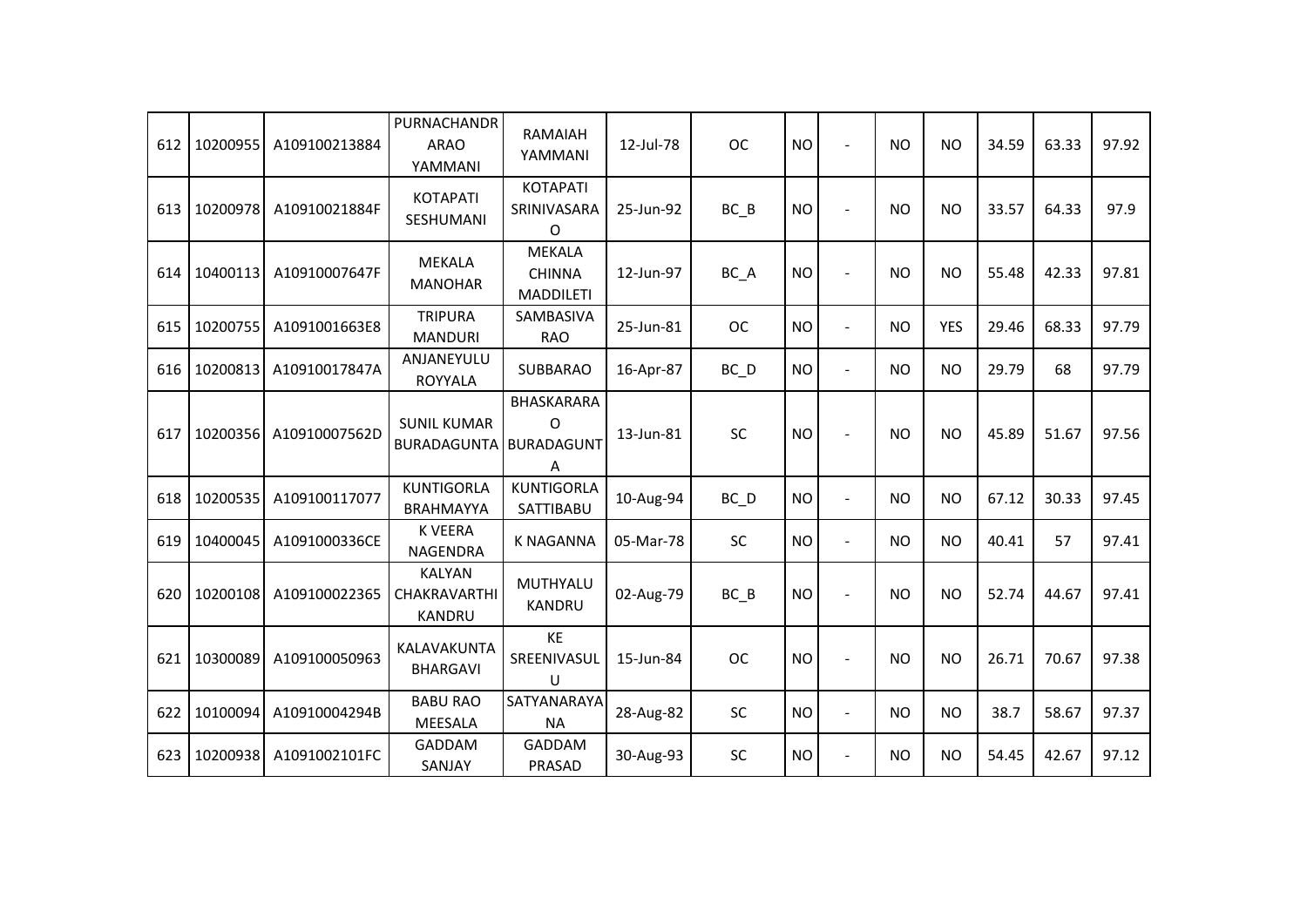| 612 | 10200955 | A109100213884 | PURNACHANDRARAO YAMMANI | RAMAIAH YAMMANI | 12-Jul-78 | OC | NO | - | NO | NO | 34.59 | 63.33 | 97.92 |
|---|---|---|---|---|---|---|---|---|---|---|---|---|---|
| 613 | 10200978 | A10910021884F | KOTAPATI SESHUMANI | KOTAPATI SRINIVASARAO | 25-Jun-92 | BC_B | NO | - | NO | NO | 33.57 | 64.33 | 97.9 |
| 614 | 10400113 | A10910007647F | MEKALA MANOHAR | MEKALA CHINNA MADDILETI | 12-Jun-97 | BC_A | NO | - | NO | NO | 55.48 | 42.33 | 97.81 |
| 615 | 10200755 | A1091001663E8 | TRIPURA MANDURI | SAMBASIVA RAO | 25-Jun-81 | OC | NO | - | NO | YES | 29.46 | 68.33 | 97.79 |
| 616 | 10200813 | A10910017847A | ANJANEYULU ROYYALA | SUBBARAO | 16-Apr-87 | BC_D | NO | - | NO | NO | 29.79 | 68 | 97.79 |
| 617 | 10200356 | A10910007562D | SUNIL KUMAR BURADAGUNTA | BHASKARARAO BURADAGUNTA | 13-Jun-81 | SC | NO | - | NO | NO | 45.89 | 51.67 | 97.56 |
| 618 | 10200535 | A109100117077 | KUNTIGORLA BRAHMAYYA | KUNTIGORLA SATTIBABU | 10-Aug-94 | BC_D | NO | - | NO | NO | 67.12 | 30.33 | 97.45 |
| 619 | 10400045 | A1091000336CE | K VEERA NAGENDRA | K NAGANNA | 05-Mar-78 | SC | NO | - | NO | NO | 40.41 | 57 | 97.41 |
| 620 | 10200108 | A109100022365 | KALYAN CHAKRAVARTHI KANDRU | MUTHYALU KANDRU | 02-Aug-79 | BC_B | NO | - | NO | NO | 52.74 | 44.67 | 97.41 |
| 621 | 10300089 | A109100050963 | KALAVAKUNTA BHARGAVI | KE SREENIVASULU | 15-Jun-84 | OC | NO | - | NO | NO | 26.71 | 70.67 | 97.38 |
| 622 | 10100094 | A10910004294B | BABU RAO MEESALA | SATYANARAYANA | 28-Aug-82 | SC | NO | - | NO | NO | 38.7 | 58.67 | 97.37 |
| 623 | 10200938 | A1091002101FC | GADDAM SANJAY | GADDAM PRASAD | 30-Aug-93 | SC | NO | - | NO | NO | 54.45 | 42.67 | 97.12 |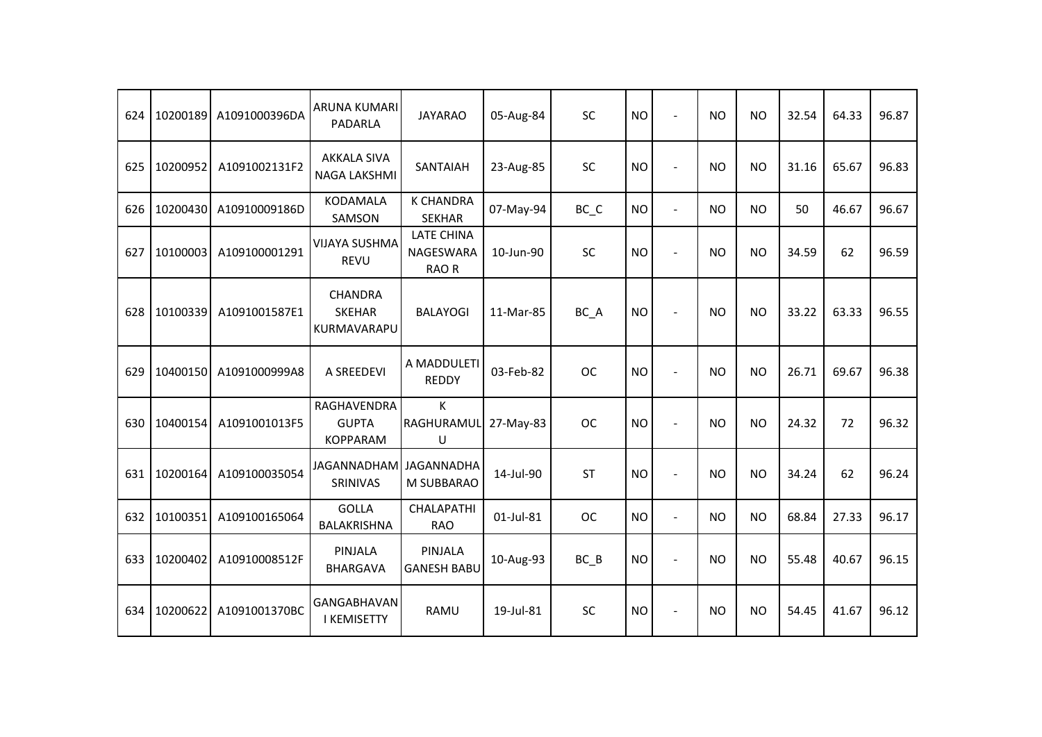| | | | | | | | | | | | | | |
|---|---|---|---|---|---|---|---|---|---|---|---|---|---|
| 624 | 10200189 | A1091000396DA | ARUNA KUMARI PADARLA | JAYARAO | 05-Aug-84 | SC | NO | - | NO | NO | 32.54 | 64.33 | 96.87 |
| 625 | 10200952 | A1091002131F2 | AKKALA SIVA NAGA LAKSHMI | SANTAIAH | 23-Aug-85 | SC | NO | - | NO | NO | 31.16 | 65.67 | 96.83 |
| 626 | 10200430 | A10910009186D | KODAMALA SAMSON | K CHANDRA SEKHAR | 07-May-94 | BC_C | NO | - | NO | NO | 50 | 46.67 | 96.67 |
| 627 | 10100003 | A109100001291 | VIJAYA SUSHMA REVU | LATE CHINA NAGESWARA RAO R | 10-Jun-90 | SC | NO | - | NO | NO | 34.59 | 62 | 96.59 |
| 628 | 10100339 | A1091001587E1 | CHANDRA SKEHAR KURMAVARAPU | BALAYOGI | 11-Mar-85 | BC_A | NO | - | NO | NO | 33.22 | 63.33 | 96.55 |
| 629 | 10400150 | A1091000999A8 | A SREEDEVI | A MADDULETI REDDY | 03-Feb-82 | OC | NO | - | NO | NO | 26.71 | 69.67 | 96.38 |
| 630 | 10400154 | A1091001013F5 | RAGHAVENDRA GUPTA KOPPARAM | K RAGHURAMULU | 27-May-83 | OC | NO | - | NO | NO | 24.32 | 72 | 96.32 |
| 631 | 10200164 | A109100035054 | JAGANNADHAM SRINIVAS | JAGANNADHAM SUBBARAO | 14-Jul-90 | ST | NO | - | NO | NO | 34.24 | 62 | 96.24 |
| 632 | 10100351 | A109100165064 | GOLLA BALAKRISHNA | CHALAPATHI RAO | 01-Jul-81 | OC | NO | - | NO | NO | 68.84 | 27.33 | 96.17 |
| 633 | 10200402 | A10910008512F | PINJALA BHARGAVA | PINJALA GANESH BABU | 10-Aug-93 | BC_B | NO | - | NO | NO | 55.48 | 40.67 | 96.15 |
| 634 | 10200622 | A1091001370BC | GANGABHAVANI KEMISETTY | RAMU | 19-Jul-81 | SC | NO | - | NO | NO | 54.45 | 41.67 | 96.12 |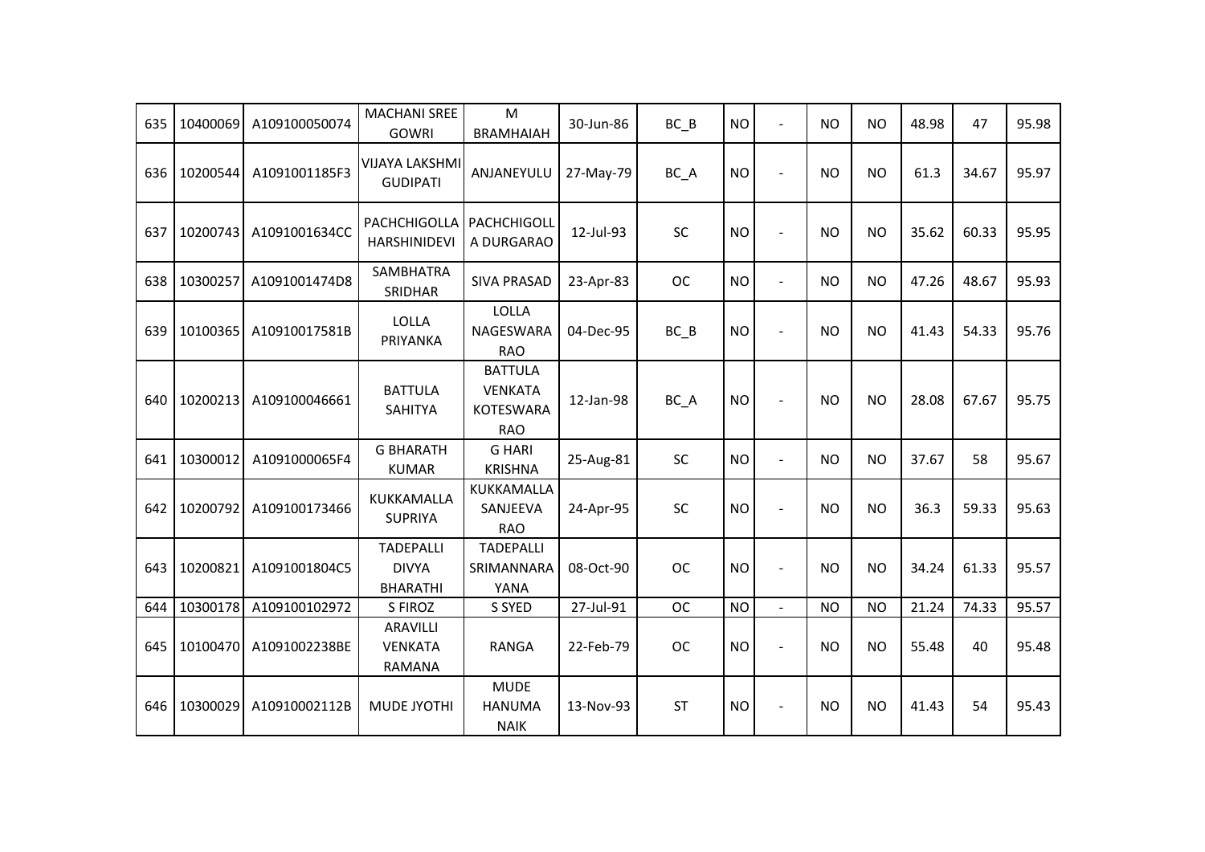| 635 | 10400069 | A109100050074 | MACHANI SREE GOWRI | M BRAMHAIAH | 30-Jun-86 | BC_B | NO | - | NO | NO | 48.98 | 47 | 95.98 |
|---|---|---|---|---|---|---|---|---|---|---|---|---|---|
| 636 | 10200544 | A1091001185F3 | VIJAYA LAKSHMI GUDIPATI | ANJANEYULU | 27-May-79 | BC_A | NO | - | NO | NO | 61.3 | 34.67 | 95.97 |
| 637 | 10200743 | A1091001634CC | PACHCHIGOLLA HARSHINIDEVI | PACHCHIGOLL A DURGARAO | 12-Jul-93 | SC | NO | - | NO | NO | 35.62 | 60.33 | 95.95 |
| 638 | 10300257 | A1091001474D8 | SAMBHATRA SRIDHAR | SIVA PRASAD | 23-Apr-83 | OC | NO | - | NO | NO | 47.26 | 48.67 | 95.93 |
| 639 | 10100365 | A10910017581B | LOLLA PRIYANKA | LOLLA NAGESWARA RAO | 04-Dec-95 | BC_B | NO | - | NO | NO | 41.43 | 54.33 | 95.76 |
| 640 | 10200213 | A109100046661 | BATTULA SAHITYA | BATTULA VENKATA KOTESWARA RAO | 12-Jan-98 | BC_A | NO | - | NO | NO | 28.08 | 67.67 | 95.75 |
| 641 | 10300012 | A1091000065F4 | G BHARATH KUMAR | G HARI KRISHNA | 25-Aug-81 | SC | NO | - | NO | NO | 37.67 | 58 | 95.67 |
| 642 | 10200792 | A109100173466 | KUKKAMALLA SUPRIYA | KUKKAMALLA SANJEEVA RAO | 24-Apr-95 | SC | NO | - | NO | NO | 36.3 | 59.33 | 95.63 |
| 643 | 10200821 | A1091001804C5 | TADEPALLI DIVYA BHARATHI | TADEPALLI SRIMANNARA YANA | 08-Oct-90 | OC | NO | - | NO | NO | 34.24 | 61.33 | 95.57 |
| 644 | 10300178 | A109100102972 | S FIROZ | S SYED | 27-Jul-91 | OC | NO | - | NO | NO | 21.24 | 74.33 | 95.57 |
| 645 | 10100470 | A1091002238BE | ARAVILLI VENKATA RAMANA | RANGA | 22-Feb-79 | OC | NO | - | NO | NO | 55.48 | 40 | 95.48 |
| 646 | 10300029 | A10910002112B | MUDE JYOTHI | MUDE HANUMA NAIK | 13-Nov-93 | ST | NO | - | NO | NO | 41.43 | 54 | 95.43 |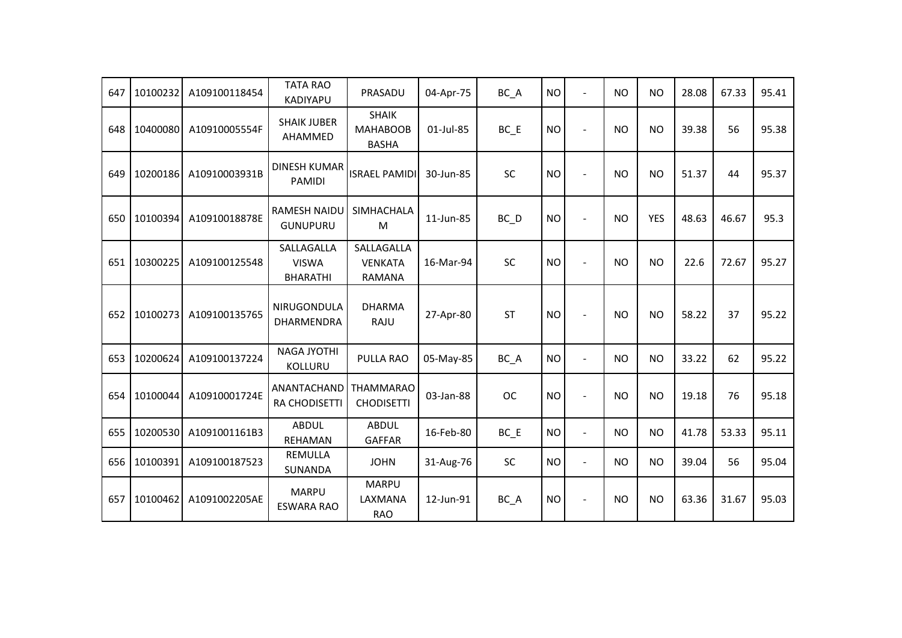| | | | | | | | | | | | | | |
|---|---|---|---|---|---|---|---|---|---|---|---|---|---|
| 647 | 10100232 | A109100118454 | TATA RAO KADIYAPU | PRASADU | 04-Apr-75 | BC_A | NO | - | NO | NO | 28.08 | 67.33 | 95.41 |
| 648 | 10400080 | A10910005554F | SHAIK JUBER AHAMMED | SHAIK MAHABOOB BASHA | 01-Jul-85 | BC_E | NO | - | NO | NO | 39.38 | 56 | 95.38 |
| 649 | 10200186 | A10910003931B | DINESH KUMAR PAMIDI | ISRAEL PAMIDI | 30-Jun-85 | SC | NO | - | NO | NO | 51.37 | 44 | 95.37 |
| 650 | 10100394 | A10910018878E | RAMESH NAIDU GUNUPURU | SIMHACHALA M | 11-Jun-85 | BC_D | NO | - | NO | YES | 48.63 | 46.67 | 95.3 |
| 651 | 10300225 | A109100125548 | SALLAGALLA VISWA BHARATHI | SALLAGALLA VENKATA RAMANA | 16-Mar-94 | SC | NO | - | NO | NO | 22.6 | 72.67 | 95.27 |
| 652 | 10100273 | A109100135765 | NIRUGONDULA DHARMENDRA | DHARMA RAJU | 27-Apr-80 | ST | NO | - | NO | NO | 58.22 | 37 | 95.22 |
| 653 | 10200624 | A109100137224 | NAGA JYOTHI KOLLURU | PULLA RAO | 05-May-85 | BC_A | NO | - | NO | NO | 33.22 | 62 | 95.22 |
| 654 | 10100044 | A10910001724E | ANANTACHAND RA CHODISETTI | THAMMARAO CHODISETTI | 03-Jan-88 | OC | NO | - | NO | NO | 19.18 | 76 | 95.18 |
| 655 | 10200530 | A1091001161B3 | ABDUL REHAMAN | ABDUL GAFFAR | 16-Feb-80 | BC_E | NO | - | NO | NO | 41.78 | 53.33 | 95.11 |
| 656 | 10100391 | A109100187523 | REMULLA SUNANDA | JOHN | 31-Aug-76 | SC | NO | - | NO | NO | 39.04 | 56 | 95.04 |
| 657 | 10100462 | A1091002205AE | MARPU ESWARA RAO | MARPU LAXMANA RAO | 12-Jun-91 | BC_A | NO | - | NO | NO | 63.36 | 31.67 | 95.03 |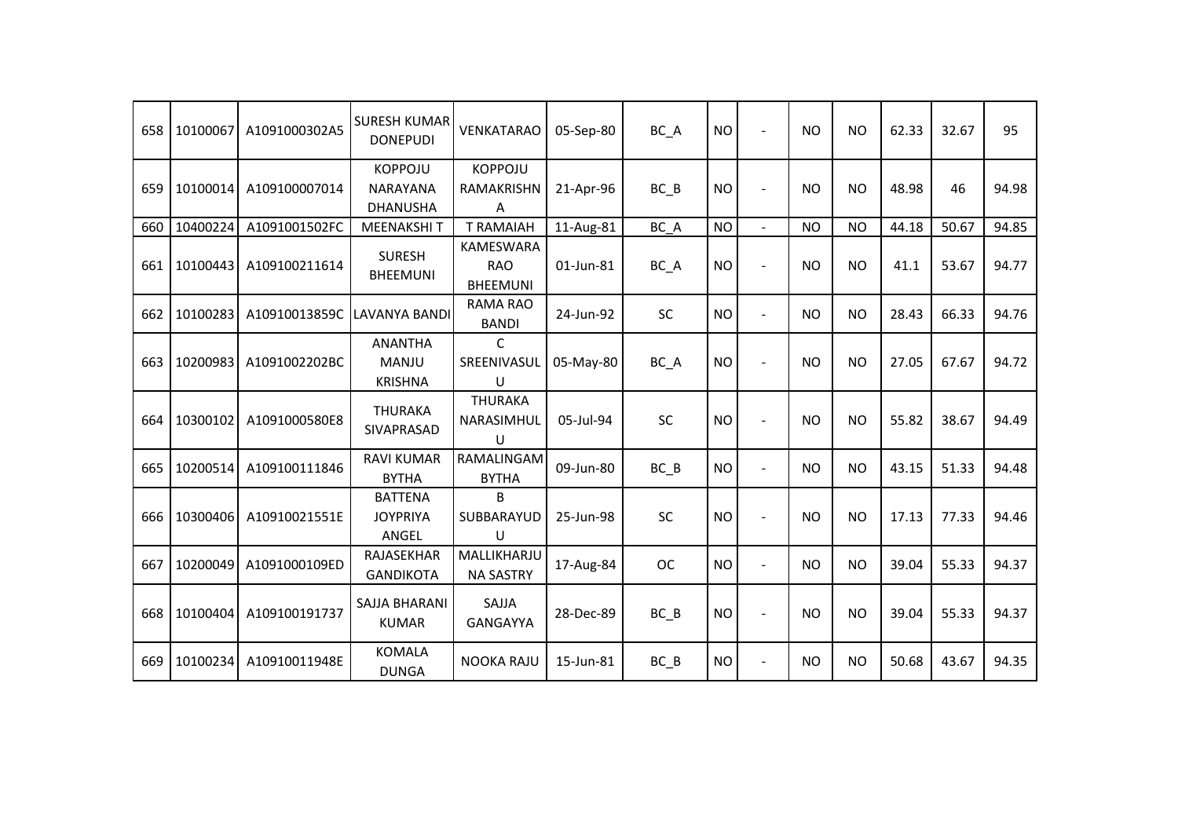| 658 | 10100067 | A1091000302A5 | SURESH KUMAR DONEPUDI | VENKATARAO | 05-Sep-80 | BC_A | NO | - | NO | NO | 62.33 | 32.67 | 95 |
|---|---|---|---|---|---|---|---|---|---|---|---|---|---|
| 659 | 10100014 | A109100007014 | KOPPOJU NARAYANA DHANUSHA | KOPPOJU RAMAKRISHNA | 21-Apr-96 | BC_B | NO | - | NO | NO | 48.98 | 46 | 94.98 |
| 660 | 10400224 | A1091001502FC | MEENAKSHI T | T RAMAIAH | 11-Aug-81 | BC_A | NO | - | NO | NO | 44.18 | 50.67 | 94.85 |
| 661 | 10100443 | A109100211614 | SURESH BHEEMUNI | KAMESWARA RAO BHEEMUNI | 01-Jun-81 | BC_A | NO | - | NO | NO | 41.1 | 53.67 | 94.77 |
| 662 | 10100283 | A10910013859C | LAVANYA BANDI | RAMA RAO BANDI | 24-Jun-92 | SC | NO | - | NO | NO | 28.43 | 66.33 | 94.76 |
| 663 | 10200983 | A1091002202BC | ANANTHA MANJU KRISHNA | C SREENIVASULU | 05-May-80 | BC_A | NO | - | NO | NO | 27.05 | 67.67 | 94.72 |
| 664 | 10300102 | A1091000580E8 | THURAKA SIVAPRASAD | THURAKA NARASIMHULU | 05-Jul-94 | SC | NO | - | NO | NO | 55.82 | 38.67 | 94.49 |
| 665 | 10200514 | A109100111846 | RAVI KUMAR BYTHA | RAMALINGAM BYTHA | 09-Jun-80 | BC_B | NO | - | NO | NO | 43.15 | 51.33 | 94.48 |
| 666 | 10300406 | A10910021551E | BATTENA JOYPRIYA ANGEL | B SUBBARAYUDU | 25-Jun-98 | SC | NO | - | NO | NO | 17.13 | 77.33 | 94.46 |
| 667 | 10200049 | A1091000109ED | RAJASEKHAR GANDIKOTA | MALLIKHARJUNA SASTRY | 17-Aug-84 | OC | NO | - | NO | NO | 39.04 | 55.33 | 94.37 |
| 668 | 10100404 | A109100191737 | SAJJA BHARANI KUMAR | SAJJA GANGAYYA | 28-Dec-89 | BC_B | NO | - | NO | NO | 39.04 | 55.33 | 94.37 |
| 669 | 10100234 | A10910011948E | KOMALA DUNGA | NOOKA RAJU | 15-Jun-81 | BC_B | NO | - | NO | NO | 50.68 | 43.67 | 94.35 |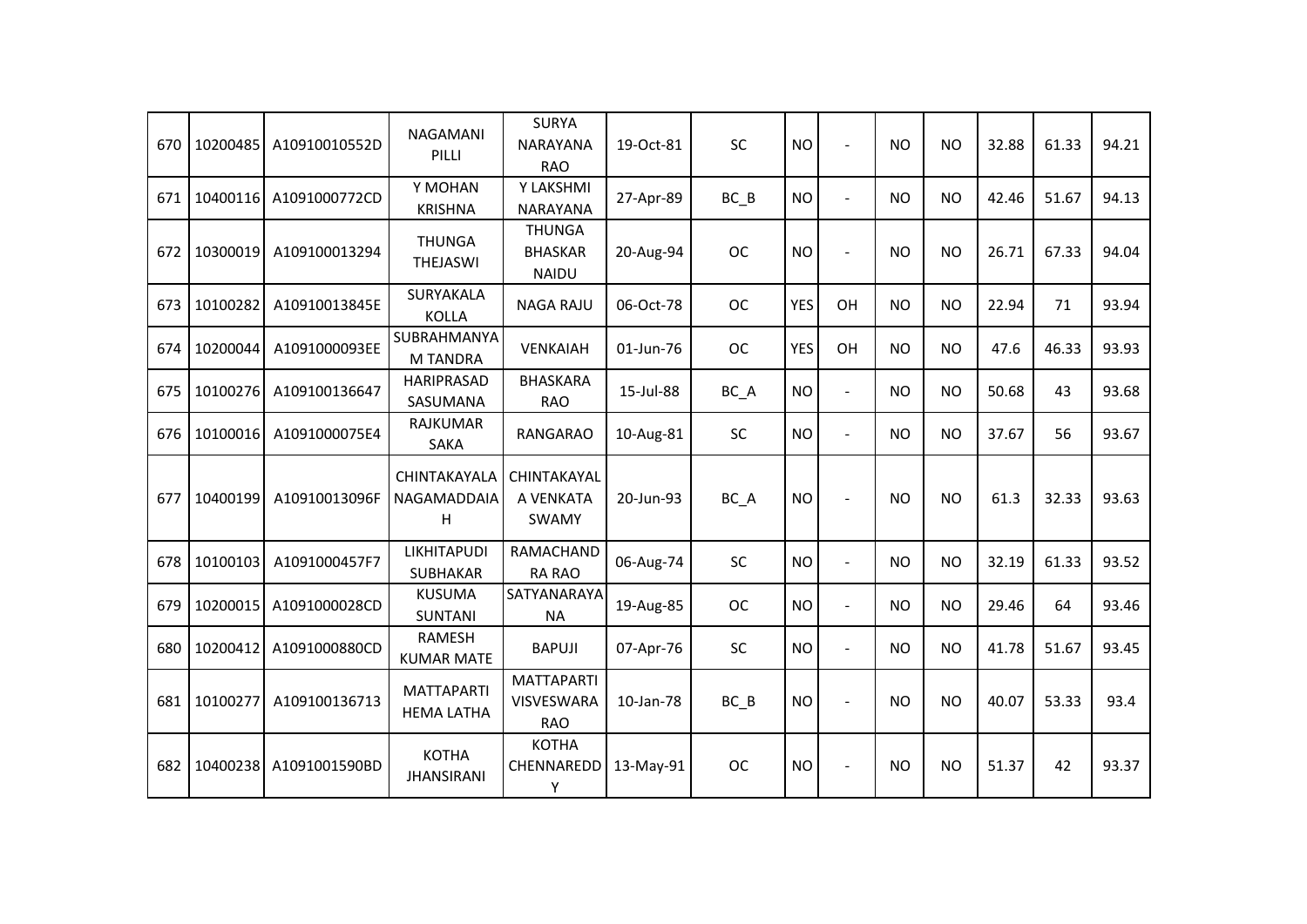| 670 | 10200485 | A10910010552D | NAGAMANI PILLI | SURYA NARAYANA RAO | 19-Oct-81 | SC | NO | - | NO | NO | 32.88 | 61.33 | 94.21 |
|---|---|---|---|---|---|---|---|---|---|---|---|---|---|
| 671 | 10400116 | A1091000772CD | Y MOHAN KRISHNA | Y LAKSHMI NARAYANA | 27-Apr-89 | BC_B | NO | - | NO | NO | 42.46 | 51.67 | 94.13 |
| 672 | 10300019 | A109100013294 | THUNGA THEJASWI | THUNGA BHASKAR NAIDU | 20-Aug-94 | OC | NO | - | NO | NO | 26.71 | 67.33 | 94.04 |
| 673 | 10100282 | A10910013845E | SURYAKALA KOLLA | NAGA RAJU | 06-Oct-78 | OC | YES | OH | NO | NO | 22.94 | 71 | 93.94 |
| 674 | 10200044 | A1091000093EE | SUBRAHMANYA M TANDRA | VENKAIAH | 01-Jun-76 | OC | YES | OH | NO | NO | 47.6 | 46.33 | 93.93 |
| 675 | 10100276 | A109100136647 | HARIPRASAD SASUMANA | BHASKARA RAO | 15-Jul-88 | BC_A | NO | - | NO | NO | 50.68 | 43 | 93.68 |
| 676 | 10100016 | A1091000075E4 | RAJKUMAR SAKA | RANGARAO | 10-Aug-81 | SC | NO | - | NO | NO | 37.67 | 56 | 93.67 |
| 677 | 10400199 | A10910013096F | CHINTAKAYALA NAGAMADDAIA H | CHINTAKAYAL A VENKATA SWAMY | 20-Jun-93 | BC_A | NO | - | NO | NO | 61.3 | 32.33 | 93.63 |
| 678 | 10100103 | A1091000457F7 | LIKHITAPUDI SUBHAKAR | RAMACHAND RA RAO | 06-Aug-74 | SC | NO | - | NO | NO | 32.19 | 61.33 | 93.52 |
| 679 | 10200015 | A1091000028CD | KUSUMA SUNTANI | SATYANARAYA NA | 19-Aug-85 | OC | NO | - | NO | NO | 29.46 | 64 | 93.46 |
| 680 | 10200412 | A1091000880CD | RAMESH KUMAR MATE | BAPUJI | 07-Apr-76 | SC | NO | - | NO | NO | 41.78 | 51.67 | 93.45 |
| 681 | 10100277 | A109100136713 | MATTAPARTI HEMA LATHA | MATTAPARTI VISVESWARA RAO | 10-Jan-78 | BC_B | NO | - | NO | NO | 40.07 | 53.33 | 93.4 |
| 682 | 10400238 | A1091001590BD | KOTHA JHANSIRANI | KOTHA CHENNAREDD Y | 13-May-91 | OC | NO | - | NO | NO | 51.37 | 42 | 93.37 |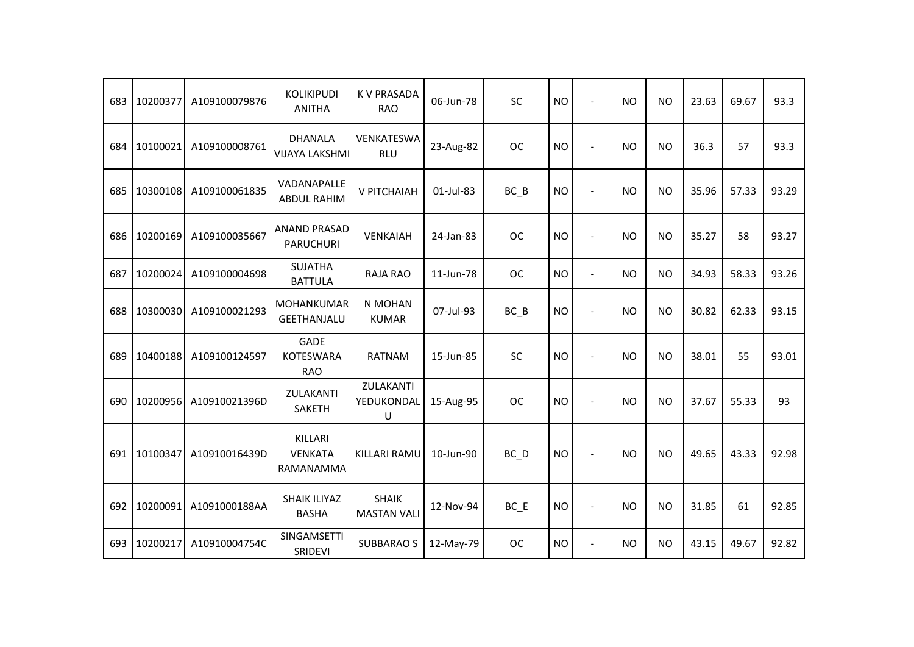| 683 | 10200377 | A109100079876 | KOLIKIPUDI ANITHA | K V PRASADA RAO | 06-Jun-78 | SC | NO | - | NO | NO | 23.63 | 69.67 | 93.3 |
|---|---|---|---|---|---|---|---|---|---|---|---|---|---|
| 684 | 10100021 | A109100008761 | DHANALA VIJAYA LAKSHMI | VENKATESWARLU | 23-Aug-82 | OC | NO | - | NO | NO | 36.3 | 57 | 93.3 |
| 685 | 10300108 | A109100061835 | VADANAPALLE ABDUL RAHIM | V PITCHAIAH | 01-Jul-83 | BC_B | NO | - | NO | NO | 35.96 | 57.33 | 93.29 |
| 686 | 10200169 | A109100035667 | ANAND PRASAD PARUCHURI | VENKAIAH | 24-Jan-83 | OC | NO | - | NO | NO | 35.27 | 58 | 93.27 |
| 687 | 10200024 | A109100004698 | SUJATHA BATTULA | RAJA RAO | 11-Jun-78 | OC | NO | - | NO | NO | 34.93 | 58.33 | 93.26 |
| 688 | 10300030 | A109100021293 | MOHANKUMAR GEETHANJALU | N MOHAN KUMAR | 07-Jul-93 | BC_B | NO | - | NO | NO | 30.82 | 62.33 | 93.15 |
| 689 | 10400188 | A109100124597 | GADE KOTESWARA RAO | RATNAM | 15-Jun-85 | SC | NO | - | NO | NO | 38.01 | 55 | 93.01 |
| 690 | 10200956 | A10910021396D | ZULAKANTI SAKETH | ZULAKANTI YEDUKONDALU | 15-Aug-95 | OC | NO | - | NO | NO | 37.67 | 55.33 | 93 |
| 691 | 10100347 | A10910016439D | KILLARI VENKATA RAMANAMMA | KILLARI RAMU | 10-Jun-90 | BC_D | NO | - | NO | NO | 49.65 | 43.33 | 92.98 |
| 692 | 10200091 | A1091000188AA | SHAIK ILIYAZ BASHA | SHAIK MASTAN VALI | 12-Nov-94 | BC_E | NO | - | NO | NO | 31.85 | 61 | 92.85 |
| 693 | 10200217 | A10910004754C | SINGAMSETTI SRIDEVI | SUBBARAO S | 12-May-79 | OC | NO | - | NO | NO | 43.15 | 49.67 | 92.82 |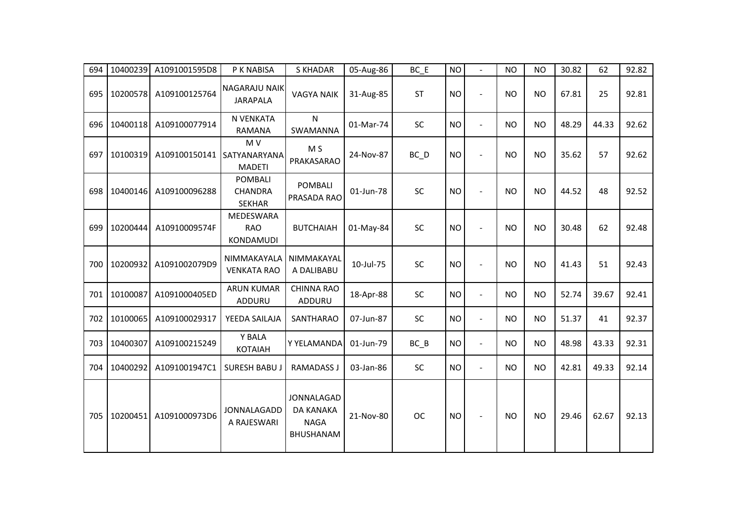| | | | | | | | | | | | | | | |
|---|---|---|---|---|---|---|---|---|---|---|---|---|---|---|
| 694 | 10400239 | A1091001595D8 | P K NABISA | S KHADAR | 05-Aug-86 | BC_E | NO | - | NO | NO | 30.82 | 62 | 92.82 |
| 695 | 10200578 | A109100125764 | NAGARAJU NAIK JARAPALA | VAGYA NAIK | 31-Aug-85 | ST | NO | - | NO | NO | 67.81 | 25 | 92.81 |
| 696 | 10400118 | A109100077914 | N VENKATA RAMANA | N SWAMANNA | 01-Mar-74 | SC | NO | - | NO | NO | 48.29 | 44.33 | 92.62 |
| 697 | 10100319 | A109100150141 | M V SATYANARYANA MADETI | M S PRAKASARAO | 24-Nov-87 | BC_D | NO | - | NO | NO | 35.62 | 57 | 92.62 |
| 698 | 10400146 | A109100096288 | POMBALI CHANDRA SEKHAR | POMBALI PRASADA RAO | 01-Jun-78 | SC | NO | - | NO | NO | 44.52 | 48 | 92.52 |
| 699 | 10200444 | A10910009574F | MEDESWARA RAO KONDAMUDI | BUTCHAIAH | 01-May-84 | SC | NO | - | NO | NO | 30.48 | 62 | 92.48 |
| 700 | 10200932 | A1091002079D9 | NIMMAKAYALA VENKATA RAO | NIMMAKAYAL A DALIBABU | 10-Jul-75 | SC | NO | - | NO | NO | 41.43 | 51 | 92.43 |
| 701 | 10100087 | A1091000405ED | ARUN KUMAR ADDURU | CHINNA RAO ADDURU | 18-Apr-88 | SC | NO | - | NO | NO | 52.74 | 39.67 | 92.41 |
| 702 | 10100065 | A109100029317 | YEEDA SAILAJA | SANTHARAO | 07-Jun-87 | SC | NO | - | NO | NO | 51.37 | 41 | 92.37 |
| 703 | 10400307 | A109100215249 | Y BALA KOTAIAH | Y YELAMANDA | 01-Jun-79 | BC_B | NO | - | NO | NO | 48.98 | 43.33 | 92.31 |
| 704 | 10400292 | A1091001947C1 | SURESH BABU J | RAMADASS J | 03-Jan-86 | SC | NO | - | NO | NO | 42.81 | 49.33 | 92.14 |
| 705 | 10200451 | A1091000973D6 | JONNALAGADD A RAJESWARI | JONNALAGAD DA KANAKA NAGA BHUSHANAM | 21-Nov-80 | OC | NO | - | NO | NO | 29.46 | 62.67 | 92.13 |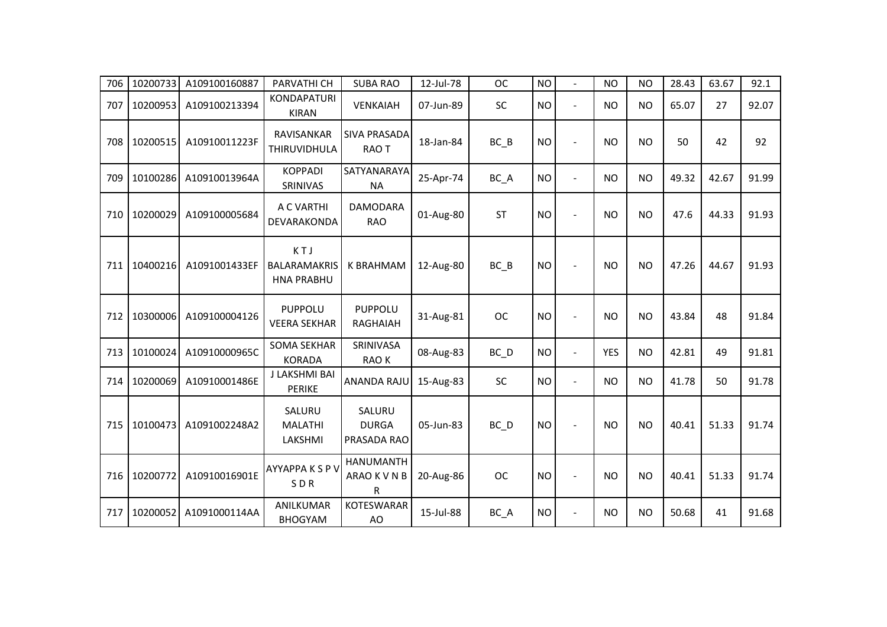| 706 | 10200733 | A109100160887 | PARVATHI CH | SUBA RAO | 12-Jul-78 | OC | NO | - | NO | NO | 28.43 | 63.67 | 92.1 |
|---|---|---|---|---|---|---|---|---|---|---|---|---|---|
| 707 | 10200953 | A109100213394 | KONDAPATURI KIRAN | VENKAIAH | 07-Jun-89 | SC | NO | - | NO | NO | 65.07 | 27 | 92.07 |
| 708 | 10200515 | A10910011223F | RAVISANKAR THIRUVIDHULA | SIVA PRASADA RAO T | 18-Jan-84 | BC_B | NO | - | NO | NO | 50 | 42 | 92 |
| 709 | 10100286 | A10910013964A | KOPPADI SRINIVAS | SATYANARAYANA | 25-Apr-74 | BC_A | NO | - | NO | NO | 49.32 | 42.67 | 91.99 |
| 710 | 10200029 | A109100005684 | A C VARTHI DEVARAKONDA | DAMODARA RAO | 01-Aug-80 | ST | NO | - | NO | NO | 47.6 | 44.33 | 91.93 |
| 711 | 10400216 | A1091001433EF | K T J BALARAMAKRISHNA PRABHU | K BRAHMAM | 12-Aug-80 | BC_B | NO | - | NO | NO | 47.26 | 44.67 | 91.93 |
| 712 | 10300006 | A109100004126 | PUPPOLU VEERA SEKHAR | PUPPOLU RAGHAIAH | 31-Aug-81 | OC | NO | - | NO | NO | 43.84 | 48 | 91.84 |
| 713 | 10100024 | A10910000965C | SOMA SEKHAR KORADA | SRINIVASA RAO K | 08-Aug-83 | BC_D | NO | - | YES | NO | 42.81 | 49 | 91.81 |
| 714 | 10200069 | A10910001486E | J LAKSHMI BAI PERIKE | ANANDA RAJU | 15-Aug-83 | SC | NO | - | NO | NO | 41.78 | 50 | 91.78 |
| 715 | 10100473 | A1091002248A2 | SALURU MALATHI LAKSHMI | SALURU DURGA PRASADA RAO | 05-Jun-83 | BC_D | NO | - | NO | NO | 40.41 | 51.33 | 91.74 |
| 716 | 10200772 | A10910016901E | AYYAPPA K S P V S D R | HANUMANTH ARAO K V N B R | 20-Aug-86 | OC | NO | - | NO | NO | 40.41 | 51.33 | 91.74 |
| 717 | 10200052 | A1091000114AA | ANILKUMAR BHOGYAM | KOTESWARARAO | 15-Jul-88 | BC_A | NO | - | NO | NO | 50.68 | 41 | 91.68 |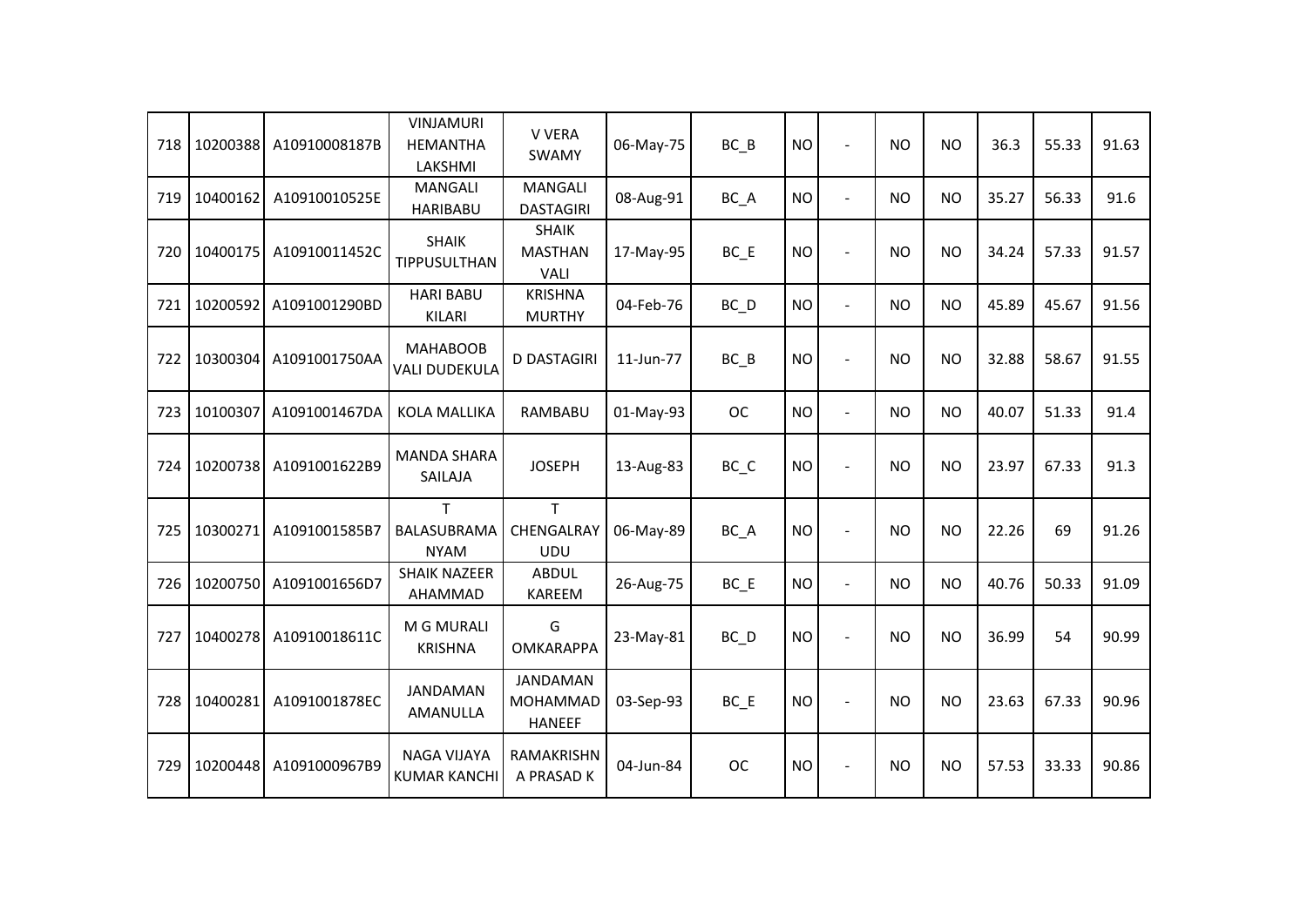| | | | | | | | | | | | | | | |
|---|---|---|---|---|---|---|---|---|---|---|---|---|---|---|
| 718 | 10200388 | A10910008187B | VINJAMURI HEMANTHA LAKSHMI | V VERA SWAMY | 06-May-75 | BC_B | NO | - | NO | NO | 36.3 | 55.33 | 91.63 |
| 719 | 10400162 | A10910010525E | MANGALI HARIBABU | MANGALI DASTAGIRI | 08-Aug-91 | BC_A | NO | - | NO | NO | 35.27 | 56.33 | 91.6 |
| 720 | 10400175 | A10910011452C | SHAIK TIPPUSULTHAN | SHAIK MASTHAN VALI | 17-May-95 | BC_E | NO | - | NO | NO | 34.24 | 57.33 | 91.57 |
| 721 | 10200592 | A1091001290BD | HARI BABU KILARI | KRISHNA MURTHY | 04-Feb-76 | BC_D | NO | - | NO | NO | 45.89 | 45.67 | 91.56 |
| 722 | 10300304 | A1091001750AA | MAHABOOB VALI DUDEKULA | D DASTAGIRI | 11-Jun-77 | BC_B | NO | - | NO | NO | 32.88 | 58.67 | 91.55 |
| 723 | 10100307 | A1091001467DA | KOLA MALLIKA | RAMBABU | 01-May-93 | OC | NO | - | NO | NO | 40.07 | 51.33 | 91.4 |
| 724 | 10200738 | A1091001622B9 | MANDA SHARA SAILAJA | JOSEPH | 13-Aug-83 | BC_C | NO | - | NO | NO | 23.97 | 67.33 | 91.3 |
| 725 | 10300271 | A1091001585B7 | T BALASUBRAMANYAM | T CHENGALRAYUDU | 06-May-89 | BC_A | NO | - | NO | NO | 22.26 | 69 | 91.26 |
| 726 | 10200750 | A1091001656D7 | SHAIK NAZEER AHAMMAD | ABDUL KAREEM | 26-Aug-75 | BC_E | NO | - | NO | NO | 40.76 | 50.33 | 91.09 |
| 727 | 10400278 | A10910018611C | M G MURALI KRISHNA | G OMKARAPPA | 23-May-81 | BC_D | NO | - | NO | NO | 36.99 | 54 | 90.99 |
| 728 | 10400281 | A1091001878EC | JANDAMAN AMANULLA | JANDAMAN MOHAMMAD HANEEF | 03-Sep-93 | BC_E | NO | - | NO | NO | 23.63 | 67.33 | 90.96 |
| 729 | 10200448 | A1091000967B9 | NAGA VIJAYA KUMAR KANCHI | RAMAKRISHNA PRASAD K | 04-Jun-84 | OC | NO | - | NO | NO | 57.53 | 33.33 | 90.86 |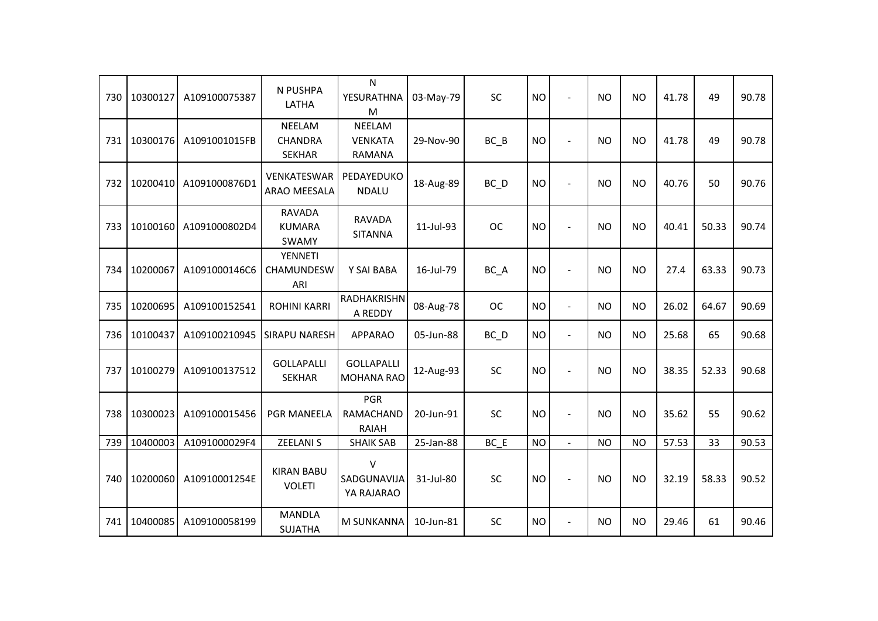| | | | | | | | | | | | | | | |
|---|---|---|---|---|---|---|---|---|---|---|---|---|---|---|
| 730 | 10300127 | A109100075387 | N PUSHPA LATHA | N YESURATHNAM | 03-May-79 | SC | NO | - | NO | NO | 41.78 | 49 | 90.78 |
| 731 | 10300176 | A1091001015FB | NEELAM CHANDRA SEKHAR | NEELAM VENKATA RAMANA | 29-Nov-90 | BC_B | NO | - | NO | NO | 41.78 | 49 | 90.78 |
| 732 | 10200410 | A1091000876D1 | VENKATESWARARAO MEESALA | PEDAYEDUKONDALU | 18-Aug-89 | BC_D | NO | - | NO | NO | 40.76 | 50 | 90.76 |
| 733 | 10100160 | A1091000802D4 | RAVADA KUMARA SWAMY | RAVADA SITANNA | 11-Jul-93 | OC | NO | - | NO | NO | 40.41 | 50.33 | 90.74 |
| 734 | 10200067 | A1091000146C6 | YENNETI CHAMUNDESWARI | Y SAI BABA | 16-Jul-79 | BC_A | NO | - | NO | NO | 27.4 | 63.33 | 90.73 |
| 735 | 10200695 | A109100152541 | ROHINI KARRI | RADHAKRISHNA REDDY | 08-Aug-78 | OC | NO | - | NO | NO | 26.02 | 64.67 | 90.69 |
| 736 | 10100437 | A109100210945 | SIRAPU NARESH | APPARAO | 05-Jun-88 | BC_D | NO | - | NO | NO | 25.68 | 65 | 90.68 |
| 737 | 10100279 | A109100137512 | GOLLAPALLI SEKHAR | GOLLAPALLI MOHANA RAO | 12-Aug-93 | SC | NO | - | NO | NO | 38.35 | 52.33 | 90.68 |
| 738 | 10300023 | A109100015456 | PGR MANEELA | PGR RAMACHANDRAIAH | 20-Jun-91 | SC | NO | - | NO | NO | 35.62 | 55 | 90.62 |
| 739 | 10400003 | A1091000029F4 | ZEELANI S | SHAIK SAB | 25-Jan-88 | BC_E | NO | - | NO | NO | 57.53 | 33 | 90.53 |
| 740 | 10200060 | A10910001254E | KIRAN BABU VOLETI | V SADGUNAVIJAYA RAJARAO | 31-Jul-80 | SC | NO | - | NO | NO | 32.19 | 58.33 | 90.52 |
| 741 | 10400085 | A109100058199 | MANDLA SUJATHA | M SUNKANNA | 10-Jun-81 | SC | NO | - | NO | NO | 29.46 | 61 | 90.46 |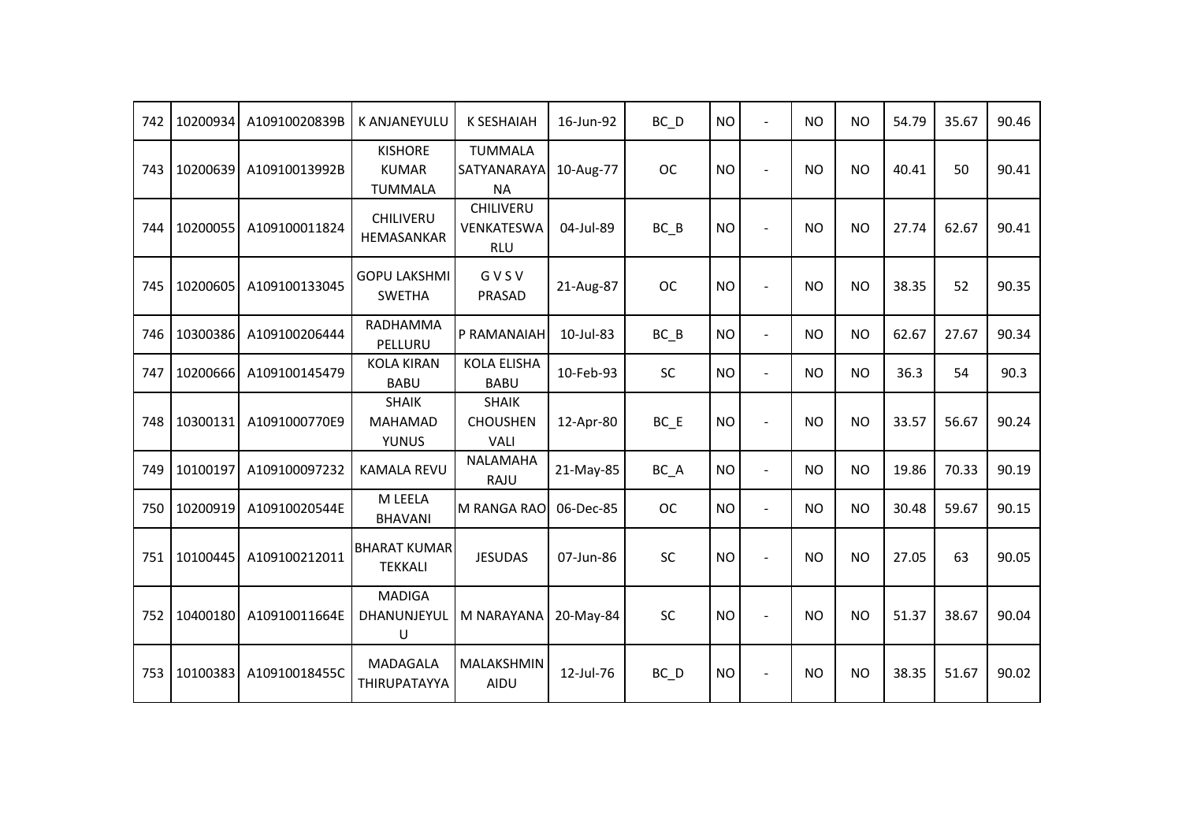| 742 | 10200934 | A10910020839B | K ANJANEYULU | K SESHAIAH | 16-Jun-92 | BC_D | NO | - | NO | NO | 54.79 | 35.67 | 90.46 |
|---|---|---|---|---|---|---|---|---|---|---|---|---|---|
| 743 | 10200639 | A10910013992B | KISHORE KUMAR TUMMALA | TUMMALA SATYANARAYANA | 10-Aug-77 | OC | NO | - | NO | NO | 40.41 | 50 | 90.41 |
| 744 | 10200055 | A109100011824 | CHILIVERU HEMASANKAR | CHILIVERU VENKATESWARLU | 04-Jul-89 | BC_B | NO | - | NO | NO | 27.74 | 62.67 | 90.41 |
| 745 | 10200605 | A109100133045 | GOPU LAKSHMI SWETHA | G V S V PRASAD | 21-Aug-87 | OC | NO | - | NO | NO | 38.35 | 52 | 90.35 |
| 746 | 10300386 | A109100206444 | RADHAMMA PELLURU | P RAMANAIAH | 10-Jul-83 | BC_B | NO | - | NO | NO | 62.67 | 27.67 | 90.34 |
| 747 | 10200666 | A109100145479 | KOLA KIRAN BABU | KOLA ELISHA BABU | 10-Feb-93 | SC | NO | - | NO | NO | 36.3 | 54 | 90.3 |
| 748 | 10300131 | A1091000770E9 | SHAIK MAHAMAD YUNUS | SHAIK CHOUSHEN VALI | 12-Apr-80 | BC_E | NO | - | NO | NO | 33.57 | 56.67 | 90.24 |
| 749 | 10100197 | A109100097232 | KAMALA REVU | NALAMAHA RAJU | 21-May-85 | BC_A | NO | - | NO | NO | 19.86 | 70.33 | 90.19 |
| 750 | 10200919 | A10910020544E | M LEELA BHAVANI | M RANGA RAO | 06-Dec-85 | OC | NO | - | NO | NO | 30.48 | 59.67 | 90.15 |
| 751 | 10100445 | A109100212011 | BHARAT KUMAR TEKKALI | JESUDAS | 07-Jun-86 | SC | NO | - | NO | NO | 27.05 | 63 | 90.05 |
| 752 | 10400180 | A10910011664E | MADIGA DHANUNJEYULU | M NARAYANA | 20-May-84 | SC | NO | - | NO | NO | 51.37 | 38.67 | 90.04 |
| 753 | 10100383 | A10910018455C | MADAGALA THIRUPATAYYA | MALAKSHMINAIDU | 12-Jul-76 | BC_D | NO | - | NO | NO | 38.35 | 51.67 | 90.02 |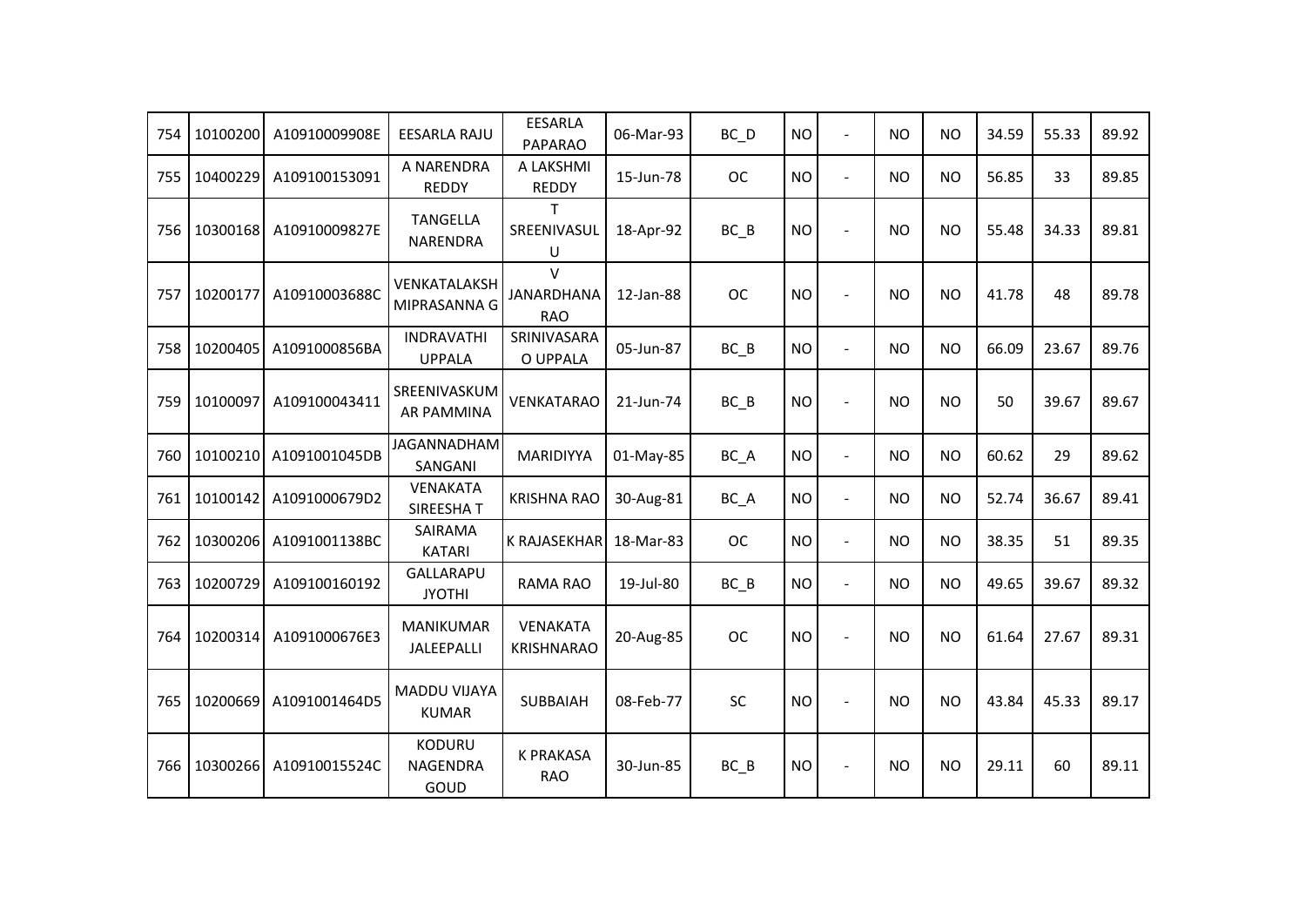| 754 | 10100200 | A10910009908E | EESARLA RAJU | EESARLA PAPARAO | 06-Mar-93 | BC_D | NO | - | NO | NO | 34.59 | 55.33 | 89.92 |
|---|---|---|---|---|---|---|---|---|---|---|---|---|---|
| 755 | 10400229 | A109100153091 | A NARENDRA REDDY | A LAKSHMI REDDY | 15-Jun-78 | OC | NO | - | NO | NO | 56.85 | 33 | 89.85 |
| 756 | 10300168 | A10910009827E | TANGELLA NARENDRA | T SREENIVASULU | 18-Apr-92 | BC_B | NO | - | NO | NO | 55.48 | 34.33 | 89.81 |
| 757 | 10200177 | A10910003688C | VENKATALAKSHMIPRASANNA G | V JANARDHANA RAO | 12-Jan-88 | OC | NO | - | NO | NO | 41.78 | 48 | 89.78 |
| 758 | 10200405 | A1091000856BA | INDRAVATHI UPPALA | SRINIVASARAO UPPALA | 05-Jun-87 | BC_B | NO | - | NO | NO | 66.09 | 23.67 | 89.76 |
| 759 | 10100097 | A109100043411 | SREENIVASKUMAR PAMMINA | VENKATARAO | 21-Jun-74 | BC_B | NO | - | NO | NO | 50 | 39.67 | 89.67 |
| 760 | 10100210 | A1091001045DB | JAGANNADHAM SANGANI | MARIDIYYA | 01-May-85 | BC_A | NO | - | NO | NO | 60.62 | 29 | 89.62 |
| 761 | 10100142 | A1091000679D2 | VENAKATA SIREESHA T | KRISHNA RAO | 30-Aug-81 | BC_A | NO | - | NO | NO | 52.74 | 36.67 | 89.41 |
| 762 | 10300206 | A1091001138BC | SAIRAMA KATARI | K RAJASEKHAR | 18-Mar-83 | OC | NO | - | NO | NO | 38.35 | 51 | 89.35 |
| 763 | 10200729 | A109100160192 | GALLARAPU JYOTHI | RAMA RAO | 19-Jul-80 | BC_B | NO | - | NO | NO | 49.65 | 39.67 | 89.32 |
| 764 | 10200314 | A1091000676E3 | MANIKUMAR JALEEPALLI | VENAKATA KRISHNARAO | 20-Aug-85 | OC | NO | - | NO | NO | 61.64 | 27.67 | 89.31 |
| 765 | 10200669 | A1091001464D5 | MADDU VIJAYA KUMAR | SUBBAIAH | 08-Feb-77 | SC | NO | - | NO | NO | 43.84 | 45.33 | 89.17 |
| 766 | 10300266 | A10910015524C | KODURU NAGENDRA GOUD | K PRAKASA RAO | 30-Jun-85 | BC_B | NO | - | NO | NO | 29.11 | 60 | 89.11 |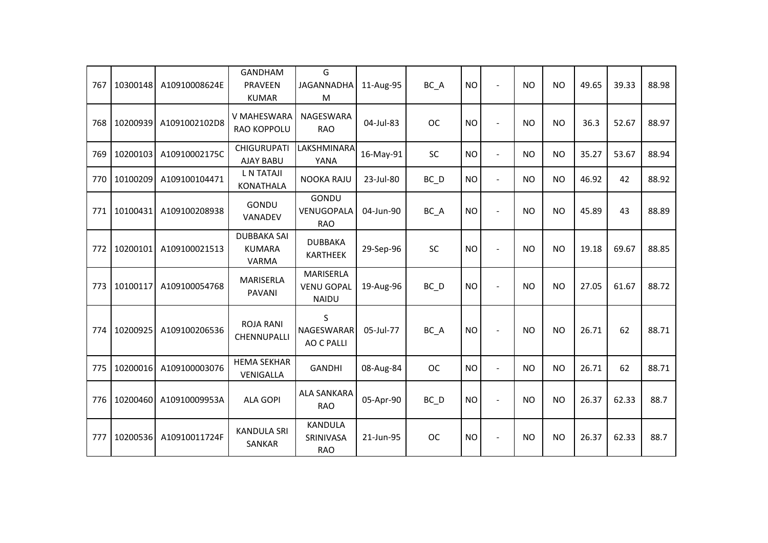| | | | | | | | | | | | | | |
|---|---|---|---|---|---|---|---|---|---|---|---|---|---|
| 767 | 10300148 | A10910008624E | GANDHAM PRAVEEN KUMAR | G JAGANNADHAM | 11-Aug-95 | BC_A | NO | - | NO | NO | 49.65 | 39.33 | 88.98 |
| 768 | 10200939 | A1091002102D8 | V MAHESWARA RAO KOPPOLU | NAGESWARA RAO | 04-Jul-83 | OC | NO | - | NO | NO | 36.3 | 52.67 | 88.97 |
| 769 | 10200103 | A10910002175C | CHIGURUPATI AJAY BABU | LAKSHMINARAYANA | 16-May-91 | SC | NO | - | NO | NO | 35.27 | 53.67 | 88.94 |
| 770 | 10100209 | A109100104471 | L N TATAJI KONATHALA | NOOKA RAJU | 23-Jul-80 | BC_D | NO | - | NO | NO | 46.92 | 42 | 88.92 |
| 771 | 10100431 | A109100208938 | GONDU VANADEV | GONDU VENUGOPALA RAO | 04-Jun-90 | BC_A | NO | - | NO | NO | 45.89 | 43 | 88.89 |
| 772 | 10200101 | A109100021513 | DUBBAKA SAI KUMARA VARMA | DUBBAKA KARTHEEK | 29-Sep-96 | SC | NO | - | NO | NO | 19.18 | 69.67 | 88.85 |
| 773 | 10100117 | A109100054768 | MARISERLA PAVANI | MARISERLA VENU GOPAL NAIDU | 19-Aug-96 | BC_D | NO | - | NO | NO | 27.05 | 61.67 | 88.72 |
| 774 | 10200925 | A109100206536 | ROJA RANI CHENNUPALLI | S NAGESWARARAO C PALLI | 05-Jul-77 | BC_A | NO | - | NO | NO | 26.71 | 62 | 88.71 |
| 775 | 10200016 | A109100003076 | HEMA SEKHAR VENIGALLA | GANDHI | 08-Aug-84 | OC | NO | - | NO | NO | 26.71 | 62 | 88.71 |
| 776 | 10200460 | A10910009953A | ALA GOPI | ALA SANKARA RAO | 05-Apr-90 | BC_D | NO | - | NO | NO | 26.37 | 62.33 | 88.7 |
| 777 | 10200536 | A10910011724F | KANDULA SRI SANKAR | KANDULA SRINIVASA RAO | 21-Jun-95 | OC | NO | - | NO | NO | 26.37 | 62.33 | 88.7 |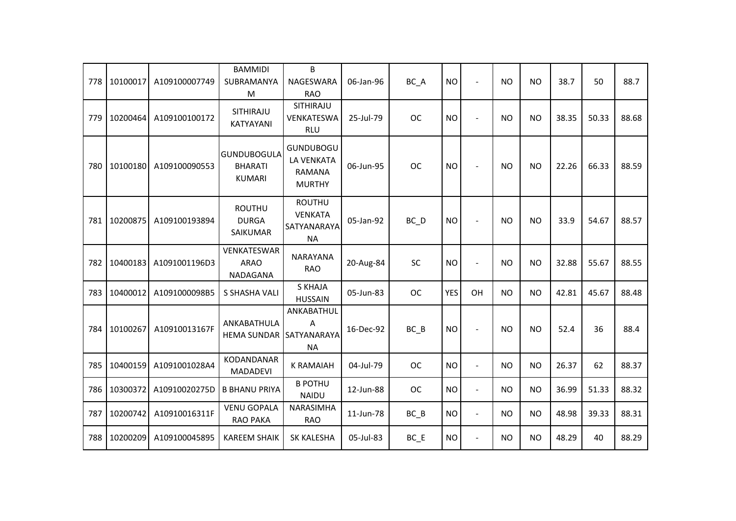| 778 | 10100017 | A109100007749 | BAMMIDI SUBRAMANYAM | B NAGESWARA RAO | 06-Jan-96 | BC_A | NO | - | NO | NO | 38.7 | 50 | 88.7 |
|---|---|---|---|---|---|---|---|---|---|---|---|---|---|
| 779 | 10200464 | A109100100172 | SITHIRAJU KATYAYANI | SITHIRAJU VENKATESWARLU | 25-Jul-79 | OC | NO | - | NO | NO | 38.35 | 50.33 | 88.68 |
| 780 | 10100180 | A109100090553 | GUNDUBOGULA BHARATI KUMARI | GUNDUBOGULA VENKATA RAMANA MURTHY | 06-Jun-95 | OC | NO | - | NO | NO | 22.26 | 66.33 | 88.59 |
| 781 | 10200875 | A109100193894 | ROUTHU DURGA SAIKUMAR | ROUTHU VENKATA SATYANARAYANA | 05-Jan-92 | BC_D | NO | - | NO | NO | 33.9 | 54.67 | 88.57 |
| 782 | 10400183 | A1091001196D3 | VENKATESWARARAO NADAGANA | NARAYANA RAO | 20-Aug-84 | SC | NO | - | NO | NO | 32.88 | 55.67 | 88.55 |
| 783 | 10400012 | A1091000098B5 | S SHASHA VALI | S KHAJA HUSSAIN | 05-Jun-83 | OC | YES | OH | NO | NO | 42.81 | 45.67 | 88.48 |
| 784 | 10100267 | A10910013167F | ANKABATHULA HEMA SUNDAR | ANKABATHULA SATYANARAYANA | 16-Dec-92 | BC_B | NO | - | NO | NO | 52.4 | 36 | 88.4 |
| 785 | 10400159 | A1091001028A4 | KODANDANAR MADADEVI | K RAMAIAH | 04-Jul-79 | OC | NO | - | NO | NO | 26.37 | 62 | 88.37 |
| 786 | 10300372 | A10910020275D | B BHANU PRIYA | B POTHU NAIDU | 12-Jun-88 | OC | NO | - | NO | NO | 36.99 | 51.33 | 88.32 |
| 787 | 10200742 | A10910016311F | VENU GOPALA RAO PAKA | NARASIMHA RAO | 11-Jun-78 | BC_B | NO | - | NO | NO | 48.98 | 39.33 | 88.31 |
| 788 | 10200209 | A109100045895 | KAREEM SHAIK | SK KALESHA | 05-Jul-83 | BC_E | NO | - | NO | NO | 48.29 | 40 | 88.29 |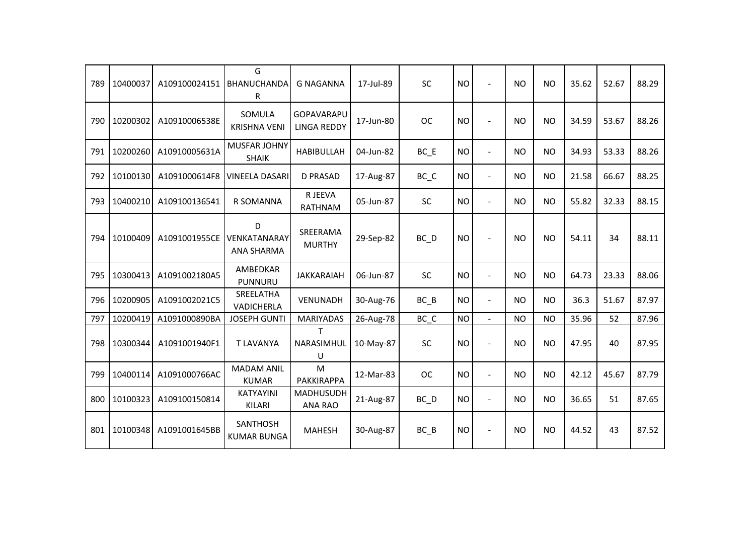| 789 | 10400037 | A109100024151 | G BHANUCHANDAR | G NAGANNA | 17-Jul-89 | SC | NO | - | NO | NO | 35.62 | 52.67 | 88.29 |
|---|---|---|---|---|---|---|---|---|---|---|---|---|---|
| 790 | 10200302 | A10910006538E | SOMULA KRISHNA VENI | GOPAVARAPU LINGA REDDY | 17-Jun-80 | OC | NO | - | NO | NO | 34.59 | 53.67 | 88.26 |
| 791 | 10200260 | A10910005631A | MUSFAR JOHNY SHAIK | HABIBULLAH | 04-Jun-82 | BC_E | NO | - | NO | NO | 34.93 | 53.33 | 88.26 |
| 792 | 10100130 | A1091000614F8 | VINEELA DASARI | D PRASAD | 17-Aug-87 | BC_C | NO | - | NO | NO | 21.58 | 66.67 | 88.25 |
| 793 | 10400210 | A109100136541 | R SOMANNA | R JEEVA RATHNAM | 05-Jun-87 | SC | NO | - | NO | NO | 55.82 | 32.33 | 88.15 |
| 794 | 10100409 | A1091001955CE | D VENKATANARAYANA SHARMA | SREERAMA MURTHY | 29-Sep-82 | BC_D | NO | - | NO | NO | 54.11 | 34 | 88.11 |
| 795 | 10300413 | A1091002180A5 | AMBEDKAR PUNNURU | JAKKARAIAH | 06-Jun-87 | SC | NO | - | NO | NO | 64.73 | 23.33 | 88.06 |
| 796 | 10200905 | A1091002021C5 | SREELATHA VADICHERLA | VENUNADH | 30-Aug-76 | BC_B | NO | - | NO | NO | 36.3 | 51.67 | 87.97 |
| 797 | 10200419 | A1091000890BA | JOSEPH GUNTI | MARIYADAS | 26-Aug-78 | BC_C | NO | - | NO | NO | 35.96 | 52 | 87.96 |
| 798 | 10300344 | A1091001940F1 | T LAVANYA | T NARASIMHULU | 10-May-87 | SC | NO | - | NO | NO | 47.95 | 40 | 87.95 |
| 799 | 10400114 | A1091000766AC | MADAM ANIL KUMAR | M PAKKIRAPPA | 12-Mar-83 | OC | NO | - | NO | NO | 42.12 | 45.67 | 87.79 |
| 800 | 10100323 | A109100150814 | KATYAYINI KILARI | MADHUSUDHANA RAO | 21-Aug-87 | BC_D | NO | - | NO | NO | 36.65 | 51 | 87.65 |
| 801 | 10100348 | A1091001645BB | SANTHOSH KUMAR BUNGA | MAHESH | 30-Aug-87 | BC_B | NO | - | NO | NO | 44.52 | 43 | 87.52 |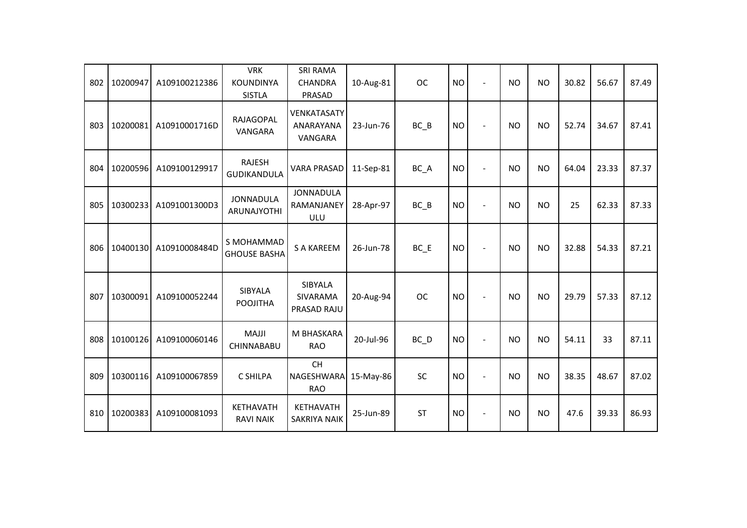| 802 | 10200947 | A109100212386 | VRK KOUNDINYA SISTLA | SRI RAMA CHANDRA PRASAD | 10-Aug-81 | OC | NO | - | NO | NO | 30.82 | 56.67 | 87.49 |
|---|---|---|---|---|---|---|---|---|---|---|---|---|---|
| 803 | 10200081 | A10910001716D | RAJAGOPAL VANGARA | VENKATASATYANARAYANA VANGARA | 23-Jun-76 | BC_B | NO | - | NO | NO | 52.74 | 34.67 | 87.41 |
| 804 | 10200596 | A109100129917 | RAJESH GUDIKANDULA | VARA PRASAD | 11-Sep-81 | BC_A | NO | - | NO | NO | 64.04 | 23.33 | 87.37 |
| 805 | 10300233 | A1091001300D3 | JONNADULA ARUNAJYOTHI | JONNADULA RAMANJANEYULU | 28-Apr-97 | BC_B | NO | - | NO | NO | 25 | 62.33 | 87.33 |
| 806 | 10400130 | A10910008484D | S MOHAMMAD GHOUSE BASHA | S A KAREEM | 26-Jun-78 | BC_E | NO | - | NO | NO | 32.88 | 54.33 | 87.21 |
| 807 | 10300091 | A109100052244 | SIBYALA POOJITHA | SIBYALA SIVARAMA PRASAD RAJU | 20-Aug-94 | OC | NO | - | NO | NO | 29.79 | 57.33 | 87.12 |
| 808 | 10100126 | A109100060146 | MAJJI CHINNABABU | M BHASKARA RAO | 20-Jul-96 | BC_D | NO | - | NO | NO | 54.11 | 33 | 87.11 |
| 809 | 10300116 | A109100067859 | C SHILPA | CH NAGESHWARA RAO | 15-May-86 | SC | NO | - | NO | NO | 38.35 | 48.67 | 87.02 |
| 810 | 10200383 | A109100081093 | KETHAVATH RAVI NAIK | KETHAVATH SAKRIYA NAIK | 25-Jun-89 | ST | NO | - | NO | NO | 47.6 | 39.33 | 86.93 |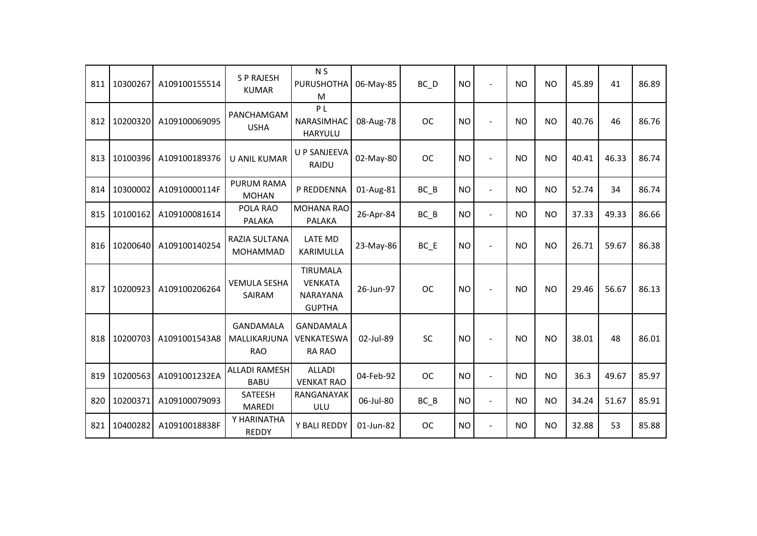| | | | | | | | | | | | | | |
|---|---|---|---|---|---|---|---|---|---|---|---|---|---|
| 811 | 10300267 | A109100155514 | S P RAJESH KUMAR | N S PURUSHOTHAM | 06-May-85 | BC_D | NO | - | NO | NO | 45.89 | 41 | 86.89 |
| 812 | 10200320 | A109100069095 | PANCHAMGAM USHA | P L NARASIMHACHARYULU | 08-Aug-78 | OC | NO | - | NO | NO | 40.76 | 46 | 86.76 |
| 813 | 10100396 | A109100189376 | U ANIL KUMAR | U P SANJEEVA RAIDU | 02-May-80 | OC | NO | - | NO | NO | 40.41 | 46.33 | 86.74 |
| 814 | 10300002 | A10910000114F | PURUM RAMA MOHAN | P REDDENNA | 01-Aug-81 | BC_B | NO | - | NO | NO | 52.74 | 34 | 86.74 |
| 815 | 10100162 | A109100081614 | POLA RAO PALAKA | MOHANA RAO PALAKA | 26-Apr-84 | BC_B | NO | - | NO | NO | 37.33 | 49.33 | 86.66 |
| 816 | 10200640 | A109100140254 | RAZIA SULTANA MOHAMMAD | LATE MD KARIMULLA | 23-May-86 | BC_E | NO | - | NO | NO | 26.71 | 59.67 | 86.38 |
| 817 | 10200923 | A109100206264 | VEMULA SESHA SAIRAM | TIRUMALA VENKATA NARAYANA GUPTHA | 26-Jun-97 | OC | NO | - | NO | NO | 29.46 | 56.67 | 86.13 |
| 818 | 10200703 | A1091001543A8 | GANDAMALA MALLIKARJUNA RAO | GANDAMALA VENKATESWARA RAO | 02-Jul-89 | SC | NO | - | NO | NO | 38.01 | 48 | 86.01 |
| 819 | 10200563 | A1091001232EA | ALLADI RAMESH BABU | ALLADI VENKAT RAO | 04-Feb-92 | OC | NO | - | NO | NO | 36.3 | 49.67 | 85.97 |
| 820 | 10200371 | A109100079093 | SATEESH MAREDI | RANGANAYAKULU | 06-Jul-80 | BC_B | NO | - | NO | NO | 34.24 | 51.67 | 85.91 |
| 821 | 10400282 | A10910018838F | Y HARINATHA REDDY | Y BALI REDDY | 01-Jun-82 | OC | NO | - | NO | NO | 32.88 | 53 | 85.88 |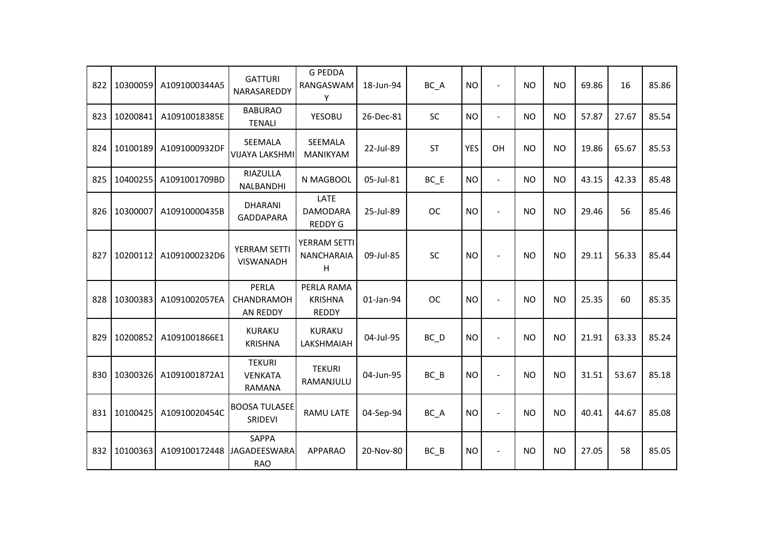| | | | | | | | | | | | | | | |
|---|---|---|---|---|---|---|---|---|---|---|---|---|---|---|
| 822 | 10300059 | A1091000344A5 | GATTURI NARASAREDDY | G PEDDA RANGASWAMY | 18-Jun-94 | BC_A | NO | - | NO | NO | 69.86 | 16 | 85.86 |
| 823 | 10200841 | A10910018385E | BABURAO TENALI | YESOBU | 26-Dec-81 | SC | NO | - | NO | NO | 57.87 | 27.67 | 85.54 |
| 824 | 10100189 | A1091000932DF | SEEMALA VIJAYA LAKSHMI | SEEMALA MANIKYAM | 22-Jul-89 | ST | YES | OH | NO | NO | 19.86 | 65.67 | 85.53 |
| 825 | 10400255 | A1091001709BD | RIAZULLA NALBANDHI | N MAGBOOL | 05-Jul-81 | BC_E | NO | - | NO | NO | 43.15 | 42.33 | 85.48 |
| 826 | 10300007 | A10910000435B | DHARANI GADDAPARA | LATE DAMODARA REDDY G | 25-Jul-89 | OC | NO | - | NO | NO | 29.46 | 56 | 85.46 |
| 827 | 10200112 | A1091000232D6 | YERRAM SETTI VISWANADH | YERRAM SETTI NANCHARAIAH | 09-Jul-85 | SC | NO | - | NO | NO | 29.11 | 56.33 | 85.44 |
| 828 | 10300383 | A1091002057EA | PERLA CHANDRAMOHAN REDDY | PERLA RAMA KRISHNA REDDY | 01-Jan-94 | OC | NO | - | NO | NO | 25.35 | 60 | 85.35 |
| 829 | 10200852 | A1091001866E1 | KURAKU KRISHNA | KURAKU LAKSHMAIAH | 04-Jul-95 | BC_D | NO | - | NO | NO | 21.91 | 63.33 | 85.24 |
| 830 | 10300326 | A1091001872A1 | TEKURI VENKATA RAMANA | TEKURI RAMANJULU | 04-Jun-95 | BC_B | NO | - | NO | NO | 31.51 | 53.67 | 85.18 |
| 831 | 10100425 | A10910020454C | BOOSA TULASEE SRIDEVI | RAMU LATE | 04-Sep-94 | BC_A | NO | - | NO | NO | 40.41 | 44.67 | 85.08 |
| 832 | 10100363 | A109100172448 | SAPPA JAGADEESWARA RAO | APPARAO | 20-Nov-80 | BC_B | NO | - | NO | NO | 27.05 | 58 | 85.05 |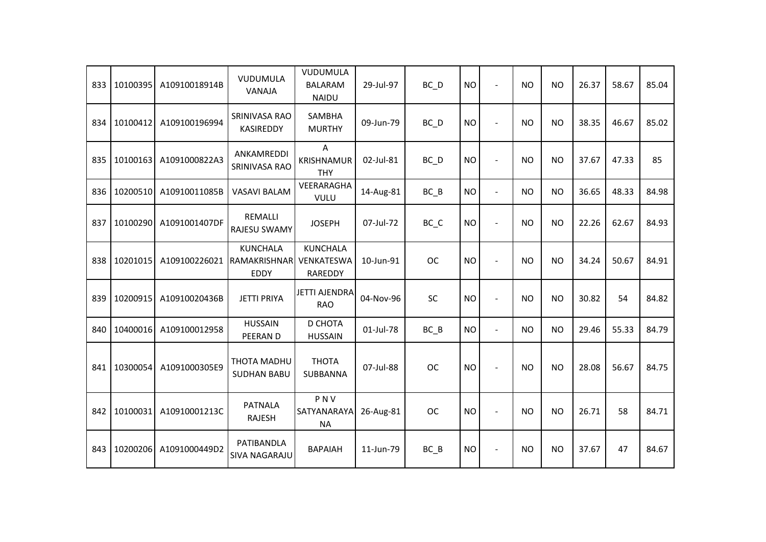| | | | | | | | | | | | | | |
|---|---|---|---|---|---|---|---|---|---|---|---|---|---|
| 833 | 10100395 | A10910018914B | VUDUMULA VANAJA | VUDUMULA BALARAM NAIDU | 29-Jul-97 | BC_D | NO | - | NO | NO | 26.37 | 58.67 | 85.04 |
| 834 | 10100412 | A109100196994 | SRINIVASA RAO KASIREDDY | SAMBHA MURTHY | 09-Jun-79 | BC_D | NO | - | NO | NO | 38.35 | 46.67 | 85.02 |
| 835 | 10100163 | A1091000822A3 | ANKAMREDDI SRINIVASA RAO | A KRISHNAMUR THY | 02-Jul-81 | BC_D | NO | - | NO | NO | 37.67 | 47.33 | 85 |
| 836 | 10200510 | A10910011085B | VASAVI BALAM | VEERARAGHA VULU | 14-Aug-81 | BC_B | NO | - | NO | NO | 36.65 | 48.33 | 84.98 |
| 837 | 10100290 | A1091001407DF | REMALLI RAJESU SWAMY | JOSEPH | 07-Jul-72 | BC_C | NO | - | NO | NO | 22.26 | 62.67 | 84.93 |
| 838 | 10201015 | A109100226021 | KUNCHALA RAMAKRISHNAR EDDY | KUNCHALA VENKATESWA RAREDDY | 10-Jun-91 | OC | NO | - | NO | NO | 34.24 | 50.67 | 84.91 |
| 839 | 10200915 | A10910020436B | JETTI PRIYA | JETTI AJENDRA RAO | 04-Nov-96 | SC | NO | - | NO | NO | 30.82 | 54 | 84.82 |
| 840 | 10400016 | A109100012958 | HUSSAIN PEERAN D | D CHOTA HUSSAIN | 01-Jul-78 | BC_B | NO | - | NO | NO | 29.46 | 55.33 | 84.79 |
| 841 | 10300054 | A1091000305E9 | THOTA MADHU SUDHAN BABU | THOTA SUBBANNA | 07-Jul-88 | OC | NO | - | NO | NO | 28.08 | 56.67 | 84.75 |
| 842 | 10100031 | A10910001213C | PATNALA RAJESH | P N V SATYANARAYA NA | 26-Aug-81 | OC | NO | - | NO | NO | 26.71 | 58 | 84.71 |
| 843 | 10200206 | A1091000449D2 | PATIBANDLA SIVA NAGARAJU | BAPAIAH | 11-Jun-79 | BC_B | NO | - | NO | NO | 37.67 | 47 | 84.67 |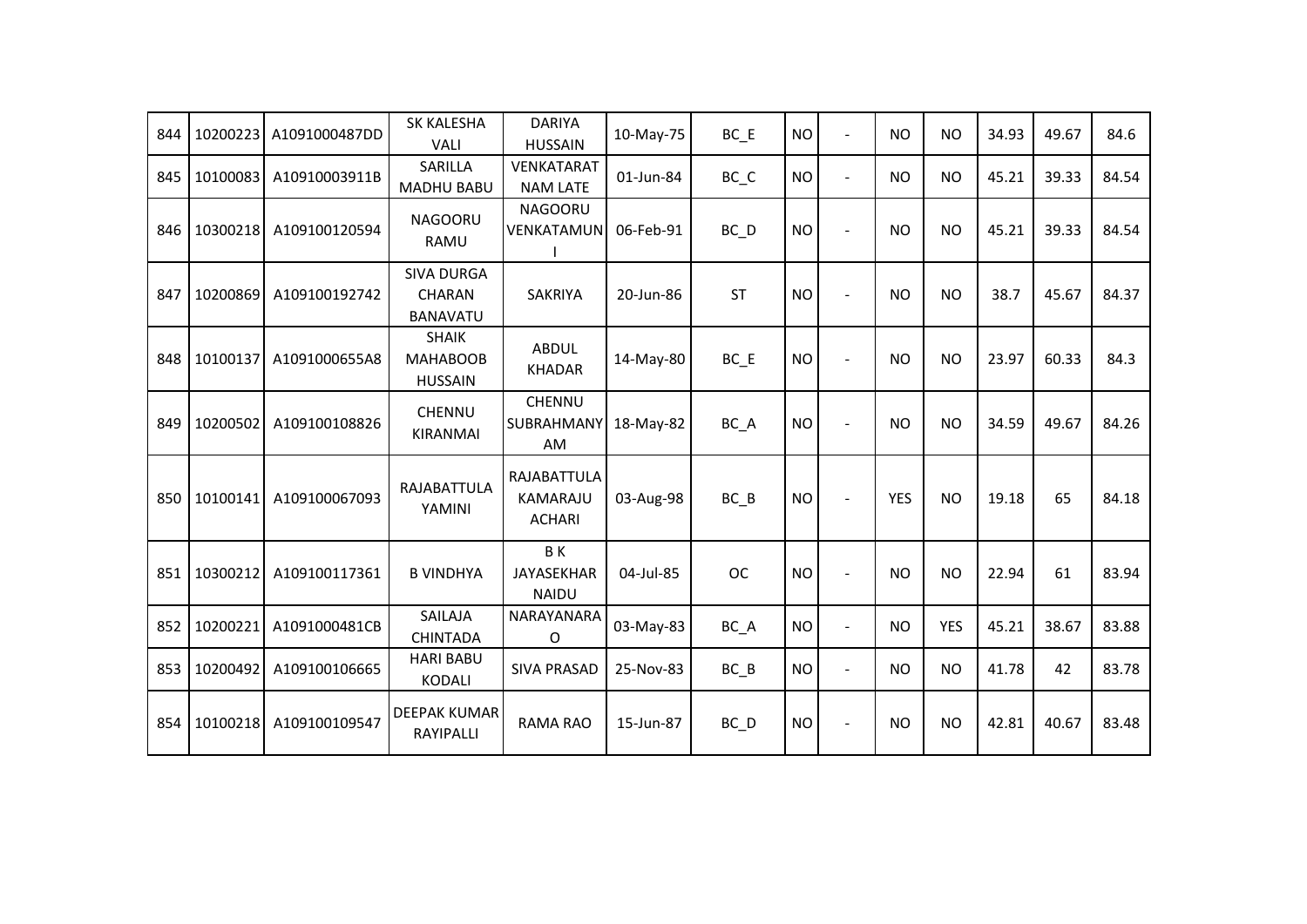| 844 | 10200223 | A1091000487DD | SK KALESHA VALI | DARIYA HUSSAIN | 10-May-75 | BC_E | NO | - | NO | NO | 34.93 | 49.67 | 84.6 |
|---|---|---|---|---|---|---|---|---|---|---|---|---|---|
| 845 | 10100083 | A10910003911B | SARILLA MADHU BABU | VENKATARAT NAM LATE | 01-Jun-84 | BC_C | NO | - | NO | NO | 45.21 | 39.33 | 84.54 |
| 846 | 10300218 | A109100120594 | NAGOORU RAMU | NAGOORU VENKATAMUN I | 06-Feb-91 | BC_D | NO | - | NO | NO | 45.21 | 39.33 | 84.54 |
| 847 | 10200869 | A109100192742 | SIVA DURGA CHARAN BANAVATU | SAKRIYA | 20-Jun-86 | ST | NO | - | NO | NO | 38.7 | 45.67 | 84.37 |
| 848 | 10100137 | A1091000655A8 | SHAIK MAHABOOB HUSSAIN | ABDUL KHADAR | 14-May-80 | BC_E | NO | - | NO | NO | 23.97 | 60.33 | 84.3 |
| 849 | 10200502 | A109100108826 | CHENNU KIRANMAI | CHENNU SUBRAHMANY AM | 18-May-82 | BC_A | NO | - | NO | NO | 34.59 | 49.67 | 84.26 |
| 850 | 10100141 | A109100067093 | RAJABATTULA YAMINI | RAJABATTULA KAMARAJU ACHARI | 03-Aug-98 | BC_B | NO | - | YES | NO | 19.18 | 65 | 84.18 |
| 851 | 10300212 | A109100117361 | B VINDHYA | B K JAYASEKHAR NAIDU | 04-Jul-85 | OC | NO | - | NO | NO | 22.94 | 61 | 83.94 |
| 852 | 10200221 | A1091000481CB | SAILAJA CHINTADA | NARAYANARA O | 03-May-83 | BC_A | NO | - | NO | YES | 45.21 | 38.67 | 83.88 |
| 853 | 10200492 | A109100106665 | HARI BABU KODALI | SIVA PRASAD | 25-Nov-83 | BC_B | NO | - | NO | NO | 41.78 | 42 | 83.78 |
| 854 | 10100218 | A109100109547 | DEEPAK KUMAR RAYIPALLI | RAMA RAO | 15-Jun-87 | BC_D | NO | - | NO | NO | 42.81 | 40.67 | 83.48 |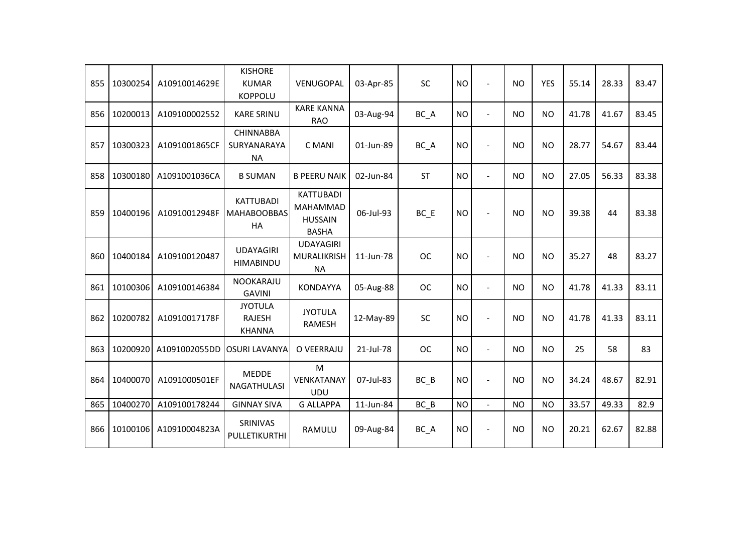| 855 | 10300254 | A10910014629E | KISHORE KUMAR KOPPOLU | VENUGOPAL | 03-Apr-85 | SC | NO | - | NO | YES | 55.14 | 28.33 | 83.47 |
|---|---|---|---|---|---|---|---|---|---|---|---|---|---|
| 856 | 10200013 | A109100002552 | KARE SRINU | KARE KANNA RAO | 03-Aug-94 | BC_A | NO | - | NO | NO | 41.78 | 41.67 | 83.45 |
| 857 | 10300323 | A1091001865CF | CHINNABBA SURYANARAYANA | C MANI | 01-Jun-89 | BC_A | NO | - | NO | NO | 28.77 | 54.67 | 83.44 |
| 858 | 10300180 | A1091001036CA | B SUMAN | B PEERU NAIK | 02-Jun-84 | ST | NO | - | NO | NO | 27.05 | 56.33 | 83.38 |
| 859 | 10400196 | A10910012948F | KATTUBADI MAHABOOBBASHA | KATTUBADI MAHAMMAD HUSSAIN BASHA | 06-Jul-93 | BC_E | NO | - | NO | NO | 39.38 | 44 | 83.38 |
| 860 | 10400184 | A109100120487 | UDAYAGIRI HIMABINDU | UDAYAGIRI MURALIKRISHNA | 11-Jun-78 | OC | NO | - | NO | NO | 35.27 | 48 | 83.27 |
| 861 | 10100306 | A109100146384 | NOOKARAJU GAVINI | KONDAYYA | 05-Aug-88 | OC | NO | - | NO | NO | 41.78 | 41.33 | 83.11 |
| 862 | 10200782 | A10910017178F | JYOTULA RAJESH KHANNA | JYOTULA RAMESH | 12-May-89 | SC | NO | - | NO | NO | 41.78 | 41.33 | 83.11 |
| 863 | 10200920 | A1091002055DD | OSURI LAVANYA | O VEERRAJU | 21-Jul-78 | OC | NO | - | NO | NO | 25 | 58 | 83 |
| 864 | 10400070 | A1091000501EF | MEDDE NAGATHULASI | M VENKATANAYUDU | 07-Jul-83 | BC_B | NO | - | NO | NO | 34.24 | 48.67 | 82.91 |
| 865 | 10400270 | A109100178244 | GINNAY SIVA | G ALLAPPA | 11-Jun-84 | BC_B | NO | - | NO | NO | 33.57 | 49.33 | 82.9 |
| 866 | 10100106 | A10910004823A | SRINIVAS PULLETIKURTHI | RAMULU | 09-Aug-84 | BC_A | NO | - | NO | NO | 20.21 | 62.67 | 82.88 |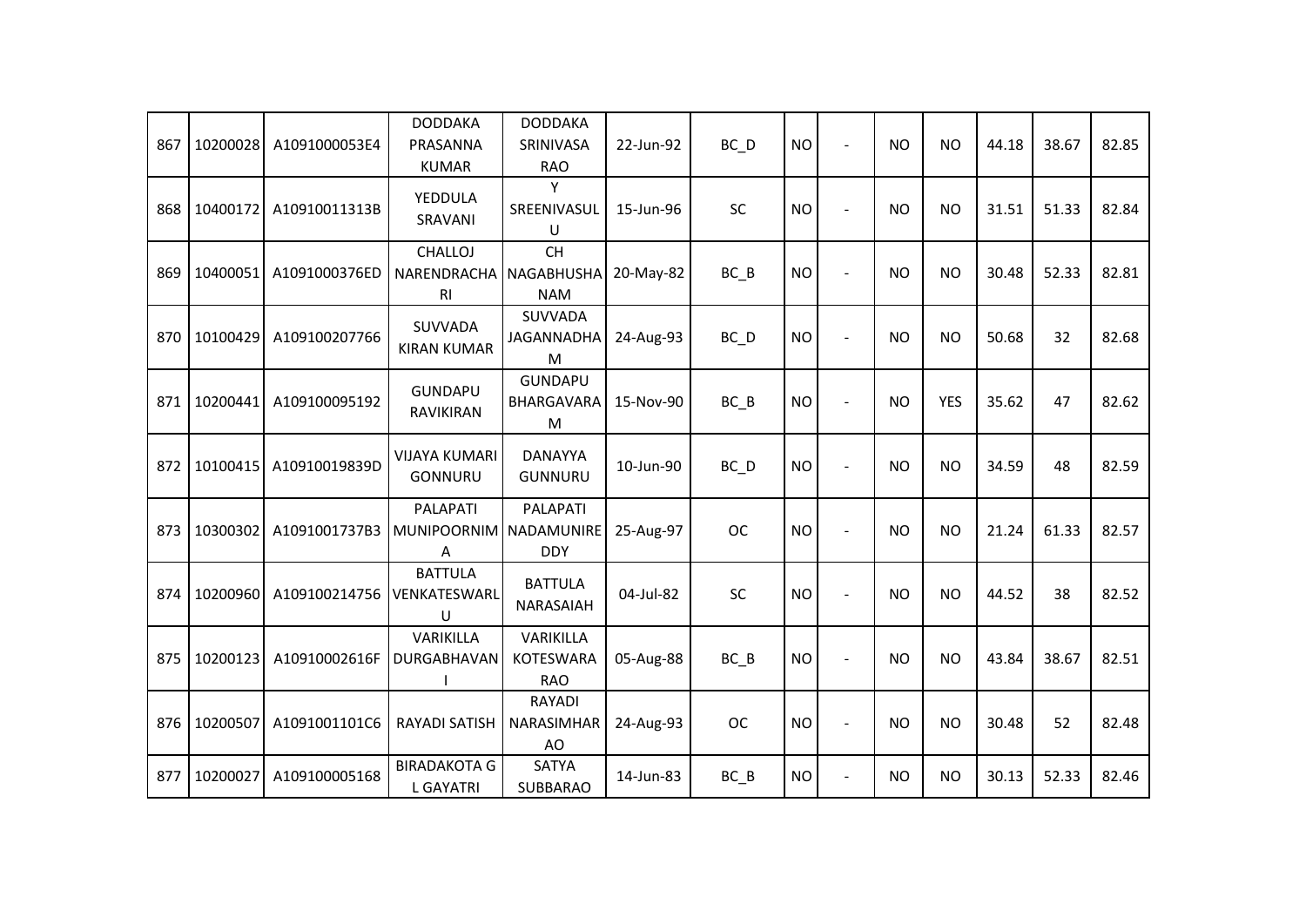| | | | | | | | | | | | | | | |
|---|---|---|---|---|---|---|---|---|---|---|---|---|---|---|
| 867 | 10200028 | A1091000053E4 | DODDAKA PRASANNA KUMAR | DODDAKA SRINIVASA RAO | 22-Jun-92 | BC_D | NO | - | NO | NO | 44.18 | 38.67 | 82.85 |
| 868 | 10400172 | A10910011313B | YEDDULA SRAVANI | Y SREENIVASULU | 15-Jun-96 | SC | NO | - | NO | NO | 31.51 | 51.33 | 82.84 |
| 869 | 10400051 | A1091000376ED | CHALLOJ NARENDRACHARI | CH NAGABHUSHANAM | 20-May-82 | BC_B | NO | - | NO | NO | 30.48 | 52.33 | 82.81 |
| 870 | 10100429 | A109100207766 | SUVVADA KIRAN KUMAR | SUVVADA JAGANNADHAM | 24-Aug-93 | BC_D | NO | - | NO | NO | 50.68 | 32 | 82.68 |
| 871 | 10200441 | A109100095192 | GUNDAPU RAVIKIRAN | GUNDAPU BHARGAVARAM | 15-Nov-90 | BC_B | NO | - | NO | YES | 35.62 | 47 | 82.62 |
| 872 | 10100415 | A10910019839D | VIJAYA KUMARI GONNURU | DANAYYA GUNNURU | 10-Jun-90 | BC_D | NO | - | NO | NO | 34.59 | 48 | 82.59 |
| 873 | 10300302 | A1091001737B3 | PALAPATI MUNIPOORNIMA | PALAPATI NADAMUNIREDDY | 25-Aug-97 | OC | NO | - | NO | NO | 21.24 | 61.33 | 82.57 |
| 874 | 10200960 | A109100214756 | BATTULA VENKATESWARLU | BATTULA NARASAIAH | 04-Jul-82 | SC | NO | - | NO | NO | 44.52 | 38 | 82.52 |
| 875 | 10200123 | A10910002616F | VARIKILLA DURGABHAVANI | VARIKILLA KOTESWARA RAO | 05-Aug-88 | BC_B | NO | - | NO | NO | 43.84 | 38.67 | 82.51 |
| 876 | 10200507 | A1091001101C6 | RAYADI SATISH | RAYADI NARASIMHARAO | 24-Aug-93 | OC | NO | - | NO | NO | 30.48 | 52 | 82.48 |
| 877 | 10200027 | A109100005168 | BIRADAKOTA G L GAYATRI | SATYA SUBBARAO | 14-Jun-83 | BC_B | NO | - | NO | NO | 30.13 | 52.33 | 82.46 |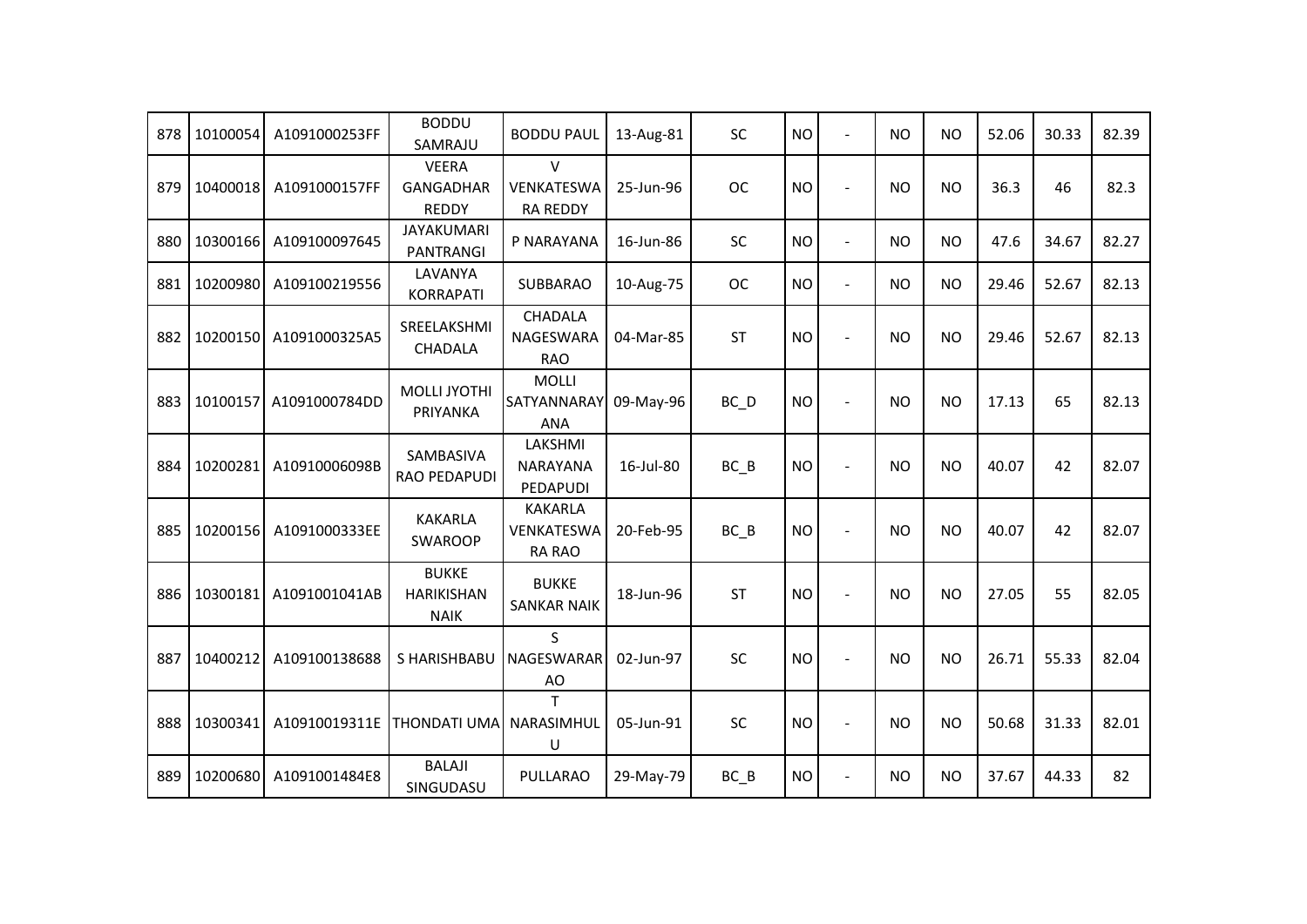| 878 | 10100054 | A1091000253FF | BODDU SAMRAJU | BODDU PAUL | 13-Aug-81 | SC | NO | - | NO | NO | 52.06 | 30.33 | 82.39 |
|---|---|---|---|---|---|---|---|---|---|---|---|---|---|
| 879 | 10400018 | A1091000157FF | VEERA GANGADHAR REDDY | V VENKATESWA RA REDDY | 25-Jun-96 | OC | NO | - | NO | NO | 36.3 | 46 | 82.3 |
| 880 | 10300166 | A109100097645 | JAYAKUMARI PANTRANGI | P NARAYANA | 16-Jun-86 | SC | NO | - | NO | NO | 47.6 | 34.67 | 82.27 |
| 881 | 10200980 | A109100219556 | LAVANYA KORRAPATI | SUBBARAO | 10-Aug-75 | OC | NO | - | NO | NO | 29.46 | 52.67 | 82.13 |
| 882 | 10200150 | A1091000325A5 | SREELAKSHMI CHADALA | CHADALA NAGESWARA RAO | 04-Mar-85 | ST | NO | - | NO | NO | 29.46 | 52.67 | 82.13 |
| 883 | 10100157 | A1091000784DD | MOLLI JYOTHI PRIYANKA | MOLLI SATYANNARAY ANA | 09-May-96 | BC_D | NO | - | NO | NO | 17.13 | 65 | 82.13 |
| 884 | 10200281 | A10910006098B | SAMBASIVA RAO PEDAPUDI | LAKSHMI NARAYANA PEDAPUDI | 16-Jul-80 | BC_B | NO | - | NO | NO | 40.07 | 42 | 82.07 |
| 885 | 10200156 | A1091000333EE | KAKARLA SWAROOP | KAKARLA VENKATESWA RA RAO | 20-Feb-95 | BC_B | NO | - | NO | NO | 40.07 | 42 | 82.07 |
| 886 | 10300181 | A1091001041AB | BUKKE HARIKISHAN NAIK | BUKKE SANKAR NAIK | 18-Jun-96 | ST | NO | - | NO | NO | 27.05 | 55 | 82.05 |
| 887 | 10400212 | A109100138688 | S HARISHBABU | S NAGESWARAR AO | 02-Jun-97 | SC | NO | - | NO | NO | 26.71 | 55.33 | 82.04 |
| 888 | 10300341 | A10910019311E | THONDATI UMA | T NARASIMHUL U | 05-Jun-91 | SC | NO | - | NO | NO | 50.68 | 31.33 | 82.01 |
| 889 | 10200680 | A1091001484E8 | BALAJI SINGUDASU | PULLARAO | 29-May-79 | BC_B | NO | - | NO | NO | 37.67 | 44.33 | 82 |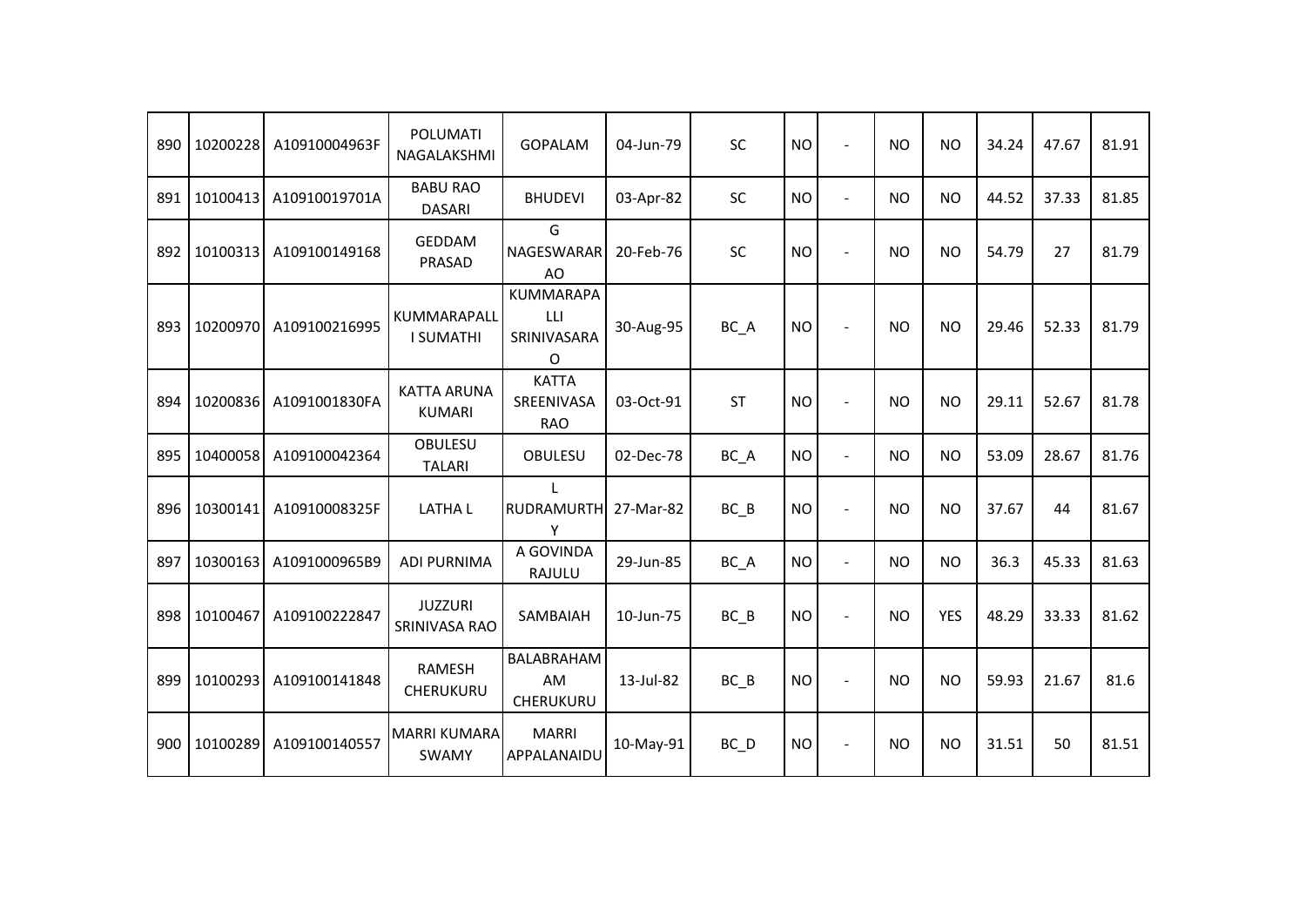| | | | | | | | | | | | | | | |
|---|---|---|---|---|---|---|---|---|---|---|---|---|---|---|
| 890 | 10200228 | A10910004963F | POLUMATI NAGALAKSHMI | GOPALAM | 04-Jun-79 | SC | NO | - | NO | NO | 34.24 | 47.67 | 81.91 |
| 891 | 10100413 | A10910019701A | BABU RAO DASARI | BHUDEVI | 03-Apr-82 | SC | NO | - | NO | NO | 44.52 | 37.33 | 81.85 |
| 892 | 10100313 | A109100149168 | GEDDAM PRASAD | G NAGESWARARAO | 20-Feb-76 | SC | NO | - | NO | NO | 54.79 | 27 | 81.79 |
| 893 | 10200970 | A109100216995 | KUMMARAPALLI SUMATHI | KUMMARAPALLI SRINIVASARAO | 30-Aug-95 | BC_A | NO | - | NO | NO | 29.46 | 52.33 | 81.79 |
| 894 | 10200836 | A1091001830FA | KATTA ARUNA KUMARI | KATTA SREENIVASA RAO | 03-Oct-91 | ST | NO | - | NO | NO | 29.11 | 52.67 | 81.78 |
| 895 | 10400058 | A109100042364 | OBULESU TALARI | OBULESU | 02-Dec-78 | BC_A | NO | - | NO | NO | 53.09 | 28.67 | 81.76 |
| 896 | 10300141 | A10910008325F | LATHA L | L RUDRAMURTHY | 27-Mar-82 | BC_B | NO | - | NO | NO | 37.67 | 44 | 81.67 |
| 897 | 10300163 | A1091000965B9 | ADI PURNIMA | A GOVINDA RAJULU | 29-Jun-85 | BC_A | NO | - | NO | NO | 36.3 | 45.33 | 81.63 |
| 898 | 10100467 | A109100222847 | JUZZURI SRINIVASA RAO | SAMBAIAH | 10-Jun-75 | BC_B | NO | - | NO | YES | 48.29 | 33.33 | 81.62 |
| 899 | 10100293 | A109100141848 | RAMESH CHERUKURU | BALABRAHAMAM CHERUKURU | 13-Jul-82 | BC_B | NO | - | NO | NO | 59.93 | 21.67 | 81.6 |
| 900 | 10100289 | A109100140557 | MARRI KUMARA SWAMY | MARRI APPALANAIDU | 10-May-91 | BC_D | NO | - | NO | NO | 31.51 | 50 | 81.51 |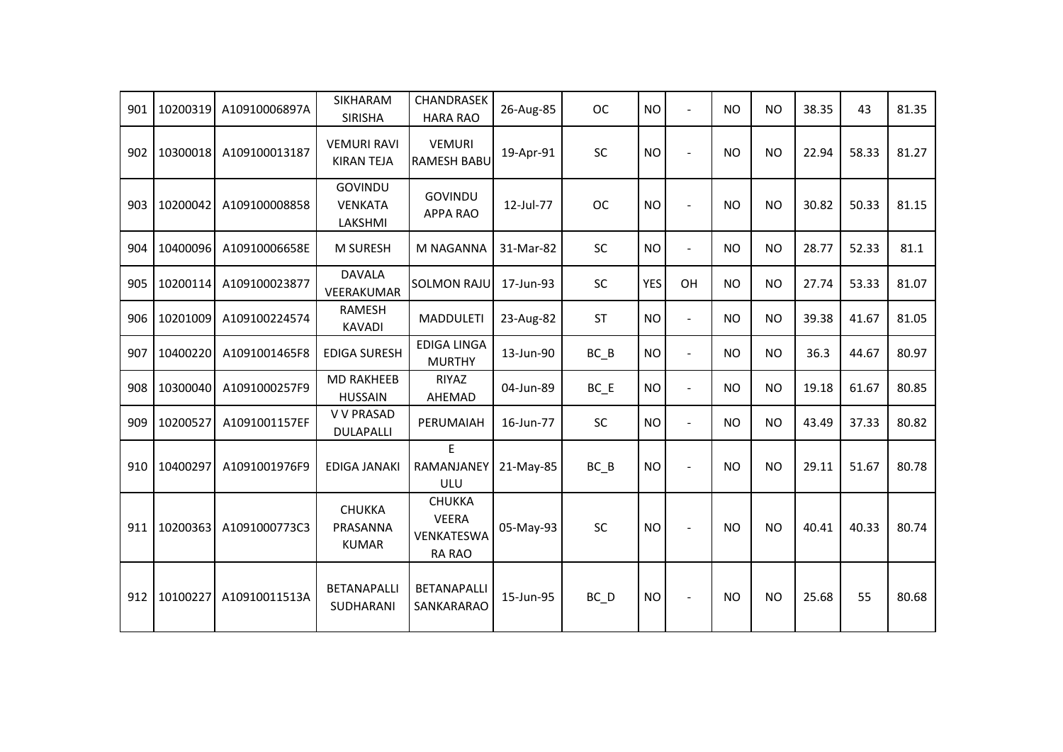| 901 | 10200319 | A10910006897A | SIKHARAM SIRISHA | CHANDRASEKHARA RAO | 26-Aug-85 | OC | NO | - | NO | NO | 38.35 | 43 | 81.35 |
|---|---|---|---|---|---|---|---|---|---|---|---|---|---|
| 902 | 10300018 | A109100013187 | VEMURI RAVI KIRAN TEJA | VEMURI RAMESH BABU | 19-Apr-91 | SC | NO | - | NO | NO | 22.94 | 58.33 | 81.27 |
| 903 | 10200042 | A109100008858 | GOVINDU VENKATA LAKSHMI | GOVINDU APPA RAO | 12-Jul-77 | OC | NO | - | NO | NO | 30.82 | 50.33 | 81.15 |
| 904 | 10400096 | A10910006658E | M SURESH | M NAGANNA | 31-Mar-82 | SC | NO | - | NO | NO | 28.77 | 52.33 | 81.1 |
| 905 | 10200114 | A109100023877 | DAVALA VEERAKUMAR | SOLMON RAJU | 17-Jun-93 | SC | YES | OH | NO | NO | 27.74 | 53.33 | 81.07 |
| 906 | 10201009 | A109100224574 | RAMESH KAVADI | MADDULETI | 23-Aug-82 | ST | NO | - | NO | NO | 39.38 | 41.67 | 81.05 |
| 907 | 10400220 | A1091001465F8 | EDIGA SURESH | EDIGA LINGA MURTHY | 13-Jun-90 | BC_B | NO | - | NO | NO | 36.3 | 44.67 | 80.97 |
| 908 | 10300040 | A1091000257F9 | MD RAKHEEB HUSSAIN | RIYAZ AHEMAD | 04-Jun-89 | BC_E | NO | - | NO | NO | 19.18 | 61.67 | 80.85 |
| 909 | 10200527 | A1091001157EF | V V PRASAD DULAPALLI | PERUMAIAH | 16-Jun-77 | SC | NO | - | NO | NO | 43.49 | 37.33 | 80.82 |
| 910 | 10400297 | A1091001976F9 | EDIGA JANAKI | E RAMANJANEYULU | 21-May-85 | BC_B | NO | - | NO | NO | 29.11 | 51.67 | 80.78 |
| 911 | 10200363 | A1091000773C3 | CHUKKA PRASANNA KUMAR | CHUKKA VEERA VENKATESWARA RAO | 05-May-93 | SC | NO | - | NO | NO | 40.41 | 40.33 | 80.74 |
| 912 | 10100227 | A10910011513A | BETANAPALLI SUDHARANI | BETANAPALLI SANKARARAO | 15-Jun-95 | BC_D | NO | - | NO | NO | 25.68 | 55 | 80.68 |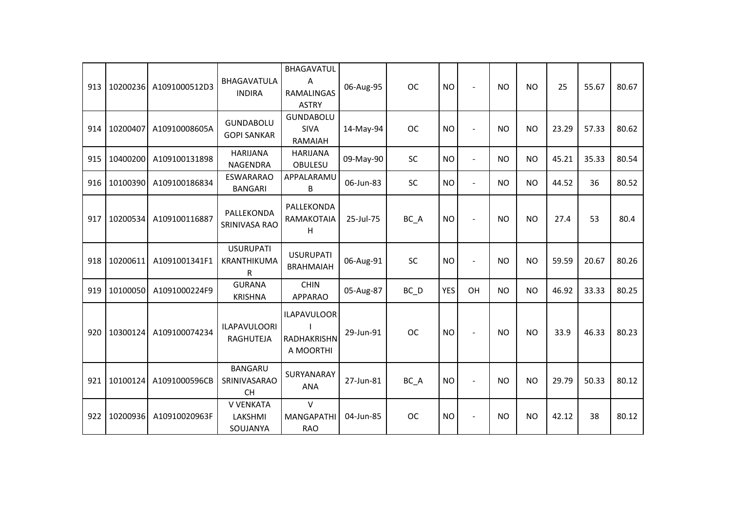| 913 | 10200236 | A1091000512D3 | BHAGAVATULA INDIRA | BHAGAVATULA RAMALINGAS ASTRY | 06-Aug-95 | OC | NO | - | NO | NO | 25 | 55.67 | 80.67 |
|---|---|---|---|---|---|---|---|---|---|---|---|---|---|
| 914 | 10200407 | A10910008605A | GUNDABOLU GOPI SANKAR | GUNDABOLU SIVA RAMAIAH | 14-May-94 | OC | NO | - | NO | NO | 23.29 | 57.33 | 80.62 |
| 915 | 10400200 | A109100131898 | HARIJANA NAGENDRA | HARIJANA OBULESU | 09-May-90 | SC | NO | - | NO | NO | 45.21 | 35.33 | 80.54 |
| 916 | 10100390 | A109100186834 | ESWARARAO BANGARI | APPALARAMU B | 06-Jun-83 | SC | NO | - | NO | NO | 44.52 | 36 | 80.52 |
| 917 | 10200534 | A109100116887 | PALLEKONDA SRINIVASA RAO | PALLEKONDA RAMAKOTAIA H | 25-Jul-75 | BC_A | NO | - | NO | NO | 27.4 | 53 | 80.4 |
| 918 | 10200611 | A1091001341F1 | USURUPATI KRANTHIKUMA R | USURUPATI BRAHMAIAH | 06-Aug-91 | SC | NO | - | NO | NO | 59.59 | 20.67 | 80.26 |
| 919 | 10100050 | A1091000224F9 | GURANA KRISHNA | CHIN APPARAO | 05-Aug-87 | BC_D | YES | OH | NO | NO | 46.92 | 33.33 | 80.25 |
| 920 | 10300124 | A109100074234 | ILAPAVULOORI RAGHUTEJA | ILAPAVULOORI RADHAKRISHN A MOORTHI | 29-Jun-91 | OC | NO | - | NO | NO | 33.9 | 46.33 | 80.23 |
| 921 | 10100124 | A1091000596CB | BANGARU SRINIVASARAO CH | SURYANARAY ANA | 27-Jun-81 | BC_A | NO | - | NO | NO | 29.79 | 50.33 | 80.12 |
| 922 | 10200936 | A10910020963F | V VENKATA LAKSHMI SOUJANYA | V MANGAPATHI RAO | 04-Jun-85 | OC | NO | - | NO | NO | 42.12 | 38 | 80.12 |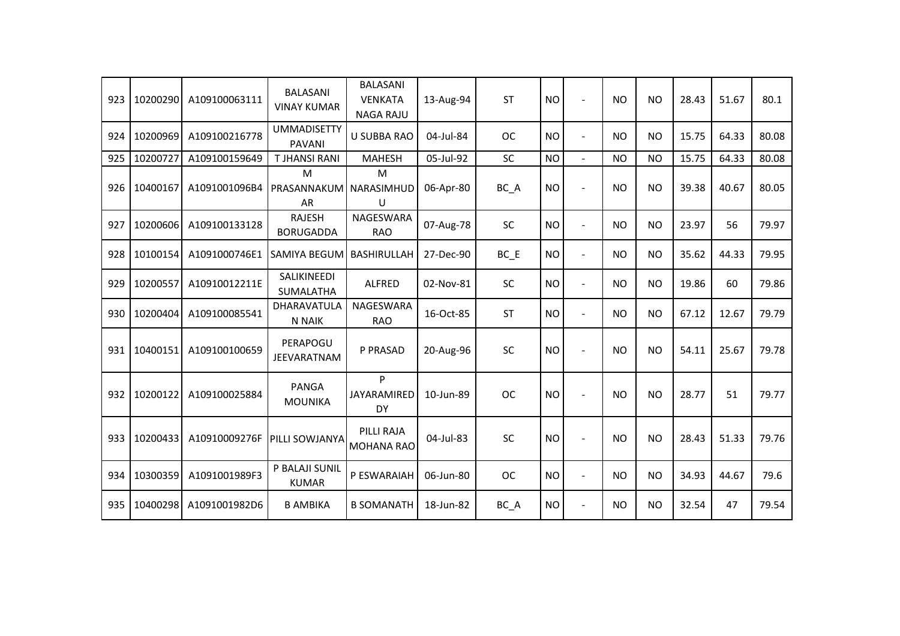| 923 | 10200290 | A109100063111 | BALASANI VINAY KUMAR | BALASANI VENKATA NAGA RAJU | 13-Aug-94 | ST | NO | - | NO | NO | 28.43 | 51.67 | 80.1 |
|---|---|---|---|---|---|---|---|---|---|---|---|---|---|
| 924 | 10200969 | A109100216778 | UMMADISETTY PAVANI | U SUBBA RAO | 04-Jul-84 | OC | NO | - | NO | NO | 15.75 | 64.33 | 80.08 |
| 925 | 10200727 | A109100159649 | T JHANSI RANI | MAHESH | 05-Jul-92 | SC | NO | - | NO | NO | 15.75 | 64.33 | 80.08 |
| 926 | 10400167 | A1091001096B4 | M PRASANNAKUMAR | M NARASIMHUDU | 06-Apr-80 | BC_A | NO | - | NO | NO | 39.38 | 40.67 | 80.05 |
| 927 | 10200606 | A109100133128 | RAJESH BORUGADDA | NAGESWARA RAO | 07-Aug-78 | SC | NO | - | NO | NO | 23.97 | 56 | 79.97 |
| 928 | 10100154 | A1091000746E1 | SAMIYA BEGUM | BASHIRULLAH | 27-Dec-90 | BC_E | NO | - | NO | NO | 35.62 | 44.33 | 79.95 |
| 929 | 10200557 | A10910012211E | SALIKINEEDI SUMALATHA | ALFRED | 02-Nov-81 | SC | NO | - | NO | NO | 19.86 | 60 | 79.86 |
| 930 | 10200404 | A109100085541 | DHARAVATULA N NAIK | NAGESWARA RAO | 16-Oct-85 | ST | NO | - | NO | NO | 67.12 | 12.67 | 79.79 |
| 931 | 10400151 | A109100100659 | PERAPOGU JEEVARATNAM | P PRASAD | 20-Aug-96 | SC | NO | - | NO | NO | 54.11 | 25.67 | 79.78 |
| 932 | 10200122 | A109100025884 | PANGA MOUNIKA | P JAYARAMIREDDY | 10-Jun-89 | OC | NO | - | NO | NO | 28.77 | 51 | 79.77 |
| 933 | 10200433 | A10910009276F | PILLI SOWJANYA | PILLI RAJA MOHANA RAO | 04-Jul-83 | SC | NO | - | NO | NO | 28.43 | 51.33 | 79.76 |
| 934 | 10300359 | A1091001989F3 | P BALAJI SUNIL KUMAR | P ESWARAIAH | 06-Jun-80 | OC | NO | - | NO | NO | 34.93 | 44.67 | 79.6 |
| 935 | 10400298 | A1091001982D6 | B AMBIKA | B SOMANATH | 18-Jun-82 | BC_A | NO | - | NO | NO | 32.54 | 47 | 79.54 |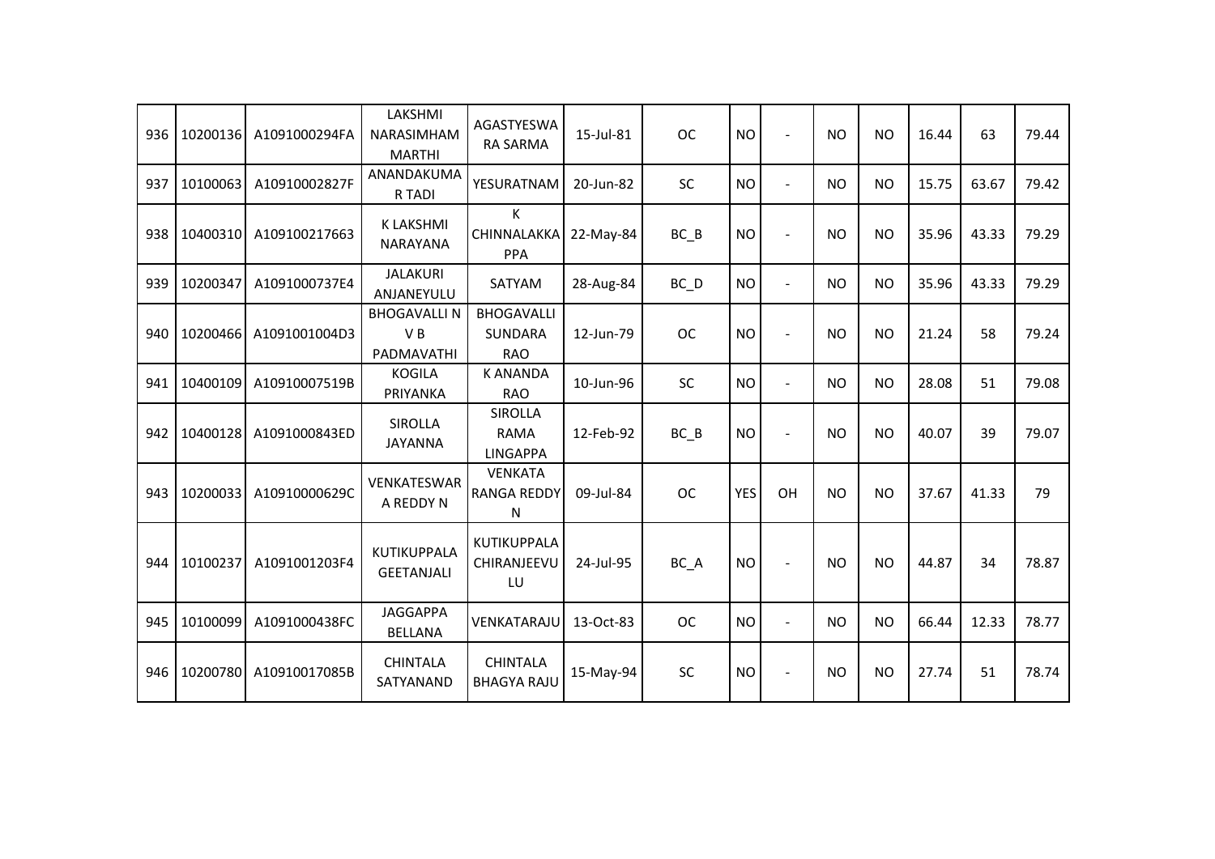| 936 | 10200136 | A1091000294FA | LAKSHMI NARASIMHAM MARTHI | AGASTYESWARA SARMA | 15-Jul-81 | OC | NO | - | NO | NO | 16.44 | 63 | 79.44 |
|---|---|---|---|---|---|---|---|---|---|---|---|---|---|
| 937 | 10100063 | A10910002827F | ANANDAKUMAR TADI | YESURATNAM | 20-Jun-82 | SC | NO | - | NO | NO | 15.75 | 63.67 | 79.42 |
| 938 | 10400310 | A109100217663 | K LAKSHMI NARAYANA | K CHINNALAKKAPPA | 22-May-84 | BC_B | NO | - | NO | NO | 35.96 | 43.33 | 79.29 |
| 939 | 10200347 | A1091000737E4 | JALAKURI ANJANEYULU | SATYAM | 28-Aug-84 | BC_D | NO | - | NO | NO | 35.96 | 43.33 | 79.29 |
| 940 | 10200466 | A1091001004D3 | BHOGAVALLI N V B PADMAVATHI | BHOGAVALLI SUNDARA RAO | 12-Jun-79 | OC | NO | - | NO | NO | 21.24 | 58 | 79.24 |
| 941 | 10400109 | A10910007519B | KOGILA PRIYANKA | K ANANDA RAO | 10-Jun-96 | SC | NO | - | NO | NO | 28.08 | 51 | 79.08 |
| 942 | 10400128 | A1091000843ED | SIROLLA JAYANNA | SIROLLA RAMA LINGAPPA | 12-Feb-92 | BC_B | NO | - | NO | NO | 40.07 | 39 | 79.07 |
| 943 | 10200033 | A10910000629C | VENKATESWARA REDDY N | VENKATA RANGA REDDY N | 09-Jul-84 | OC | YES | OH | NO | NO | 37.67 | 41.33 | 79 |
| 944 | 10100237 | A1091001203F4 | KUTIKUPPALA GEETANJALI | KUTIKUPPALA CHIRANJEEVULU | 24-Jul-95 | BC_A | NO | - | NO | NO | 44.87 | 34 | 78.87 |
| 945 | 10100099 | A1091000438FC | JAGGAPPA BELLANA | VENKATARAJU | 13-Oct-83 | OC | NO | - | NO | NO | 66.44 | 12.33 | 78.77 |
| 946 | 10200780 | A10910017085B | CHINTALA SATYANAND | CHINTALA BHAGYA RAJU | 15-May-94 | SC | NO | - | NO | NO | 27.74 | 51 | 78.74 |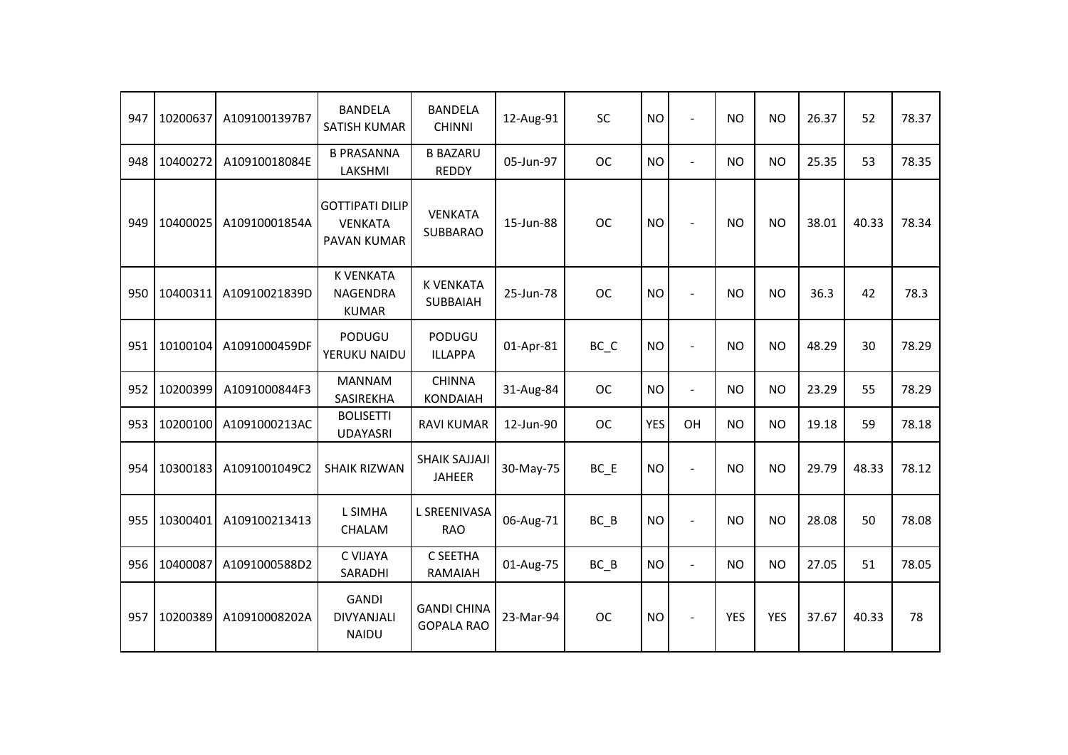| 947 | 10200637 | A1091001397B7 | BANDELA SATISH KUMAR | BANDELA CHINNI | 12-Aug-91 | SC | NO | - | NO | NO | 26.37 | 52 | 78.37 |
|---|---|---|---|---|---|---|---|---|---|---|---|---|---|
| 948 | 10400272 | A10910018084E | B PRASANNA LAKSHMI | B BAZARU REDDY | 05-Jun-97 | OC | NO | - | NO | NO | 25.35 | 53 | 78.35 |
| 949 | 10400025 | A10910001854A | GOTTIPATI DILIP VENKATA PAVAN KUMAR | VENKATA SUBBARAO | 15-Jun-88 | OC | NO | - | NO | NO | 38.01 | 40.33 | 78.34 |
| 950 | 10400311 | A10910021839D | K VENKATA NAGENDRA KUMAR | K VENKATA SUBBAIAH | 25-Jun-78 | OC | NO | - | NO | NO | 36.3 | 42 | 78.3 |
| 951 | 10100104 | A1091000459DF | PODUGU YERUKU NAIDU | PODUGU ILLAPPA | 01-Apr-81 | BC_C | NO | - | NO | NO | 48.29 | 30 | 78.29 |
| 952 | 10200399 | A1091000844F3 | MANNAM SASIREKHA | CHINNA KONDAIAH | 31-Aug-84 | OC | NO | - | NO | NO | 23.29 | 55 | 78.29 |
| 953 | 10200100 | A1091000213AC | BOLISETTI UDAYASRI | RAVI KUMAR | 12-Jun-90 | OC | YES | OH | NO | NO | 19.18 | 59 | 78.18 |
| 954 | 10300183 | A1091001049C2 | SHAIK RIZWAN | SHAIK SAJJAJI JAHEER | 30-May-75 | BC_E | NO | - | NO | NO | 29.79 | 48.33 | 78.12 |
| 955 | 10300401 | A109100213413 | L SIMHA CHALAM | L SREENIVASA RAO | 06-Aug-71 | BC_B | NO | - | NO | NO | 28.08 | 50 | 78.08 |
| 956 | 10400087 | A1091000588D2 | C VIJAYA SARADHI | C SEETHA RAMAIAH | 01-Aug-75 | BC_B | NO | - | NO | NO | 27.05 | 51 | 78.05 |
| 957 | 10200389 | A10910008202A | GANDI DIVYANJALI NAIDU | GANDI CHINA GOPALA RAO | 23-Mar-94 | OC | NO | - | YES | YES | 37.67 | 40.33 | 78 |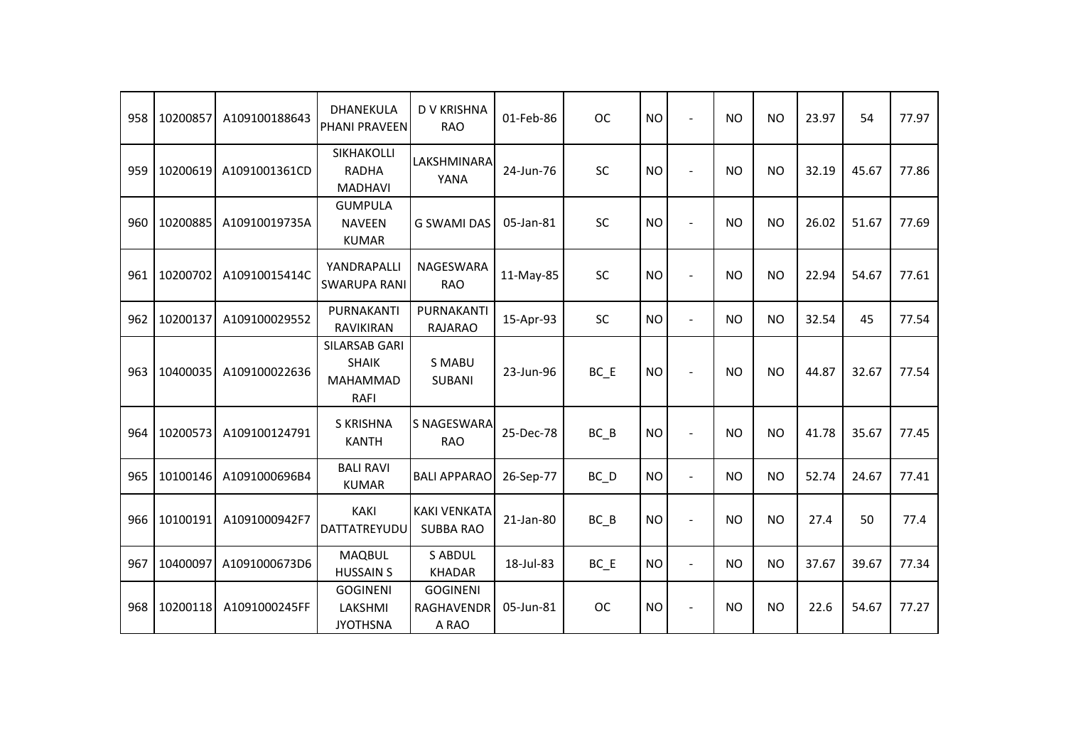| 958 | 10200857 | A109100188643 | DHANEKULA PHANI PRAVEEN | D V KRISHNA RAO | 01-Feb-86 | OC | NO | - | NO | NO | 23.97 | 54 | 77.97 |
|---|---|---|---|---|---|---|---|---|---|---|---|---|---|
| 959 | 10200619 | A1091001361CD | SIKHAKOLLI RADHA MADHAVI | LAKSHMINARAYANA | 24-Jun-76 | SC | NO | - | NO | NO | 32.19 | 45.67 | 77.86 |
| 960 | 10200885 | A10910019735A | GUMPULA NAVEEN KUMAR | G SWAMI DAS | 05-Jan-81 | SC | NO | - | NO | NO | 26.02 | 51.67 | 77.69 |
| 961 | 10200702 | A10910015414C | YANDRAPALLI SWARUPA RANI | NAGESWARA RAO | 11-May-85 | SC | NO | - | NO | NO | 22.94 | 54.67 | 77.61 |
| 962 | 10200137 | A109100029552 | PURNAKANTI RAVIKIRAN | PURNAKANTI RAJARAO | 15-Apr-93 | SC | NO | - | NO | NO | 32.54 | 45 | 77.54 |
| 963 | 10400035 | A109100022636 | SILARSAB GARI SHAIK MAHAMMAD RAFI | S MABU SUBANI | 23-Jun-96 | BC_E | NO | - | NO | NO | 44.87 | 32.67 | 77.54 |
| 964 | 10200573 | A109100124791 | S KRISHNA KANTH | S NAGESWARA RAO | 25-Dec-78 | BC_B | NO | - | NO | NO | 41.78 | 35.67 | 77.45 |
| 965 | 10100146 | A1091000696B4 | BALI RAVI KUMAR | BALI APPARAO | 26-Sep-77 | BC_D | NO | - | NO | NO | 52.74 | 24.67 | 77.41 |
| 966 | 10100191 | A1091000942F7 | KAKI DATTATREYUDU | KAKI VENKATA SUBBA RAO | 21-Jan-80 | BC_B | NO | - | NO | NO | 27.4 | 50 | 77.4 |
| 967 | 10400097 | A1091000673D6 | MAQBUL HUSSAIN S | S ABDUL KHADAR | 18-Jul-83 | BC_E | NO | - | NO | NO | 37.67 | 39.67 | 77.34 |
| 968 | 10200118 | A1091000245FF | GOGINENI LAKSHMI JYOTHSNA | GOGINENI RAGHAVENDRA RAO | 05-Jun-81 | OC | NO | - | NO | NO | 22.6 | 54.67 | 77.27 |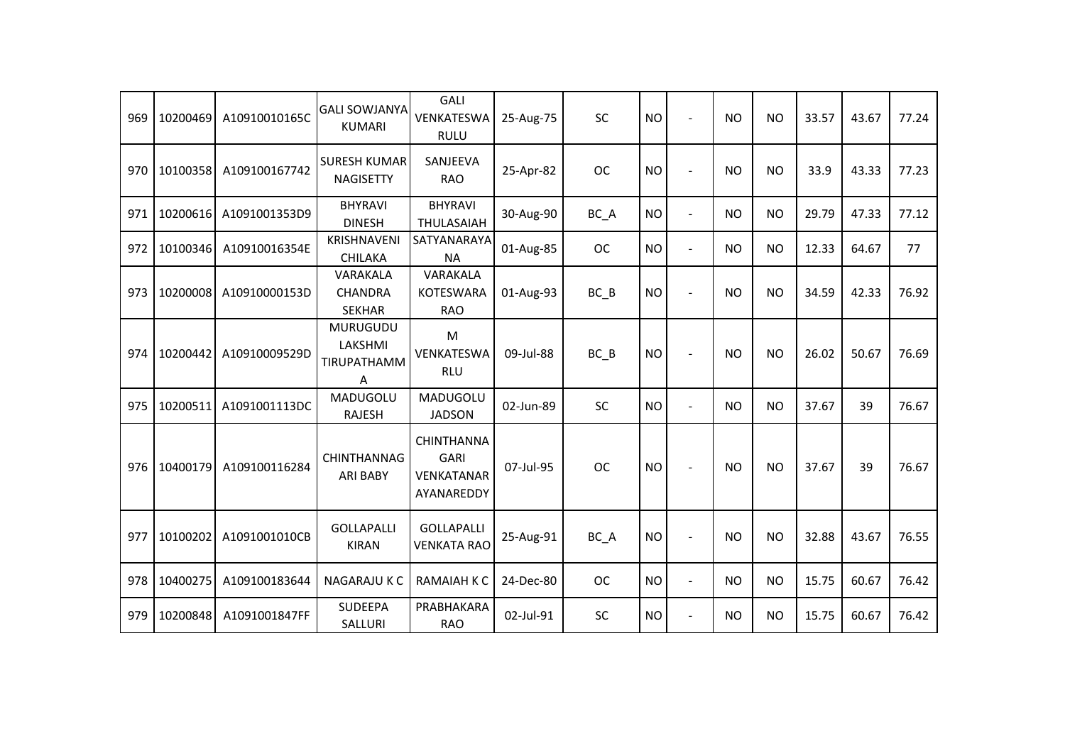| 969 | 10200469 | A10910010165C | GALI SOWJANYA KUMARI | GALI VENKATESWA RULU | 25-Aug-75 | SC | NO | - | NO | NO | 33.57 | 43.67 | 77.24 |
|---|---|---|---|---|---|---|---|---|---|---|---|---|---|
| 970 | 10100358 | A109100167742 | SURESH KUMAR NAGISETTY | SANJEEVA RAO | 25-Apr-82 | OC | NO | - | NO | NO | 33.9 | 43.33 | 77.23 |
| 971 | 10200616 | A1091001353D9 | BHYRAVI DINESH | BHYRAVI THULASAIAH | 30-Aug-90 | BC_A | NO | - | NO | NO | 29.79 | 47.33 | 77.12 |
| 972 | 10100346 | A10910016354E | KRISHNAVENI CHILAKA | SATYANARAYA NA | 01-Aug-85 | OC | NO | - | NO | NO | 12.33 | 64.67 | 77 |
| 973 | 10200008 | A10910000153D | VARAKALA CHANDRA SEKHAR | VARAKALA KOTESWARA RAO | 01-Aug-93 | BC_B | NO | - | NO | NO | 34.59 | 42.33 | 76.92 |
| 974 | 10200442 | A10910009529D | MURUGUDU LAKSHMI TIRUPATHAMM A | M VENKATESWA RLU | 09-Jul-88 | BC_B | NO | - | NO | NO | 26.02 | 50.67 | 76.69 |
| 975 | 10200511 | A1091001113DC | MADUGOLU RAJESH | MADUGOLU JADSON | 02-Jun-89 | SC | NO | - | NO | NO | 37.67 | 39 | 76.67 |
| 976 | 10400179 | A109100116284 | CHINTHANNAG ARI BABY | CHINTHANNA GARI VENKATANAR AYANAREDDY | 07-Jul-95 | OC | NO | - | NO | NO | 37.67 | 39 | 76.67 |
| 977 | 10100202 | A1091001010CB | GOLLAPALLI KIRAN | GOLLAPALLI VENKATA RAO | 25-Aug-91 | BC_A | NO | - | NO | NO | 32.88 | 43.67 | 76.55 |
| 978 | 10400275 | A109100183644 | NAGARAJU K C | RAMAIAH K C | 24-Dec-80 | OC | NO | - | NO | NO | 15.75 | 60.67 | 76.42 |
| 979 | 10200848 | A1091001847FF | SUDEEPA SALLURI | PRABHAKARA RAO | 02-Jul-91 | SC | NO | - | NO | NO | 15.75 | 60.67 | 76.42 |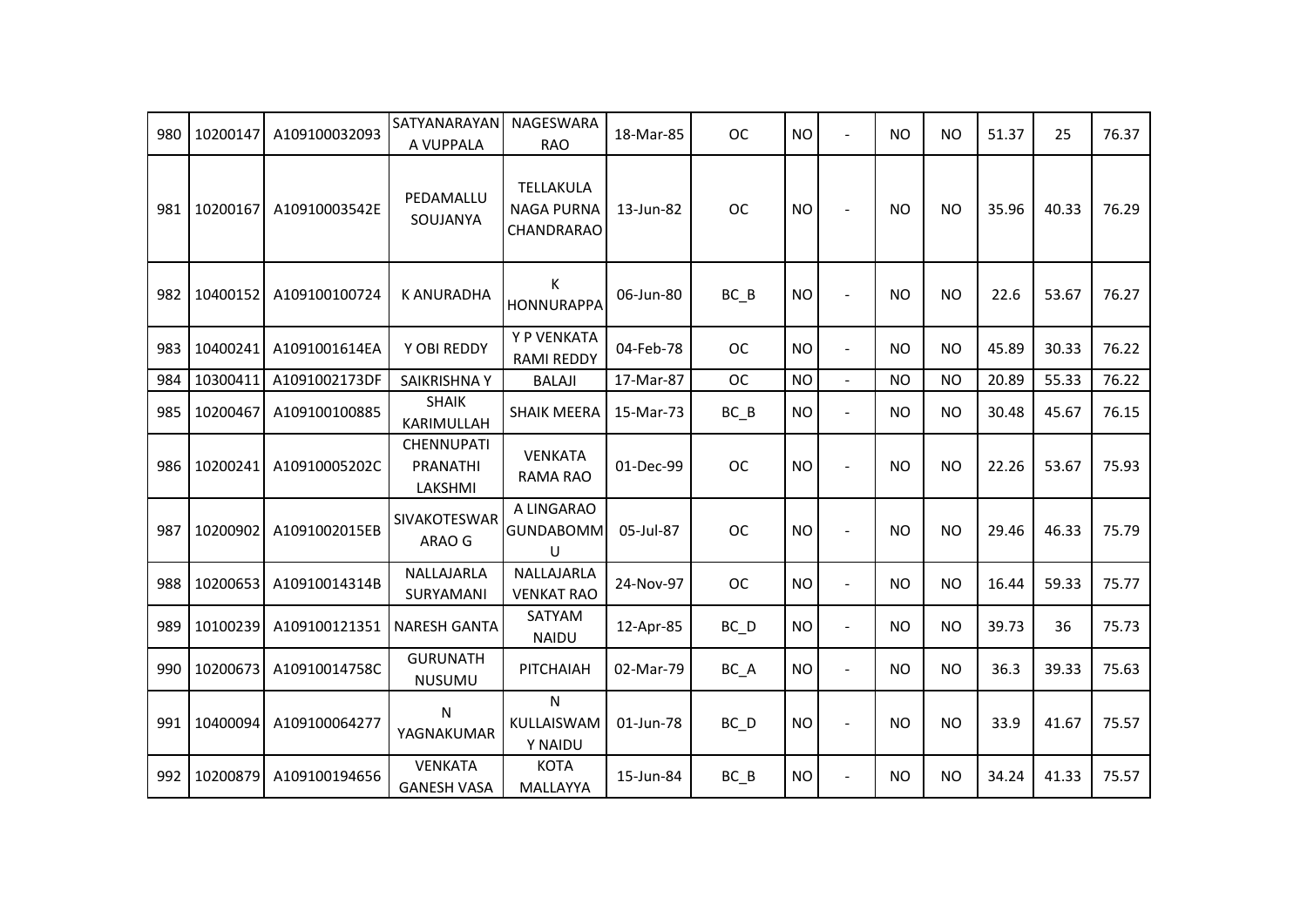| 980 | 10200147 | A109100032093 | SATYANARAYANA VUPPALA | NAGESWARA RAO | 18-Mar-85 | OC | NO | - | NO | NO | 51.37 | 25 | 76.37 |
|---|---|---|---|---|---|---|---|---|---|---|---|---|---|
| 981 | 10200167 | A10910003542E | PEDAMALLU SOUJANYA | TELLAKULA NAGA PURNA CHANDRARAO | 13-Jun-82 | OC | NO | - | NO | NO | 35.96 | 40.33 | 76.29 |
| 982 | 10400152 | A109100100724 | K ANURADHA | K HONNURAPPA | 06-Jun-80 | BC_B | NO | - | NO | NO | 22.6 | 53.67 | 76.27 |
| 983 | 10400241 | A1091001614EA | Y OBI REDDY | Y P VENKATA RAMI REDDY | 04-Feb-78 | OC | NO | - | NO | NO | 45.89 | 30.33 | 76.22 |
| 984 | 10300411 | A1091002173DF | SAIKRISHNA Y | BALAJI | 17-Mar-87 | OC | NO | - | NO | NO | 20.89 | 55.33 | 76.22 |
| 985 | 10200467 | A109100100885 | SHAIK KARIMULLAH | SHAIK MEERA | 15-Mar-73 | BC_B | NO | - | NO | NO | 30.48 | 45.67 | 76.15 |
| 986 | 10200241 | A10910005202C | CHENNUPATI PRANATHI LAKSHMI | VENKATA RAMA RAO | 01-Dec-99 | OC | NO | - | NO | NO | 22.26 | 53.67 | 75.93 |
| 987 | 10200902 | A1091002015EB | SIVAKOTESWARARAO G | A LINGARAO GUNDABOMMU | 05-Jul-87 | OC | NO | - | NO | NO | 29.46 | 46.33 | 75.79 |
| 988 | 10200653 | A10910014314B | NALLAJARLA SURYAMANI | NALLAJARLA VENKAT RAO | 24-Nov-97 | OC | NO | - | NO | NO | 16.44 | 59.33 | 75.77 |
| 989 | 10100239 | A109100121351 | NARESH GANTA | SATYAM NAIDU | 12-Apr-85 | BC_D | NO | - | NO | NO | 39.73 | 36 | 75.73 |
| 990 | 10200673 | A10910014758C | GURUNATH NUSUMU | PITCHAIAH | 02-Mar-79 | BC_A | NO | - | NO | NO | 36.3 | 39.33 | 75.63 |
| 991 | 10400094 | A109100064277 | N YAGNAKUMAR | N KULLAISWAMY NAIDU | 01-Jun-78 | BC_D | NO | - | NO | NO | 33.9 | 41.67 | 75.57 |
| 992 | 10200879 | A109100194656 | VENKATA GANESH VASA | KOTA MALLAYYA | 15-Jun-84 | BC_B | NO | - | NO | NO | 34.24 | 41.33 | 75.57 |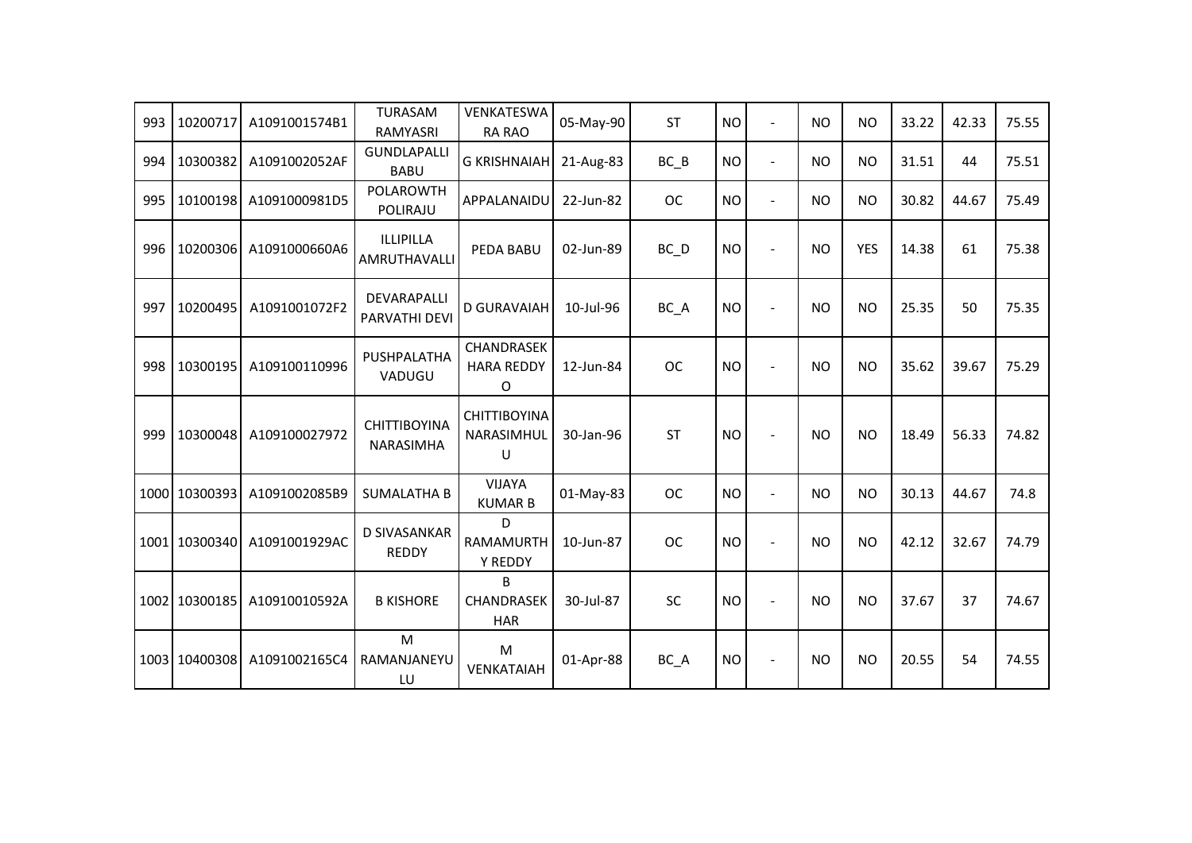| 993 | 10200717 | A1091001574B1 | TURASAM RAMYASRI | VENKATESWA RA RAO | 05-May-90 | ST | NO | - | NO | NO | 33.22 | 42.33 | 75.55 |
|---|---|---|---|---|---|---|---|---|---|---|---|---|---|
| 994 | 10300382 | A1091002052AF | GUNDLAPALLI BABU | G KRISHNAIAH | 21-Aug-83 | BC_B | NO | - | NO | NO | 31.51 | 44 | 75.51 |
| 995 | 10100198 | A1091000981D5 | POLAROWTH POLIRAJU | APPALANAIDU | 22-Jun-82 | OC | NO | - | NO | NO | 30.82 | 44.67 | 75.49 |
| 996 | 10200306 | A1091000660A6 | ILLIPILLA AMRUTHAVALLI | PEDA BABU | 02-Jun-89 | BC_D | NO | - | NO | YES | 14.38 | 61 | 75.38 |
| 997 | 10200495 | A1091001072F2 | DEVARAPALLI PARVATHI DEVI | D GURAVAIAH | 10-Jul-96 | BC_A | NO | - | NO | NO | 25.35 | 50 | 75.35 |
| 998 | 10300195 | A109100110996 | PUSHPALATHA VADUGU | CHANDRASEK HARA REDDY O | 12-Jun-84 | OC | NO | - | NO | NO | 35.62 | 39.67 | 75.29 |
| 999 | 10300048 | A109100027972 | CHITTIBOYINA NARASIMHA | CHITTIBOYINA NARASIMHUL U | 30-Jan-96 | ST | NO | - | NO | NO | 18.49 | 56.33 | 74.82 |
| 1000 | 10300393 | A1091002085B9 | SUMALATHA B | VIJAYA KUMAR B | 01-May-83 | OC | NO | - | NO | NO | 30.13 | 44.67 | 74.8 |
| 1001 | 10300340 | A1091001929AC | D SIVASANKAR REDDY | D RAMAMURTH Y REDDY | 10-Jun-87 | OC | NO | - | NO | NO | 42.12 | 32.67 | 74.79 |
| 1002 | 10300185 | A10910010592A | B KISHORE | B CHANDRASEK HAR | 30-Jul-87 | SC | NO | - | NO | NO | 37.67 | 37 | 74.67 |
| 1003 | 10400308 | A1091002165C4 | M RAMANJANEYU LU | M VENKATAIAH | 01-Apr-88 | BC_A | NO | - | NO | NO | 20.55 | 54 | 74.55 |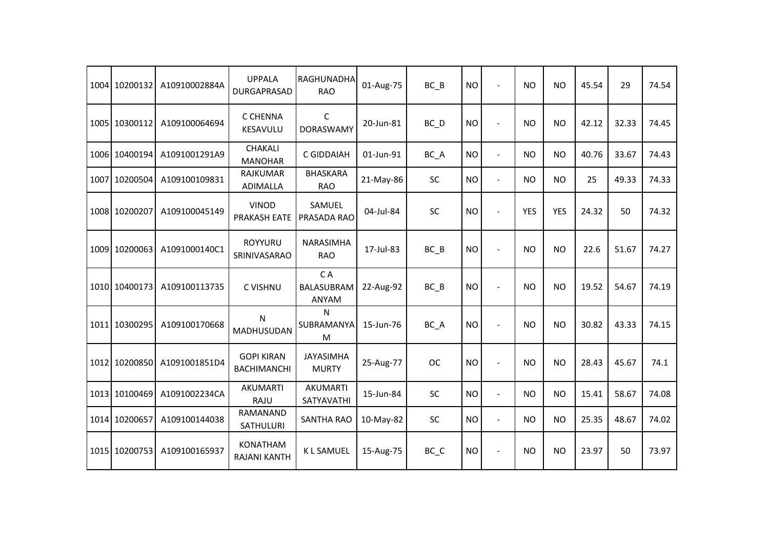| 1004 | 10200132 | A10910002884A | UPPALA DURGAPRASAD | RAGHUNADHA RAO | 01-Aug-75 | BC_B | NO | - | NO | NO | 45.54 | 29 | 74.54 |
|---|---|---|---|---|---|---|---|---|---|---|---|---|---|
| 1005 | 10300112 | A109100064694 | C CHENNA KESAVULU | C DORASWAMY | 20-Jun-81 | BC_D | NO | - | NO | NO | 42.12 | 32.33 | 74.45 |
| 1006 | 10400194 | A1091001291A9 | CHAKALI MANOHAR | C GIDDAIAH | 01-Jun-91 | BC_A | NO | - | NO | NO | 40.76 | 33.67 | 74.43 |
| 1007 | 10200504 | A109100109831 | RAJKUMAR ADIMALLA | BHASKARA RAO | 21-May-86 | SC | NO | - | NO | NO | 25 | 49.33 | 74.33 |
| 1008 | 10200207 | A109100045149 | VINOD PRAKASH EATE | SAMUEL PRASADA RAO | 04-Jul-84 | SC | NO | - | YES | YES | 24.32 | 50 | 74.32 |
| 1009 | 10200063 | A1091000140C1 | ROYYURU SRINIVASARAO | NARASIMHA RAO | 17-Jul-83 | BC_B | NO | - | NO | NO | 22.6 | 51.67 | 74.27 |
| 1010 | 10400173 | A109100113735 | C VISHNU | C A BALASUBRAM ANYAM | 22-Aug-92 | BC_B | NO | - | NO | NO | 19.52 | 54.67 | 74.19 |
| 1011 | 10300295 | A109100170668 | N MADHUSUDAN | N SUBRAMANYA M | 15-Jun-76 | BC_A | NO | - | NO | NO | 30.82 | 43.33 | 74.15 |
| 1012 | 10200850 | A1091001851D4 | GOPI KIRAN BACHIMANCHI | JAYASIMHA MURTY | 25-Aug-77 | OC | NO | - | NO | NO | 28.43 | 45.67 | 74.1 |
| 1013 | 10100469 | A1091002234CA | AKUMARTI RAJU | AKUMARTI SATYAVATHI | 15-Jun-84 | SC | NO | - | NO | NO | 15.41 | 58.67 | 74.08 |
| 1014 | 10200657 | A109100144038 | RAMANAND SATHULURI | SANTHA RAO | 10-May-82 | SC | NO | - | NO | NO | 25.35 | 48.67 | 74.02 |
| 1015 | 10200753 | A109100165937 | KONATHAM RAJANI KANTH | K L SAMUEL | 15-Aug-75 | BC_C | NO | - | NO | NO | 23.97 | 50 | 73.97 |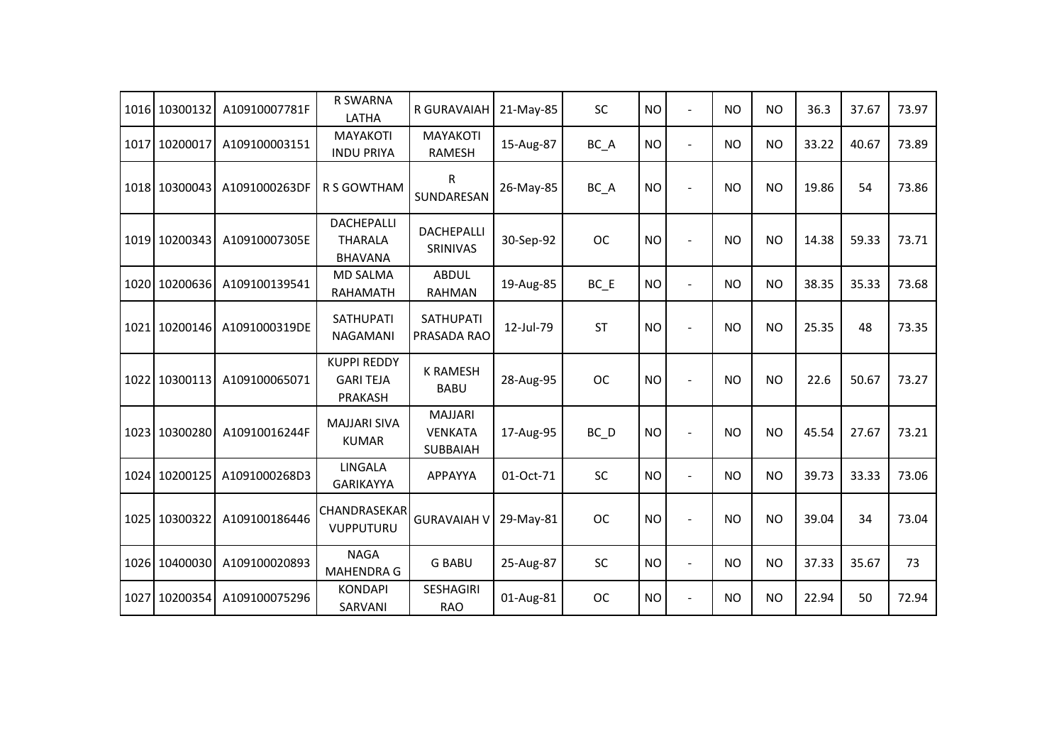| | | | | | | | | | | | | | |
|---|---|---|---|---|---|---|---|---|---|---|---|---|---|
| 1016 | 10300132 | A10910007781F | R SWARNA LATHA | R GURAVAIAH | 21-May-85 | SC | NO | - | NO | NO | 36.3 | 37.67 | 73.97 |
| 1017 | 10200017 | A109100003151 | MAYAKOTI INDU PRIYA | MAYAKOTI RAMESH | 15-Aug-87 | BC_A | NO | - | NO | NO | 33.22 | 40.67 | 73.89 |
| 1018 | 10300043 | A1091000263DF | R S GOWTHAM | R SUNDARESAN | 26-May-85 | BC_A | NO | - | NO | NO | 19.86 | 54 | 73.86 |
| 1019 | 10200343 | A10910007305E | DACHEPALLI THARALA BHAVANA | DACHEPALLI SRINIVAS | 30-Sep-92 | OC | NO | - | NO | NO | 14.38 | 59.33 | 73.71 |
| 1020 | 10200636 | A109100139541 | MD SALMA RAHAMATH | ABDUL RAHMAN | 19-Aug-85 | BC_E | NO | - | NO | NO | 38.35 | 35.33 | 73.68 |
| 1021 | 10200146 | A1091000319DE | SATHUPATI NAGAMANI | SATHUPATI PRASADA RAO | 12-Jul-79 | ST | NO | - | NO | NO | 25.35 | 48 | 73.35 |
| 1022 | 10300113 | A109100065071 | KUPPI REDDY GARI TEJA PRAKASH | K RAMESH BABU | 28-Aug-95 | OC | NO | - | NO | NO | 22.6 | 50.67 | 73.27 |
| 1023 | 10300280 | A10910016244F | MAJJARI SIVA KUMAR | MAJJARI VENKATA SUBBAIAH | 17-Aug-95 | BC_D | NO | - | NO | NO | 45.54 | 27.67 | 73.21 |
| 1024 | 10200125 | A1091000268D3 | LINGALA GARIKAYYA | APPAYYA | 01-Oct-71 | SC | NO | - | NO | NO | 39.73 | 33.33 | 73.06 |
| 1025 | 10300322 | A109100186446 | CHANDRASEKAR VUPPUTURU | GURAVAIAH V | 29-May-81 | OC | NO | - | NO | NO | 39.04 | 34 | 73.04 |
| 1026 | 10400030 | A109100020893 | NAGA MAHENDRA G | G BABU | 25-Aug-87 | SC | NO | - | NO | NO | 37.33 | 35.67 | 73 |
| 1027 | 10200354 | A109100075296 | KONDAPI SARVANI | SESHAGIRI RAO | 01-Aug-81 | OC | NO | - | NO | NO | 22.94 | 50 | 72.94 |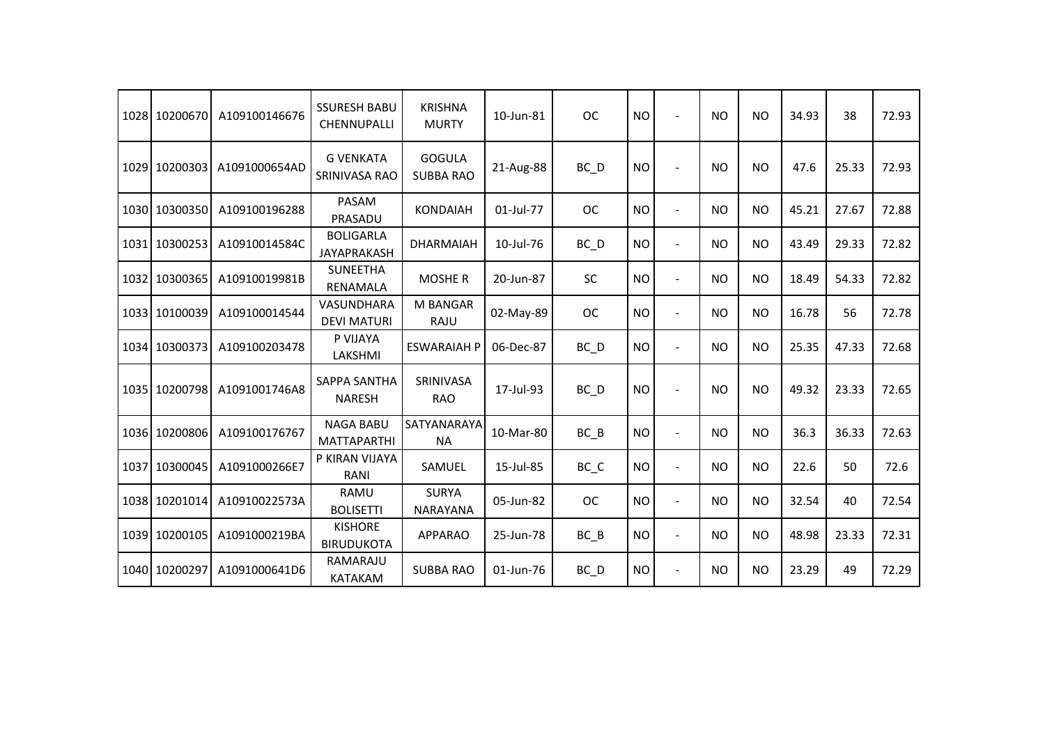| | | | | | | | | | | | | | |
|---|---|---|---|---|---|---|---|---|---|---|---|---|---|
| 1028 | 10200670 | A109100146676 | SSURESH BABU CHENNUPALLI | KRISHNA MURTY | 10-Jun-81 | OC | NO | - | NO | NO | 34.93 | 38 | 72.93 |
| 1029 | 10200303 | A1091000654AD | G VENKATA SRINIVASA RAO | GOGULA SUBBA RAO | 21-Aug-88 | BC_D | NO | - | NO | NO | 47.6 | 25.33 | 72.93 |
| 1030 | 10300350 | A109100196288 | PASAM PRASADU | KONDAIAH | 01-Jul-77 | OC | NO | - | NO | NO | 45.21 | 27.67 | 72.88 |
| 1031 | 10300253 | A10910014584C | BOLIGARLA JAYAPRAKASH | DHARMAIAH | 10-Jul-76 | BC_D | NO | - | NO | NO | 43.49 | 29.33 | 72.82 |
| 1032 | 10300365 | A10910019981B | SUNEETHA RENAMALA | MOSHE R | 20-Jun-87 | SC | NO | - | NO | NO | 18.49 | 54.33 | 72.82 |
| 1033 | 10100039 | A109100014544 | VASUNDHARA DEVI MATURI | M BANGAR RAJU | 02-May-89 | OC | NO | - | NO | NO | 16.78 | 56 | 72.78 |
| 1034 | 10300373 | A109100203478 | P VIJAYA LAKSHMI | ESWARAIAH P | 06-Dec-87 | BC_D | NO | - | NO | NO | 25.35 | 47.33 | 72.68 |
| 1035 | 10200798 | A1091001746A8 | SAPPA SANTHA NARESH | SRINIVASA RAO | 17-Jul-93 | BC_D | NO | - | NO | NO | 49.32 | 23.33 | 72.65 |
| 1036 | 10200806 | A109100176767 | NAGA BABU MATTAPARTHI | SATYANARAYANA | 10-Mar-80 | BC_B | NO | - | NO | NO | 36.3 | 36.33 | 72.63 |
| 1037 | 10300045 | A1091000266E7 | P KIRAN VIJAYA RANI | SAMUEL | 15-Jul-85 | BC_C | NO | - | NO | NO | 22.6 | 50 | 72.6 |
| 1038 | 10201014 | A10910022573A | RAMU BOLISETTI | SURYA NARAYANA | 05-Jun-82 | OC | NO | - | NO | NO | 32.54 | 40 | 72.54 |
| 1039 | 10200105 | A1091000219BA | KISHORE BIRUDUKOTA | APPARAO | 25-Jun-78 | BC_B | NO | - | NO | NO | 48.98 | 23.33 | 72.31 |
| 1040 | 10200297 | A1091000641D6 | RAMARAJU KATAKAM | SUBBA RAO | 01-Jun-76 | BC_D | NO | - | NO | NO | 23.29 | 49 | 72.29 |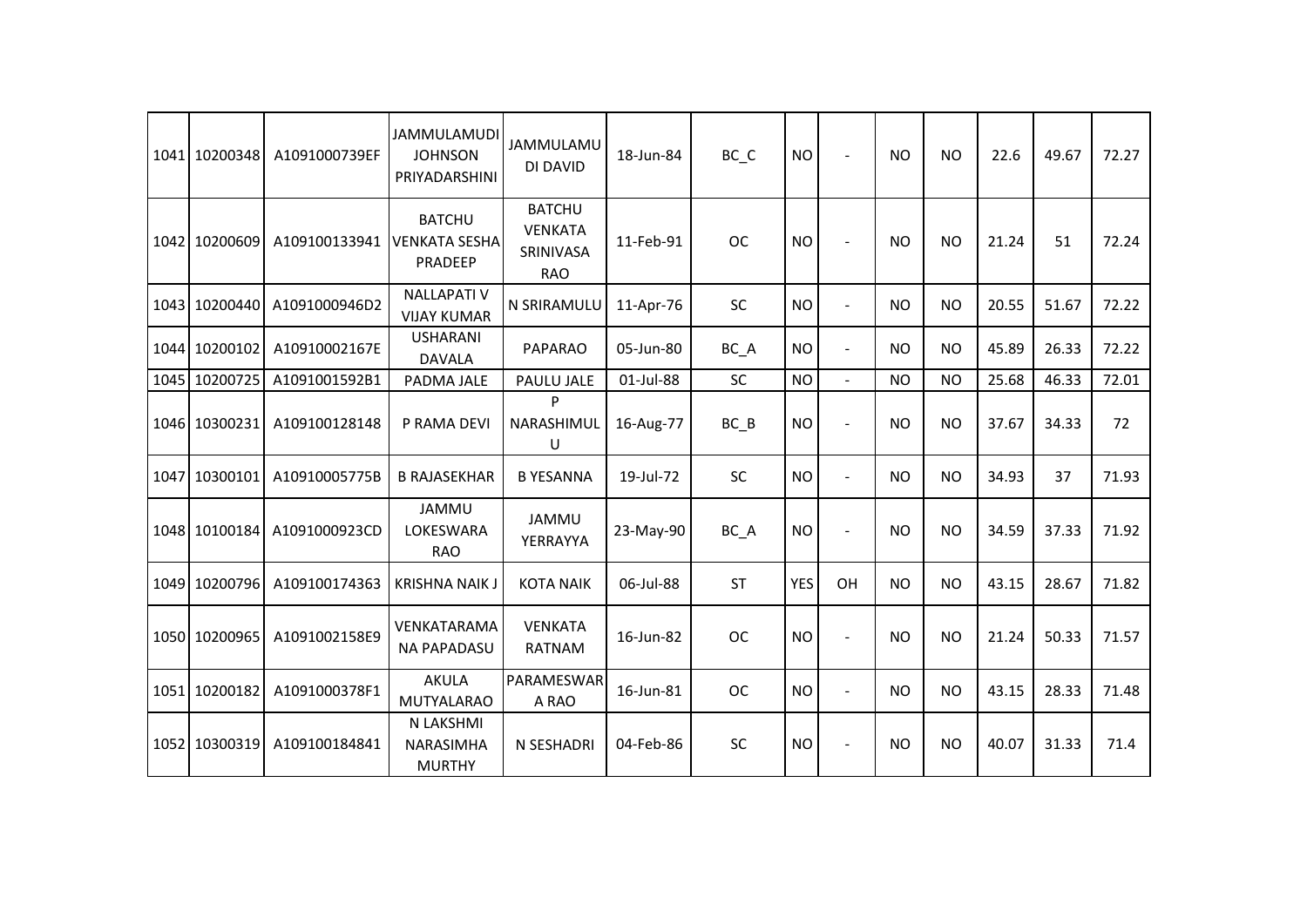| | | | | | | | | | | | | | | |
|---|---|---|---|---|---|---|---|---|---|---|---|---|---|---|
| 1041 | 10200348 | A1091000739EF | JAMMULAMUDI JOHNSON PRIYADARSHINI | JAMMULAMUDI DAVID | 18-Jun-84 | BC_C | NO | - | NO | NO | 22.6 | 49.67 | 72.27 |
| 1042 | 10200609 | A109100133941 | BATCHU VENKATA SESHA PRADEEP | BATCHU VENKATA SRINIVASA RAO | 11-Feb-91 | OC | NO | - | NO | NO | 21.24 | 51 | 72.24 |
| 1043 | 10200440 | A1091000946D2 | NALLAPATI V VIJAY KUMAR | N SRIRAMULU | 11-Apr-76 | SC | NO | - | NO | NO | 20.55 | 51.67 | 72.22 |
| 1044 | 10200102 | A10910002167E | USHARANI DAVALA | PAPARAO | 05-Jun-80 | BC_A | NO | - | NO | NO | 45.89 | 26.33 | 72.22 |
| 1045 | 10200725 | A1091001592B1 | PADMA JALE | PAULU JALE | 01-Jul-88 | SC | NO | - | NO | NO | 25.68 | 46.33 | 72.01 |
| 1046 | 10300231 | A109100128148 | P RAMA DEVI | P NARASHIMULU | 16-Aug-77 | BC_B | NO | - | NO | NO | 37.67 | 34.33 | 72 |
| 1047 | 10300101 | A10910005775B | B RAJASEKHAR | B YESANNA | 19-Jul-72 | SC | NO | - | NO | NO | 34.93 | 37 | 71.93 |
| 1048 | 10100184 | A1091000923CD | JAMMU LOKESWARA RAO | JAMMU YERRAYYA | 23-May-90 | BC_A | NO | - | NO | NO | 34.59 | 37.33 | 71.92 |
| 1049 | 10200796 | A109100174363 | KRISHNA NAIK J | KOTA NAIK | 06-Jul-88 | ST | YES | OH | NO | NO | 43.15 | 28.67 | 71.82 |
| 1050 | 10200965 | A1091002158E9 | VENKATARAMANA PAPADASU | VENKATA RATNAM | 16-Jun-82 | OC | NO | - | NO | NO | 21.24 | 50.33 | 71.57 |
| 1051 | 10200182 | A1091000378F1 | AKULA MUTYALARAO | PARAMESWARA RAO | 16-Jun-81 | OC | NO | - | NO | NO | 43.15 | 28.33 | 71.48 |
| 1052 | 10300319 | A109100184841 | N LAKSHMI NARASIMHA MURTHY | N SESHADRI | 04-Feb-86 | SC | NO | - | NO | NO | 40.07 | 31.33 | 71.4 |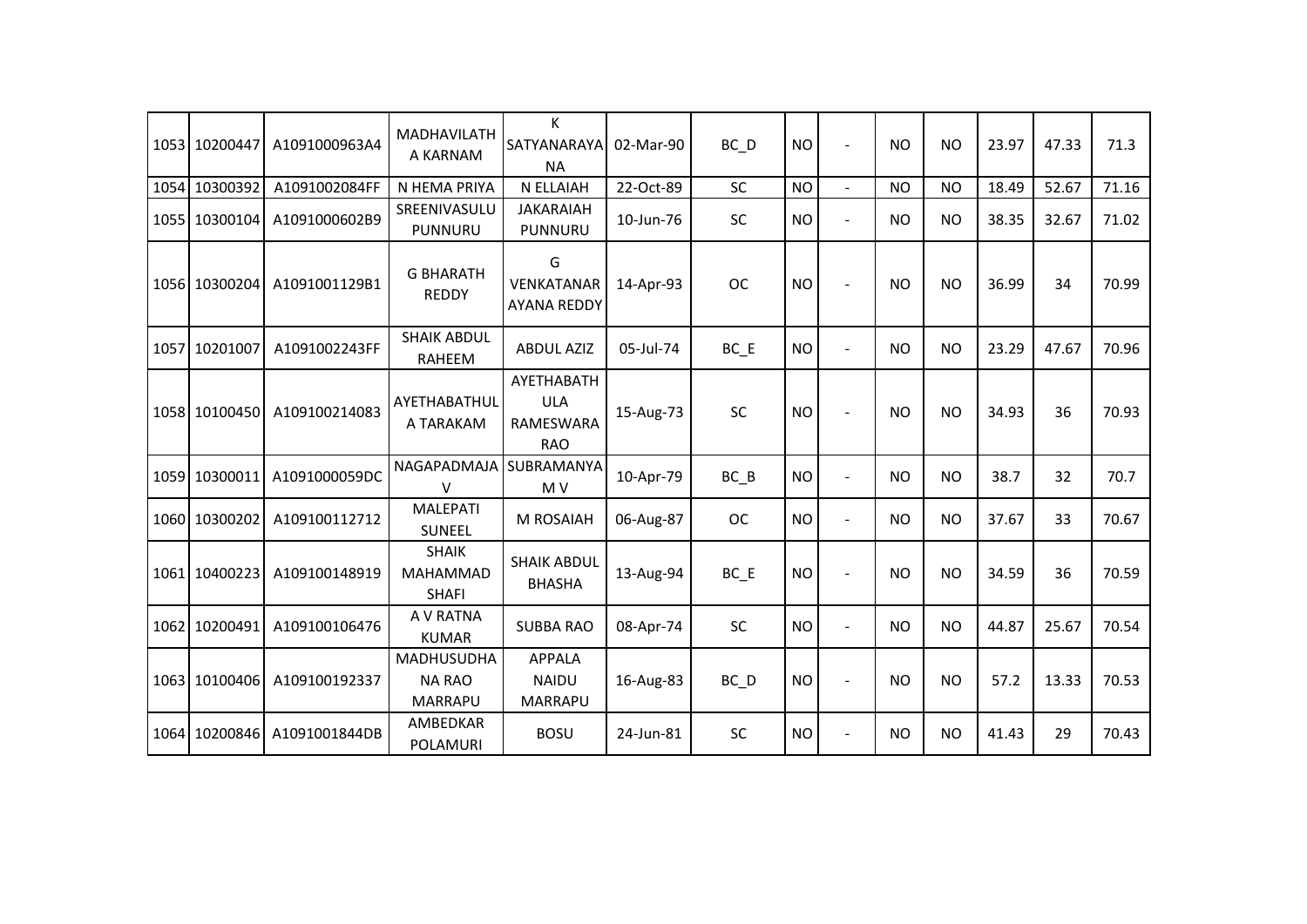| 1053 | 10200447 | A1091000963A4 | MADHAVILATHA KARNAM | K SATYANARAYANA | 02-Mar-90 | BC_D | NO | - | NO | NO | 23.97 | 47.33 | 71.3 |
|---|---|---|---|---|---|---|---|---|---|---|---|---|---|
| 1054 | 10300392 | A1091002084FF | N HEMA PRIYA | N ELLAIAH | 22-Oct-89 | SC | NO | - | NO | NO | 18.49 | 52.67 | 71.16 |
| 1055 | 10300104 | A1091000602B9 | SREENIVASULU PUNNURU | JAKARAIAH PUNNURU | 10-Jun-76 | SC | NO | - | NO | NO | 38.35 | 32.67 | 71.02 |
| 1056 | 10300204 | A1091001129B1 | G BHARATH REDDY | G VENKATANARAYANA REDDY | 14-Apr-93 | OC | NO | - | NO | NO | 36.99 | 34 | 70.99 |
| 1057 | 10201007 | A1091002243FF | SHAIK ABDUL RAHEEM | ABDUL AZIZ | 05-Jul-74 | BC_E | NO | - | NO | NO | 23.29 | 47.67 | 70.96 |
| 1058 | 10100450 | A109100214083 | AYETHABATHULA TARAKAM | AYETHABATHULA RAMESWARA RAO | 15-Aug-73 | SC | NO | - | NO | NO | 34.93 | 36 | 70.93 |
| 1059 | 10300011 | A1091000059DC | NAGAPADMAJA V | SUBRAMANYA M V | 10-Apr-79 | BC_B | NO | - | NO | NO | 38.7 | 32 | 70.7 |
| 1060 | 10300202 | A109100112712 | MALEPATI SUNEEL | M ROSAIAH | 06-Aug-87 | OC | NO | - | NO | NO | 37.67 | 33 | 70.67 |
| 1061 | 10400223 | A109100148919 | SHAIK MAHAMMAD SHAFI | SHAIK ABDUL BHASHA | 13-Aug-94 | BC_E | NO | - | NO | NO | 34.59 | 36 | 70.59 |
| 1062 | 10200491 | A109100106476 | A V RATNA KUMAR | SUBBA RAO | 08-Apr-74 | SC | NO | - | NO | NO | 44.87 | 25.67 | 70.54 |
| 1063 | 10100406 | A109100192337 | MADHUSUDHANA RAO MARRAPU | APPALA NAIDU MARRAPU | 16-Aug-83 | BC_D | NO | - | NO | NO | 57.2 | 13.33 | 70.53 |
| 1064 | 10200846 | A1091001844DB | AMBEDKAR POLAMURI | BOSU | 24-Jun-81 | SC | NO | - | NO | NO | 41.43 | 29 | 70.43 |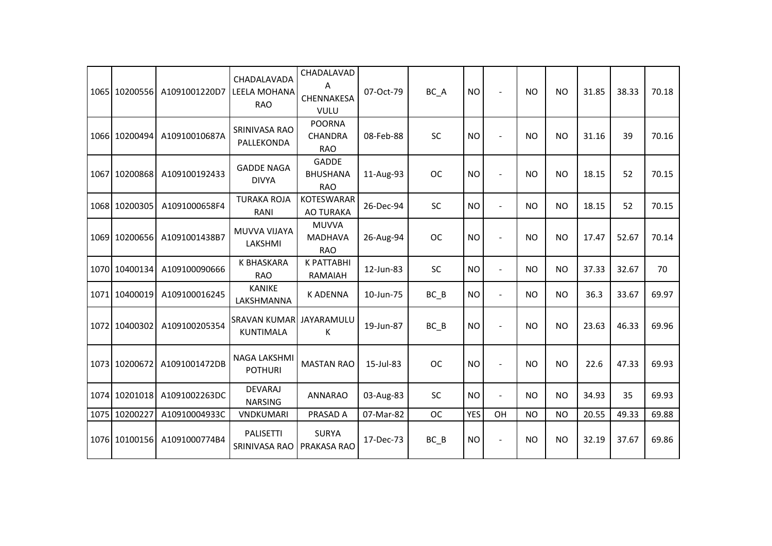| | | | | | | | | | | | | | |
|---|---|---|---|---|---|---|---|---|---|---|---|---|---|
| 1065 | 10200556 | A1091001220D7 | CHADALAVADA LEELA MOHANA RAO | CHADALAVADA CHENNAKESA VULU | 07-Oct-79 | BC_A | NO | - | NO | NO | 31.85 | 38.33 | 70.18 |
| 1066 | 10200494 | A10910010687A | SRINIVASA RAO PALLEKONDA | POORNA CHANDRA RAO | 08-Feb-88 | SC | NO | - | NO | NO | 31.16 | 39 | 70.16 |
| 1067 | 10200868 | A109100192433 | GADDE NAGA DIVYA | GADDE BHUSHANA RAO | 11-Aug-93 | OC | NO | - | NO | NO | 18.15 | 52 | 70.15 |
| 1068 | 10200305 | A1091000658F4 | TURAKA ROJA RANI | KOTESWARAR AO TURAKA | 26-Dec-94 | SC | NO | - | NO | NO | 18.15 | 52 | 70.15 |
| 1069 | 10200656 | A1091001438B7 | MUVVA VIJAYA LAKSHMI | MUVVA MADHAVA RAO | 26-Aug-94 | OC | NO | - | NO | NO | 17.47 | 52.67 | 70.14 |
| 1070 | 10400134 | A109100090666 | K BHASKARA RAO | K PATTABHI RAMAIAH | 12-Jun-83 | SC | NO | - | NO | NO | 37.33 | 32.67 | 70 |
| 1071 | 10400019 | A109100016245 | KANIKE LAKSHMANNA | K ADENNA | 10-Jun-75 | BC_B | NO | - | NO | NO | 36.3 | 33.67 | 69.97 |
| 1072 | 10400302 | A109100205354 | SRAVAN KUMAR KUNTIMALA | JAYARAMULU K | 19-Jun-87 | BC_B | NO | - | NO | NO | 23.63 | 46.33 | 69.96 |
| 1073 | 10200672 | A1091001472DB | NAGA LAKSHMI POTHURI | MASTAN RAO | 15-Jul-83 | OC | NO | - | NO | NO | 22.6 | 47.33 | 69.93 |
| 1074 | 10201018 | A1091002263DC | DEVARAJ NARSING | ANNARAO | 03-Aug-83 | SC | NO | - | NO | NO | 34.93 | 35 | 69.93 |
| 1075 | 10200227 | A10910004933C | VNDKUMARI | PRASAD A | 07-Mar-82 | OC | YES | OH | NO | NO | 20.55 | 49.33 | 69.88 |
| 1076 | 10100156 | A1091000774B4 | PALISETTI SRINIVASA RAO | SURYA PRAKASA RAO | 17-Dec-73 | BC_B | NO | - | NO | NO | 32.19 | 37.67 | 69.86 |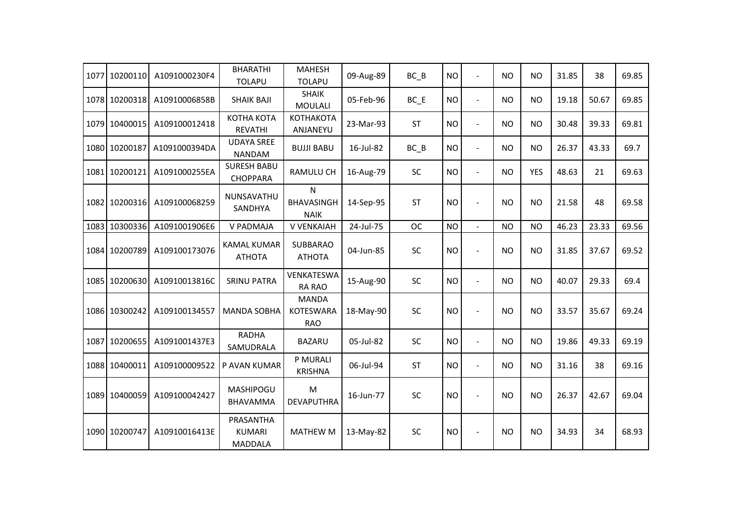| 1077 | 10200110 | A1091000230F4 | BHARATHI TOLAPU | MAHESH TOLAPU | 09-Aug-89 | BC_B | NO | - | NO | NO | 31.85 | 38 | 69.85 |
|---|---|---|---|---|---|---|---|---|---|---|---|---|---|
| 1078 | 10200318 | A10910006858B | SHAIK BAJI | SHAIK MOULALI | 05-Feb-96 | BC_E | NO | - | NO | NO | 19.18 | 50.67 | 69.85 |
| 1079 | 10400015 | A109100012418 | KOTHA KOTA REVATHI | KOTHAKOTA ANJANEYU | 23-Mar-93 | ST | NO | - | NO | NO | 30.48 | 39.33 | 69.81 |
| 1080 | 10200187 | A1091000394DA | UDAYA SREE NANDAM | BUJJI BABU | 16-Jul-82 | BC_B | NO | - | NO | NO | 26.37 | 43.33 | 69.7 |
| 1081 | 10200121 | A1091000255EA | SURESH BABU CHOPPARA | RAMULU CH | 16-Aug-79 | SC | NO | - | NO | YES | 48.63 | 21 | 69.63 |
| 1082 | 10200316 | A109100068259 | NUNSAVATHU SANDHYA | N BHAVASINGH NAIK | 14-Sep-95 | ST | NO | - | NO | NO | 21.58 | 48 | 69.58 |
| 1083 | 10300336 | A1091001906E6 | V PADMAJA | V VENKAIAH | 24-Jul-75 | OC | NO | - | NO | NO | 46.23 | 23.33 | 69.56 |
| 1084 | 10200789 | A109100173076 | KAMAL KUMAR ATHOTA | SUBBARAO ATHOTA | 04-Jun-85 | SC | NO | - | NO | NO | 31.85 | 37.67 | 69.52 |
| 1085 | 10200630 | A10910013816C | SRINU PATRA | VENKATESWA RA RAO | 15-Aug-90 | SC | NO | - | NO | NO | 40.07 | 29.33 | 69.4 |
| 1086 | 10300242 | A109100134557 | MANDA SOBHA | MANDA KOTESWARA RAO | 18-May-90 | SC | NO | - | NO | NO | 33.57 | 35.67 | 69.24 |
| 1087 | 10200655 | A1091001437E3 | RADHA SAMUDRALA | BAZARU | 05-Jul-82 | SC | NO | - | NO | NO | 19.86 | 49.33 | 69.19 |
| 1088 | 10400011 | A109100009522 | P AVAN KUMAR | P MURALI KRISHNA | 06-Jul-94 | ST | NO | - | NO | NO | 31.16 | 38 | 69.16 |
| 1089 | 10400059 | A109100042427 | MASHIPOGU BHAVAMMA | M DEVAPUTHRA | 16-Jun-77 | SC | NO | - | NO | NO | 26.37 | 42.67 | 69.04 |
| 1090 | 10200747 | A10910016413E | PRASANTHA KUMARI MADDALA | MATHEW M | 13-May-82 | SC | NO | - | NO | NO | 34.93 | 34 | 68.93 |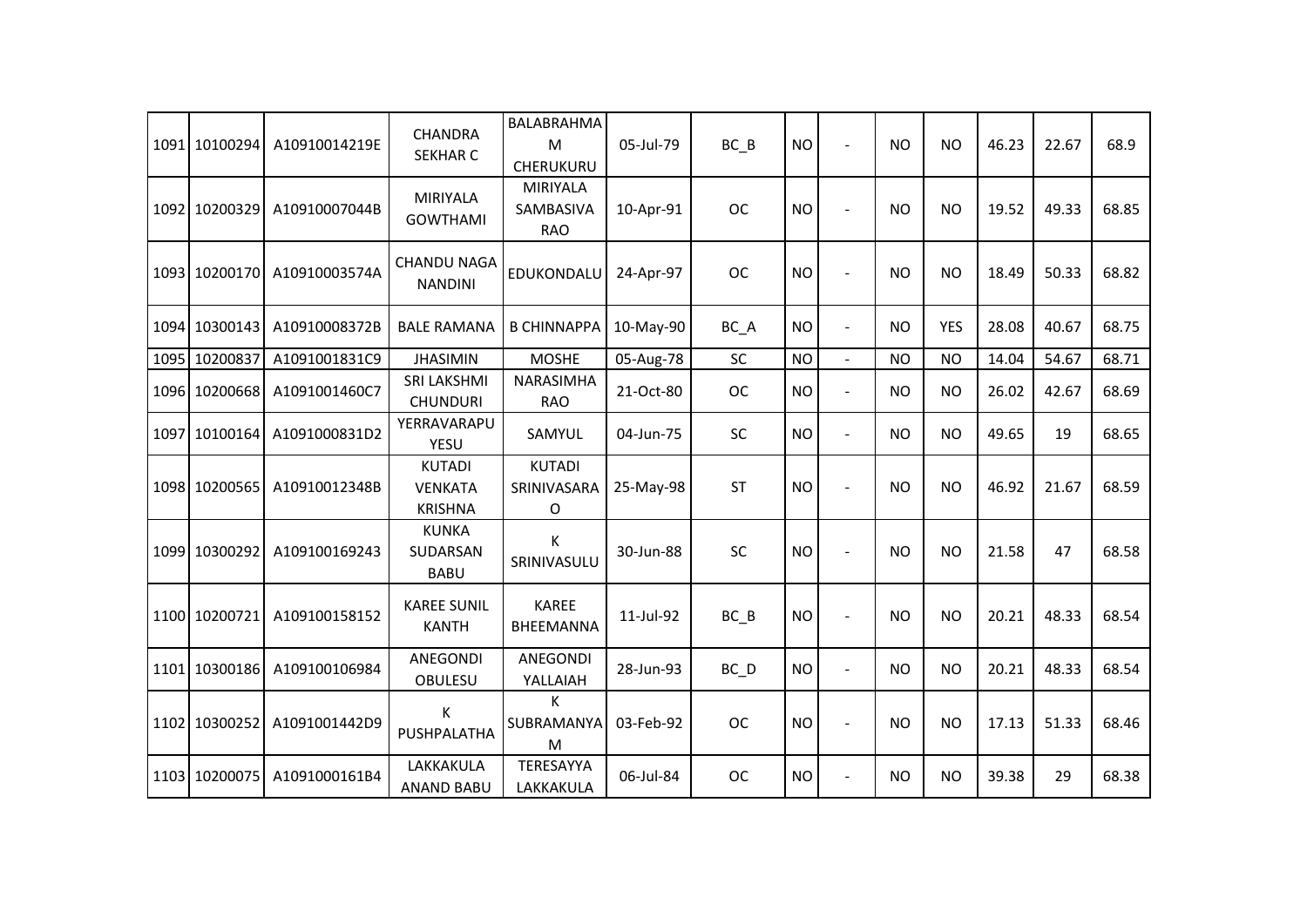| 1091 | 10100294 | A10910014219E | CHANDRA SEKHAR C | BALABRAHMA M CHERUKURU | 05-Jul-79 | BC_B | NO | - | NO | NO | 46.23 | 22.67 | 68.9 |
|---|---|---|---|---|---|---|---|---|---|---|---|---|---|
| 1092 | 10200329 | A10910007044B | MIRIYALA GOWTHAMI | MIRIYALA SAMBASIVA RAO | 10-Apr-91 | OC | NO | - | NO | NO | 19.52 | 49.33 | 68.85 |
| 1093 | 10200170 | A10910003574A | CHANDU NAGA NANDINI | EDUKONDALU | 24-Apr-97 | OC | NO | - | NO | NO | 18.49 | 50.33 | 68.82 |
| 1094 | 10300143 | A10910008372B | BALE RAMANA | B CHINNAPPA | 10-May-90 | BC_A | NO | - | NO | YES | 28.08 | 40.67 | 68.75 |
| 1095 | 10200837 | A1091001831C9 | JHASIMIN | MOSHE | 05-Aug-78 | SC | NO | - | NO | NO | 14.04 | 54.67 | 68.71 |
| 1096 | 10200668 | A1091001460C7 | SRI LAKSHMI CHUNDURI | NARASIMHA RAO | 21-Oct-80 | OC | NO | - | NO | NO | 26.02 | 42.67 | 68.69 |
| 1097 | 10100164 | A1091000831D2 | YERRAVARAPU YESU | SAMYUL | 04-Jun-75 | SC | NO | - | NO | NO | 49.65 | 19 | 68.65 |
| 1098 | 10200565 | A10910012348B | KUTADI VENKATA KRISHNA | KUTADI SRINIVASARA O | 25-May-98 | ST | NO | - | NO | NO | 46.92 | 21.67 | 68.59 |
| 1099 | 10300292 | A109100169243 | KUNKA SUDARSAN BABU | K SRINIVASULU | 30-Jun-88 | SC | NO | - | NO | NO | 21.58 | 47 | 68.58 |
| 1100 | 10200721 | A109100158152 | KAREE SUNIL KANTH | KAREE BHEEMANNA | 11-Jul-92 | BC_B | NO | - | NO | NO | 20.21 | 48.33 | 68.54 |
| 1101 | 10300186 | A109100106984 | ANEGONDI OBULESU | ANEGONDI YALLAIAH | 28-Jun-93 | BC_D | NO | - | NO | NO | 20.21 | 48.33 | 68.54 |
| 1102 | 10300252 | A1091001442D9 | K PUSHPALATHA | K SUBRAMANYA M | 03-Feb-92 | OC | NO | - | NO | NO | 17.13 | 51.33 | 68.46 |
| 1103 | 10200075 | A1091000161B4 | LAKKAKULA ANAND BABU | TERESAYYA LAKKAKULA | 06-Jul-84 | OC | NO | - | NO | NO | 39.38 | 29 | 68.38 |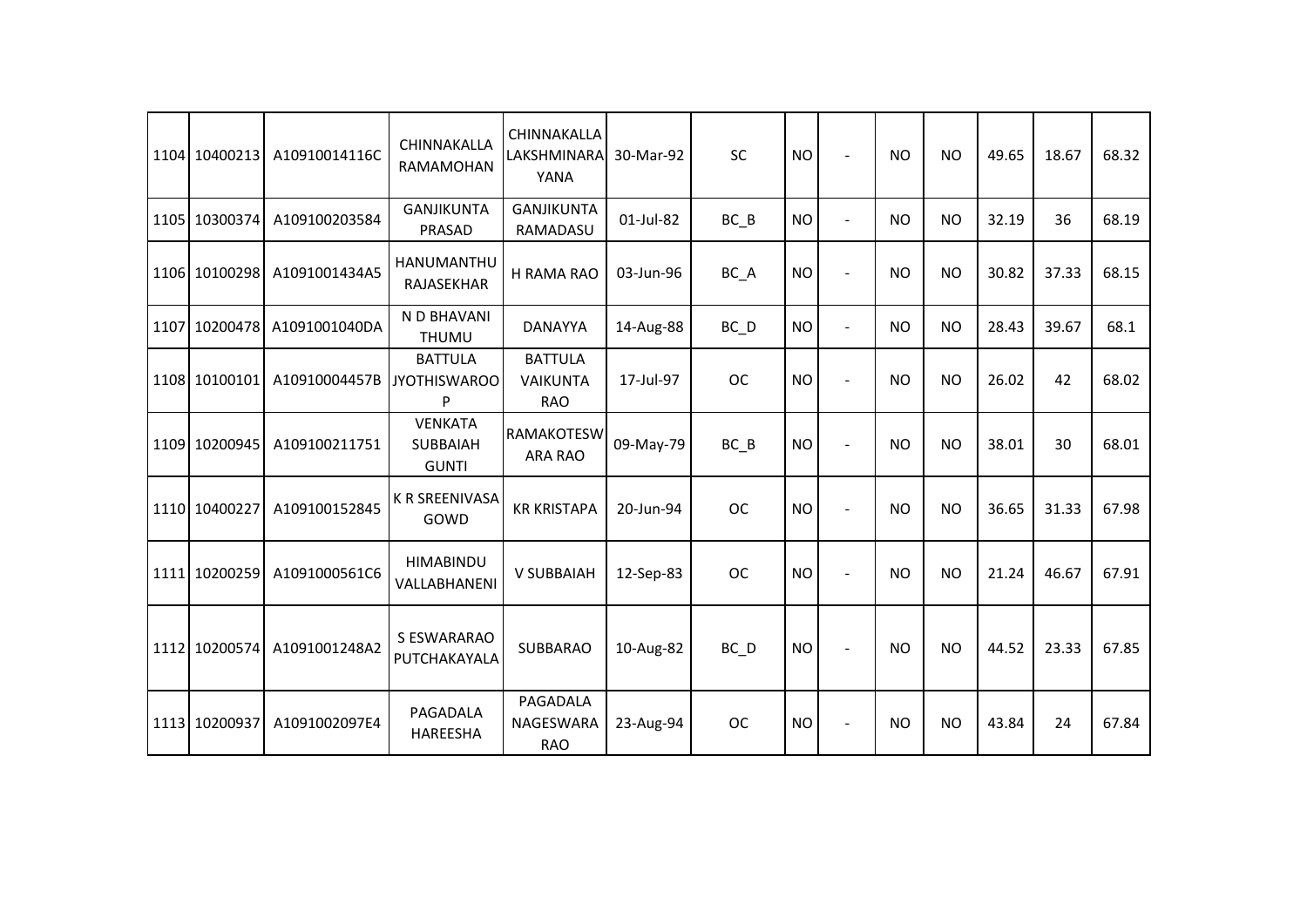| | | | | | | | | | | | | | |
|---|---|---|---|---|---|---|---|---|---|---|---|---|---|
| 1104 | 10400213 | A10910014116C | CHINNAKALLA RAMAMOHAN | CHINNAKALLA LAKSHMINARAYANA | 30-Mar-92 | SC | NO | - | NO | NO | 49.65 | 18.67 | 68.32 |
| 1105 | 10300374 | A109100203584 | GANJIKUNTA PRASAD | GANJIKUNTA RAMADASU | 01-Jul-82 | BC_B | NO | - | NO | NO | 32.19 | 36 | 68.19 |
| 1106 | 10100298 | A1091001434A5 | HANUMANTHU RAJASEKHAR | H RAMA RAO | 03-Jun-96 | BC_A | NO | - | NO | NO | 30.82 | 37.33 | 68.15 |
| 1107 | 10200478 | A1091001040DA | N D BHAVANI THUMU | DANAYYA | 14-Aug-88 | BC_D | NO | - | NO | NO | 28.43 | 39.67 | 68.1 |
| 1108 | 10100101 | A10910004457B | BATTULA JYOTHISWAROOP | BATTULA VAIKUNTA RAO | 17-Jul-97 | OC | NO | - | NO | NO | 26.02 | 42 | 68.02 |
| 1109 | 10200945 | A109100211751 | VENKATA SUBBAIAH GUNTI | RAMAKOTESWARA RAO | 09-May-79 | BC_B | NO | - | NO | NO | 38.01 | 30 | 68.01 |
| 1110 | 10400227 | A109100152845 | K R SREENIVASA GOWD | KR KRISTAPA | 20-Jun-94 | OC | NO | - | NO | NO | 36.65 | 31.33 | 67.98 |
| 1111 | 10200259 | A1091000561C6 | HIMABINDU VALLABHANENI | V SUBBAIAH | 12-Sep-83 | OC | NO | - | NO | NO | 21.24 | 46.67 | 67.91 |
| 1112 | 10200574 | A1091001248A2 | S ESWARARAO PUTCHAKAYALA | SUBBARAO | 10-Aug-82 | BC_D | NO | - | NO | NO | 44.52 | 23.33 | 67.85 |
| 1113 | 10200937 | A1091002097E4 | PAGADALA HAREESHA | PAGADALA NAGESWARA RAO | 23-Aug-94 | OC | NO | - | NO | NO | 43.84 | 24 | 67.84 |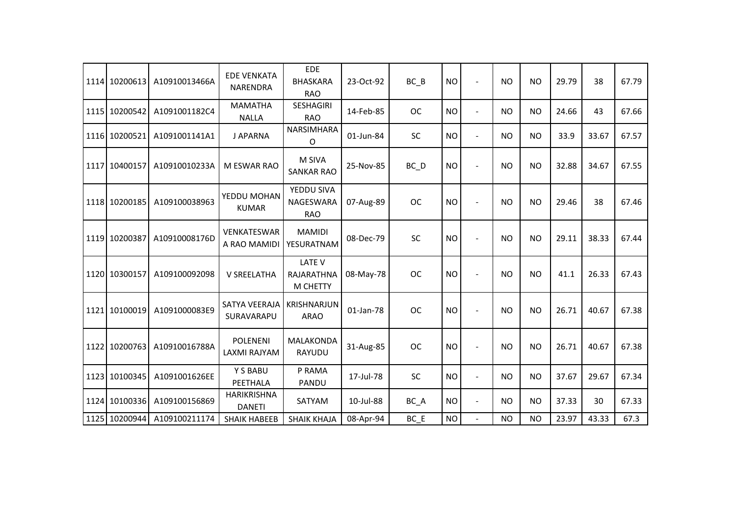| | | | | | | | | | | | | | | |
|---|---|---|---|---|---|---|---|---|---|---|---|---|---|---|
| 1114 | 10200613 | A10910013466A | EDE VENKATA NARENDRA | EDE BHASKARA RAO | 23-Oct-92 | BC_B | NO | - | NO | NO | 29.79 | 38 | 67.79 |
| 1115 | 10200542 | A1091001182C4 | MAMATHA NALLA | SESHAGIRI RAO | 14-Feb-85 | OC | NO | - | NO | NO | 24.66 | 43 | 67.66 |
| 1116 | 10200521 | A1091001141A1 | J APARNA | NARSIMHARAO | 01-Jun-84 | SC | NO | - | NO | NO | 33.9 | 33.67 | 67.57 |
| 1117 | 10400157 | A10910010233A | M ESWAR RAO | M SIVA SANKAR RAO | 25-Nov-85 | BC_D | NO | - | NO | NO | 32.88 | 34.67 | 67.55 |
| 1118 | 10200185 | A109100038963 | YEDDU MOHAN KUMAR | YEDDU SIVA NAGESWARA RAO | 07-Aug-89 | OC | NO | - | NO | NO | 29.46 | 38 | 67.46 |
| 1119 | 10200387 | A10910008176D | VENKATESWARA RAO MAMIDI | MAMIDI YESURATNAM | 08-Dec-79 | SC | NO | - | NO | NO | 29.11 | 38.33 | 67.44 |
| 1120 | 10300157 | A109100092098 | V SREELATHA | LATE V RAJARATHNA M CHETTY | 08-May-78 | OC | NO | - | NO | NO | 41.1 | 26.33 | 67.43 |
| 1121 | 10100019 | A1091000083E9 | SATYA VEERAJA SURAVARAPU | KRISHNARJUNARAO | 01-Jan-78 | OC | NO | - | NO | NO | 26.71 | 40.67 | 67.38 |
| 1122 | 10200763 | A10910016788A | POLENENI LAXMI RAJYAM | MALAKONDA RAYUDU | 31-Aug-85 | OC | NO | - | NO | NO | 26.71 | 40.67 | 67.38 |
| 1123 | 10100345 | A1091001626EE | Y S BABU PEETHALA | P RAMA PANDU | 17-Jul-78 | SC | NO | - | NO | NO | 37.67 | 29.67 | 67.34 |
| 1124 | 10100336 | A109100156869 | HARIKRISHNA DANETI | SATYAM | 10-Jul-88 | BC_A | NO | - | NO | NO | 37.33 | 30 | 67.33 |
| 1125 | 10200944 | A109100211174 | SHAIK HABEEB | SHAIK KHAJA | 08-Apr-94 | BC_E | NO | - | NO | NO | 23.97 | 43.33 | 67.3 |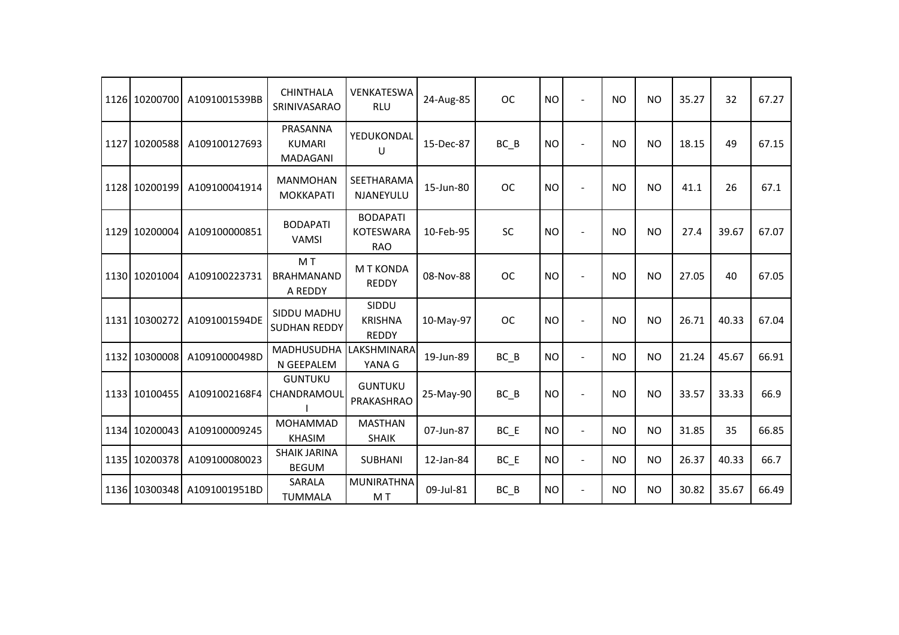| 1126 | 10200700 | A1091001539BB | CHINTHALA SRINIVASARAO | VENKATESWARLU | 24-Aug-85 | OC | NO | - | NO | NO | 35.27 | 32 | 67.27 |
|---|---|---|---|---|---|---|---|---|---|---|---|---|---|
| 1127 | 10200588 | A109100127693 | PRASANNA KUMARI MADAGANI | YEDUKONDALU | 15-Dec-87 | BC_B | NO | - | NO | NO | 18.15 | 49 | 67.15 |
| 1128 | 10200199 | A109100041914 | MANMOHAN MOKKAPATI | SEETHARAMANJANEYULU | 15-Jun-80 | OC | NO | - | NO | NO | 41.1 | 26 | 67.1 |
| 1129 | 10200004 | A109100000851 | BODAPATI VAMSI | BODAPATI KOTESWARA RAO | 10-Feb-95 | SC | NO | - | NO | NO | 27.4 | 39.67 | 67.07 |
| 1130 | 10201004 | A109100223731 | M T BRAHMANANDA REDDY | M T KONDA REDDY | 08-Nov-88 | OC | NO | - | NO | NO | 27.05 | 40 | 67.05 |
| 1131 | 10300272 | A1091001594DE | SIDDU MADHU SUDHAN REDDY | SIDDU KRISHNA REDDY | 10-May-97 | OC | NO | - | NO | NO | 26.71 | 40.33 | 67.04 |
| 1132 | 10300008 | A10910000498D | MADHUSUDHAN GEEPALEM | LAKSHMINARAYANA G | 19-Jun-89 | BC_B | NO | - | NO | NO | 21.24 | 45.67 | 66.91 |
| 1133 | 10100455 | A1091002168F4 | GUNTUKU CHANDRAMOULI | GUNTUKU PRAKASHRAO | 25-May-90 | BC_B | NO | - | NO | NO | 33.57 | 33.33 | 66.9 |
| 1134 | 10200043 | A109100009245 | MOHAMMAD KHASIM | MASTHAN SHAIK | 07-Jun-87 | BC_E | NO | - | NO | NO | 31.85 | 35 | 66.85 |
| 1135 | 10200378 | A109100080023 | SHAIK JARINA BEGUM | SUBHANI | 12-Jan-84 | BC_E | NO | - | NO | NO | 26.37 | 40.33 | 66.7 |
| 1136 | 10300348 | A1091001951BD | SARALA TUMMALA | MUNIRATHNA M T | 09-Jul-81 | BC_B | NO | - | NO | NO | 30.82 | 35.67 | 66.49 |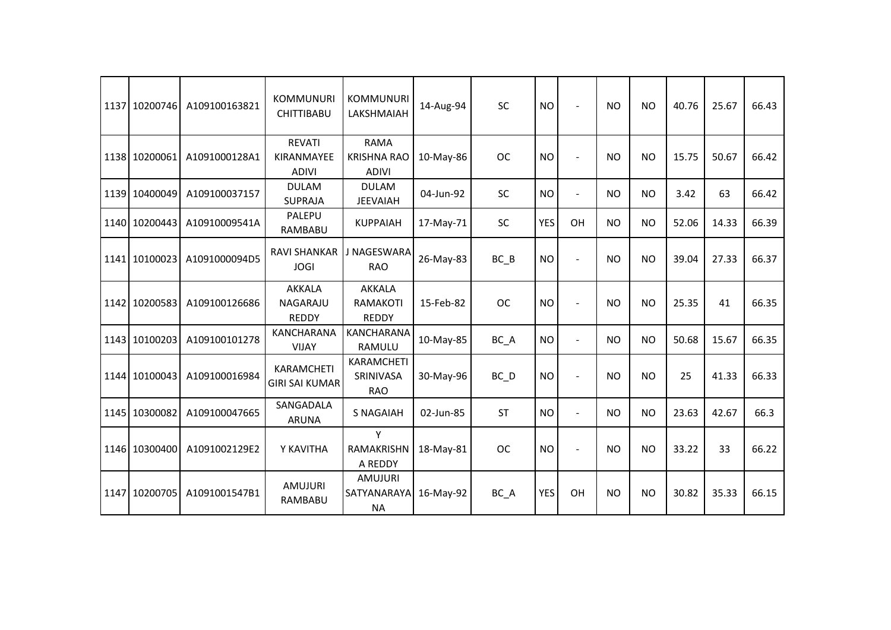| 1137 | 10200746 | A109100163821 | KOMMUNURI CHITTIBABU | KOMMUNURI LAKSHMAIAH | 14-Aug-94 | SC | NO | - | NO | NO | 40.76 | 25.67 | 66.43 |
|---|---|---|---|---|---|---|---|---|---|---|---|---|---|
| 1138 | 10200061 | A1091000128A1 | REVATI KIRANMAYEE ADIVI | RAMA KRISHNA RAO ADIVI | 10-May-86 | OC | NO | - | NO | NO | 15.75 | 50.67 | 66.42 |
| 1139 | 10400049 | A109100037157 | DULAM SUPRAJA | DULAM JEEVAIAH | 04-Jun-92 | SC | NO | - | NO | NO | 3.42 | 63 | 66.42 |
| 1140 | 10200443 | A10910009541A | PALEPU RAMBABU | KUPPAIAH | 17-May-71 | SC | YES | OH | NO | NO | 52.06 | 14.33 | 66.39 |
| 1141 | 10100023 | A1091000094D5 | RAVI SHANKAR JOGI | J NAGESWARA RAO | 26-May-83 | BC_B | NO | - | NO | NO | 39.04 | 27.33 | 66.37 |
| 1142 | 10200583 | A109100126686 | AKKALA NAGARAJU REDDY | AKKALA RAMAKOTI REDDY | 15-Feb-82 | OC | NO | - | NO | NO | 25.35 | 41 | 66.35 |
| 1143 | 10100203 | A109100101278 | KANCHARANA VIJAY | KANCHARANA RAMULU | 10-May-85 | BC_A | NO | - | NO | NO | 50.68 | 15.67 | 66.35 |
| 1144 | 10100043 | A109100016984 | KARAMCHETI GIRI SAI KUMAR | KARAMCHETI SRINIVASA RAO | 30-May-96 | BC_D | NO | - | NO | NO | 25 | 41.33 | 66.33 |
| 1145 | 10300082 | A109100047665 | SANGADALA ARUNA | S NAGAIAH | 02-Jun-85 | ST | NO | - | NO | NO | 23.63 | 42.67 | 66.3 |
| 1146 | 10300400 | A1091002129E2 | Y KAVITHA | Y RAMAKRISHNA REDDY | 18-May-81 | OC | NO | - | NO | NO | 33.22 | 33 | 66.22 |
| 1147 | 10200705 | A1091001547B1 | AMUJURI RAMBABU | AMUJURI SATYANARAYANA | 16-May-92 | BC_A | YES | OH | NO | NO | 30.82 | 35.33 | 66.15 |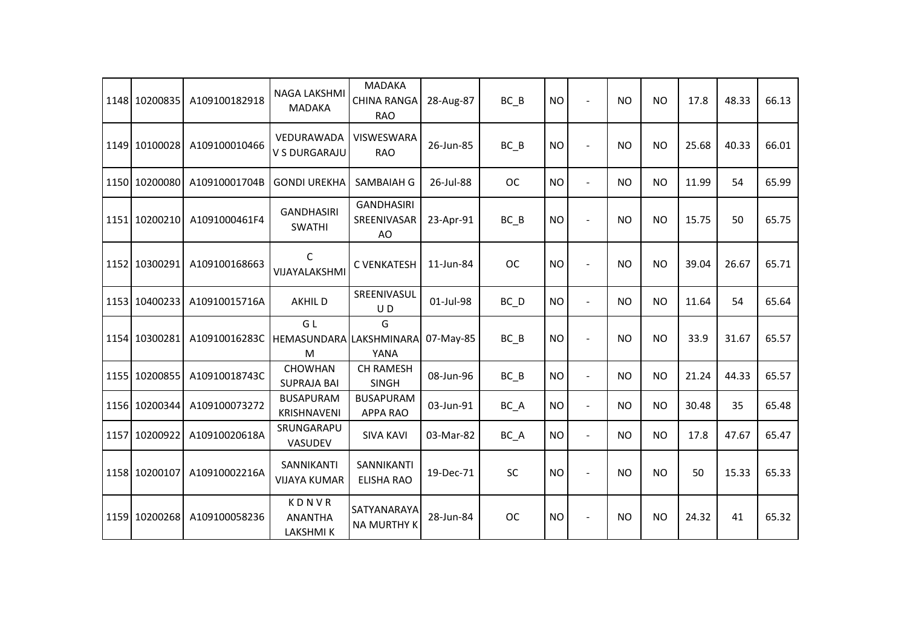|  |  |  |  |  |  |  |  |  |  |  |  |  |  |
|---|---|---|---|---|---|---|---|---|---|---|---|---|---|
| 1148 | 10200835 | A109100182918 | NAGA LAKSHMI MADAKA | MADAKA CHINA RANGA RAO | 28-Aug-87 | BC_B | NO | - | NO | NO | 17.8 | 48.33 | 66.13 |
| 1149 | 10100028 | A109100010466 | VEDURAWADA V S DURGARAJU | VISWESWARA RAO | 26-Jun-85 | BC_B | NO | - | NO | NO | 25.68 | 40.33 | 66.01 |
| 1150 | 10200080 | A10910001704B | GONDI UREKHA | SAMBAIAH G | 26-Jul-88 | OC | NO | - | NO | NO | 11.99 | 54 | 65.99 |
| 1151 | 10200210 | A1091000461F4 | GANDHASIRI SWATHI | GANDHASIRI SREENIVASARAO | 23-Apr-91 | BC_B | NO | - | NO | NO | 15.75 | 50 | 65.75 |
| 1152 | 10300291 | A109100168663 | C VIJAYALAKSHMI | C VENKATESH | 11-Jun-84 | OC | NO | - | NO | NO | 39.04 | 26.67 | 65.71 |
| 1153 | 10400233 | A10910015716A | AKHIL D | SREENIVASULU D | 01-Jul-98 | BC_D | NO | - | NO | NO | 11.64 | 54 | 65.64 |
| 1154 | 10300281 | A10910016283C | G L HEMASUNDARAM | G LAKSHMINARAYANA | 07-May-85 | BC_B | NO | - | NO | NO | 33.9 | 31.67 | 65.57 |
| 1155 | 10200855 | A10910018743C | CHOWHAN SUPRAJA BAI | CH RAMESH SINGH | 08-Jun-96 | BC_B | NO | - | NO | NO | 21.24 | 44.33 | 65.57 |
| 1156 | 10200344 | A109100073272 | BUSAPURAM KRISHNAVENI | BUSAPURAM APPA RAO | 03-Jun-91 | BC_A | NO | - | NO | NO | 30.48 | 35 | 65.48 |
| 1157 | 10200922 | A10910020618A | SRUNGARAPU VASUDEV | SIVA KAVI | 03-Mar-82 | BC_A | NO | - | NO | NO | 17.8 | 47.67 | 65.47 |
| 1158 | 10200107 | A10910002216A | SANNIKANTI VIJAYA KUMAR | SANNIKANTI ELISHA RAO | 19-Dec-71 | SC | NO | - | NO | NO | 50 | 15.33 | 65.33 |
| 1159 | 10200268 | A109100058236 | K D N V R ANANTHA LAKSHMI K | SATYANARAYANA MURTHY K | 28-Jun-84 | OC | NO | - | NO | NO | 24.32 | 41 | 65.32 |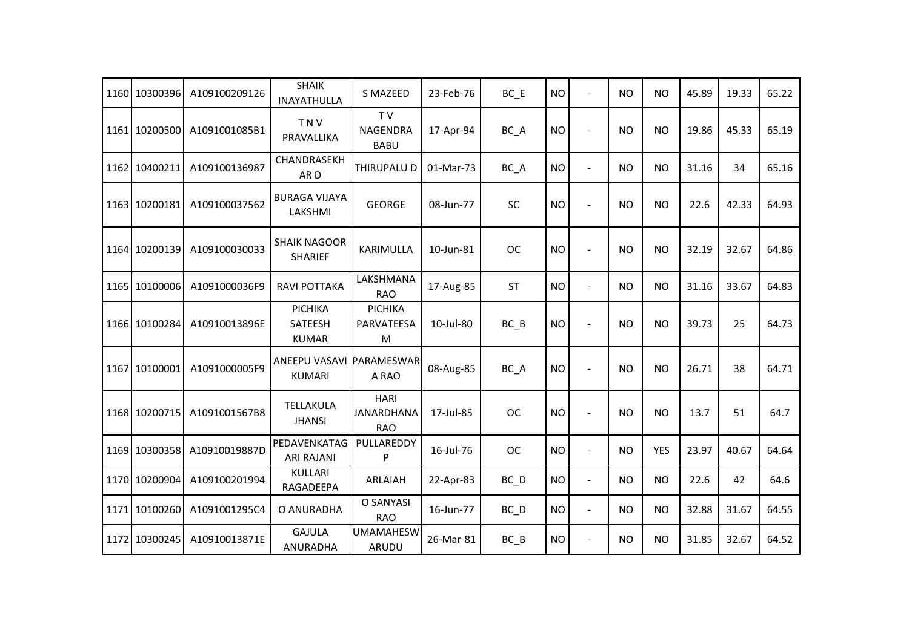| | | | | | | | | | | | | | | |
|---|---|---|---|---|---|---|---|---|---|---|---|---|---|---|
| 1160 | 10300396 | A109100209126 | SHAIK INAYATHULLA | S MAZEED | 23-Feb-76 | BC_E | NO | - | NO | NO | 45.89 | 19.33 | 65.22 |
| 1161 | 10200500 | A1091001085B1 | T N V PRAVALLIKA | T V NAGENDRA BABU | 17-Apr-94 | BC_A | NO | - | NO | NO | 19.86 | 45.33 | 65.19 |
| 1162 | 10400211 | A109100136987 | CHANDRASEKHAR D | THIRUPALU D | 01-Mar-73 | BC_A | NO | - | NO | NO | 31.16 | 34 | 65.16 |
| 1163 | 10200181 | A109100037562 | BURAGA VIJAYA LAKSHMI | GEORGE | 08-Jun-77 | SC | NO | - | NO | NO | 22.6 | 42.33 | 64.93 |
| 1164 | 10200139 | A109100030033 | SHAIK NAGOOR SHARIEF | KARIMULLA | 10-Jun-81 | OC | NO | - | NO | NO | 32.19 | 32.67 | 64.86 |
| 1165 | 10100006 | A1091000036F9 | RAVI POTTAKA | LAKSHMANA RAO | 17-Aug-85 | ST | NO | - | NO | NO | 31.16 | 33.67 | 64.83 |
| 1166 | 10100284 | A10910013896E | PICHIKA SATEESH KUMAR | PICHIKA PARVATEESAM | 10-Jul-80 | BC_B | NO | - | NO | NO | 39.73 | 25 | 64.73 |
| 1167 | 10100001 | A1091000005F9 | ANEEPU VASAVI KUMARI | PARAMESWARA RAO | 08-Aug-85 | BC_A | NO | - | NO | NO | 26.71 | 38 | 64.71 |
| 1168 | 10200715 | A1091001567B8 | TELLAKULA JHANSI | HARI JANARDHANA RAO | 17-Jul-85 | OC | NO | - | NO | NO | 13.7 | 51 | 64.7 |
| 1169 | 10300358 | A10910019887D | PEDAVENKATAGARI RAJANI | PULLAREDDY P | 16-Jul-76 | OC | NO | - | NO | YES | 23.97 | 40.67 | 64.64 |
| 1170 | 10200904 | A109100201994 | KULLARI RAGADEEPA | ARLAIAH | 22-Apr-83 | BC_D | NO | - | NO | NO | 22.6 | 42 | 64.6 |
| 1171 | 10100260 | A1091001295C4 | O ANURADHA | O SANYASI RAO | 16-Jun-77 | BC_D | NO | - | NO | NO | 32.88 | 31.67 | 64.55 |
| 1172 | 10300245 | A10910013871E | GAJULA ANURADHA | UMAMAHESWARUDU | 26-Mar-81 | BC_B | NO | - | NO | NO | 31.85 | 32.67 | 64.52 |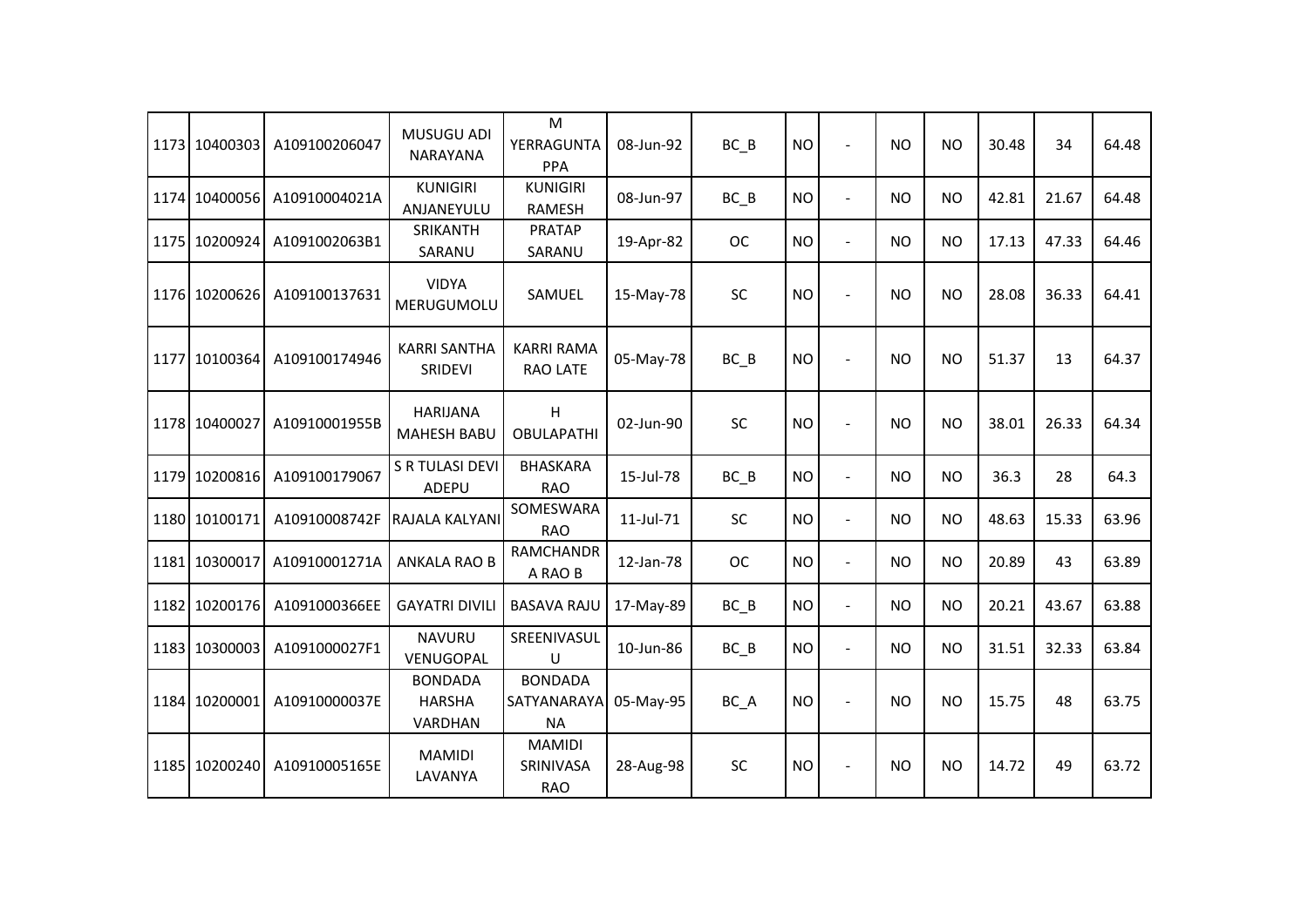| | | | | | | | | | | | | | |
|---|---|---|---|---|---|---|---|---|---|---|---|---|---|
| 1173 | 10400303 | A109100206047 | MUSUGU ADI NARAYANA | M YERRAGUNTAPPA | 08-Jun-92 | BC_B | NO | - | NO | NO | 30.48 | 34 | 64.48 |
| 1174 | 10400056 | A10910004021A | KUNIGIRI ANJANEYULU | KUNIGIRI RAMESH | 08-Jun-97 | BC_B | NO | - | NO | NO | 42.81 | 21.67 | 64.48 |
| 1175 | 10200924 | A1091002063B1 | SRIKANTH SARANU | PRATAP SARANU | 19-Apr-82 | OC | NO | - | NO | NO | 17.13 | 47.33 | 64.46 |
| 1176 | 10200626 | A109100137631 | VIDYA MERUGUMOLU | SAMUEL | 15-May-78 | SC | NO | - | NO | NO | 28.08 | 36.33 | 64.41 |
| 1177 | 10100364 | A109100174946 | KARRI SANTHA SRIDEVI | KARRI RAMA RAO LATE | 05-May-78 | BC_B | NO | - | NO | NO | 51.37 | 13 | 64.37 |
| 1178 | 10400027 | A10910001955B | HARIJANA MAHESH BABU | H OBULAPATHI | 02-Jun-90 | SC | NO | - | NO | NO | 38.01 | 26.33 | 64.34 |
| 1179 | 10200816 | A109100179067 | S R TULASI DEVI ADEPU | BHASKARA RAO | 15-Jul-78 | BC_B | NO | - | NO | NO | 36.3 | 28 | 64.3 |
| 1180 | 10100171 | A10910008742F | RAJALA KALYANI | SOMESWARA RAO | 11-Jul-71 | SC | NO | - | NO | NO | 48.63 | 15.33 | 63.96 |
| 1181 | 10300017 | A10910001271A | ANKALA RAO B | RAMCHANDRA RAO B | 12-Jan-78 | OC | NO | - | NO | NO | 20.89 | 43 | 63.89 |
| 1182 | 10200176 | A1091000366EE | GAYATRI DIVILI | BASAVA RAJU | 17-May-89 | BC_B | NO | - | NO | NO | 20.21 | 43.67 | 63.88 |
| 1183 | 10300003 | A1091000027F1 | NAVURU VENUGOPAL | SREENIVASULU | 10-Jun-86 | BC_B | NO | - | NO | NO | 31.51 | 32.33 | 63.84 |
| 1184 | 10200001 | A10910000037E | BONDADA HARSHA VARDHAN | BONDADA SATYANARAYANA | 05-May-95 | BC_A | NO | - | NO | NO | 15.75 | 48 | 63.75 |
| 1185 | 10200240 | A10910005165E | MAMIDI LAVANYA | MAMIDI SRINIVASA RAO | 28-Aug-98 | SC | NO | - | NO | NO | 14.72 | 49 | 63.72 |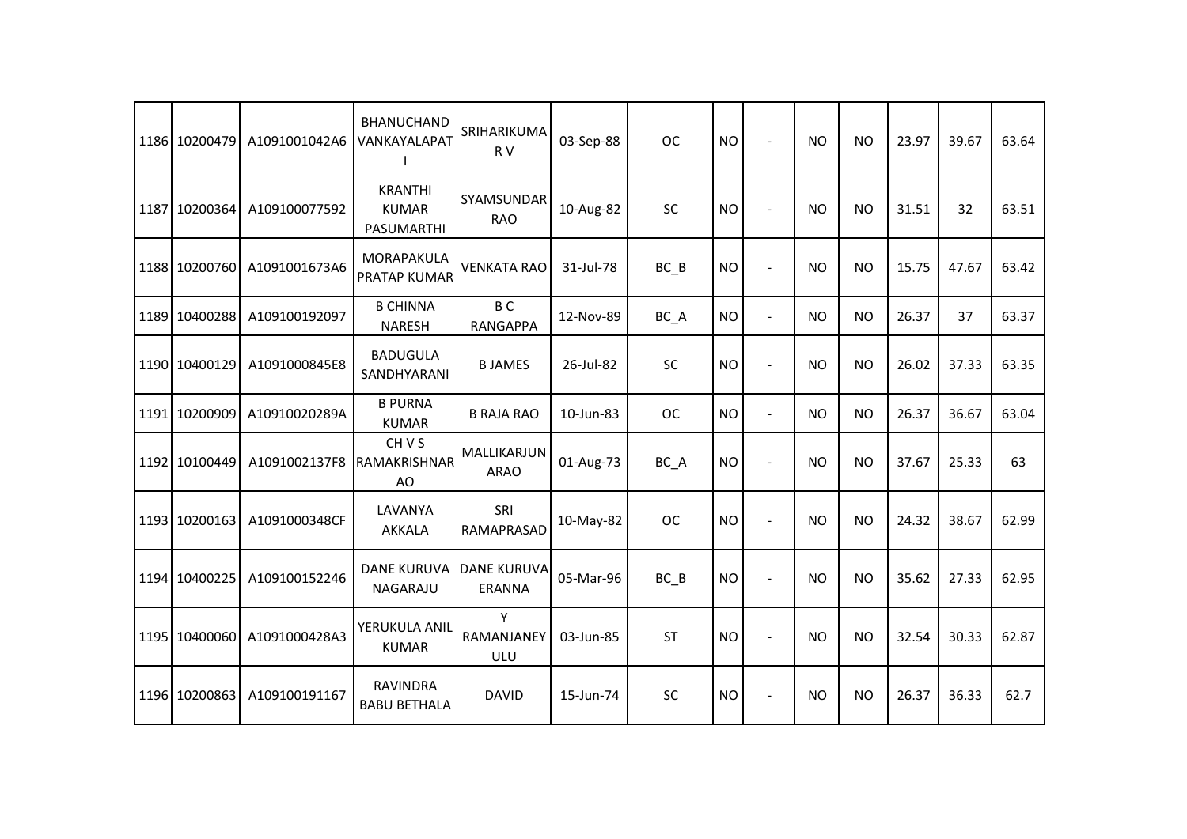| | | | | | | | | | | | | | |
|---|---|---|---|---|---|---|---|---|---|---|---|---|---|
| 1186 | 10200479 | A1091001042A6 | BHANUCHAND VANKAYALAPATI | SRIHARIKUMAR V | 03-Sep-88 | OC | NO | - | NO | NO | 23.97 | 39.67 | 63.64 |
| 1187 | 10200364 | A109100077592 | KRANTHI KUMAR PASUMARTHI | SYAMSUNDAR RAO | 10-Aug-82 | SC | NO | - | NO | NO | 31.51 | 32 | 63.51 |
| 1188 | 10200760 | A1091001673A6 | MORAPAKULA PRATAP KUMAR | VENKATA RAO | 31-Jul-78 | BC_B | NO | - | NO | NO | 15.75 | 47.67 | 63.42 |
| 1189 | 10400288 | A109100192097 | B CHINNA NARESH | B C RANGAPPA | 12-Nov-89 | BC_A | NO | - | NO | NO | 26.37 | 37 | 63.37 |
| 1190 | 10400129 | A1091000845E8 | BADUGULA SANDHYARANI | B JAMES | 26-Jul-82 | SC | NO | - | NO | NO | 26.02 | 37.33 | 63.35 |
| 1191 | 10200909 | A10910020289A | B PURNA KUMAR | B RAJA RAO | 10-Jun-83 | OC | NO | - | NO | NO | 26.37 | 36.67 | 63.04 |
| 1192 | 10100449 | A1091002137F8 | CH V S RAMAKRISHNARAO | MALLIKARJUNARAO | 01-Aug-73 | BC_A | NO | - | NO | NO | 37.67 | 25.33 | 63 |
| 1193 | 10200163 | A1091000348CF | LAVANYA AKKALA | SRI RAMAPRASAD | 10-May-82 | OC | NO | - | NO | NO | 24.32 | 38.67 | 62.99 |
| 1194 | 10400225 | A109100152246 | DANE KURUVA NAGARAJU | DANE KURUVA ERANNA | 05-Mar-96 | BC_B | NO | - | NO | NO | 35.62 | 27.33 | 62.95 |
| 1195 | 10400060 | A1091000428A3 | YERUKULA ANIL KUMAR | Y RAMANJANEYULU | 03-Jun-85 | ST | NO | - | NO | NO | 32.54 | 30.33 | 62.87 |
| 1196 | 10200863 | A109100191167 | RAVINDRA BABU BETHALA | DAVID | 15-Jun-74 | SC | NO | - | NO | NO | 26.37 | 36.33 | 62.7 |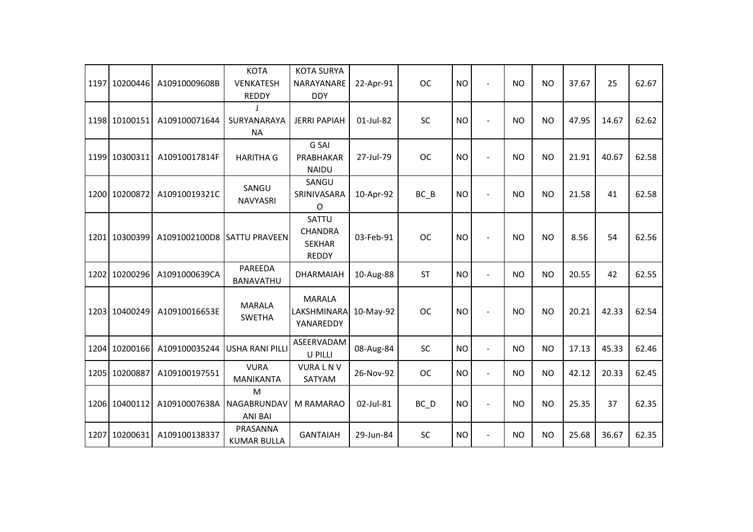| | | | | | | | | | | | | | |
|---|---|---|---|---|---|---|---|---|---|---|---|---|---|
| 1197 | 10200446 | A10910009608B | KOTA VENKATESH REDDY | KOTA SURYA NARAYANAREDDY | 22-Apr-91 | OC | NO | - | NO | NO | 37.67 | 25 | 62.67 |
| 1198 | 10100151 | A109100071644 | J SURYANARAYANA | JERRI PAPIAH | 01-Jul-82 | SC | NO | - | NO | NO | 47.95 | 14.67 | 62.62 |
| 1199 | 10300311 | A10910017814F | HARITHA G | G SAI PRABHAKAR NAIDU | 27-Jul-79 | OC | NO | - | NO | NO | 21.91 | 40.67 | 62.58 |
| 1200 | 10200872 | A10910019321C | SANGU NAVYASRI | SANGU SRINIVASARAO | 10-Apr-92 | BC_B | NO | - | NO | NO | 21.58 | 41 | 62.58 |
| 1201 | 10300399 | A1091002100D8 | SATTU PRAVEEN | SATTU CHANDRA SEKHAR REDDY | 03-Feb-91 | OC | NO | - | NO | NO | 8.56 | 54 | 62.56 |
| 1202 | 10200296 | A1091000639CA | PAREEDA BANAVATHU | DHARMAIAH | 10-Aug-88 | ST | NO | - | NO | NO | 20.55 | 42 | 62.55 |
| 1203 | 10400249 | A10910016653E | MARALA SWETHA | MARALA LAKSHMINARAYANAREDDY | 10-May-92 | OC | NO | - | NO | NO | 20.21 | 42.33 | 62.54 |
| 1204 | 10200166 | A109100035244 | USHA RANI PILLI | ASEERVADAMU PILLI | 08-Aug-84 | SC | NO | - | NO | NO | 17.13 | 45.33 | 62.46 |
| 1205 | 10200887 | A109100197551 | VURA MANIKANTA | VURA L N V SATYAM | 26-Nov-92 | OC | NO | - | NO | NO | 42.12 | 20.33 | 62.45 |
| 1206 | 10400112 | A10910007638A | M NAGABRUNDAVANI BAI | M RAMARAO | 02-Jul-81 | BC_D | NO | - | NO | NO | 25.35 | 37 | 62.35 |
| 1207 | 10200631 | A109100138337 | PRASANNA KUMAR BULLA | GANTAIAH | 29-Jun-84 | SC | NO | - | NO | NO | 25.68 | 36.67 | 62.35 |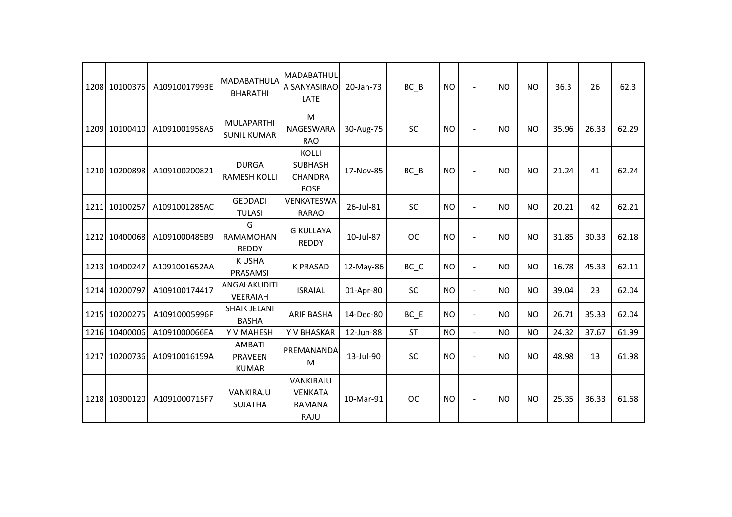| | | | | | | | | | | | | | |
|---|---|---|---|---|---|---|---|---|---|---|---|---|---|
| 1208 | 10100375 | A10910017993E | MADABATHULA BHARATHI | MADABATHULA SANYASIRAO LATE | 20-Jan-73 | BC_B | NO | - | NO | NO | 36.3 | 26 | 62.3 |
| 1209 | 10100410 | A1091001958A5 | MULAPARTHI SUNIL KUMAR | M NAGESWARA RAO | 30-Aug-75 | SC | NO | - | NO | NO | 35.96 | 26.33 | 62.29 |
| 1210 | 10200898 | A109100200821 | DURGA RAMESH KOLLI | KOLLI SUBHASH CHANDRA BOSE | 17-Nov-85 | BC_B | NO | - | NO | NO | 21.24 | 41 | 62.24 |
| 1211 | 10100257 | A1091001285AC | GEDDADI TULASI | VENKATESWA RARAO | 26-Jul-81 | SC | NO | - | NO | NO | 20.21 | 42 | 62.21 |
| 1212 | 10400068 | A1091000485B9 | G RAMAMOHAN REDDY | G KULLAYA REDDY | 10-Jul-87 | OC | NO | - | NO | NO | 31.85 | 30.33 | 62.18 |
| 1213 | 10400247 | A1091001652AA | K USHA PRASAMSI | K PRASAD | 12-May-86 | BC_C | NO | - | NO | NO | 16.78 | 45.33 | 62.11 |
| 1214 | 10200797 | A109100174417 | ANGALAKUDITI VEERAIAH | ISRAIAL | 01-Apr-80 | SC | NO | - | NO | NO | 39.04 | 23 | 62.04 |
| 1215 | 10200275 | A10910005996F | SHAIK JELANI BASHA | ARIF BASHA | 14-Dec-80 | BC_E | NO | - | NO | NO | 26.71 | 35.33 | 62.04 |
| 1216 | 10400006 | A1091000066EA | Y V MAHESH | Y V BHASKAR | 12-Jun-88 | ST | NO | - | NO | NO | 24.32 | 37.67 | 61.99 |
| 1217 | 10200736 | A10910016159A | AMBATI PRAVEEN KUMAR | PREMANANDAM | 13-Jul-90 | SC | NO | - | NO | NO | 48.98 | 13 | 61.98 |
| 1218 | 10300120 | A1091000715F7 | VANKIRAJU SUJATHA | VANKIRAJU VENKATA RAMANA RAJU | 10-Mar-91 | OC | NO | - | NO | NO | 25.35 | 36.33 | 61.68 |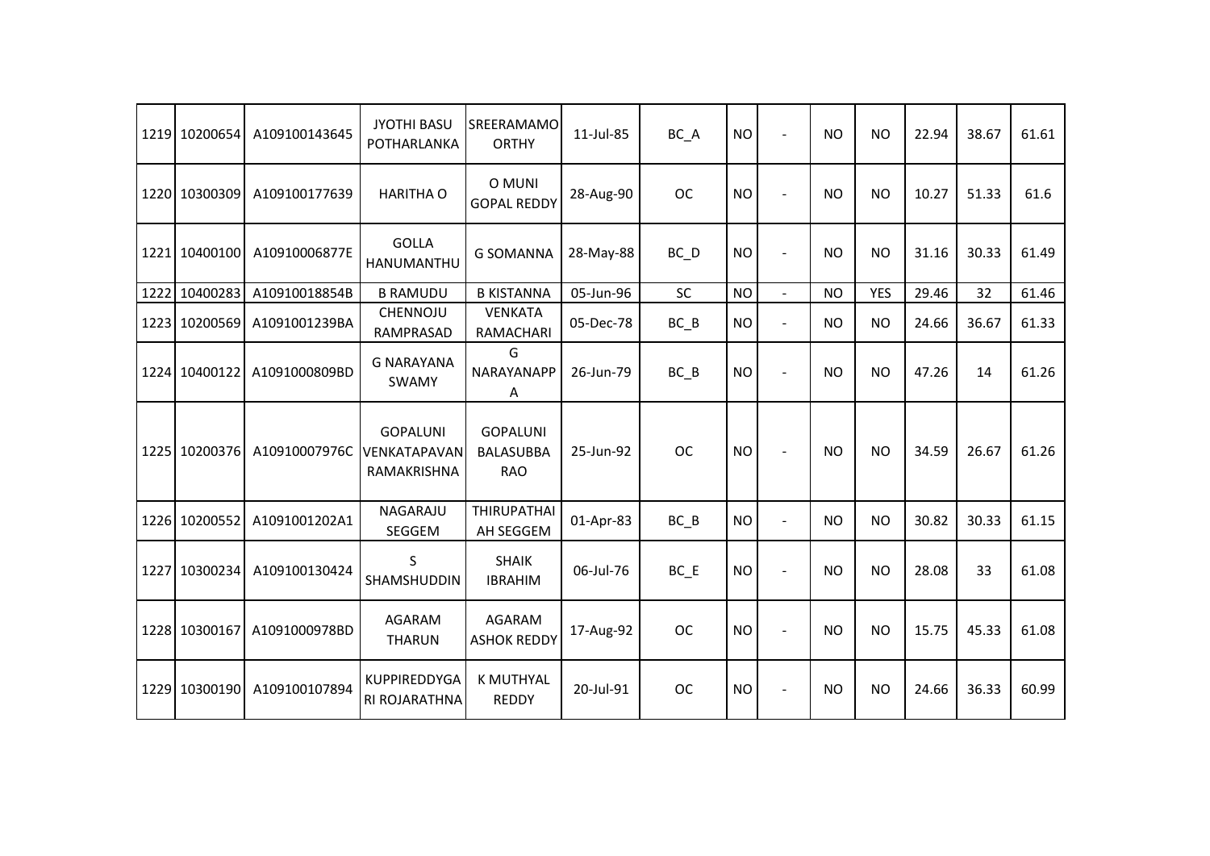| | | | | | | | | | | | | | | |
|---|---|---|---|---|---|---|---|---|---|---|---|---|---|---|
| 1219 | 10200654 | A109100143645 | JYOTHI BASU POTHARLANKA | SREERAMAMO ORTHY | 11-Jul-85 | BC_A | NO | - | NO | NO | 22.94 | 38.67 | 61.61 |
| 1220 | 10300309 | A109100177639 | HARITHA O | O MUNI GOPAL REDDY | 28-Aug-90 | OC | NO | - | NO | NO | 10.27 | 51.33 | 61.6 |
| 1221 | 10400100 | A10910006877E | GOLLA HANUMANTHU | G SOMANNA | 28-May-88 | BC_D | NO | - | NO | NO | 31.16 | 30.33 | 61.49 |
| 1222 | 10400283 | A10910018854B | B RAMUDU | B KISTANNA | 05-Jun-96 | SC | NO | - | NO | YES | 29.46 | 32 | 61.46 |
| 1223 | 10200569 | A1091001239BA | CHENNOJU RAMPRASAD | VENKATA RAMACHARI | 05-Dec-78 | BC_B | NO | - | NO | NO | 24.66 | 36.67 | 61.33 |
| 1224 | 10400122 | A1091000809BD | G NARAYANA SWAMY | G NARAYANAPP A | 26-Jun-79 | BC_B | NO | - | NO | NO | 47.26 | 14 | 61.26 |
| 1225 | 10200376 | A10910007976C | GOPALUNI VENKATAPAVAN RAMAKRISHNA | GOPALUNI BALASUBBA RAO | 25-Jun-92 | OC | NO | - | NO | NO | 34.59 | 26.67 | 61.26 |
| 1226 | 10200552 | A1091001202A1 | NAGARAJU SEGGEM | THIRUPATHAI AH SEGGEM | 01-Apr-83 | BC_B | NO | - | NO | NO | 30.82 | 30.33 | 61.15 |
| 1227 | 10300234 | A109100130424 | S SHAMSHUDDIN | SHAIK IBRAHIM | 06-Jul-76 | BC_E | NO | - | NO | NO | 28.08 | 33 | 61.08 |
| 1228 | 10300167 | A1091000978BD | AGARAM THARUN | AGARAM ASHOK REDDY | 17-Aug-92 | OC | NO | - | NO | NO | 15.75 | 45.33 | 61.08 |
| 1229 | 10300190 | A109100107894 | KUPPIREDDYGA RI ROJARATHNA | K MUTHYAL REDDY | 20-Jul-91 | OC | NO | - | NO | NO | 24.66 | 36.33 | 60.99 |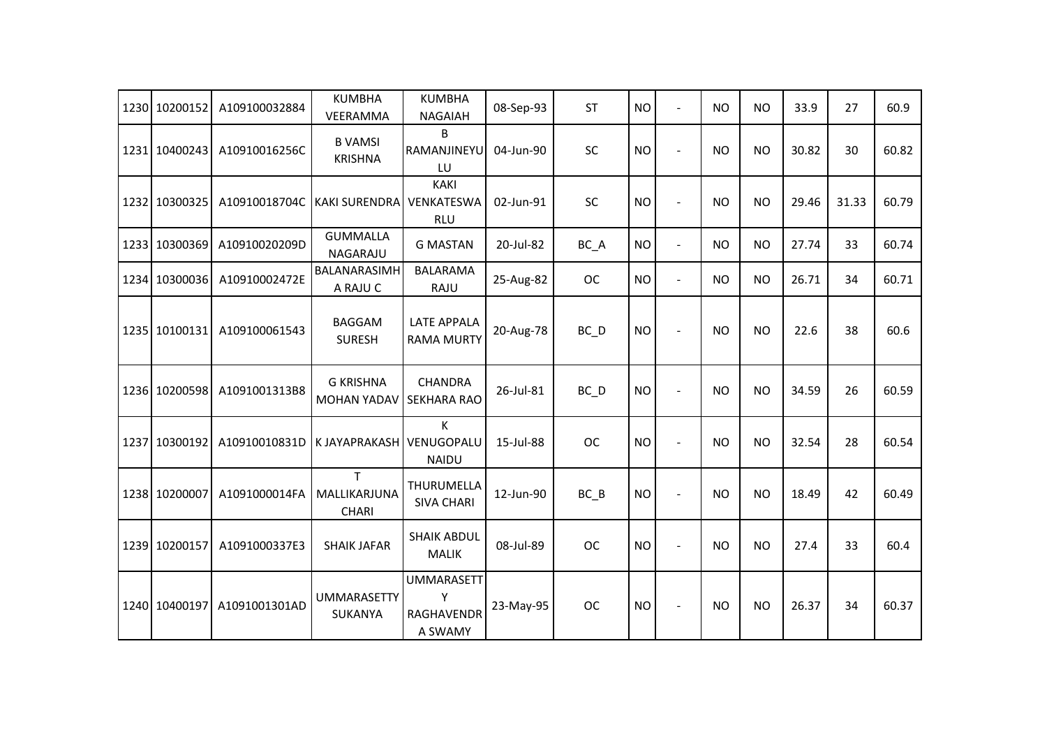| 1230 | 10200152 | A109100032884 | KUMBHA VEERAMMA | KUMBHA NAGAIAH | 08-Sep-93 | ST | NO | - | NO | NO | 33.9 | 27 | 60.9 |
|---|---|---|---|---|---|---|---|---|---|---|---|---|---|
| 1231 | 10400243 | A10910016256C | B VAMSI KRISHNA | B RAMANJINEYULU | 04-Jun-90 | SC | NO | - | NO | NO | 30.82 | 30 | 60.82 |
| 1232 | 10300325 | A10910018704C | KAKI SURENDRA | KAKI VENKATESWARLU | 02-Jun-91 | SC | NO | - | NO | NO | 29.46 | 31.33 | 60.79 |
| 1233 | 10300369 | A10910020209D | GUMMALLA NAGARAJU | G MASTAN | 20-Jul-82 | BC_A | NO | - | NO | NO | 27.74 | 33 | 60.74 |
| 1234 | 10300036 | A10910002472E | BALANARASIMHA RAJU C | BALARAMA RAJU | 25-Aug-82 | OC | NO | - | NO | NO | 26.71 | 34 | 60.71 |
| 1235 | 10100131 | A109100061543 | BAGGAM SURESH | LATE APPALA RAMA MURTY | 20-Aug-78 | BC_D | NO | - | NO | NO | 22.6 | 38 | 60.6 |
| 1236 | 10200598 | A1091001313B8 | G KRISHNA MOHAN YADAV | CHANDRA SEKHARA RAO | 26-Jul-81 | BC_D | NO | - | NO | NO | 34.59 | 26 | 60.59 |
| 1237 | 10300192 | A10910010831D | K JAYAPRAKASH | K VENUGOPALU NAIDU | 15-Jul-88 | OC | NO | - | NO | NO | 32.54 | 28 | 60.54 |
| 1238 | 10200007 | A1091000014FA | T MALLIKARJUNA CHARI | THURUMELLA SIVA CHARI | 12-Jun-90 | BC_B | NO | - | NO | NO | 18.49 | 42 | 60.49 |
| 1239 | 10200157 | A1091000337E3 | SHAIK JAFAR | SHAIK ABDUL MALIK | 08-Jul-89 | OC | NO | - | NO | NO | 27.4 | 33 | 60.4 |
| 1240 | 10400197 | A1091001301AD | UMMARASETTY SUKANYA | UMMARASETTY RAGHAVENDRA SWAMY | 23-May-95 | OC | NO | - | NO | NO | 26.37 | 34 | 60.37 |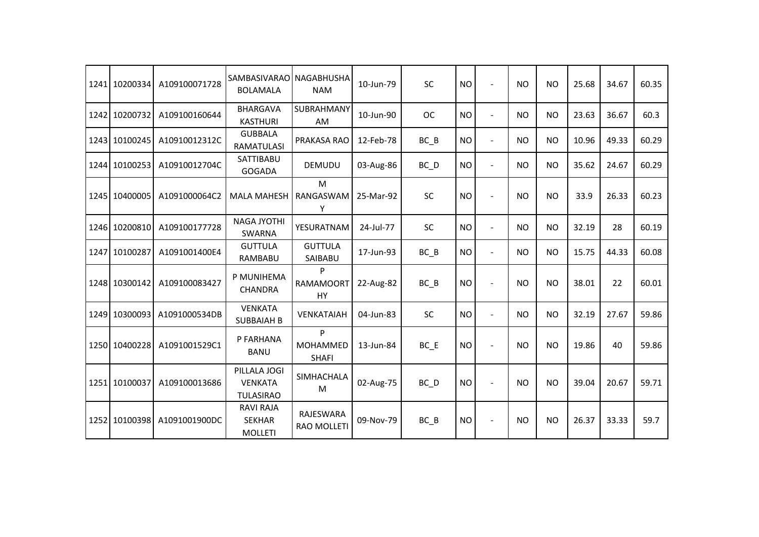| 1241 | 10200334 | A109100071728 | SAMBASIVARAO BOLAMALA | NAGABHUSHANAM | 10-Jun-79 | SC | NO | - | NO | NO | 25.68 | 34.67 | 60.35 |
|---|---|---|---|---|---|---|---|---|---|---|---|---|---|
| 1242 | 10200732 | A109100160644 | BHARGAVA KASTHURI | SUBRAHMANYAM | 10-Jun-90 | OC | NO | - | NO | NO | 23.63 | 36.67 | 60.3 |
| 1243 | 10100245 | A10910012312C | GUBBALA RAMATULASI | PRAKASA RAO | 12-Feb-78 | BC_B | NO | - | NO | NO | 10.96 | 49.33 | 60.29 |
| 1244 | 10100253 | A10910012704C | SATTIBABU GOGADA | DEMUDU | 03-Aug-86 | BC_D | NO | - | NO | NO | 35.62 | 24.67 | 60.29 |
| 1245 | 10400005 | A1091000064C2 | MALA MAHESH | M RANGASWAMY | 25-Mar-92 | SC | NO | - | NO | NO | 33.9 | 26.33 | 60.23 |
| 1246 | 10200810 | A109100177728 | NAGA JYOTHI SWARNA | YESURATNAM | 24-Jul-77 | SC | NO | - | NO | NO | 32.19 | 28 | 60.19 |
| 1247 | 10100287 | A1091001400E4 | GUTTULA RAMBABU | GUTTULA SAIBABU | 17-Jun-93 | BC_B | NO | - | NO | NO | 15.75 | 44.33 | 60.08 |
| 1248 | 10300142 | A109100083427 | P MUNIHEMA CHANDRA | P RAMAMOORTHY | 22-Aug-82 | BC_B | NO | - | NO | NO | 38.01 | 22 | 60.01 |
| 1249 | 10300093 | A1091000534DB | VENKATA SUBBAIAH B | VENKATAIAH | 04-Jun-83 | SC | NO | - | NO | NO | 32.19 | 27.67 | 59.86 |
| 1250 | 10400228 | A1091001529C1 | P FARHANA BANU | P MOHAMMED SHAFI | 13-Jun-84 | BC_E | NO | - | NO | NO | 19.86 | 40 | 59.86 |
| 1251 | 10100037 | A109100013686 | PILLALA JOGI VENKATA TULASIRAO | SIMHACHALAM | 02-Aug-75 | BC_D | NO | - | NO | NO | 39.04 | 20.67 | 59.71 |
| 1252 | 10100398 | A1091001900DC | RAVI RAJA SEKHAR MOLLETI | RAJESWARA RAO MOLLETI | 09-Nov-79 | BC_B | NO | - | NO | NO | 26.37 | 33.33 | 59.7 |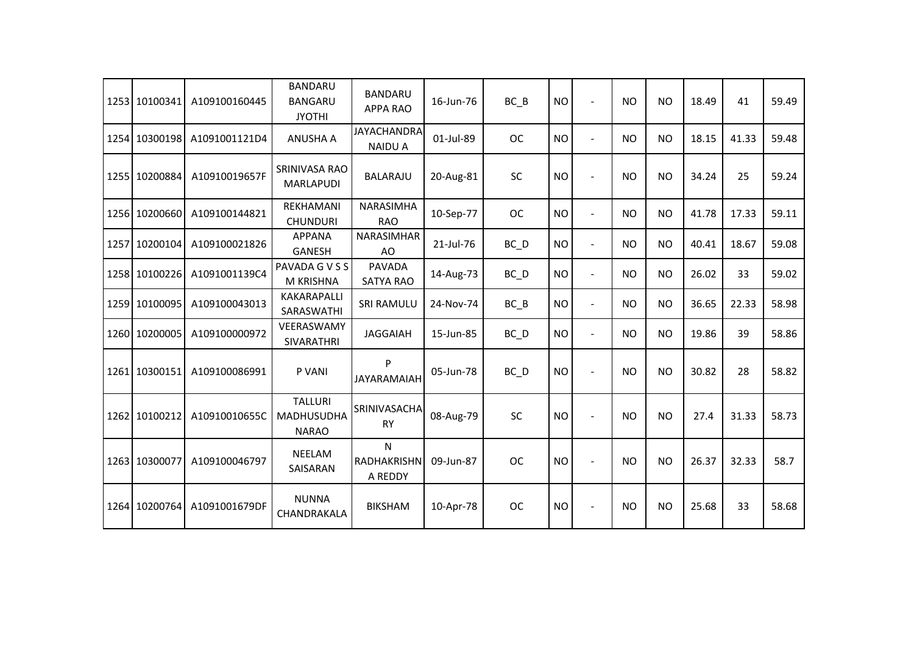| 1253 | 10100341 | A109100160445 | BANDARU BANGARU JYOTHI | BANDARU APPA RAO | 16-Jun-76 | BC_B | NO | - | NO | NO | 18.49 | 41 | 59.49 |
|---|---|---|---|---|---|---|---|---|---|---|---|---|---|
| 1254 | 10300198 | A1091001121D4 | ANUSHA A | JAYACHANDRA NAIDU A | 01-Jul-89 | OC | NO | - | NO | NO | 18.15 | 41.33 | 59.48 |
| 1255 | 10200884 | A10910019657F | SRINIVASA RAO MARLAPUDI | BALARAJU | 20-Aug-81 | SC | NO | - | NO | NO | 34.24 | 25 | 59.24 |
| 1256 | 10200660 | A109100144821 | REKHAMANI CHUNDURI | NARASIMHA RAO | 10-Sep-77 | OC | NO | - | NO | NO | 41.78 | 17.33 | 59.11 |
| 1257 | 10200104 | A109100021826 | APPANA GANESH | NARASIMHAR AO | 21-Jul-76 | BC_D | NO | - | NO | NO | 40.41 | 18.67 | 59.08 |
| 1258 | 10100226 | A1091001139C4 | PAVADA G V S S M KRISHNA | PAVADA SATYA RAO | 14-Aug-73 | BC_D | NO | - | NO | NO | 26.02 | 33 | 59.02 |
| 1259 | 10100095 | A109100043013 | KAKARAPALLI SARASWATHI | SRI RAMULU | 24-Nov-74 | BC_B | NO | - | NO | NO | 36.65 | 22.33 | 58.98 |
| 1260 | 10200005 | A109100000972 | VEERASWAMY SIVARATHRI | JAGGAIAH | 15-Jun-85 | BC_D | NO | - | NO | NO | 19.86 | 39 | 58.86 |
| 1261 | 10300151 | A109100086991 | P VANI | P JAYARAMAIAH | 05-Jun-78 | BC_D | NO | - | NO | NO | 30.82 | 28 | 58.82 |
| 1262 | 10100212 | A10910010655C | TALLURI MADHUSUDHA NARAO | SRINIVASACHA RY | 08-Aug-79 | SC | NO | - | NO | NO | 27.4 | 31.33 | 58.73 |
| 1263 | 10300077 | A109100046797 | NEELAM SAISARAN | N RADHAKRISHN A REDDY | 09-Jun-87 | OC | NO | - | NO | NO | 26.37 | 32.33 | 58.7 |
| 1264 | 10200764 | A1091001679DF | NUNNA CHANDRAKALA | BIKSHAM | 10-Apr-78 | OC | NO | - | NO | NO | 25.68 | 33 | 58.68 |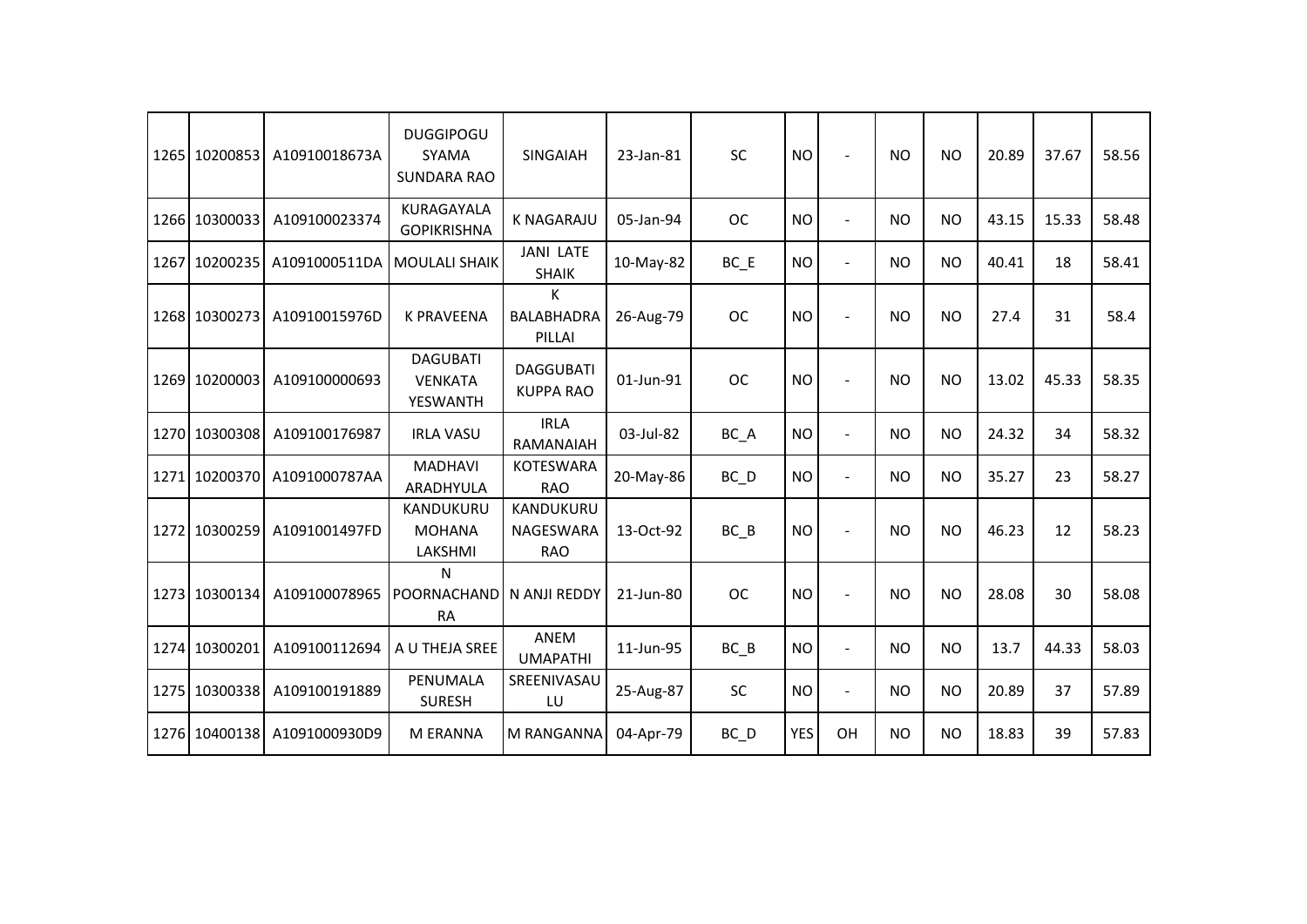| 1265 | 10200853 | A10910018673A | DUGGIPOGU SYAMA SUNDARA RAO | SINGAIAH | 23-Jan-81 | SC | NO | - | NO | NO | 20.89 | 37.67 | 58.56 |
|---|---|---|---|---|---|---|---|---|---|---|---|---|---|
| 1266 | 10300033 | A109100023374 | KURAGAYALA GOPIKRISHNA | K NAGARAJU | 05-Jan-94 | OC | NO | - | NO | NO | 43.15 | 15.33 | 58.48 |
| 1267 | 10200235 | A1091000511DA | MOULALI SHAIK | JANI LATE SHAIK | 10-May-82 | BC_E | NO | - | NO | NO | 40.41 | 18 | 58.41 |
| 1268 | 10300273 | A10910015976D | K PRAVEENA | K BALABHADRA PILLAI | 26-Aug-79 | OC | NO | - | NO | NO | 27.4 | 31 | 58.4 |
| 1269 | 10200003 | A109100000693 | DAGUBATI VENKATA YESWANTH | DAGGUBATI KUPPA RAO | 01-Jun-91 | OC | NO | - | NO | NO | 13.02 | 45.33 | 58.35 |
| 1270 | 10300308 | A109100176987 | IRLA VASU | IRLA RAMANAIAH | 03-Jul-82 | BC_A | NO | - | NO | NO | 24.32 | 34 | 58.32 |
| 1271 | 10200370 | A1091000787AA | MADHAVI ARADHYULA | KOTESWARA RAO | 20-May-86 | BC_D | NO | - | NO | NO | 35.27 | 23 | 58.27 |
| 1272 | 10300259 | A1091001497FD | KANDUKURU MOHANA LAKSHMI | KANDUKURU NAGESWARA RAO | 13-Oct-92 | BC_B | NO | - | NO | NO | 46.23 | 12 | 58.23 |
| 1273 | 10300134 | A109100078965 | N POORNACHANDRA | N ANJI REDDY | 21-Jun-80 | OC | NO | - | NO | NO | 28.08 | 30 | 58.08 |
| 1274 | 10300201 | A109100112694 | A U THEJA SREE | ANEM UMAPATHI | 11-Jun-95 | BC_B | NO | - | NO | NO | 13.7 | 44.33 | 58.03 |
| 1275 | 10300338 | A109100191889 | PENUMALA SURESH | SREENIVASAULU | 25-Aug-87 | SC | NO | - | NO | NO | 20.89 | 37 | 57.89 |
| 1276 | 10400138 | A1091000930D9 | M ERANNA | M RANGANNA | 04-Apr-79 | BC_D | YES | OH | NO | NO | 18.83 | 39 | 57.83 |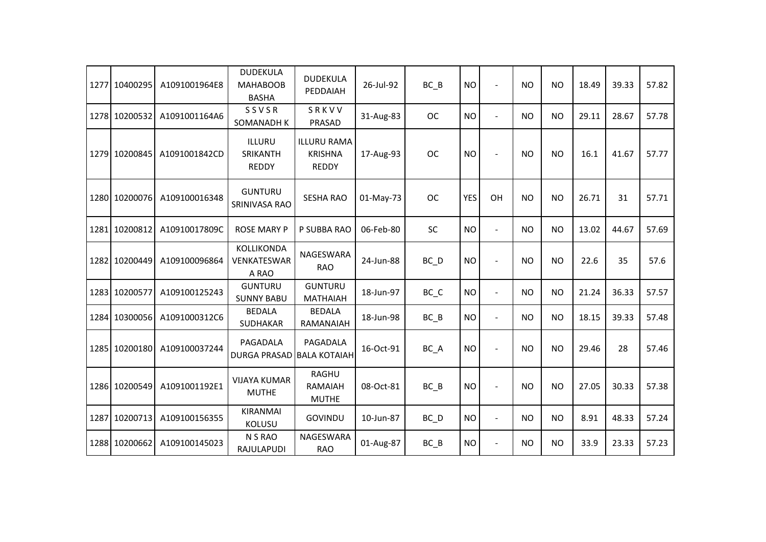| 1277 | 10400295 | A1091001964E8 | DUDEKULA MAHABOOB BASHA | DUDEKULA PEDDAIAH | 26-Jul-92 | BC_B | NO | - | NO | NO | 18.49 | 39.33 | 57.82 |
|---|---|---|---|---|---|---|---|---|---|---|---|---|---|
| 1278 | 10200532 | A1091001164A6 | S S V S R SOMANADH K | S R K V V PRASAD | 31-Aug-83 | OC | NO | - | NO | NO | 29.11 | 28.67 | 57.78 |
| 1279 | 10200845 | A1091001842CD | ILLURU SRIKANTH REDDY | ILLURU RAMA KRISHNA REDDY | 17-Aug-93 | OC | NO | - | NO | NO | 16.1 | 41.67 | 57.77 |
| 1280 | 10200076 | A109100016348 | GUNTURU SRINIVASA RAO | SESHA RAO | 01-May-73 | OC | YES | OH | NO | NO | 26.71 | 31 | 57.71 |
| 1281 | 10200812 | A10910017809C | ROSE MARY P | P SUBBA RAO | 06-Feb-80 | SC | NO | - | NO | NO | 13.02 | 44.67 | 57.69 |
| 1282 | 10200449 | A109100096864 | KOLLIKONDA VENKATESWAR A RAO | NAGESWARA RAO | 24-Jun-88 | BC_D | NO | - | NO | NO | 22.6 | 35 | 57.6 |
| 1283 | 10200577 | A109100125243 | GUNTURU SUNNY BABU | GUNTURU MATHAIAH | 18-Jun-97 | BC_C | NO | - | NO | NO | 21.24 | 36.33 | 57.57 |
| 1284 | 10300056 | A1091000312C6 | BEDALA SUDHAKAR | BEDALA RAMANAIAH | 18-Jun-98 | BC_B | NO | - | NO | NO | 18.15 | 39.33 | 57.48 |
| 1285 | 10200180 | A109100037244 | PAGADALA DURGA PRASAD | PAGADALA BALA KOTAIAH | 16-Oct-91 | BC_A | NO | - | NO | NO | 29.46 | 28 | 57.46 |
| 1286 | 10200549 | A1091001192E1 | VIJAYA KUMAR MUTHE | RAGHU RAMAIAH MUTHE | 08-Oct-81 | BC_B | NO | - | NO | NO | 27.05 | 30.33 | 57.38 |
| 1287 | 10200713 | A109100156355 | KIRANMAI KOLUSU | GOVINDU | 10-Jun-87 | BC_D | NO | - | NO | NO | 8.91 | 48.33 | 57.24 |
| 1288 | 10200662 | A109100145023 | N S RAO RAJULAPUDI | NAGESWARA RAO | 01-Aug-87 | BC_B | NO | - | NO | NO | 33.9 | 23.33 | 57.23 |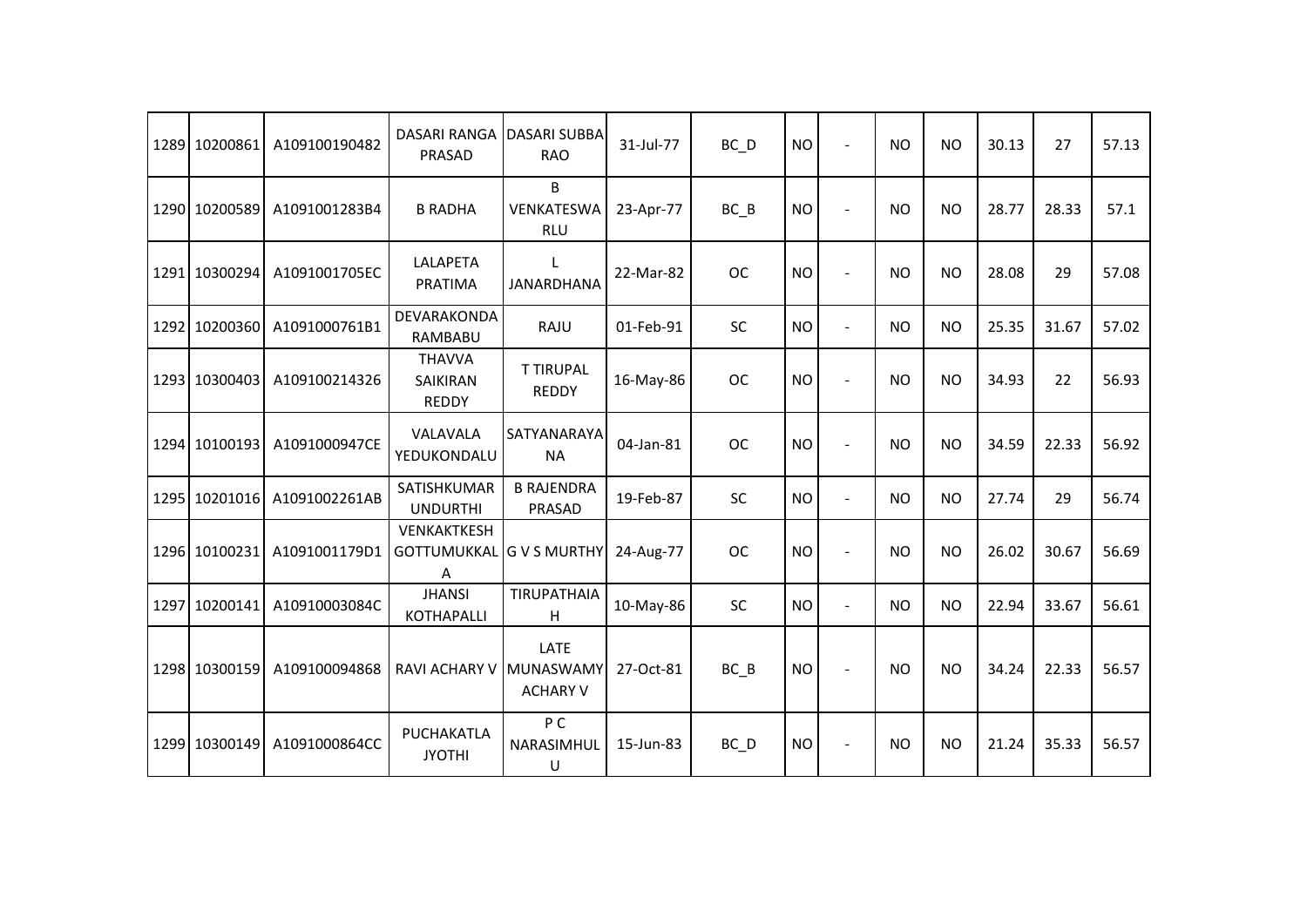| | | | | | | | | | | | | | |
|---|---|---|---|---|---|---|---|---|---|---|---|---|---|
| 1289 | 10200861 | A109100190482 | DASARI RANGA PRASAD | DASARI SUBBA RAO | 31-Jul-77 | BC_D | NO | - | NO | NO | 30.13 | 27 | 57.13 |
| 1290 | 10200589 | A1091001283B4 | B RADHA | B VENKATESWARLU | 23-Apr-77 | BC_B | NO | - | NO | NO | 28.77 | 28.33 | 57.1 |
| 1291 | 10300294 | A1091001705EC | LALAPETA PRATIMA | L JANARDHANA | 22-Mar-82 | OC | NO | - | NO | NO | 28.08 | 29 | 57.08 |
| 1292 | 10200360 | A1091000761B1 | DEVARAKONDA RAMBABU | RAJU | 01-Feb-91 | SC | NO | - | NO | NO | 25.35 | 31.67 | 57.02 |
| 1293 | 10300403 | A109100214326 | THAVVA SAIKIRAN REDDY | T TIRUPAL REDDY | 16-May-86 | OC | NO | - | NO | NO | 34.93 | 22 | 56.93 |
| 1294 | 10100193 | A1091000947CE | VALAVALA YEDUKONDALU | SATYANARAYANA | 04-Jan-81 | OC | NO | - | NO | NO | 34.59 | 22.33 | 56.92 |
| 1295 | 10201016 | A1091002261AB | SATISHKUMAR UNDURTHI | B RAJENDRA PRASAD | 19-Feb-87 | SC | NO | - | NO | NO | 27.74 | 29 | 56.74 |
| 1296 | 10100231 | A1091001179D1 | VENKAKTKESH GOTTUMUKKALA | G V S MURTHY | 24-Aug-77 | OC | NO | - | NO | NO | 26.02 | 30.67 | 56.69 |
| 1297 | 10200141 | A10910003084C | JHANSI KOTHAPALLI | TIRUPATHAIAH | 10-May-86 | SC | NO | - | NO | NO | 22.94 | 33.67 | 56.61 |
| 1298 | 10300159 | A109100094868 | RAVI ACHARY V | LATE MUNASWAMY ACHARY V | 27-Oct-81 | BC_B | NO | - | NO | NO | 34.24 | 22.33 | 56.57 |
| 1299 | 10300149 | A1091000864CC | PUCHAKATLA JYOTHI | P C NARASIMHULU | 15-Jun-83 | BC_D | NO | - | NO | NO | 21.24 | 35.33 | 56.57 |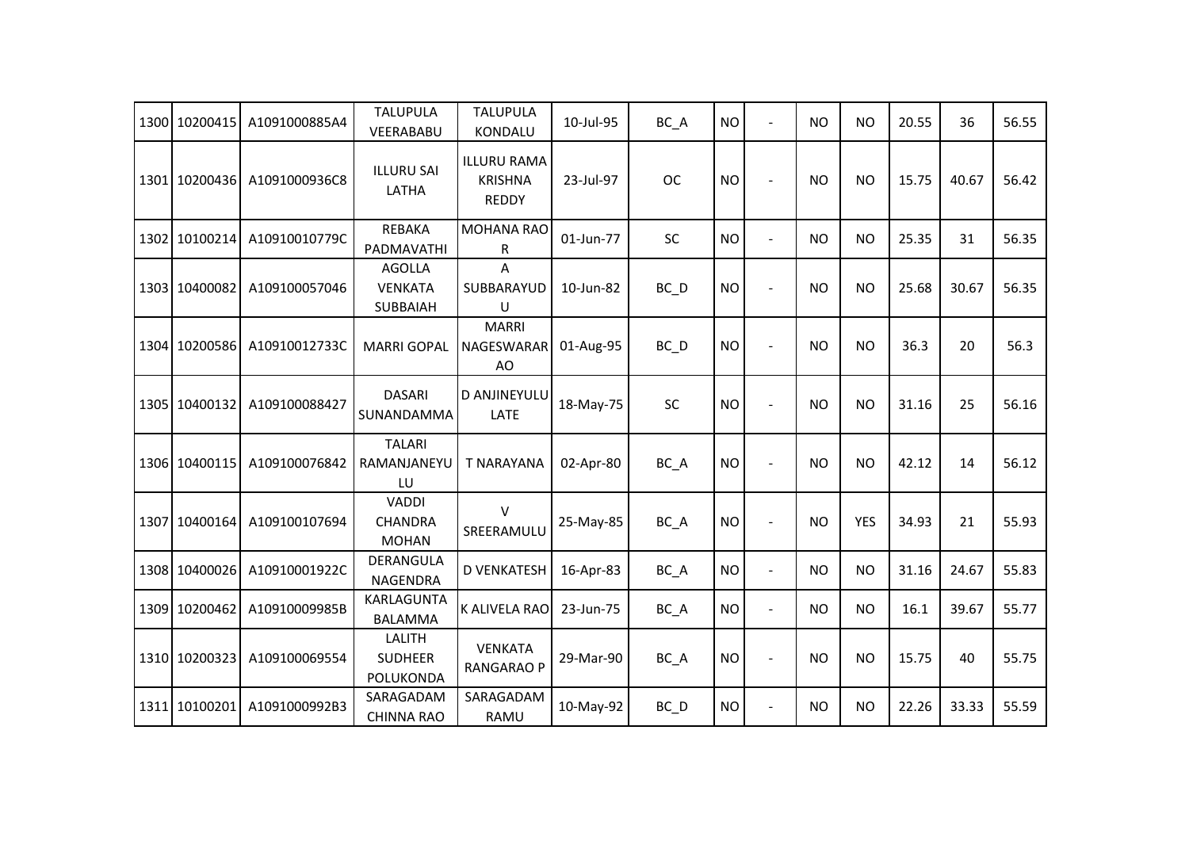| | | | | | | | | | | | | | | |
|---|---|---|---|---|---|---|---|---|---|---|---|---|---|---|
| 1300 | 10200415 | A1091000885A4 | TALUPULA VEERABABU | TALUPULA KONDALU | 10-Jul-95 | BC_A | NO | - | NO | NO | 20.55 | 36 | 56.55 |
| 1301 | 10200436 | A1091000936C8 | ILLURU SAI LATHA | ILLURU RAMA KRISHNA REDDY | 23-Jul-97 | OC | NO | - | NO | NO | 15.75 | 40.67 | 56.42 |
| 1302 | 10100214 | A10910010779C | REBAKA PADMAVATHI | MOHANA RAO R | 01-Jun-77 | SC | NO | - | NO | NO | 25.35 | 31 | 56.35 |
| 1303 | 10400082 | A109100057046 | AGOLLA VENKATA SUBBAIAH | A SUBBARAYUD U | 10-Jun-82 | BC_D | NO | - | NO | NO | 25.68 | 30.67 | 56.35 |
| 1304 | 10200586 | A10910012733C | MARRI GOPAL | MARRI NAGESWARAR AO | 01-Aug-95 | BC_D | NO | - | NO | NO | 36.3 | 20 | 56.3 |
| 1305 | 10400132 | A109100088427 | DASARI SUNANDAMMA | D ANJINEYULU LATE | 18-May-75 | SC | NO | - | NO | NO | 31.16 | 25 | 56.16 |
| 1306 | 10400115 | A109100076842 | TALARI RAMANJANEYU LU | T NARAYANA | 02-Apr-80 | BC_A | NO | - | NO | NO | 42.12 | 14 | 56.12 |
| 1307 | 10400164 | A109100107694 | VADDI CHANDRA MOHAN | V SREERAMULU | 25-May-85 | BC_A | NO | - | NO | YES | 34.93 | 21 | 55.93 |
| 1308 | 10400026 | A10910001922C | DERANGULA NAGENDRA | D VENKATESH | 16-Apr-83 | BC_A | NO | - | NO | NO | 31.16 | 24.67 | 55.83 |
| 1309 | 10200462 | A10910009985B | KARLAGUNTA BALAMMA | K ALIVELA RAO | 23-Jun-75 | BC_A | NO | - | NO | NO | 16.1 | 39.67 | 55.77 |
| 1310 | 10200323 | A109100069554 | LALITH SUDHEER POLUKONDA | VENKATA RANGARAO P | 29-Mar-90 | BC_A | NO | - | NO | NO | 15.75 | 40 | 55.75 |
| 1311 | 10100201 | A1091000992B3 | SARAGADAM CHINNA RAO | SARAGADAM RAMU | 10-May-92 | BC_D | NO | - | NO | NO | 22.26 | 33.33 | 55.59 |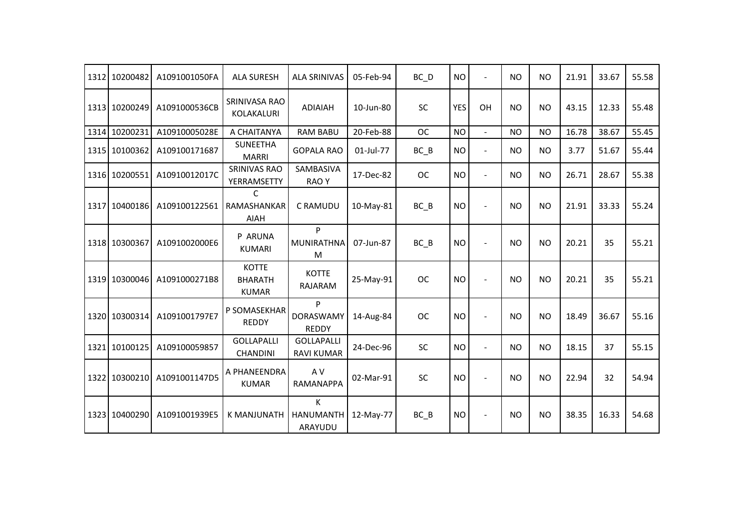| 1312 | 10200482 | A1091001050FA | ALA SURESH | ALA SRINIVAS | 05-Feb-94 | BC_D | NO | - | NO | NO | 21.91 | 33.67 | 55.58 |
|---|---|---|---|---|---|---|---|---|---|---|---|---|---|
| 1313 | 10200249 | A1091000536CB | SRINIVASA RAO KOLAKALURI | ADIAIAH | 10-Jun-80 | SC | YES | OH | NO | NO | 43.15 | 12.33 | 55.48 |
| 1314 | 10200231 | A10910005028E | A CHAITANYA | RAM BABU | 20-Feb-88 | OC | NO | - | NO | NO | 16.78 | 38.67 | 55.45 |
| 1315 | 10100362 | A109100171687 | SUNEETHA MARRI | GOPALA RAO | 01-Jul-77 | BC_B | NO | - | NO | NO | 3.77 | 51.67 | 55.44 |
| 1316 | 10200551 | A10910012017C | SRINIVAS RAO YERRAMSETTY | SAMBASIVA RAO Y | 17-Dec-82 | OC | NO | - | NO | NO | 26.71 | 28.67 | 55.38 |
| 1317 | 10400186 | A109100122561 | C RAMASHANKAR AIAH | C RAMUDU | 10-May-81 | BC_B | NO | - | NO | NO | 21.91 | 33.33 | 55.24 |
| 1318 | 10300367 | A1091002000E6 | P ARUNA KUMARI | P MUNIRATHNA M | 07-Jun-87 | BC_B | NO | - | NO | NO | 20.21 | 35 | 55.21 |
| 1319 | 10300046 | A1091000271B8 | KOTTE BHARATH KUMAR | KOTTE RAJARAM | 25-May-91 | OC | NO | - | NO | NO | 20.21 | 35 | 55.21 |
| 1320 | 10300314 | A1091001797E7 | P SOMASEKHAR REDDY | P DORASWAMY REDDY | 14-Aug-84 | OC | NO | - | NO | NO | 18.49 | 36.67 | 55.16 |
| 1321 | 10100125 | A109100059857 | GOLLAPALLI CHANDINI | GOLLAPALLI RAVI KUMAR | 24-Dec-96 | SC | NO | - | NO | NO | 18.15 | 37 | 55.15 |
| 1322 | 10300210 | A1091001147D5 | A PHANEENDRA KUMAR | A V RAMANAPPA | 02-Mar-91 | SC | NO | - | NO | NO | 22.94 | 32 | 54.94 |
| 1323 | 10400290 | A1091001939E5 | K MANJUNATH | K HANUMANTH ARAYUDU | 12-May-77 | BC_B | NO | - | NO | NO | 38.35 | 16.33 | 54.68 |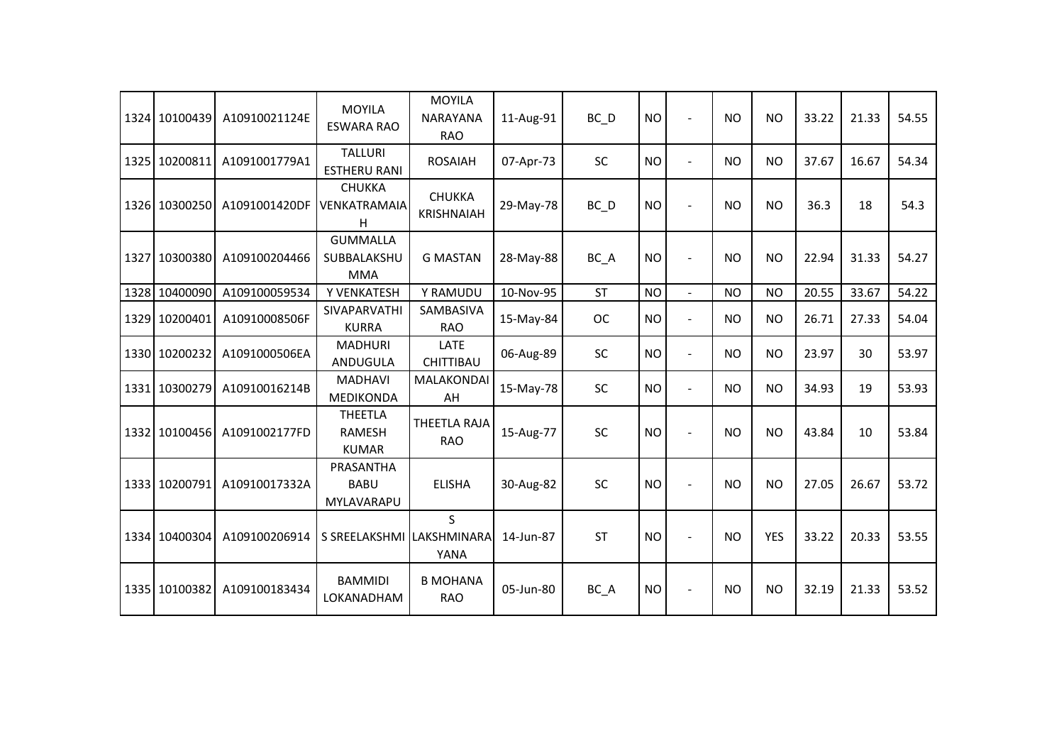| | | | | | | | | | | | | | | |
|---|---|---|---|---|---|---|---|---|---|---|---|---|---|---|
| 1324 | 10100439 | A10910021124E | MOYILA ESWARA RAO | MOYILA NARAYANA RAO | 11-Aug-91 | BC_D | NO | - | NO | NO | 33.22 | 21.33 | 54.55 |
| 1325 | 10200811 | A1091001779A1 | TALLURI ESTHERU RANI | ROSAIAH | 07-Apr-73 | SC | NO | - | NO | NO | 37.67 | 16.67 | 54.34 |
| 1326 | 10300250 | A1091001420DF | CHUKKA VENKATRAMAIAH | CHUKKA KRISHNAIAH | 29-May-78 | BC_D | NO | - | NO | NO | 36.3 | 18 | 54.3 |
| 1327 | 10300380 | A109100204466 | GUMMALLA SUBBALAKSHUMMA | G MASTAN | 28-May-88 | BC_A | NO | - | NO | NO | 22.94 | 31.33 | 54.27 |
| 1328 | 10400090 | A109100059534 | Y VENKATESH | Y RAMUDU | 10-Nov-95 | ST | NO | - | NO | NO | 20.55 | 33.67 | 54.22 |
| 1329 | 10200401 | A10910008506F | SIVAPARVATHI KURRA | SAMBASIVA RAO | 15-May-84 | OC | NO | - | NO | NO | 26.71 | 27.33 | 54.04 |
| 1330 | 10200232 | A1091000506EA | MADHURI ANDUGULA | LATE CHITTIBAU | 06-Aug-89 | SC | NO | - | NO | NO | 23.97 | 30 | 53.97 |
| 1331 | 10300279 | A10910016214B | MADHAVI MEDIKONDA | MALAKONDAIAH | 15-May-78 | SC | NO | - | NO | NO | 34.93 | 19 | 53.93 |
| 1332 | 10100456 | A1091002177FD | THEETLA RAMESH KUMAR | THEETLA RAJA RAO | 15-Aug-77 | SC | NO | - | NO | NO | 43.84 | 10 | 53.84 |
| 1333 | 10200791 | A10910017332A | PRASANTHA BABU MYLAVARAPU | ELISHA | 30-Aug-82 | SC | NO | - | NO | NO | 27.05 | 26.67 | 53.72 |
| 1334 | 10400304 | A109100206914 | S SREELAKSHMI | S LAKSHMINARAYANA | 14-Jun-87 | ST | NO | - | NO | YES | 33.22 | 20.33 | 53.55 |
| 1335 | 10100382 | A109100183434 | BAMMIDI LOKANADHAM | B MOHANA RAO | 05-Jun-80 | BC_A | NO | - | NO | NO | 32.19 | 21.33 | 53.52 |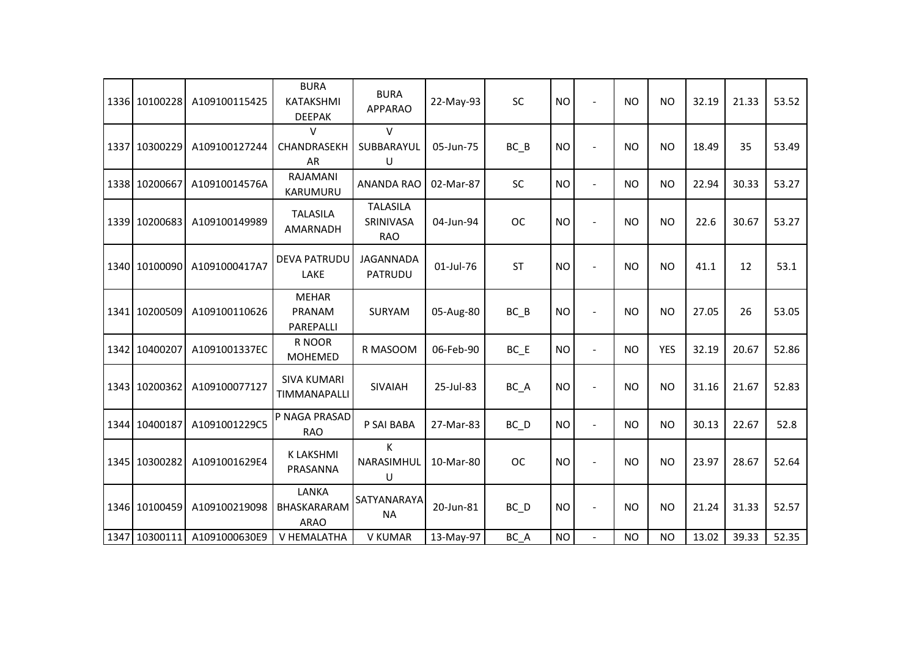| | | | | | | | | | | | | | | |
|---|---|---|---|---|---|---|---|---|---|---|---|---|---|---|
| 1336 | 10100228 | A109100115425 | BURA KATAKSHMI DEEPAK | BURA APPARAO | 22-May-93 | SC | NO | - | NO | NO | 32.19 | 21.33 | 53.52 |
| 1337 | 10300229 | A109100127244 | V CHANDRASEKHAR | V SUBBARAYULU | 05-Jun-75 | BC_B | NO | - | NO | NO | 18.49 | 35 | 53.49 |
| 1338 | 10200667 | A10910014576A | RAJAMANI KARUMURU | ANANDA RAO | 02-Mar-87 | SC | NO | - | NO | NO | 22.94 | 30.33 | 53.27 |
| 1339 | 10200683 | A109100149989 | TALASILA AMARNADH | TALASILA SRINIVASA RAO | 04-Jun-94 | OC | NO | - | NO | NO | 22.6 | 30.67 | 53.27 |
| 1340 | 10100090 | A1091000417A7 | DEVA PATRUDU LAKE | JAGANNADA PATRUDU | 01-Jul-76 | ST | NO | - | NO | NO | 41.1 | 12 | 53.1 |
| 1341 | 10200509 | A109100110626 | MEHAR PRANAM PAREPALLI | SURYAM | 05-Aug-80 | BC_B | NO | - | NO | NO | 27.05 | 26 | 53.05 |
| 1342 | 10400207 | A1091001337EC | R NOOR MOHEMED | R MASOOM | 06-Feb-90 | BC_E | NO | - | NO | YES | 32.19 | 20.67 | 52.86 |
| 1343 | 10200362 | A109100077127 | SIVA KUMARI TIMMANAPALLI | SIVAIAH | 25-Jul-83 | BC_A | NO | - | NO | NO | 31.16 | 21.67 | 52.83 |
| 1344 | 10400187 | A1091001229C5 | P NAGA PRASAD RAO | P SAI BABA | 27-Mar-83 | BC_D | NO | - | NO | NO | 30.13 | 22.67 | 52.8 |
| 1345 | 10300282 | A1091001629E4 | K LAKSHMI PRASANNA | K NARASIMHULU | 10-Mar-80 | OC | NO | - | NO | NO | 23.97 | 28.67 | 52.64 |
| 1346 | 10100459 | A109100219098 | LANKA BHASKARARAM ARAO | SATYANARAYANA | 20-Jun-81 | BC_D | NO | - | NO | NO | 21.24 | 31.33 | 52.57 |
| 1347 | 10300111 | A1091000630E9 | V HEMALATHA | V KUMAR | 13-May-97 | BC_A | NO | - | NO | NO | 13.02 | 39.33 | 52.35 |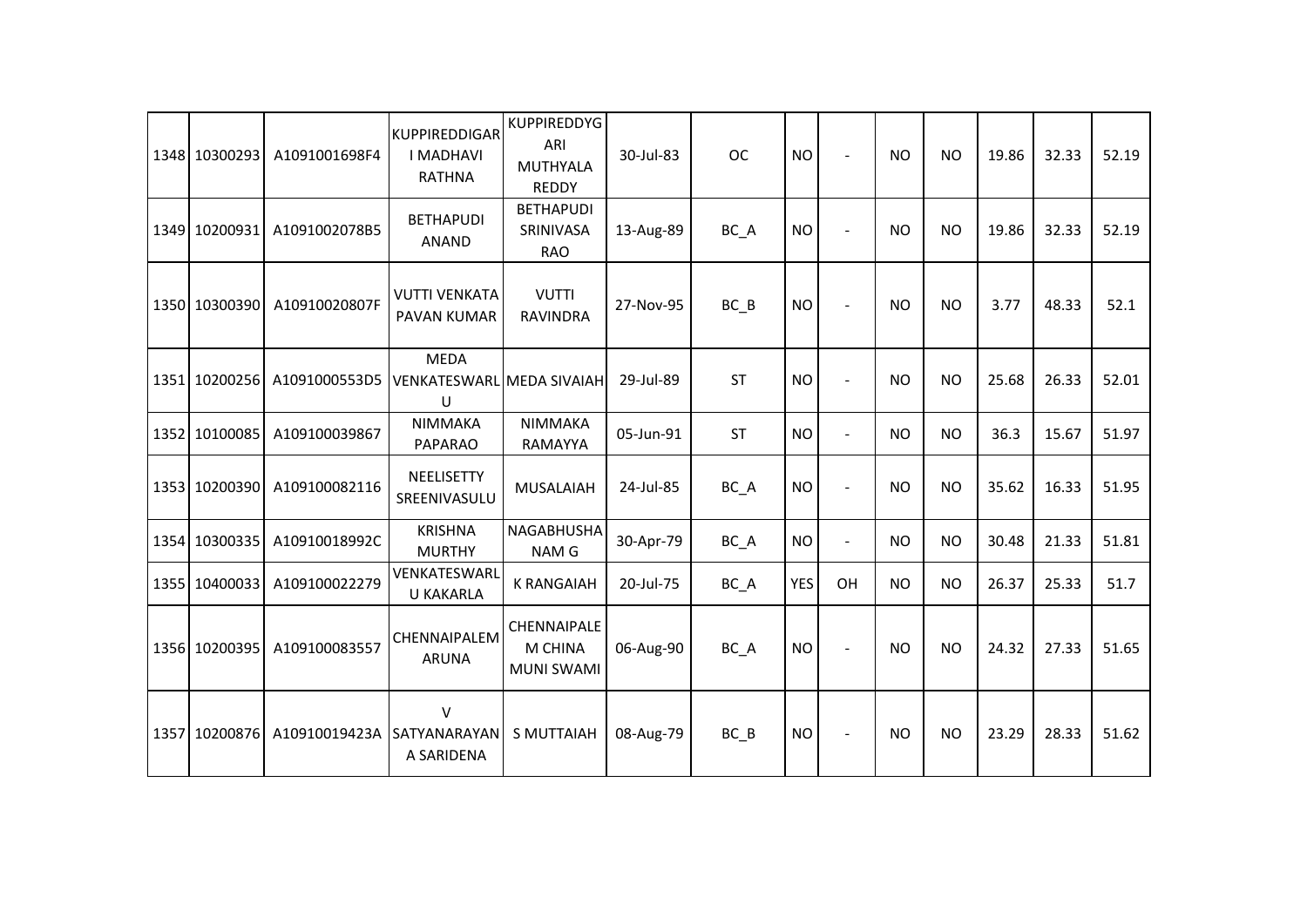| 1348 | 10300293 | A1091001698F4 | KUPPIREDDIGARI MADHAVI RATHNA | KUPPIREDDYGARI MUTHYALA REDDY | 30-Jul-83 | OC | NO | - | NO | NO | 19.86 | 32.33 | 52.19 |
|---|---|---|---|---|---|---|---|---|---|---|---|---|---|
| 1349 | 10200931 | A1091002078B5 | BETHAPUDI ANAND | BETHAPUDI SRINIVASA RAO | 13-Aug-89 | BC_A | NO | - | NO | NO | 19.86 | 32.33 | 52.19 |
| 1350 | 10300390 | A10910020807F | VUTTI VENKATA PAVAN KUMAR | VUTTI RAVINDRA | 27-Nov-95 | BC_B | NO | - | NO | NO | 3.77 | 48.33 | 52.1 |
| 1351 | 10200256 | A1091000553D5 | MEDA VENKATESWARLU | MEDA SIVAIAH | 29-Jul-89 | ST | NO | - | NO | NO | 25.68 | 26.33 | 52.01 |
| 1352 | 10100085 | A109100039867 | NIMMAKA PAPARAO | NIMMAKA RAMAYYA | 05-Jun-91 | ST | NO | - | NO | NO | 36.3 | 15.67 | 51.97 |
| 1353 | 10200390 | A109100082116 | NEELISETTY SREENIVASULU | MUSALAIAH | 24-Jul-85 | BC_A | NO | - | NO | NO | 35.62 | 16.33 | 51.95 |
| 1354 | 10300335 | A10910018992C | KRISHNA MURTHY | NAGABHUSHANAM G | 30-Apr-79 | BC_A | NO | - | NO | NO | 30.48 | 21.33 | 51.81 |
| 1355 | 10400033 | A109100022279 | VENKATESWARLU KAKARLA | K RANGAIAH | 20-Jul-75 | BC_A | YES | OH | NO | NO | 26.37 | 25.33 | 51.7 |
| 1356 | 10200395 | A109100083557 | CHENNAIPALEM ARUNA | CHENNAIPALEM CHINA MUNI SWAMI | 06-Aug-90 | BC_A | NO | - | NO | NO | 24.32 | 27.33 | 51.65 |
| 1357 | 10200876 | A10910019423A | V SATYANARAYANA SARIDENA | S MUTTAIAH | 08-Aug-79 | BC_B | NO | - | NO | NO | 23.29 | 28.33 | 51.62 |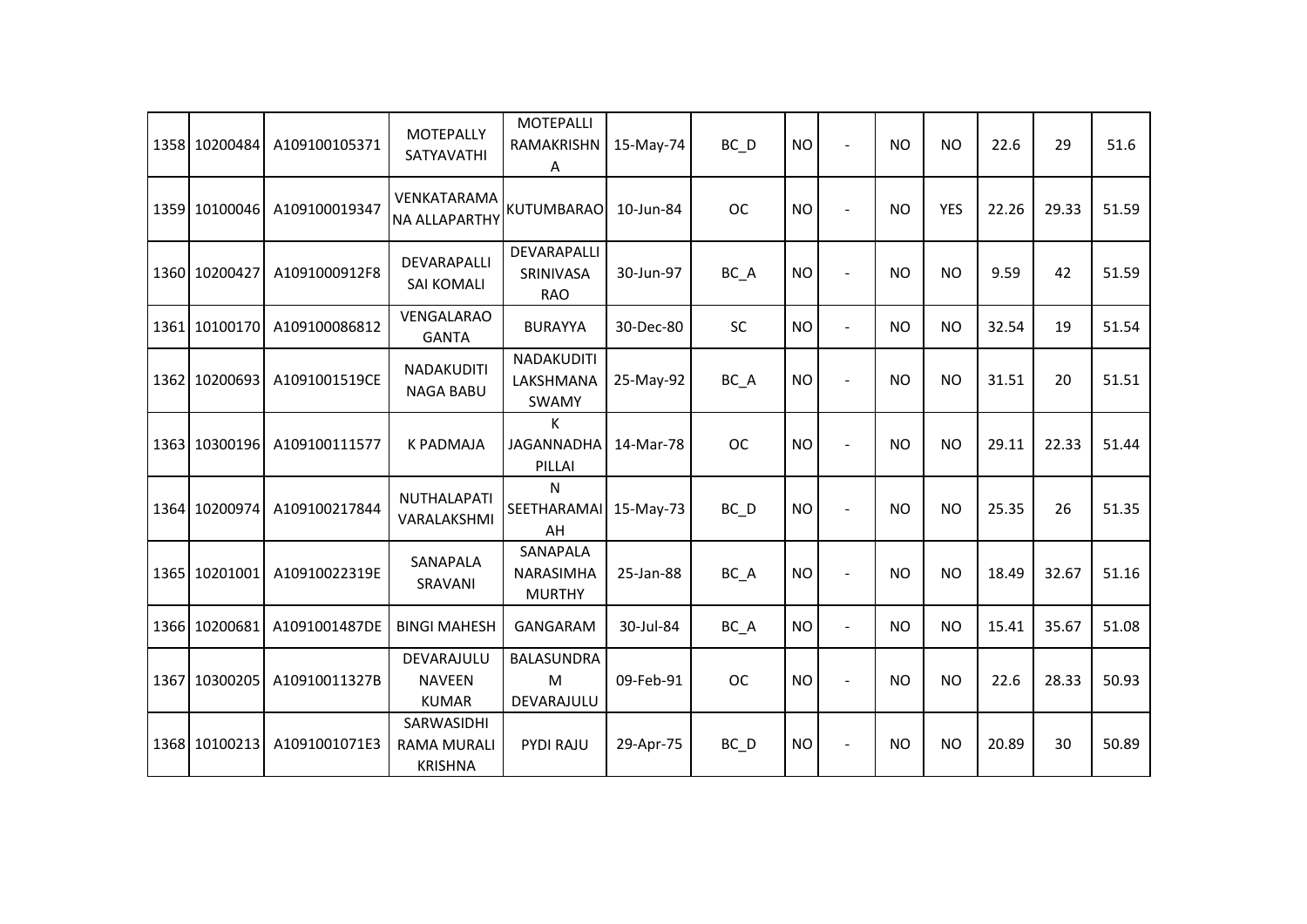| 1358 | 10200484 | A109100105371 | MOTEPALLY SATYAVATHI | MOTEPALLI RAMAKRISHNA | 15-May-74 | BC_D | NO | - | NO | NO | 22.6 | 29 | 51.6 |
|---|---|---|---|---|---|---|---|---|---|---|---|---|---|
| 1359 | 10100046 | A109100019347 | VENKATARAMANA ALLAPARTHY | KUTUMBARAO | 10-Jun-84 | OC | NO | - | NO | YES | 22.26 | 29.33 | 51.59 |
| 1360 | 10200427 | A1091000912F8 | DEVARAPALLI SAI KOMALI | DEVARAPALLI SRINIVASA RAO | 30-Jun-97 | BC_A | NO | - | NO | NO | 9.59 | 42 | 51.59 |
| 1361 | 10100170 | A109100086812 | VENGALARAO GANTA | BURAYYA | 30-Dec-80 | SC | NO | - | NO | NO | 32.54 | 19 | 51.54 |
| 1362 | 10200693 | A1091001519CE | NADAKUDITI NAGA BABU | NADAKUDITI LAKSHMANA SWAMY | 25-May-92 | BC_A | NO | - | NO | NO | 31.51 | 20 | 51.51 |
| 1363 | 10300196 | A109100111577 | K PADMAJA | K JAGANNADHA PILLAI | 14-Mar-78 | OC | NO | - | NO | NO | 29.11 | 22.33 | 51.44 |
| 1364 | 10200974 | A109100217844 | NUTHALAPATI VARALAKSHMI | N SEETHARAMAIAH | 15-May-73 | BC_D | NO | - | NO | NO | 25.35 | 26 | 51.35 |
| 1365 | 10201001 | A10910022319E | SANAPALA SRAVANI | SANAPALA NARASIMHA MURTHY | 25-Jan-88 | BC_A | NO | - | NO | NO | 18.49 | 32.67 | 51.16 |
| 1366 | 10200681 | A1091001487DE | BINGI MAHESH | GANGARAM | 30-Jul-84 | BC_A | NO | - | NO | NO | 15.41 | 35.67 | 51.08 |
| 1367 | 10300205 | A10910011327B | DEVARAJULU NAVEEN KUMAR | BALASUNDRAM DEVARAJULU | 09-Feb-91 | OC | NO | - | NO | NO | 22.6 | 28.33 | 50.93 |
| 1368 | 10100213 | A1091001071E3 | SARWASIDHI RAMA MURALI KRISHNA | PYDI RAJU | 29-Apr-75 | BC_D | NO | - | NO | NO | 20.89 | 30 | 50.89 |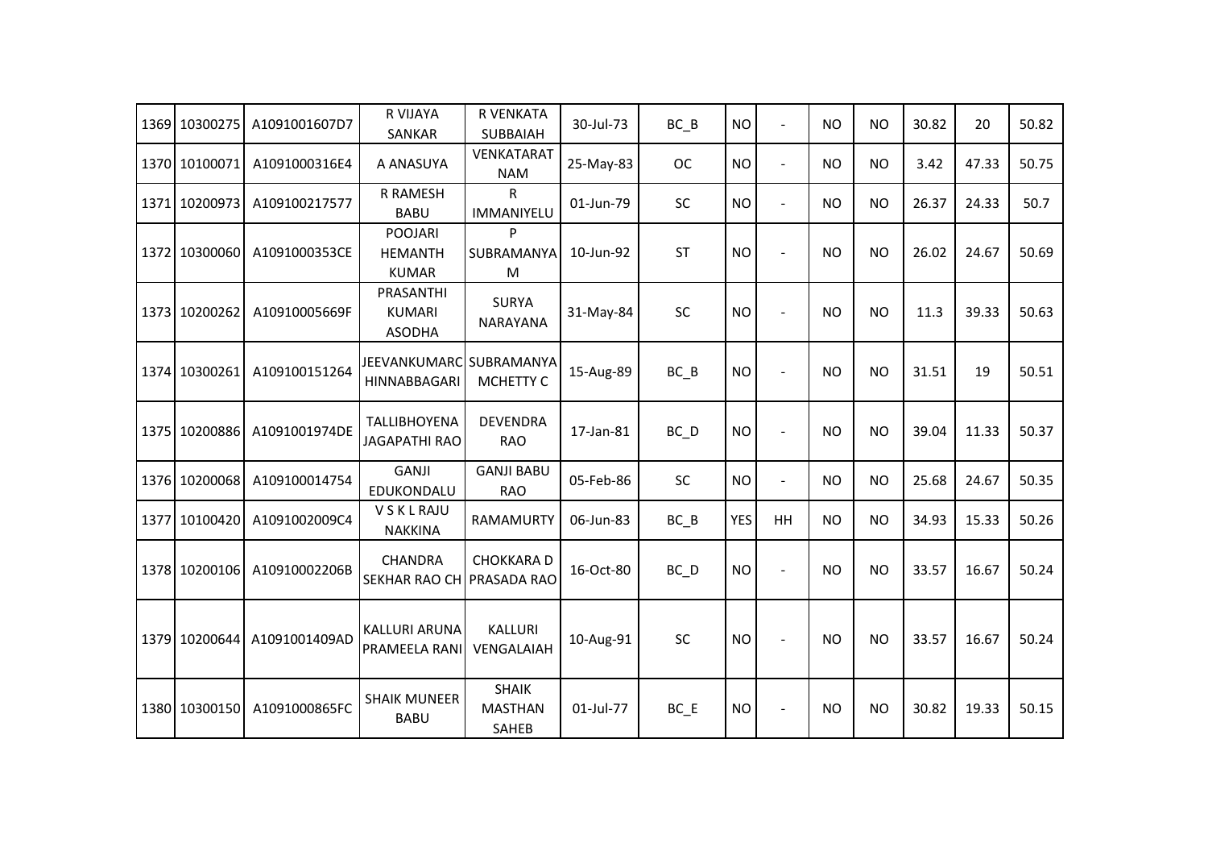| 1369 | 10300275 | A1091001607D7 | R VIJAYA SANKAR | R VENKATA SUBBAIAH | 30-Jul-73 | BC_B | NO | - | NO | NO | 30.82 | 20 | 50.82 |
|---|---|---|---|---|---|---|---|---|---|---|---|---|---|
| 1370 | 10100071 | A1091000316E4 | A ANASUYA | VENKATARAT NAM | 25-May-83 | OC | NO | - | NO | NO | 3.42 | 47.33 | 50.75 |
| 1371 | 10200973 | A109100217577 | R RAMESH BABU | R IMMANIYELU | 01-Jun-79 | SC | NO | - | NO | NO | 26.37 | 24.33 | 50.7 |
| 1372 | 10300060 | A1091000353CE | POOJARI HEMANTH KUMAR | P SUBRAMANYA M | 10-Jun-92 | ST | NO | - | NO | NO | 26.02 | 24.67 | 50.69 |
| 1373 | 10200262 | A10910005669F | PRASANTHI KUMARI ASODHA | SURYA NARAYANA | 31-May-84 | SC | NO | - | NO | NO | 11.3 | 39.33 | 50.63 |
| 1374 | 10300261 | A109100151264 | JEEVANKUMARC HINNABBAGARI | SUBRAMANYA MCHETTY C | 15-Aug-89 | BC_B | NO | - | NO | NO | 31.51 | 19 | 50.51 |
| 1375 | 10200886 | A1091001974DE | TALLIBHOYENA JAGAPATHI RAO | DEVENDRA RAO | 17-Jan-81 | BC_D | NO | - | NO | NO | 39.04 | 11.33 | 50.37 |
| 1376 | 10200068 | A109100014754 | GANJI EDUKONDALU | GANJI BABU RAO | 05-Feb-86 | SC | NO | - | NO | NO | 25.68 | 24.67 | 50.35 |
| 1377 | 10100420 | A1091002009C4 | V S K L RAJU NAKKINA | RAMAMURTY | 06-Jun-83 | BC_B | YES | HH | NO | NO | 34.93 | 15.33 | 50.26 |
| 1378 | 10200106 | A10910002206B | CHANDRA SEKHAR RAO CH | CHOKKARA D PRASADA RAO | 16-Oct-80 | BC_D | NO | - | NO | NO | 33.57 | 16.67 | 50.24 |
| 1379 | 10200644 | A1091001409AD | KALLURI ARUNA PRAMEELA RANI | KALLURI VENGALAIAH | 10-Aug-91 | SC | NO | - | NO | NO | 33.57 | 16.67 | 50.24 |
| 1380 | 10300150 | A1091000865FC | SHAIK MUNEER BABU | SHAIK MASTHAN SAHEB | 01-Jul-77 | BC_E | NO | - | NO | NO | 30.82 | 19.33 | 50.15 |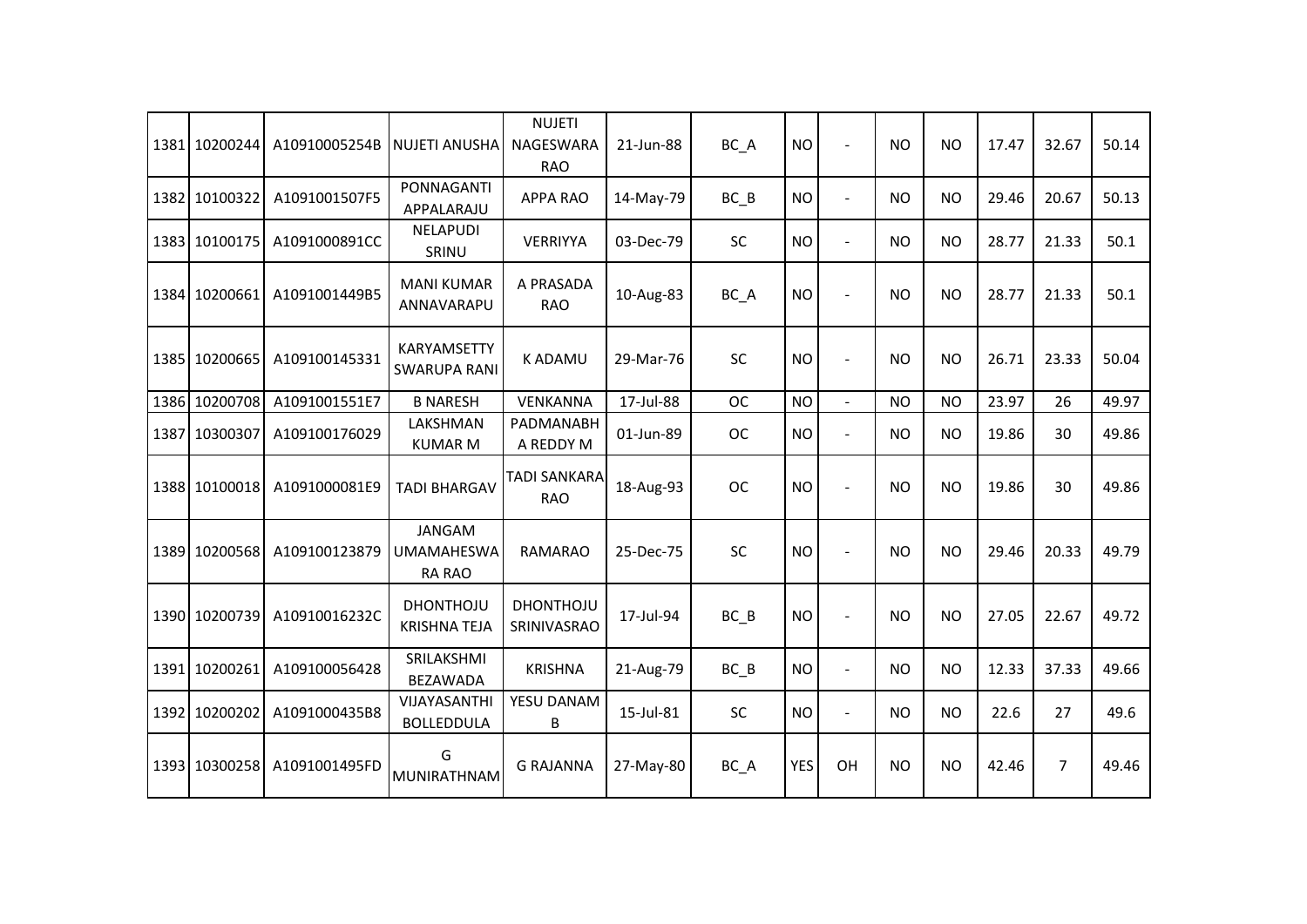| 1381 | 10200244 | A10910005254B | NUJETI ANUSHA | NUJETI NAGESWARA RAO | 21-Jun-88 | BC_A | NO | - | NO | NO | 17.47 | 32.67 | 50.14 |
|---|---|---|---|---|---|---|---|---|---|---|---|---|---|
| 1382 | 10100322 | A1091001507F5 | PONNAGANTI APPALARAJU | APPA RAO | 14-May-79 | BC_B | NO | - | NO | NO | 29.46 | 20.67 | 50.13 |
| 1383 | 10100175 | A1091000891CC | NELAPUDI SRINU | VERRIYYA | 03-Dec-79 | SC | NO | - | NO | NO | 28.77 | 21.33 | 50.1 |
| 1384 | 10200661 | A1091001449B5 | MANI KUMAR ANNAVARAPU | A PRASADA RAO | 10-Aug-83 | BC_A | NO | - | NO | NO | 28.77 | 21.33 | 50.1 |
| 1385 | 10200665 | A109100145331 | KARYAMSETTY SWARUPA RANI | K ADAMU | 29-Mar-76 | SC | NO | - | NO | NO | 26.71 | 23.33 | 50.04 |
| 1386 | 10200708 | A1091001551E7 | B NARESH | VENKANNA | 17-Jul-88 | OC | NO | - | NO | NO | 23.97 | 26 | 49.97 |
| 1387 | 10300307 | A109100176029 | LAKSHMAN KUMAR M | PADMANABH A REDDY M | 01-Jun-89 | OC | NO | - | NO | NO | 19.86 | 30 | 49.86 |
| 1388 | 10100018 | A1091000081E9 | TADI BHARGAV | TADI SANKARA RAO | 18-Aug-93 | OC | NO | - | NO | NO | 19.86 | 30 | 49.86 |
| 1389 | 10200568 | A109100123879 | JANGAM UMAMAHESWA RA RAO | RAMARAO | 25-Dec-75 | SC | NO | - | NO | NO | 29.46 | 20.33 | 49.79 |
| 1390 | 10200739 | A10910016232C | DHONTHOJU KRISHNA TEJA | DHONTHOJU SRINIVASRAO | 17-Jul-94 | BC_B | NO | - | NO | NO | 27.05 | 22.67 | 49.72 |
| 1391 | 10200261 | A109100056428 | SRILAKSHMI BEZAWADA | KRISHNA | 21-Aug-79 | BC_B | NO | - | NO | NO | 12.33 | 37.33 | 49.66 |
| 1392 | 10200202 | A1091000435B8 | VIJAYASANTHI BOLLEDDULA | YESU DANAM B | 15-Jul-81 | SC | NO | - | NO | NO | 22.6 | 27 | 49.6 |
| 1393 | 10300258 | A1091001495FD | G MUNIRATHNAM | G RAJANNA | 27-May-80 | BC_A | YES | OH | NO | NO | 42.46 | 7 | 49.46 |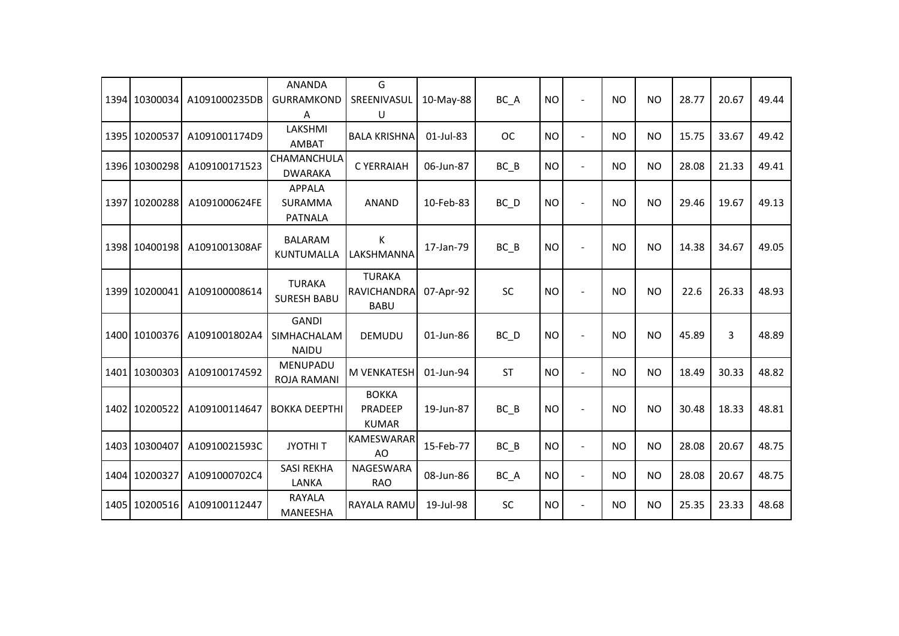| | | | | | | | | | | | | | | |
|---|---|---|---|---|---|---|---|---|---|---|---|---|---|---|
| 1394 | 10300034 | A1091000235DB | ANANDA GURRAMKONDA | G SREENIVASULU | 10-May-88 | BC_A | NO | - | NO | NO | 28.77 | 20.67 | 49.44 |
| 1395 | 10200537 | A1091001174D9 | LAKSHMI AMBAT | BALA KRISHNA | 01-Jul-83 | OC | NO | - | NO | NO | 15.75 | 33.67 | 49.42 |
| 1396 | 10300298 | A109100171523 | CHAMANCHULA DWARAKA | C YERRAIAH | 06-Jun-87 | BC_B | NO | - | NO | NO | 28.08 | 21.33 | 49.41 |
| 1397 | 10200288 | A1091000624FE | APPALA SURAMMA PATNALA | ANAND | 10-Feb-83 | BC_D | NO | - | NO | NO | 29.46 | 19.67 | 49.13 |
| 1398 | 10400198 | A1091001308AF | BALARAM KUNTUMALLA | K LAKSHMANNA | 17-Jan-79 | BC_B | NO | - | NO | NO | 14.38 | 34.67 | 49.05 |
| 1399 | 10200041 | A109100008614 | TURAKA SURESH BABU | TURAKA RAVICHANDRA BABU | 07-Apr-92 | SC | NO | - | NO | NO | 22.6 | 26.33 | 48.93 |
| 1400 | 10100376 | A1091001802A4 | GANDI SIMHACHALAM NAIDU | DEMUDU | 01-Jun-86 | BC_D | NO | - | NO | NO | 45.89 | 3 | 48.89 |
| 1401 | 10300303 | A109100174592 | MENUPADU ROJA RAMANI | M VENKATESH | 01-Jun-94 | ST | NO | - | NO | NO | 18.49 | 30.33 | 48.82 |
| 1402 | 10200522 | A109100114647 | BOKKA DEEPTHI | BOKKA PRADEEP KUMAR | 19-Jun-87 | BC_B | NO | - | NO | NO | 30.48 | 18.33 | 48.81 |
| 1403 | 10300407 | A10910021593C | JYOTHI T | KAMESWARARAO | 15-Feb-77 | BC_B | NO | - | NO | NO | 28.08 | 20.67 | 48.75 |
| 1404 | 10200327 | A1091000702C4 | SASI REKHA LANKA | NAGESWARA RAO | 08-Jun-86 | BC_A | NO | - | NO | NO | 28.08 | 20.67 | 48.75 |
| 1405 | 10200516 | A109100112447 | RAYALA MANEESHA | RAYALA RAMU | 19-Jul-98 | SC | NO | - | NO | NO | 25.35 | 23.33 | 48.68 |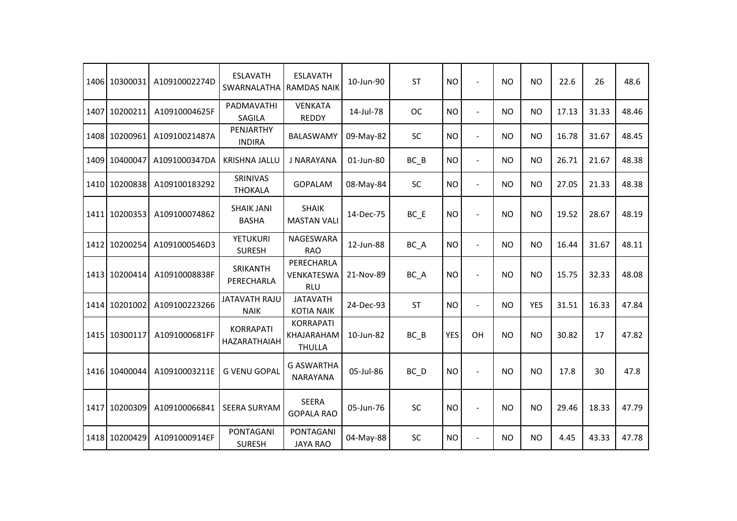| 1406 | 10300031 | A10910002274D | ESLAVATH SWARNALATHA | ESLAVATH RAMDAS NAIK | 10-Jun-90 | ST | NO | - | NO | NO | 22.6 | 26 | 48.6 |
|---|---|---|---|---|---|---|---|---|---|---|---|---|---|
| 1407 | 10200211 | A10910004625F | PADMAVATHI SAGILA | VENKATA REDDY | 14-Jul-78 | OC | NO | - | NO | NO | 17.13 | 31.33 | 48.46 |
| 1408 | 10200961 | A10910021487A | PENJARTHY INDIRA | BALASWAMY | 09-May-82 | SC | NO | - | NO | NO | 16.78 | 31.67 | 48.45 |
| 1409 | 10400047 | A1091000347DA | KRISHNA JALLU | J NARAYANA | 01-Jun-80 | BC_B | NO | - | NO | NO | 26.71 | 21.67 | 48.38 |
| 1410 | 10200838 | A109100183292 | SRINIVAS THOKALA | GOPALAM | 08-May-84 | SC | NO | - | NO | NO | 27.05 | 21.33 | 48.38 |
| 1411 | 10200353 | A109100074862 | SHAIK JANI BASHA | SHAIK MASTAN VALI | 14-Dec-75 | BC_E | NO | - | NO | NO | 19.52 | 28.67 | 48.19 |
| 1412 | 10200254 | A1091000546D3 | YETUKURI SURESH | NAGESWARA RAO | 12-Jun-88 | BC_A | NO | - | NO | NO | 16.44 | 31.67 | 48.11 |
| 1413 | 10200414 | A10910008838F | SRIKANTH PERECHARLA | PERECHARLA VENKATESWA RLU | 21-Nov-89 | BC_A | NO | - | NO | NO | 15.75 | 32.33 | 48.08 |
| 1414 | 10201002 | A109100223266 | JATAVATH RAJU NAIK | JATAVATH KOTIA NAIK | 24-Dec-93 | ST | NO | - | NO | YES | 31.51 | 16.33 | 47.84 |
| 1415 | 10300117 | A1091000681FF | KORRAPATI HAZARATHAIAH | KORRAPATI KHAJARAHAM THULLA | 10-Jun-82 | BC_B | YES | OH | NO | NO | 30.82 | 17 | 47.82 |
| 1416 | 10400044 | A10910003211E | G VENU GOPAL | G ASWARTHA NARAYANA | 05-Jul-86 | BC_D | NO | - | NO | NO | 17.8 | 30 | 47.8 |
| 1417 | 10200309 | A109100066841 | SEERA SURYAM | SEERA GOPALA RAO | 05-Jun-76 | SC | NO | - | NO | NO | 29.46 | 18.33 | 47.79 |
| 1418 | 10200429 | A1091000914EF | PONTAGANI SURESH | PONTAGANI JAYA RAO | 04-May-88 | SC | NO | - | NO | NO | 4.45 | 43.33 | 47.78 |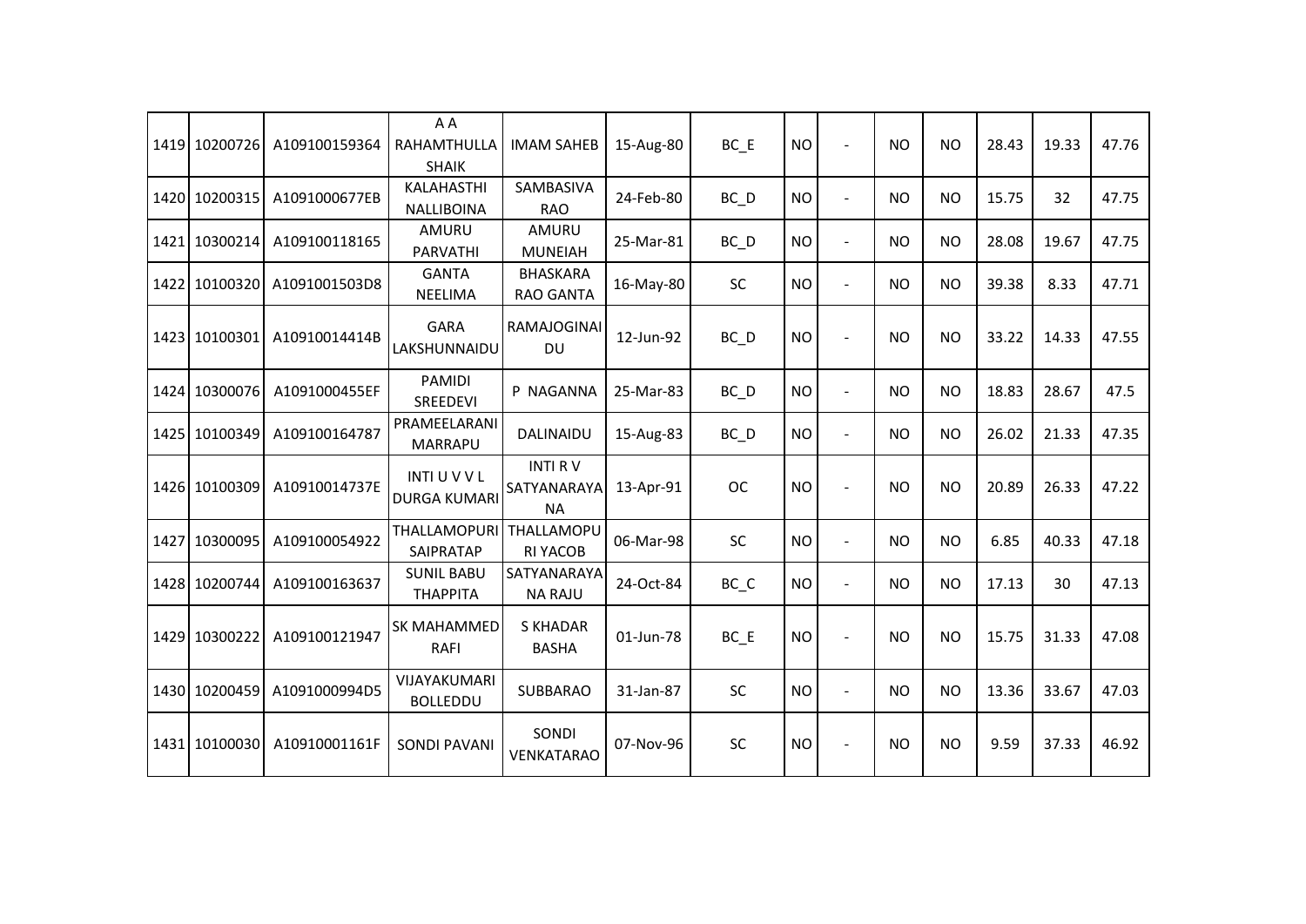| | | | | | | | | | | | | | |
|---|---|---|---|---|---|---|---|---|---|---|---|---|---|
| 1419 | 10200726 | A109100159364 | A A RAHAMTHULLA SHAIK | IMAM SAHEB | 15-Aug-80 | BC_E | NO | - | NO | NO | 28.43 | 19.33 | 47.76 |
| 1420 | 10200315 | A1091000677EB | KALAHASTHI NALLIBOINA | SAMBASIVA RAO | 24-Feb-80 | BC_D | NO | - | NO | NO | 15.75 | 32 | 47.75 |
| 1421 | 10300214 | A109100118165 | AMURU PARVATHI | AMURU MUNEIAH | 25-Mar-81 | BC_D | NO | - | NO | NO | 28.08 | 19.67 | 47.75 |
| 1422 | 10100320 | A1091001503D8 | GANTA NEELIMA | BHASKARA RAO GANTA | 16-May-80 | SC | NO | - | NO | NO | 39.38 | 8.33 | 47.71 |
| 1423 | 10100301 | A10910014414B | GARA LAKSHUNNAIDU | RAMAJOGINAIDU | 12-Jun-92 | BC_D | NO | - | NO | NO | 33.22 | 14.33 | 47.55 |
| 1424 | 10300076 | A1091000455EF | PAMIDI SREEDEVI | P NAGANNA | 25-Mar-83 | BC_D | NO | - | NO | NO | 18.83 | 28.67 | 47.5 |
| 1425 | 10100349 | A109100164787 | PRAMEELARANI MARRAPU | DALINAIDU | 15-Aug-83 | BC_D | NO | - | NO | NO | 26.02 | 21.33 | 47.35 |
| 1426 | 10100309 | A10910014737E | INTI U V V L DURGA KUMARI | INTI R V SATYANARAYANA | 13-Apr-91 | OC | NO | - | NO | NO | 20.89 | 26.33 | 47.22 |
| 1427 | 10300095 | A109100054922 | THALLAMOPURI SAIPRATAP | THALLAMOPURI YACOB | 06-Mar-98 | SC | NO | - | NO | NO | 6.85 | 40.33 | 47.18 |
| 1428 | 10200744 | A109100163637 | SUNIL BABU THAPPITA | SATYANARAYANA RAJU | 24-Oct-84 | BC_C | NO | - | NO | NO | 17.13 | 30 | 47.13 |
| 1429 | 10300222 | A109100121947 | SK MAHAMMED RAFI | S KHADAR BASHA | 01-Jun-78 | BC_E | NO | - | NO | NO | 15.75 | 31.33 | 47.08 |
| 1430 | 10200459 | A1091000994D5 | VIJAYAKUMARI BOLLEDDU | SUBBARAO | 31-Jan-87 | SC | NO | - | NO | NO | 13.36 | 33.67 | 47.03 |
| 1431 | 10100030 | A10910001161F | SONDI PAVANI | SONDI VENKATARAO | 07-Nov-96 | SC | NO | - | NO | NO | 9.59 | 37.33 | 46.92 |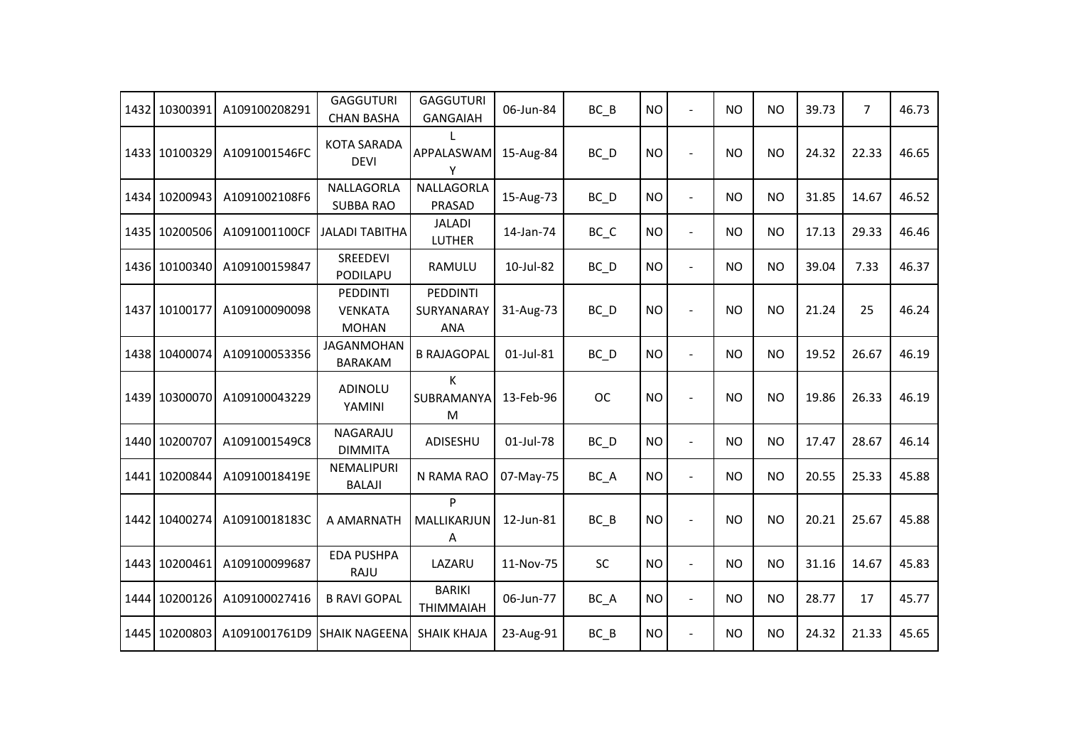| 1432 | 10300391 | A109100208291 | GAGGUTURI CHAN BASHA | GAGGUTURI GANGAIAH | 06-Jun-84 | BC_B | NO | - | NO | NO | 39.73 | 7 | 46.73 |
|---|---|---|---|---|---|---|---|---|---|---|---|---|---|
| 1433 | 10100329 | A1091001546FC | KOTA SARADA DEVI | L APPALASWAMY | 15-Aug-84 | BC_D | NO | - | NO | NO | 24.32 | 22.33 | 46.65 |
| 1434 | 10200943 | A1091002108F6 | NALLAGORLA SUBBA RAO | NALLAGORLA PRASAD | 15-Aug-73 | BC_D | NO | - | NO | NO | 31.85 | 14.67 | 46.52 |
| 1435 | 10200506 | A1091001100CF | JALADI TABITHA | JALADI LUTHER | 14-Jan-74 | BC_C | NO | - | NO | NO | 17.13 | 29.33 | 46.46 |
| 1436 | 10100340 | A109100159847 | SREEDEVI PODILAPU | RAMULU | 10-Jul-82 | BC_D | NO | - | NO | NO | 39.04 | 7.33 | 46.37 |
| 1437 | 10100177 | A109100090098 | PEDDINTI VENKATA MOHAN | PEDDINTI SURYANARAYANA | 31-Aug-73 | BC_D | NO | - | NO | NO | 21.24 | 25 | 46.24 |
| 1438 | 10400074 | A109100053356 | JAGANMOHAN BARAKAM | B RAJAGOPAL | 01-Jul-81 | BC_D | NO | - | NO | NO | 19.52 | 26.67 | 46.19 |
| 1439 | 10300070 | A109100043229 | ADINOLU YAMINI | K SUBRAMANYAM | 13-Feb-96 | OC | NO | - | NO | NO | 19.86 | 26.33 | 46.19 |
| 1440 | 10200707 | A1091001549C8 | NAGARAJU DIMMITA | ADISESHU | 01-Jul-78 | BC_D | NO | - | NO | NO | 17.47 | 28.67 | 46.14 |
| 1441 | 10200844 | A10910018419E | NEMALIPURI BALAJI | N RAMA RAO | 07-May-75 | BC_A | NO | - | NO | NO | 20.55 | 25.33 | 45.88 |
| 1442 | 10400274 | A10910018183C | A AMARNATH | P MALLIKARJUNA | 12-Jun-81 | BC_B | NO | - | NO | NO | 20.21 | 25.67 | 45.88 |
| 1443 | 10200461 | A109100099687 | EDA PUSHPA RAJU | LAZARU | 11-Nov-75 | SC | NO | - | NO | NO | 31.16 | 14.67 | 45.83 |
| 1444 | 10200126 | A109100027416 | B RAVI GOPAL | BARIKI THIMMAIAH | 06-Jun-77 | BC_A | NO | - | NO | NO | 28.77 | 17 | 45.77 |
| 1445 | 10200803 | A1091001761D9 | SHAIK NAGEENA | SHAIK KHAJA | 23-Aug-91 | BC_B | NO | - | NO | NO | 24.32 | 21.33 | 45.65 |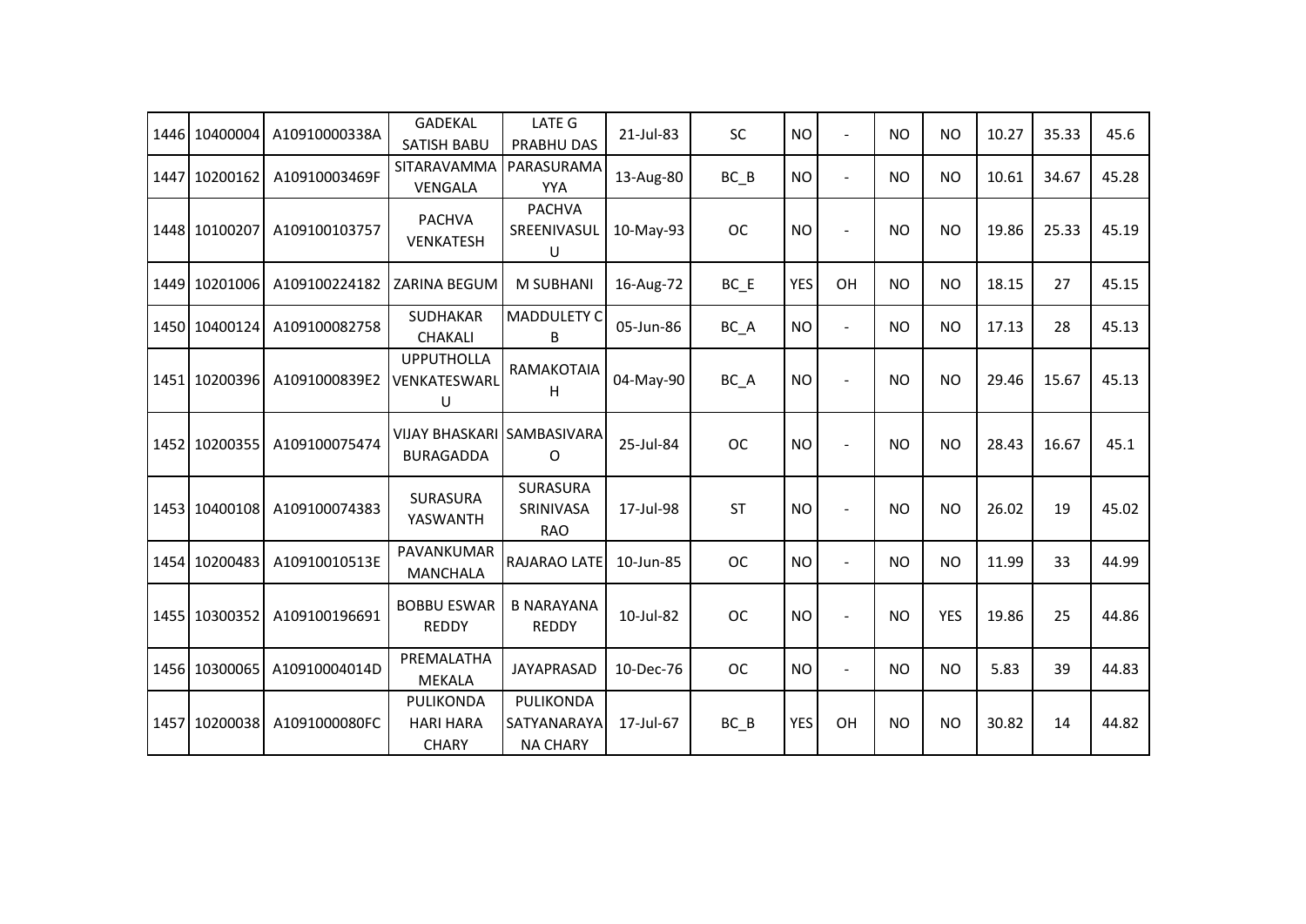| | | | | | | | | | | | | | | |
|---|---|---|---|---|---|---|---|---|---|---|---|---|---|---|
| 1446 | 10400004 | A10910000338A | GADEKAL SATISH BABU | LATE G PRABHU DAS | 21-Jul-83 | SC | NO | - | NO | NO | 10.27 | 35.33 | 45.6 |
| 1447 | 10200162 | A10910003469F | SITARAVAMMA VENGALA | PARASURAMAYYA | 13-Aug-80 | BC_B | NO | - | NO | NO | 10.61 | 34.67 | 45.28 |
| 1448 | 10100207 | A109100103757 | PACHVA VENKATESH | PACHVA SREENIVASULU | 10-May-93 | OC | NO | - | NO | NO | 19.86 | 25.33 | 45.19 |
| 1449 | 10201006 | A109100224182 | ZARINA BEGUM | M SUBHANI | 16-Aug-72 | BC_E | YES | OH | NO | NO | 18.15 | 27 | 45.15 |
| 1450 | 10400124 | A109100082758 | SUDHAKAR CHAKALI | MADDULETY C B | 05-Jun-86 | BC_A | NO | - | NO | NO | 17.13 | 28 | 45.13 |
| 1451 | 10200396 | A1091000839E2 | UPPUTHOLLA VENKATESWARLU | RAMAKOTAIAH | 04-May-90 | BC_A | NO | - | NO | NO | 29.46 | 15.67 | 45.13 |
| 1452 | 10200355 | A109100075474 | VIJAY BHASKARI BURAGADDA | SAMBASIVARAO | 25-Jul-84 | OC | NO | - | NO | NO | 28.43 | 16.67 | 45.1 |
| 1453 | 10400108 | A109100074383 | SURASURA YASWANTH | SURASURA SRINIVASA RAO | 17-Jul-98 | ST | NO | - | NO | NO | 26.02 | 19 | 45.02 |
| 1454 | 10200483 | A10910010513E | PAVANKUMAR MANCHALA | RAJARAO LATE | 10-Jun-85 | OC | NO | - | NO | NO | 11.99 | 33 | 44.99 |
| 1455 | 10300352 | A109100196691 | BOBBU ESWAR REDDY | B NARAYANA REDDY | 10-Jul-82 | OC | NO | - | NO | YES | 19.86 | 25 | 44.86 |
| 1456 | 10300065 | A10910004014D | PREMALATHA MEKALA | JAYAPRASAD | 10-Dec-76 | OC | NO | - | NO | NO | 5.83 | 39 | 44.83 |
| 1457 | 10200038 | A1091000080FC | PULIKONDA HARI HARA CHARY | PULIKONDA SATYANARAYANA CHARY | 17-Jul-67 | BC_B | YES | OH | NO | NO | 30.82 | 14 | 44.82 |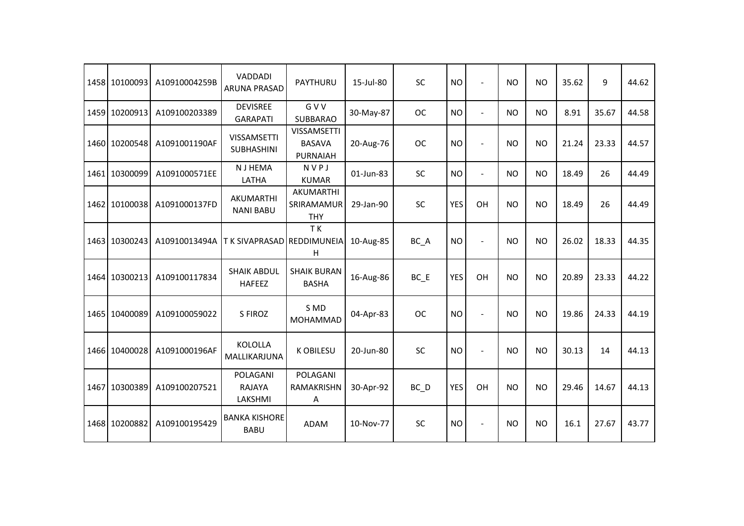| | | | | | | | | | | | | | | |
|---|---|---|---|---|---|---|---|---|---|---|---|---|---|---|
| 1458 | 10100093 | A10910004259B | VADDADI ARUNA PRASAD | PAYTHURU | 15-Jul-80 | SC | NO | - | NO | NO | 35.62 | 9 | 44.62 |
| 1459 | 10200913 | A109100203389 | DEVISREE GARAPATI | G V V SUBBARAO | 30-May-87 | OC | NO | - | NO | NO | 8.91 | 35.67 | 44.58 |
| 1460 | 10200548 | A1091001190AF | VISSAMSETTI SUBHASHINI | VISSAMSETTI BASAVA PURNAIAH | 20-Aug-76 | OC | NO | - | NO | NO | 21.24 | 23.33 | 44.57 |
| 1461 | 10300099 | A1091000571EE | N J HEMA LATHA | N V P J KUMAR | 01-Jun-83 | SC | NO | - | NO | NO | 18.49 | 26 | 44.49 |
| 1462 | 10100038 | A1091000137FD | AKUMARTHI NANI BABU | AKUMARTHI SRIRAMAMURTHY | 29-Jan-90 | SC | YES | OH | NO | NO | 18.49 | 26 | 44.49 |
| 1463 | 10300243 | A10910013494A | T K SIVAPRASAD | T K REDDIMUNEIAH | 10-Aug-85 | BC_A | NO | - | NO | NO | 26.02 | 18.33 | 44.35 |
| 1464 | 10300213 | A109100117834 | SHAIK ABDUL HAFEEZ | SHAIK BURAN BASHA | 16-Aug-86 | BC_E | YES | OH | NO | NO | 20.89 | 23.33 | 44.22 |
| 1465 | 10400089 | A109100059022 | S FIROZ | S MD MOHAMMAD | 04-Apr-83 | OC | NO | - | NO | NO | 19.86 | 24.33 | 44.19 |
| 1466 | 10400028 | A1091000196AF | KOLOLLA MALLIKARJUNA | K OBILESU | 20-Jun-80 | SC | NO | - | NO | NO | 30.13 | 14 | 44.13 |
| 1467 | 10300389 | A109100207521 | POLAGANI RAJAYA LAKSHMI | POLAGANI RAMAKRISHNA | 30-Apr-92 | BC_D | YES | OH | NO | NO | 29.46 | 14.67 | 44.13 |
| 1468 | 10200882 | A109100195429 | BANKA KISHORE BABU | ADAM | 10-Nov-77 | SC | NO | - | NO | NO | 16.1 | 27.67 | 43.77 |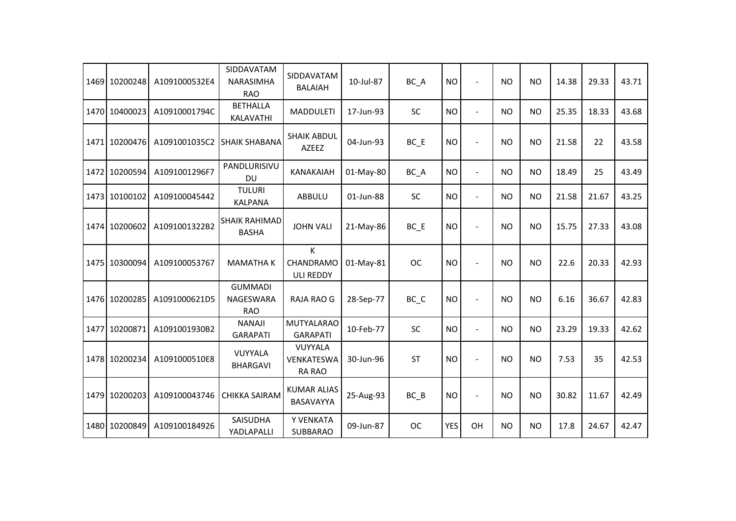| 1469 | 10200248 | A1091000532E4 | SIDDAVATAM NARASIMHA RAO | SIDDAVATAM BALAIAH | 10-Jul-87 | BC_A | NO | - | NO | NO | 14.38 | 29.33 | 43.71 |
|---|---|---|---|---|---|---|---|---|---|---|---|---|---|
| 1470 | 10400023 | A10910001794C | BETHALLA KALAVATHI | MADDULETI | 17-Jun-93 | SC | NO | - | NO | NO | 25.35 | 18.33 | 43.68 |
| 1471 | 10200476 | A1091001035C2 | SHAIK SHABANA | SHAIK ABDUL AZEEZ | 04-Jun-93 | BC_E | NO | - | NO | NO | 21.58 | 22 | 43.58 |
| 1472 | 10200594 | A1091001296F7 | PANDLURISIVU DU | KANAKAIAH | 01-May-80 | BC_A | NO | - | NO | NO | 18.49 | 25 | 43.49 |
| 1473 | 10100102 | A109100045442 | TULURI KALPANA | ABBULU | 01-Jun-88 | SC | NO | - | NO | NO | 21.58 | 21.67 | 43.25 |
| 1474 | 10200602 | A1091001322B2 | SHAIK RAHIMAD BASHA | JOHN VALI | 21-May-86 | BC_E | NO | - | NO | NO | 15.75 | 27.33 | 43.08 |
| 1475 | 10300094 | A109100053767 | MAMATHA K | K CHANDRAMO ULI REDDY | 01-May-81 | OC | NO | - | NO | NO | 22.6 | 20.33 | 42.93 |
| 1476 | 10200285 | A1091000621D5 | GUMMADI NAGESWARA RAO | RAJA RAO G | 28-Sep-77 | BC_C | NO | - | NO | NO | 6.16 | 36.67 | 42.83 |
| 1477 | 10200871 | A1091001930B2 | NANAJI GARAPATI | MUTYALARAO GARAPATI | 10-Feb-77 | SC | NO | - | NO | NO | 23.29 | 19.33 | 42.62 |
| 1478 | 10200234 | A1091000510E8 | VUYYALA BHARGAVI | VUYYALA VENKATESWA RA RAO | 30-Jun-96 | ST | NO | - | NO | NO | 7.53 | 35 | 42.53 |
| 1479 | 10200203 | A109100043746 | CHIKKA SAIRAM | KUMAR ALIAS BASAVAYYA | 25-Aug-93 | BC_B | NO | - | NO | NO | 30.82 | 11.67 | 42.49 |
| 1480 | 10200849 | A109100184926 | SAISUDHA YADLAPALLI | Y VENKATA SUBBARAO | 09-Jun-87 | OC | YES | OH | NO | NO | 17.8 | 24.67 | 42.47 |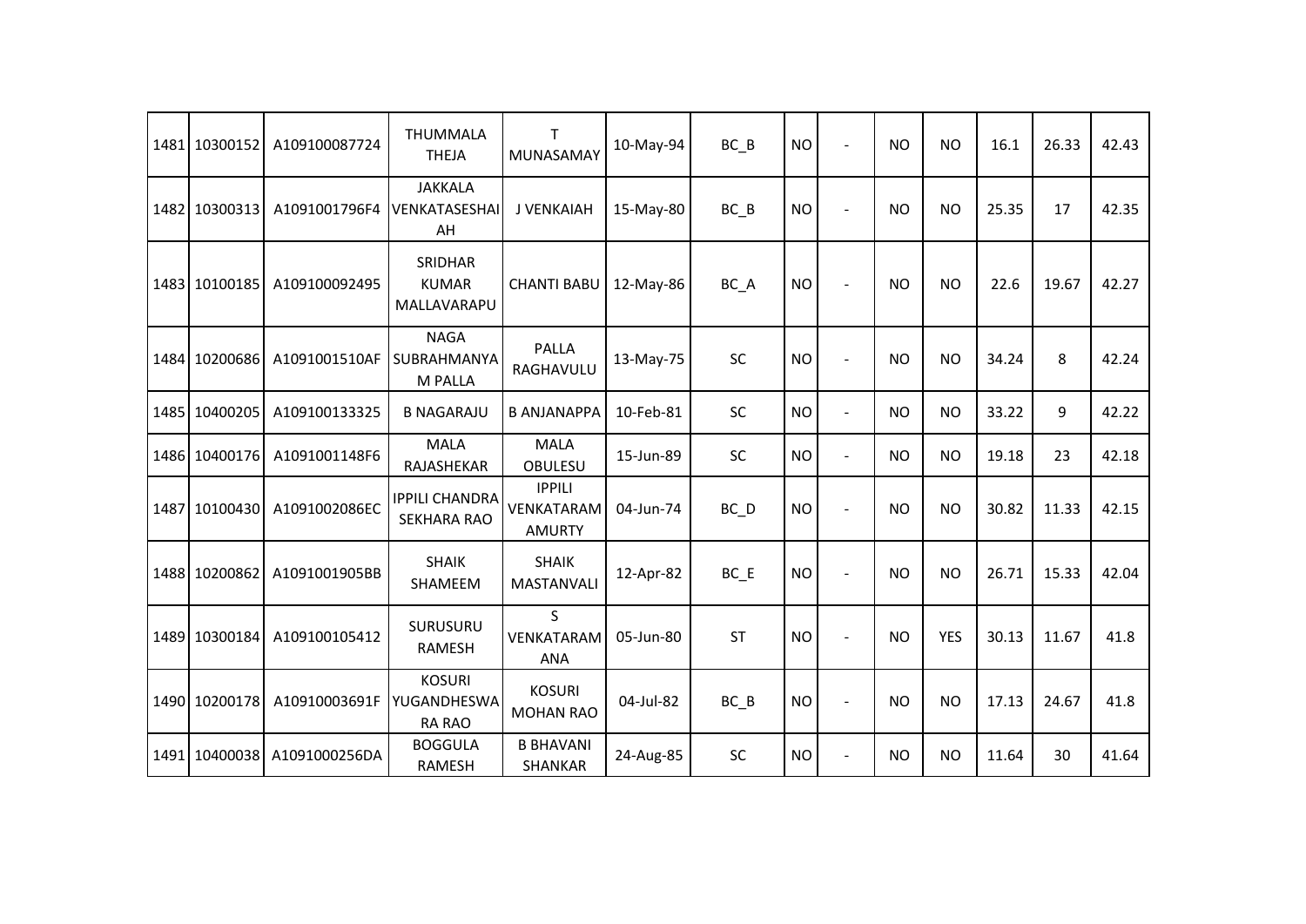| 1481 | 10300152 | A109100087724 | THUMMALA THEJA | T MUNASAMAY | 10-May-94 | BC_B | NO | - | NO | NO | 16.1 | 26.33 | 42.43 |
|---|---|---|---|---|---|---|---|---|---|---|---|---|---|
| 1482 | 10300313 | A1091001796F4 | JAKKALA VENKATASESHAIAH | J VENKAIAH | 15-May-80 | BC_B | NO | - | NO | NO | 25.35 | 17 | 42.35 |
| 1483 | 10100185 | A109100092495 | SRIDHAR KUMAR MALLAVARAPU | CHANTI BABU | 12-May-86 | BC_A | NO | - | NO | NO | 22.6 | 19.67 | 42.27 |
| 1484 | 10200686 | A1091001510AF | NAGA SUBRAHMANYAM PALLA | PALLA RAGHAVULU | 13-May-75 | SC | NO | - | NO | NO | 34.24 | 8 | 42.24 |
| 1485 | 10400205 | A109100133325 | B NAGARAJU | B ANJANAPPA | 10-Feb-81 | SC | NO | - | NO | NO | 33.22 | 9 | 42.22 |
| 1486 | 10400176 | A1091001148F6 | MALA RAJASHEKAR | MALA OBULESU | 15-Jun-89 | SC | NO | - | NO | NO | 19.18 | 23 | 42.18 |
| 1487 | 10100430 | A1091002086EC | IPPILI CHANDRA SEKHARA RAO | IPPILI VENKATARAMAMURTY | 04-Jun-74 | BC_D | NO | - | NO | NO | 30.82 | 11.33 | 42.15 |
| 1488 | 10200862 | A1091001905BB | SHAIK SHAMEEM | SHAIK MASTANVALI | 12-Apr-82 | BC_E | NO | - | NO | NO | 26.71 | 15.33 | 42.04 |
| 1489 | 10300184 | A109100105412 | SURUSURU RAMESH | S VENKATARAMANA | 05-Jun-80 | ST | NO | - | NO | YES | 30.13 | 11.67 | 41.8 |
| 1490 | 10200178 | A10910003691F | KOSURI YUGANDHESWARA RAO | KOSURI MOHAN RAO | 04-Jul-82 | BC_B | NO | - | NO | NO | 17.13 | 24.67 | 41.8 |
| 1491 | 10400038 | A1091000256DA | BOGGULA RAMESH | B BHAVANI SHANKAR | 24-Aug-85 | SC | NO | - | NO | NO | 11.64 | 30 | 41.64 |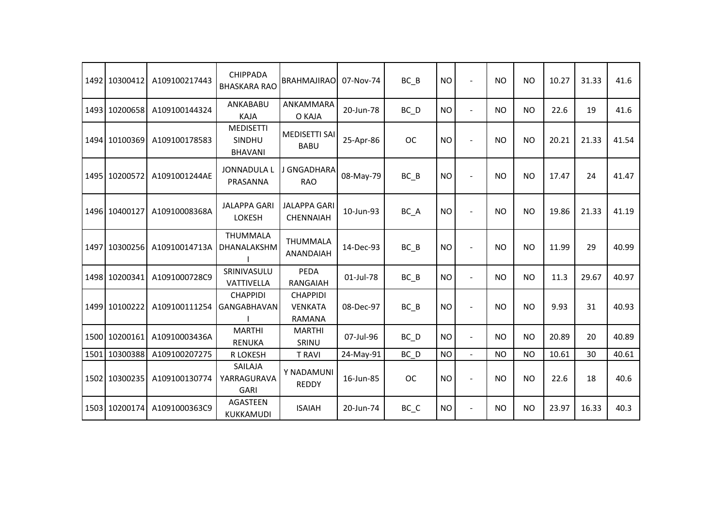| | | | | | | | | | | | | | | |
|---|---|---|---|---|---|---|---|---|---|---|---|---|---|---|
| 1492 | 10300412 | A109100217443 | CHIPPADA BHASKARA RAO | BRAHMAJIRAO | 07-Nov-74 | BC_B | NO | - | NO | NO | 10.27 | 31.33 | 41.6 |
| 1493 | 10200658 | A109100144324 | ANKABABU KAJA | ANKAMMARA O KAJA | 20-Jun-78 | BC_D | NO | - | NO | NO | 22.6 | 19 | 41.6 |
| 1494 | 10100369 | A109100178583 | MEDISETTI SINDHU BHAVANI | MEDISETTI SAI BABU | 25-Apr-86 | OC | NO | - | NO | NO | 20.21 | 21.33 | 41.54 |
| 1495 | 10200572 | A1091001244AE | JONNADULA L PRASANNA | J GNGADHARA RAO | 08-May-79 | BC_B | NO | - | NO | NO | 17.47 | 24 | 41.47 |
| 1496 | 10400127 | A10910008368A | JALAPPA GARI LOKESH | JALAPPA GARI CHENNAIAH | 10-Jun-93 | BC_A | NO | - | NO | NO | 19.86 | 21.33 | 41.19 |
| 1497 | 10300256 | A10910014713A | THUMMALA DHANALAKSHMI | THUMMALA ANANDAIAH | 14-Dec-93 | BC_B | NO | - | NO | NO | 11.99 | 29 | 40.99 |
| 1498 | 10200341 | A1091000728C9 | SRINIVASULU VATTIVELLA | PEDA RANGAIAH | 01-Jul-78 | BC_B | NO | - | NO | NO | 11.3 | 29.67 | 40.97 |
| 1499 | 10100222 | A109100111254 | CHAPPIDI GANGABHAVANI | CHAPPIDI VENKATA RAMANA | 08-Dec-97 | BC_B | NO | - | NO | NO | 9.93 | 31 | 40.93 |
| 1500 | 10200161 | A10910003436A | MARTHI RENUKA | MARTHI SRINU | 07-Jul-96 | BC_D | NO | - | NO | NO | 20.89 | 20 | 40.89 |
| 1501 | 10300388 | A109100207275 | R LOKESH | T RAVI | 24-May-91 | BC_D | NO | - | NO | NO | 10.61 | 30 | 40.61 |
| 1502 | 10300235 | A109100130774 | SAILAJA YARRAGURAVA GARI | Y NADAMUNI REDDY | 16-Jun-85 | OC | NO | - | NO | NO | 22.6 | 18 | 40.6 |
| 1503 | 10200174 | A1091000363C9 | AGASTEEN KUKKAMUDI | ISAIAH | 20-Jun-74 | BC_C | NO | - | NO | NO | 23.97 | 16.33 | 40.3 |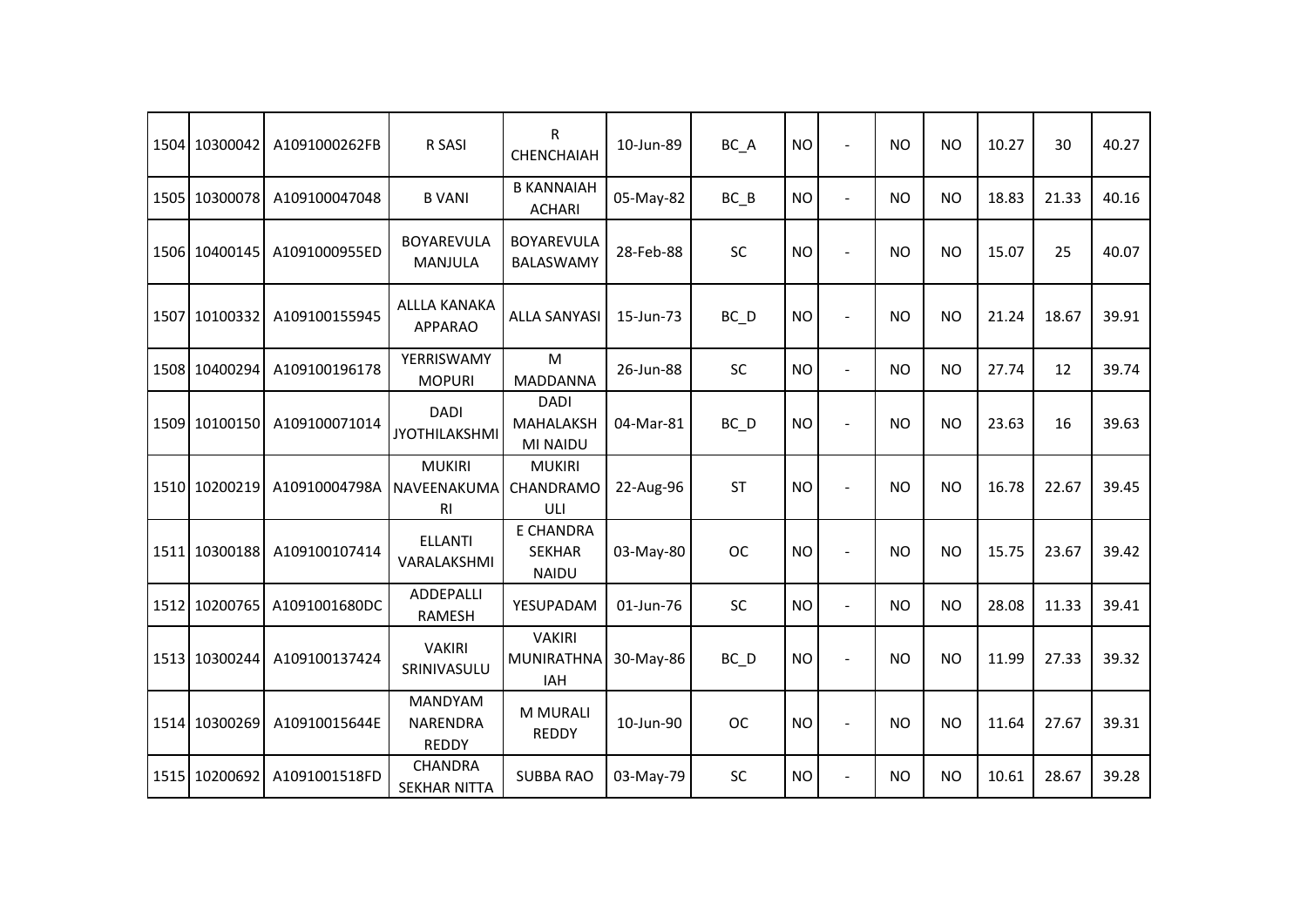| | | | | | | | | | | | | | | |
|---|---|---|---|---|---|---|---|---|---|---|---|---|---|---|
| 1504 | 10300042 | A1091000262FB | R SASI | R CHENCHAIAH | 10-Jun-89 | BC_A | NO | - | NO | NO | 10.27 | 30 | 40.27 |
| 1505 | 10300078 | A109100047048 | B VANI | B KANNAIAH ACHARI | 05-May-82 | BC_B | NO | - | NO | NO | 18.83 | 21.33 | 40.16 |
| 1506 | 10400145 | A1091000955ED | BOYAREVULA MANJULA | BOYAREVULA BALASWAMY | 28-Feb-88 | SC | NO | - | NO | NO | 15.07 | 25 | 40.07 |
| 1507 | 10100332 | A109100155945 | ALLLA KANAKA APPARAO | ALLA SANYASI | 15-Jun-73 | BC_D | NO | - | NO | NO | 21.24 | 18.67 | 39.91 |
| 1508 | 10400294 | A109100196178 | YERRISWAMY MOPURI | M MADDANNA | 26-Jun-88 | SC | NO | - | NO | NO | 27.74 | 12 | 39.74 |
| 1509 | 10100150 | A109100071014 | DADI JYOTHILAKSHMI | DADI MAHALAKSH MI NAIDU | 04-Mar-81 | BC_D | NO | - | NO | NO | 23.63 | 16 | 39.63 |
| 1510 | 10200219 | A10910004798A | MUKIRI NAVEENAKUMA RI | MUKIRI CHANDRAMO ULI | 22-Aug-96 | ST | NO | - | NO | NO | 16.78 | 22.67 | 39.45 |
| 1511 | 10300188 | A109100107414 | ELLANTI VARALAKSHMI | E CHANDRA SEKHAR NAIDU | 03-May-80 | OC | NO | - | NO | NO | 15.75 | 23.67 | 39.42 |
| 1512 | 10200765 | A1091001680DC | ADDEPALLI RAMESH | YESUPADAM | 01-Jun-76 | SC | NO | - | NO | NO | 28.08 | 11.33 | 39.41 |
| 1513 | 10300244 | A109100137424 | VAKIRI SRINIVASULU | VAKIRI MUNIRATHNA IAH | 30-May-86 | BC_D | NO | - | NO | NO | 11.99 | 27.33 | 39.32 |
| 1514 | 10300269 | A10910015644E | MANDYAM NARENDRA REDDY | M MURALI REDDY | 10-Jun-90 | OC | NO | - | NO | NO | 11.64 | 27.67 | 39.31 |
| 1515 | 10200692 | A1091001518FD | CHANDRA SEKHAR NITTA | SUBBA RAO | 03-May-79 | SC | NO | - | NO | NO | 10.61 | 28.67 | 39.28 |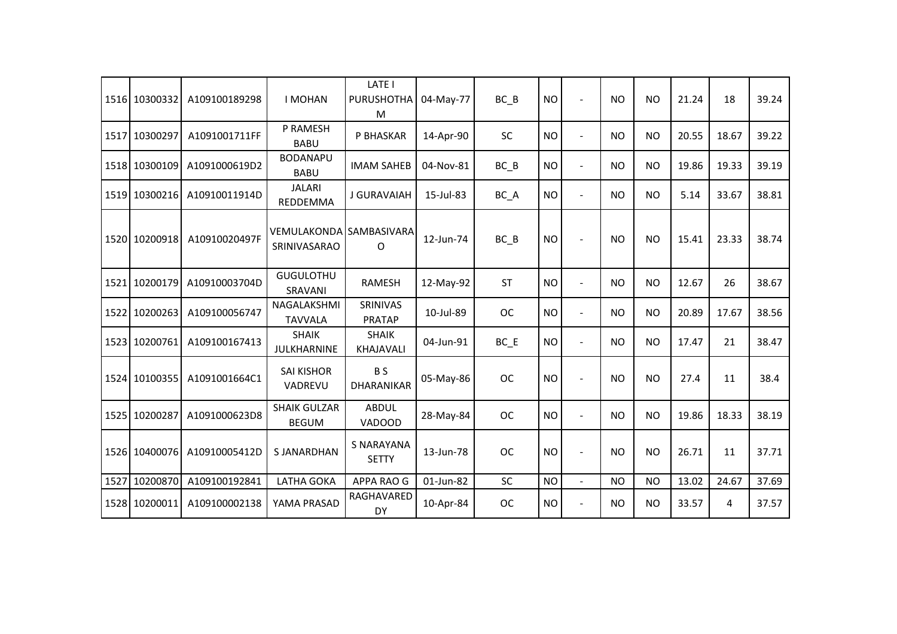| | | | | | | | | | | | | | |
|---|---|---|---|---|---|---|---|---|---|---|---|---|---|
| 1516 | 10300332 | A109100189298 | I MOHAN | LATE I PURUSHOTHAM | 04-May-77 | BC_B | NO | - | NO | NO | 21.24 | 18 | 39.24 |
| 1517 | 10300297 | A1091001711FF | P RAMESH BABU | P BHASKAR | 14-Apr-90 | SC | NO | - | NO | NO | 20.55 | 18.67 | 39.22 |
| 1518 | 10300109 | A1091000619D2 | BODANAPU BABU | IMAM SAHEB | 04-Nov-81 | BC_B | NO | - | NO | NO | 19.86 | 19.33 | 39.19 |
| 1519 | 10300216 | A10910011914D | JALARI REDDEMMA | J GURAVAIAH | 15-Jul-83 | BC_A | NO | - | NO | NO | 5.14 | 33.67 | 38.81 |
| 1520 | 10200918 | A10910020497F | VEMULAKONDA SRINIVASARAO | SAMBASIVARAO | 12-Jun-74 | BC_B | NO | - | NO | NO | 15.41 | 23.33 | 38.74 |
| 1521 | 10200179 | A10910003704D | GUGULOTHU SRAVANI | RAMESH | 12-May-92 | ST | NO | - | NO | NO | 12.67 | 26 | 38.67 |
| 1522 | 10200263 | A109100056747 | NAGALAKSHMI TAVVALA | SRINIVAS PRATAP | 10-Jul-89 | OC | NO | - | NO | NO | 20.89 | 17.67 | 38.56 |
| 1523 | 10200761 | A109100167413 | SHAIK JULKHARNINE | SHAIK KHAJAVALI | 04-Jun-91 | BC_E | NO | - | NO | NO | 17.47 | 21 | 38.47 |
| 1524 | 10100355 | A1091001664C1 | SAI KISHOR VADREVU | B S DHARANIKAR | 05-May-86 | OC | NO | - | NO | NO | 27.4 | 11 | 38.4 |
| 1525 | 10200287 | A1091000623D8 | SHAIK GULZAR BEGUM | ABDUL VADOOD | 28-May-84 | OC | NO | - | NO | NO | 19.86 | 18.33 | 38.19 |
| 1526 | 10400076 | A10910005412D | S JANARDHAN | S NARAYANA SETTY | 13-Jun-78 | OC | NO | - | NO | NO | 26.71 | 11 | 37.71 |
| 1527 | 10200870 | A109100192841 | LATHA GOKA | APPA RAO G | 01-Jun-82 | SC | NO | - | NO | NO | 13.02 | 24.67 | 37.69 |
| 1528 | 10200011 | A109100002138 | YAMA PRASAD | RAGHAVAREDDY | 10-Apr-84 | OC | NO | - | NO | NO | 33.57 | 4 | 37.57 |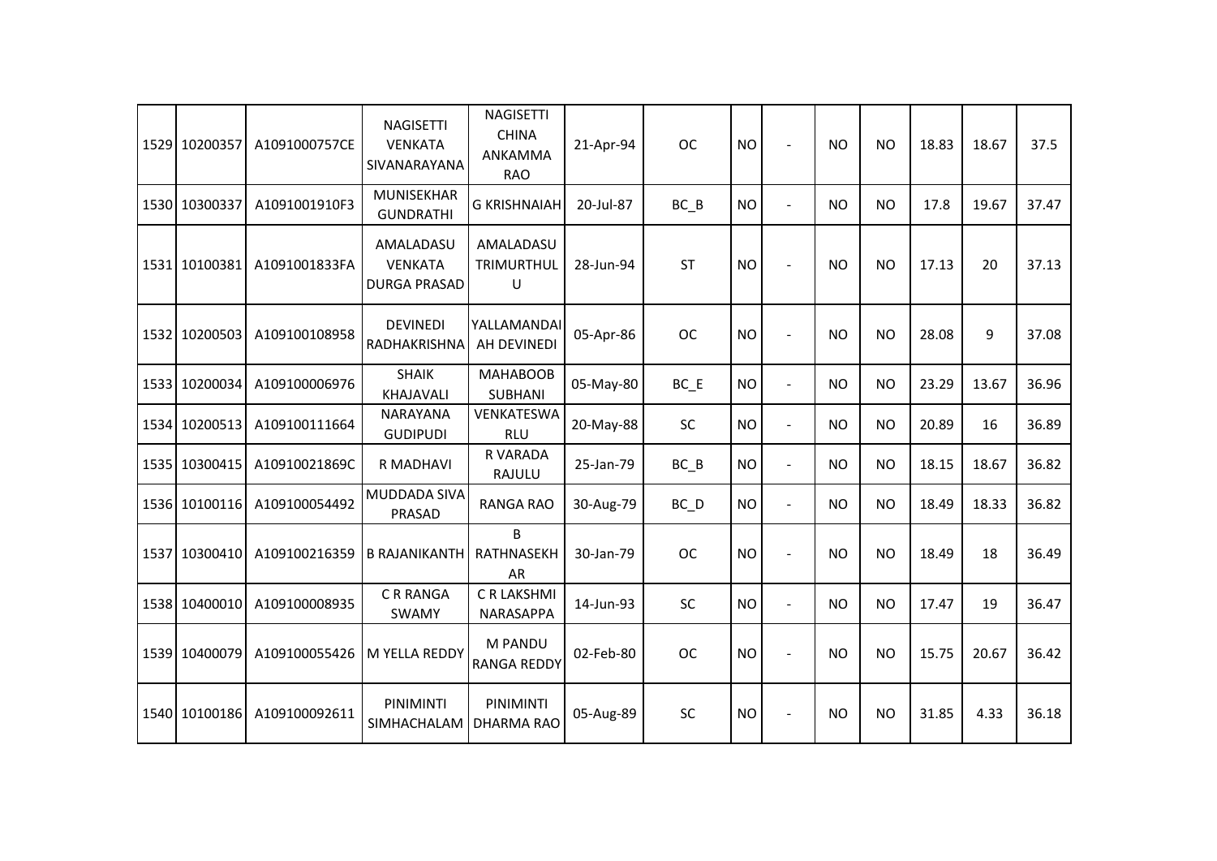| 1529 | 10200357 | A1091000757CE | NAGISETTI VENKATA SIVANARAYANA | NAGISETTI CHINA ANKAMMA RAO | 21-Apr-94 | OC | NO | - | NO | NO | 18.83 | 18.67 | 37.5 |
|---|---|---|---|---|---|---|---|---|---|---|---|---|---|
| 1530 | 10300337 | A1091001910F3 | MUNISEKHAR GUNDRATHI | G KRISHNAIAH | 20-Jul-87 | BC_B | NO | - | NO | NO | 17.8 | 19.67 | 37.47 |
| 1531 | 10100381 | A1091001833FA | AMALADASU VENKATA DURGA PRASAD | AMALADASU TRIMURTHUL U | 28-Jun-94 | ST | NO | - | NO | NO | 17.13 | 20 | 37.13 |
| 1532 | 10200503 | A109100108958 | DEVINEDI RADHAKRISHNA | YALLAMANDAI AH DEVINEDI | 05-Apr-86 | OC | NO | - | NO | NO | 28.08 | 9 | 37.08 |
| 1533 | 10200034 | A109100006976 | SHAIK KHAJAVALI | MAHABOOB SUBHANI | 05-May-80 | BC_E | NO | - | NO | NO | 23.29 | 13.67 | 36.96 |
| 1534 | 10200513 | A109100111664 | NARAYANA GUDIPUDI | VENKATESWA RLU | 20-May-88 | SC | NO | - | NO | NO | 20.89 | 16 | 36.89 |
| 1535 | 10300415 | A10910021869C | R MADHAVI | R VARADA RAJULU | 25-Jan-79 | BC_B | NO | - | NO | NO | 18.15 | 18.67 | 36.82 |
| 1536 | 10100116 | A109100054492 | MUDDADA SIVA PRASAD | RANGA RAO | 30-Aug-79 | BC_D | NO | - | NO | NO | 18.49 | 18.33 | 36.82 |
| 1537 | 10300410 | A109100216359 | B RAJANIKANTH | B RATHNASEKH AR | 30-Jan-79 | OC | NO | - | NO | NO | 18.49 | 18 | 36.49 |
| 1538 | 10400010 | A109100008935 | C R RANGA SWAMY | C R LAKSHMI NARASAPPA | 14-Jun-93 | SC | NO | - | NO | NO | 17.47 | 19 | 36.47 |
| 1539 | 10400079 | A109100055426 | M YELLA REDDY | M PANDU RANGA REDDY | 02-Feb-80 | OC | NO | - | NO | NO | 15.75 | 20.67 | 36.42 |
| 1540 | 10100186 | A109100092611 | PINIMINTI SIMHACHALAM | PINIMINTI DHARMA RAO | 05-Aug-89 | SC | NO | - | NO | NO | 31.85 | 4.33 | 36.18 |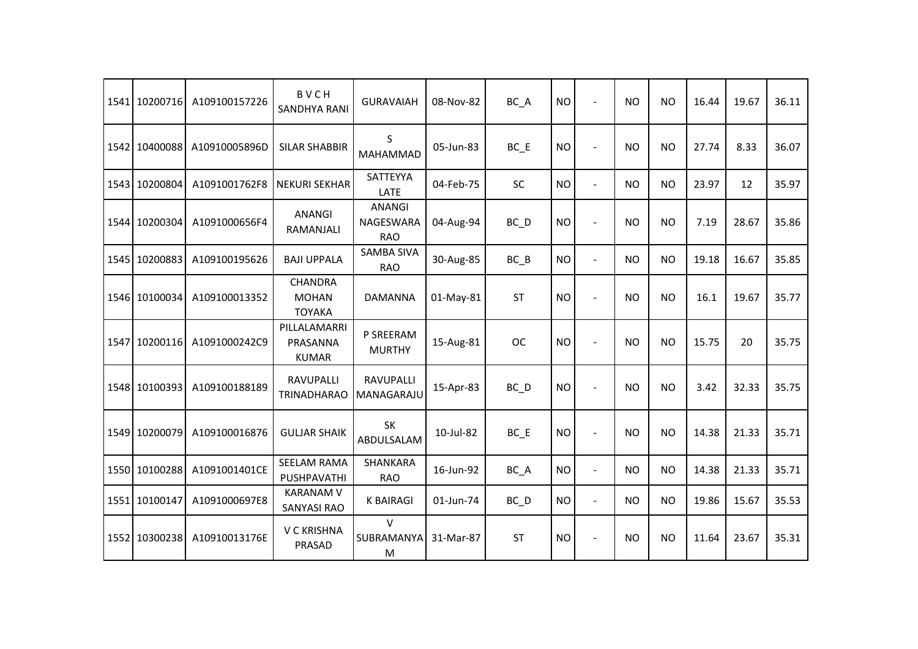| 1541 | 10200716 | A109100157226 | B V C H SANDHYA RANI | GURAVAIAH | 08-Nov-82 | BC_A | NO | - | NO | NO | 16.44 | 19.67 | 36.11 |
|---|---|---|---|---|---|---|---|---|---|---|---|---|---|
| 1542 | 10400088 | A10910005896D | SILAR SHABBIR | S MAHAMMAD | 05-Jun-83 | BC_E | NO | - | NO | NO | 27.74 | 8.33 | 36.07 |
| 1543 | 10200804 | A1091001762F8 | NEKURI SEKHAR | SATTEYYA LATE | 04-Feb-75 | SC | NO | - | NO | NO | 23.97 | 12 | 35.97 |
| 1544 | 10200304 | A1091000656F4 | ANANGI RAMANJALI | ANANGI NAGESWARA RAO | 04-Aug-94 | BC_D | NO | - | NO | NO | 7.19 | 28.67 | 35.86 |
| 1545 | 10200883 | A109100195626 | BAJI UPPALA | SAMBA SIVA RAO | 30-Aug-85 | BC_B | NO | - | NO | NO | 19.18 | 16.67 | 35.85 |
| 1546 | 10100034 | A109100013352 | CHANDRA MOHAN TOYAKA | DAMANNA | 01-May-81 | ST | NO | - | NO | NO | 16.1 | 19.67 | 35.77 |
| 1547 | 10200116 | A1091000242C9 | PILLALAMARRI PRASANNA KUMAR | P SREERAM MURTHY | 15-Aug-81 | OC | NO | - | NO | NO | 15.75 | 20 | 35.75 |
| 1548 | 10100393 | A109100188189 | RAVUPALLI TRINADHARAO | RAVUPALLI MANAGARAJU | 15-Apr-83 | BC_D | NO | - | NO | NO | 3.42 | 32.33 | 35.75 |
| 1549 | 10200079 | A109100016876 | GULJAR SHAIK | SK ABDULSALAM | 10-Jul-82 | BC_E | NO | - | NO | NO | 14.38 | 21.33 | 35.71 |
| 1550 | 10100288 | A1091001401CE | SEELAM RAMA PUSHPAVATHI | SHANKARA RAO | 16-Jun-92 | BC_A | NO | - | NO | NO | 14.38 | 21.33 | 35.71 |
| 1551 | 10100147 | A1091000697E8 | KARANAM V SANYASI RAO | K BAIRAGI | 01-Jun-74 | BC_D | NO | - | NO | NO | 19.86 | 15.67 | 35.53 |
| 1552 | 10300238 | A10910013176E | V C KRISHNA PRASAD | V SUBRAMANYAM | 31-Mar-87 | ST | NO | - | NO | NO | 11.64 | 23.67 | 35.31 |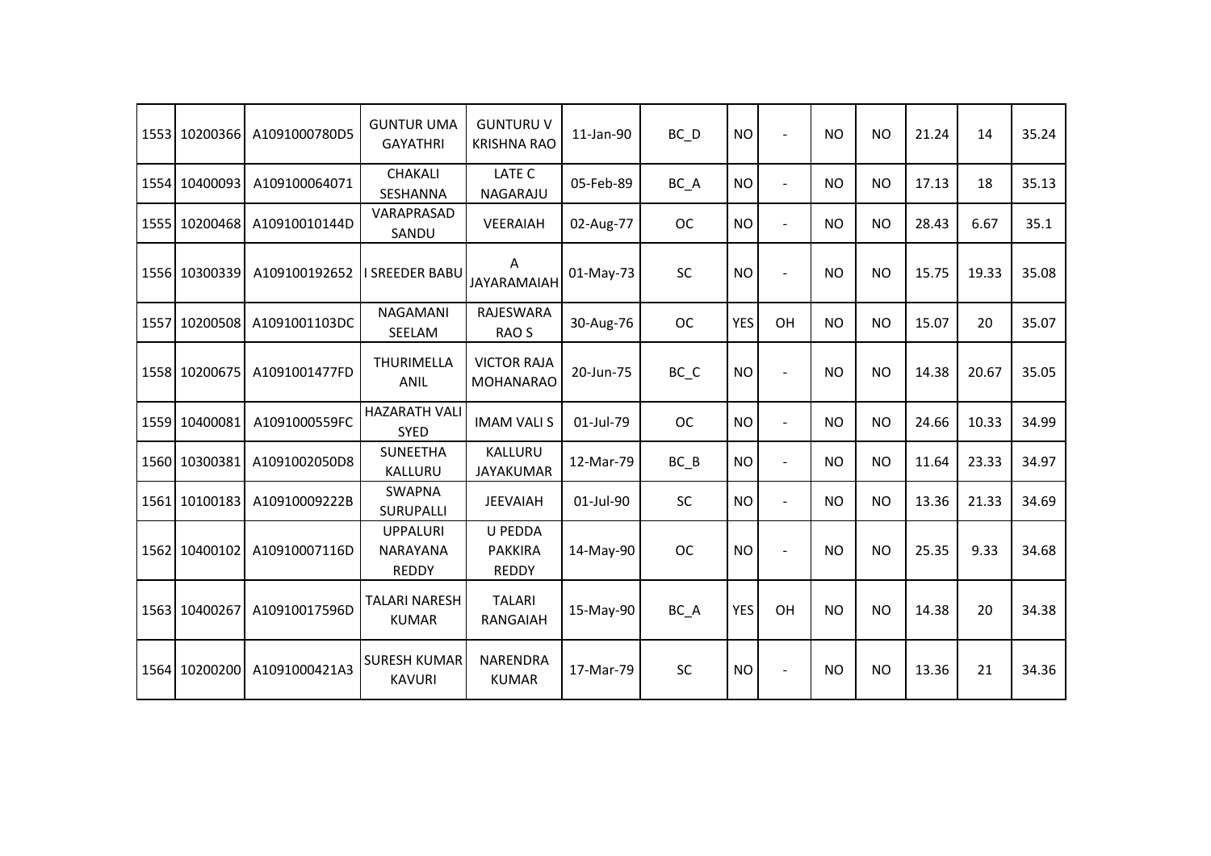| | | | | | | | | | | | | | | |
|---|---|---|---|---|---|---|---|---|---|---|---|---|---|---|
| 1553 | 10200366 | A1091000780D5 | GUNTUR UMA GAYATHRI | GUNTURU V KRISHNA RAO | 11-Jan-90 | BC_D | NO | - | NO | NO | 21.24 | 14 | 35.24 |
| 1554 | 10400093 | A109100064071 | CHAKALI SESHANNA | LATE C NAGARAJU | 05-Feb-89 | BC_A | NO | - | NO | NO | 17.13 | 18 | 35.13 |
| 1555 | 10200468 | A10910010144D | VARAPRASAD SANDU | VEERAIAH | 02-Aug-77 | OC | NO | - | NO | NO | 28.43 | 6.67 | 35.1 |
| 1556 | 10300339 | A109100192652 | I SREEDER BABU | A JAYARAMAIAH | 01-May-73 | SC | NO | - | NO | NO | 15.75 | 19.33 | 35.08 |
| 1557 | 10200508 | A1091001103DC | NAGAMANI SEELAM | RAJESWARA RAO S | 30-Aug-76 | OC | YES | OH | NO | NO | 15.07 | 20 | 35.07 |
| 1558 | 10200675 | A1091001477FD | THURIMELLA ANIL | VICTOR RAJA MOHANARAO | 20-Jun-75 | BC_C | NO | - | NO | NO | 14.38 | 20.67 | 35.05 |
| 1559 | 10400081 | A1091000559FC | HAZARATH VALI SYED | IMAM VALI S | 01-Jul-79 | OC | NO | - | NO | NO | 24.66 | 10.33 | 34.99 |
| 1560 | 10300381 | A1091002050D8 | SUNEETHA KALLURU | KALLURU JAYAKUMAR | 12-Mar-79 | BC_B | NO | - | NO | NO | 11.64 | 23.33 | 34.97 |
| 1561 | 10100183 | A10910009222B | SWAPNA SURUPALLI | JEEVAIAH | 01-Jul-90 | SC | NO | - | NO | NO | 13.36 | 21.33 | 34.69 |
| 1562 | 10400102 | A10910007116D | UPPALURI NARAYANA REDDY | U PEDDA PAKKIRA REDDY | 14-May-90 | OC | NO | - | NO | NO | 25.35 | 9.33 | 34.68 |
| 1563 | 10400267 | A10910017596D | TALARI NARESH KUMAR | TALARI RANGAIAH | 15-May-90 | BC_A | YES | OH | NO | NO | 14.38 | 20 | 34.38 |
| 1564 | 10200200 | A1091000421A3 | SURESH KUMAR KAVURI | NARENDRA KUMAR | 17-Mar-79 | SC | NO | - | NO | NO | 13.36 | 21 | 34.36 |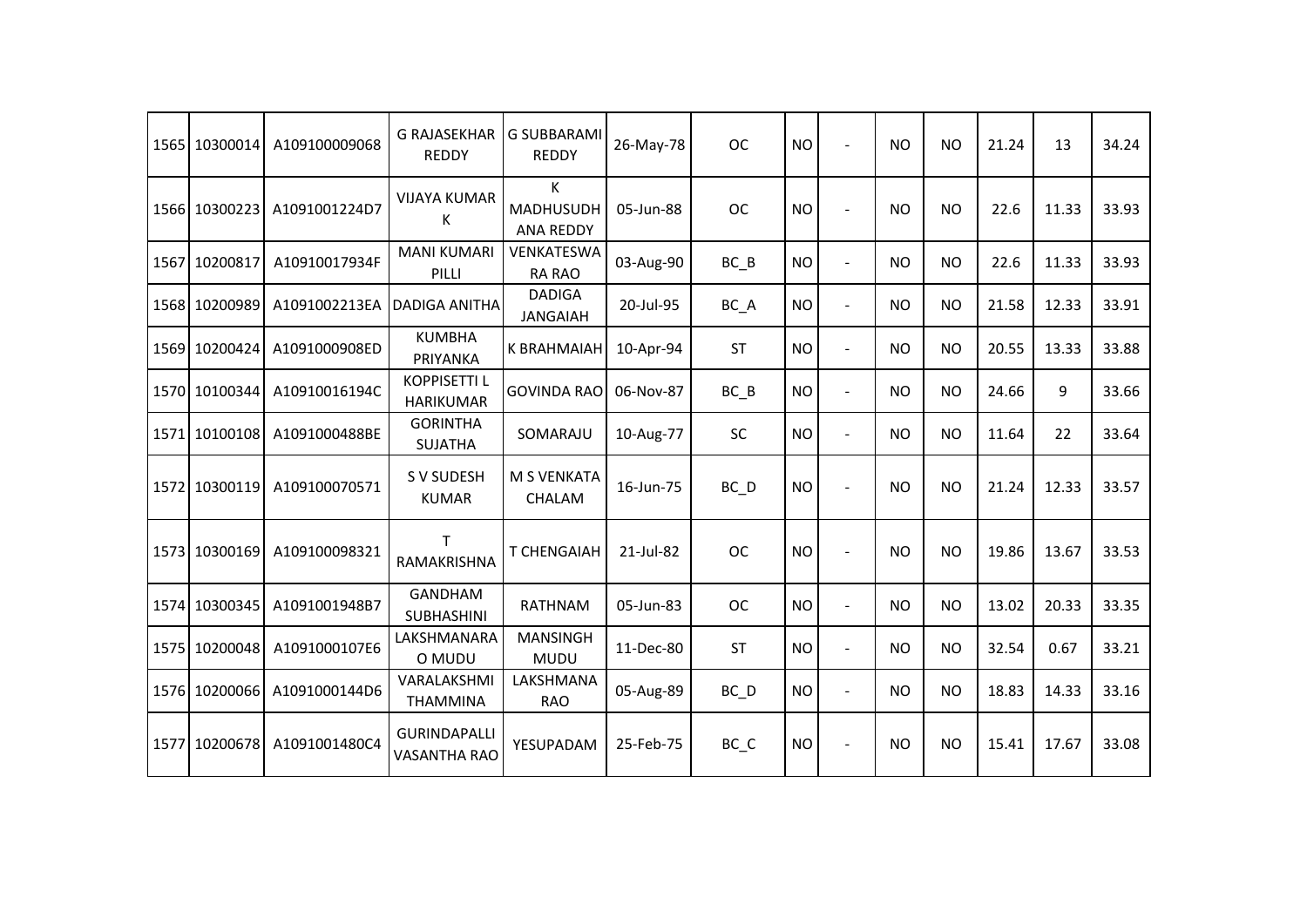| 1565 | 10300014 | A109100009068 | G RAJASEKHAR REDDY | G SUBBARAMI REDDY | 26-May-78 | OC | NO | - | NO | NO | 21.24 | 13 | 34.24 |
|---|---|---|---|---|---|---|---|---|---|---|---|---|---|
| 1566 | 10300223 | A1091001224D7 | VIJAYA KUMAR K | K MADHUSUDHANA REDDY | 05-Jun-88 | OC | NO | - | NO | NO | 22.6 | 11.33 | 33.93 |
| 1567 | 10200817 | A10910017934F | MANI KUMARI PILLI | VENKATESWARA RAO | 03-Aug-90 | BC_B | NO | - | NO | NO | 22.6 | 11.33 | 33.93 |
| 1568 | 10200989 | A1091002213EA | DADIGA ANITHA | DADIGA JANGAIAH | 20-Jul-95 | BC_A | NO | - | NO | NO | 21.58 | 12.33 | 33.91 |
| 1569 | 10200424 | A1091000908ED | KUMBHA PRIYANKA | K BRAHMAIAH | 10-Apr-94 | ST | NO | - | NO | NO | 20.55 | 13.33 | 33.88 |
| 1570 | 10100344 | A10910016194C | KOPPISETTI L HARIKUMAR | GOVINDA RAO | 06-Nov-87 | BC_B | NO | - | NO | NO | 24.66 | 9 | 33.66 |
| 1571 | 10100108 | A1091000488BE | GORINTHA SUJATHA | SOMARAJU | 10-Aug-77 | SC | NO | - | NO | NO | 11.64 | 22 | 33.64 |
| 1572 | 10300119 | A109100070571 | S V SUDESH KUMAR | M S VENKATA CHALAM | 16-Jun-75 | BC_D | NO | - | NO | NO | 21.24 | 12.33 | 33.57 |
| 1573 | 10300169 | A109100098321 | T RAMAKRISHNA | T CHENGAIAH | 21-Jul-82 | OC | NO | - | NO | NO | 19.86 | 13.67 | 33.53 |
| 1574 | 10300345 | A1091001948B7 | GANDHAM SUBHASHINI | RATHNAM | 05-Jun-83 | OC | NO | - | NO | NO | 13.02 | 20.33 | 33.35 |
| 1575 | 10200048 | A1091000107E6 | LAKSHMANARAO MUDU | MANSINGH MUDU | 11-Dec-80 | ST | NO | - | NO | NO | 32.54 | 0.67 | 33.21 |
| 1576 | 10200066 | A1091000144D6 | VARALAKSHMI THAMMINA | LAKSHMANA RAO | 05-Aug-89 | BC_D | NO | - | NO | NO | 18.83 | 14.33 | 33.16 |
| 1577 | 10200678 | A1091001480C4 | GURINDAPALLI VASANTHA RAO | YESUPADAM | 25-Feb-75 | BC_C | NO | - | NO | NO | 15.41 | 17.67 | 33.08 |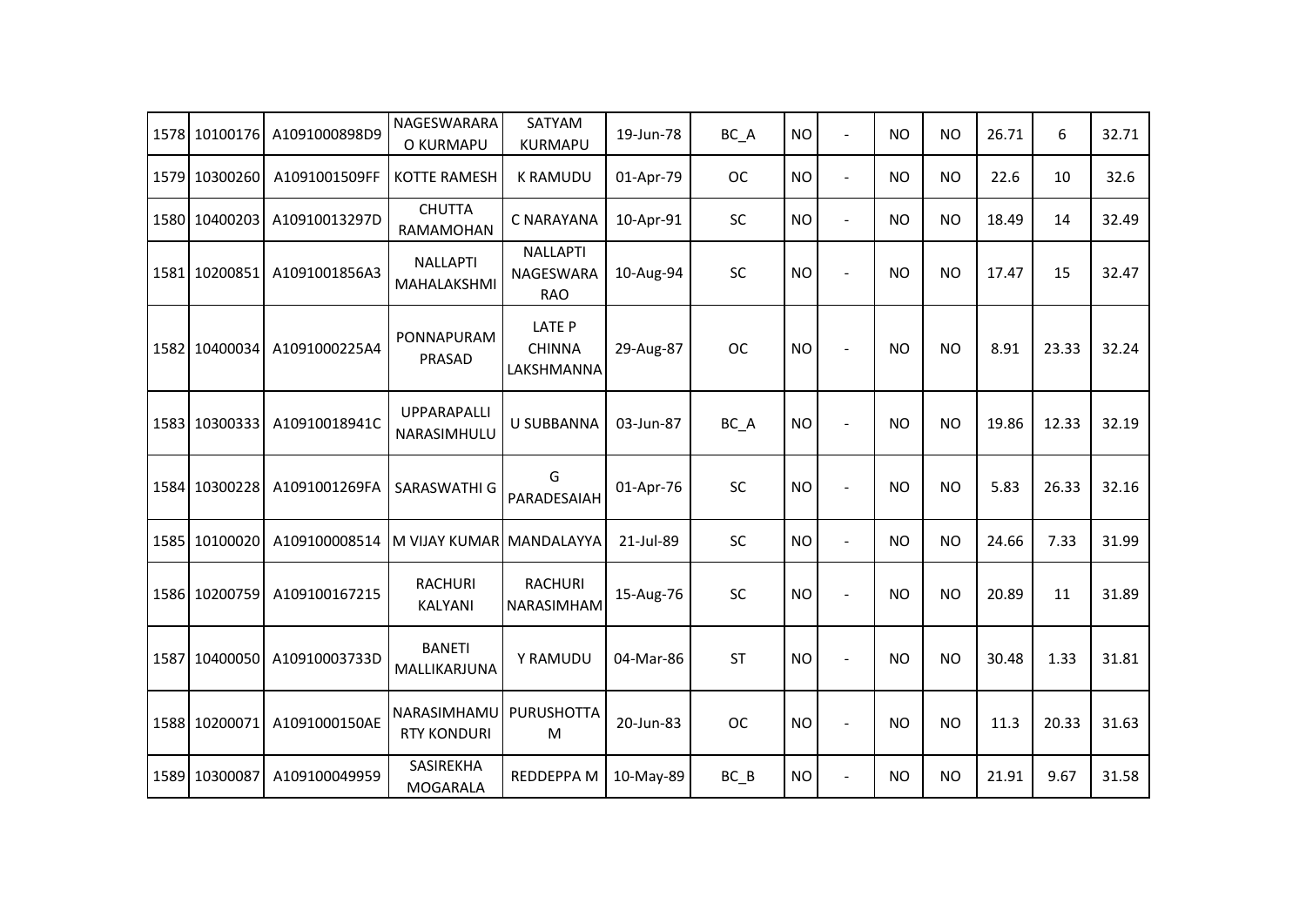| | | | | | | | | | | | | | | |
|---|---|---|---|---|---|---|---|---|---|---|---|---|---|---|
| 1578 | 10100176 | A1091000898D9 | NAGESWARARAO KURMAPU | SATYAM KURMAPU | 19-Jun-78 | BC_A | NO | - | NO | NO | 26.71 | 6 | 32.71 |
| 1579 | 10300260 | A1091001509FF | KOTTE RAMESH | K RAMUDU | 01-Apr-79 | OC | NO | - | NO | NO | 22.6 | 10 | 32.6 |
| 1580 | 10400203 | A10910013297D | CHUTTA RAMAMOHAN | C NARAYANA | 10-Apr-91 | SC | NO | - | NO | NO | 18.49 | 14 | 32.49 |
| 1581 | 10200851 | A1091001856A3 | NALLAPTI MAHALAKSHMI | NALLAPTI NAGESWARA RAO | 10-Aug-94 | SC | NO | - | NO | NO | 17.47 | 15 | 32.47 |
| 1582 | 10400034 | A1091000225A4 | PONNAPURAM PRASAD | LATE P CHINNA LAKSHMANNA | 29-Aug-87 | OC | NO | - | NO | NO | 8.91 | 23.33 | 32.24 |
| 1583 | 10300333 | A10910018941C | UPPARAPALLI NARASIMHULU | U SUBBANNA | 03-Jun-87 | BC_A | NO | - | NO | NO | 19.86 | 12.33 | 32.19 |
| 1584 | 10300228 | A1091001269FA | SARASWATHI G | G PARADESAIAH | 01-Apr-76 | SC | NO | - | NO | NO | 5.83 | 26.33 | 32.16 |
| 1585 | 10100020 | A109100008514 | M VIJAY KUMAR | MANDALAYYA | 21-Jul-89 | SC | NO | - | NO | NO | 24.66 | 7.33 | 31.99 |
| 1586 | 10200759 | A109100167215 | RACHURI KALYANI | RACHURI NARASIMHAM | 15-Aug-76 | SC | NO | - | NO | NO | 20.89 | 11 | 31.89 |
| 1587 | 10400050 | A10910003733D | BANETI MALLIKARJUNA | Y RAMUDU | 04-Mar-86 | ST | NO | - | NO | NO | 30.48 | 1.33 | 31.81 |
| 1588 | 10200071 | A1091000150AE | NARASIMHAMURTY KONDURI | PURUSHOTTAM | 20-Jun-83 | OC | NO | - | NO | NO | 11.3 | 20.33 | 31.63 |
| 1589 | 10300087 | A109100049959 | SASIREKHA MOGARALA | REDDEPPA M | 10-May-89 | BC_B | NO | - | NO | NO | 21.91 | 9.67 | 31.58 |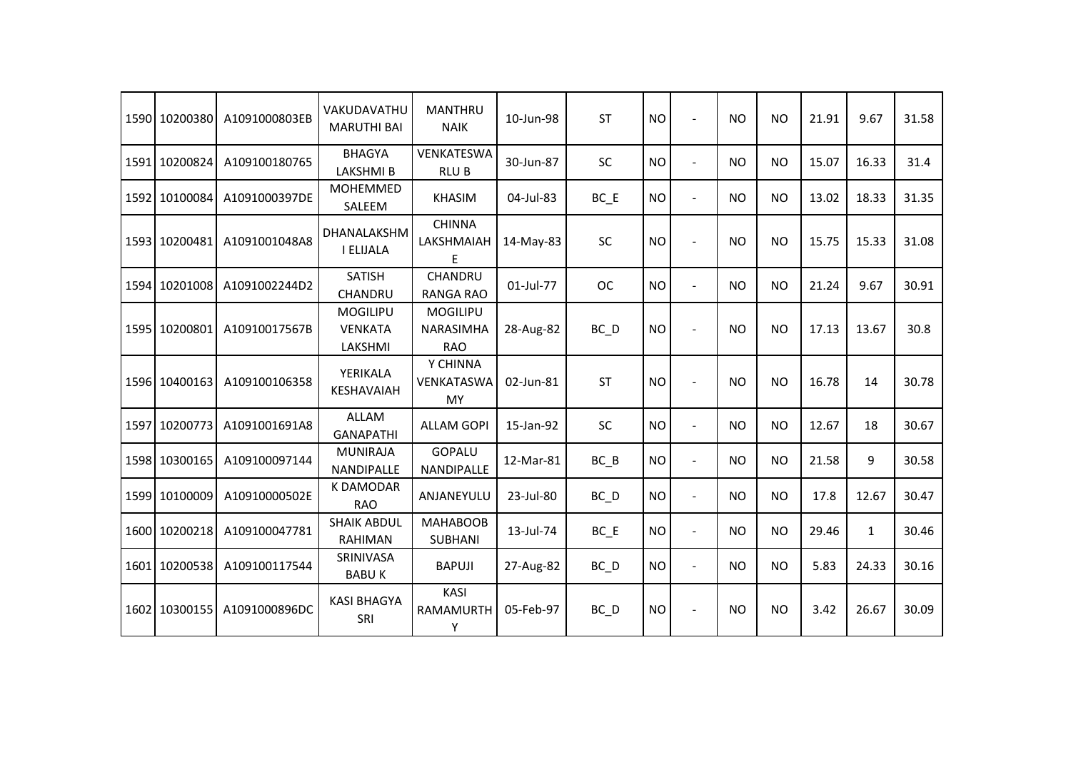| | | | | | | | | | | | | | |
|---|---|---|---|---|---|---|---|---|---|---|---|---|---|
| 1590 | 10200380 | A1091000803EB | VAKUDAVATHU MARUTHI BAI | MANTHRU NAIK | 10-Jun-98 | ST | NO | - | NO | NO | 21.91 | 9.67 | 31.58 |
| 1591 | 10200824 | A109100180765 | BHAGYA LAKSHMI B | VENKATESWA RLU B | 30-Jun-87 | SC | NO | - | NO | NO | 15.07 | 16.33 | 31.4 |
| 1592 | 10100084 | A1091000397DE | MOHEMMED SALEEM | KHASIM | 04-Jul-83 | BC_E | NO | - | NO | NO | 13.02 | 18.33 | 31.35 |
| 1593 | 10200481 | A1091001048A8 | DHANALAKSHM I ELIJALA | CHINNA LAKSHMAIAH E | 14-May-83 | SC | NO | - | NO | NO | 15.75 | 15.33 | 31.08 |
| 1594 | 10201008 | A1091002244D2 | SATISH CHANDRU | CHANDRU RANGA RAO | 01-Jul-77 | OC | NO | - | NO | NO | 21.24 | 9.67 | 30.91 |
| 1595 | 10200801 | A10910017567B | MOGILIPU VENKATA LAKSHMI | MOGILIPU NARASIMHA RAO | 28-Aug-82 | BC_D | NO | - | NO | NO | 17.13 | 13.67 | 30.8 |
| 1596 | 10400163 | A109100106358 | YERIKALA KESHAVAIAH | Y CHINNA VENKATASWA MY | 02-Jun-81 | ST | NO | - | NO | NO | 16.78 | 14 | 30.78 |
| 1597 | 10200773 | A1091001691A8 | ALLAM GANAPATHI | ALLAM GOPI | 15-Jan-92 | SC | NO | - | NO | NO | 12.67 | 18 | 30.67 |
| 1598 | 10300165 | A109100097144 | MUNIRAJA NANDIPALLE | GOPALU NANDIPALLE | 12-Mar-81 | BC_B | NO | - | NO | NO | 21.58 | 9 | 30.58 |
| 1599 | 10100009 | A10910000502E | K DAMODAR RAO | ANJANEYULU | 23-Jul-80 | BC_D | NO | - | NO | NO | 17.8 | 12.67 | 30.47 |
| 1600 | 10200218 | A109100047781 | SHAIK ABDUL RAHIMAN | MAHABOOB SUBHANI | 13-Jul-74 | BC_E | NO | - | NO | NO | 29.46 | 1 | 30.46 |
| 1601 | 10200538 | A109100117544 | SRINIVASA BABU K | BAPUJI | 27-Aug-82 | BC_D | NO | - | NO | NO | 5.83 | 24.33 | 30.16 |
| 1602 | 10300155 | A1091000896DC | KASI BHAGYA SRI | KASI RAMAMURTH Y | 05-Feb-97 | BC_D | NO | - | NO | NO | 3.42 | 26.67 | 30.09 |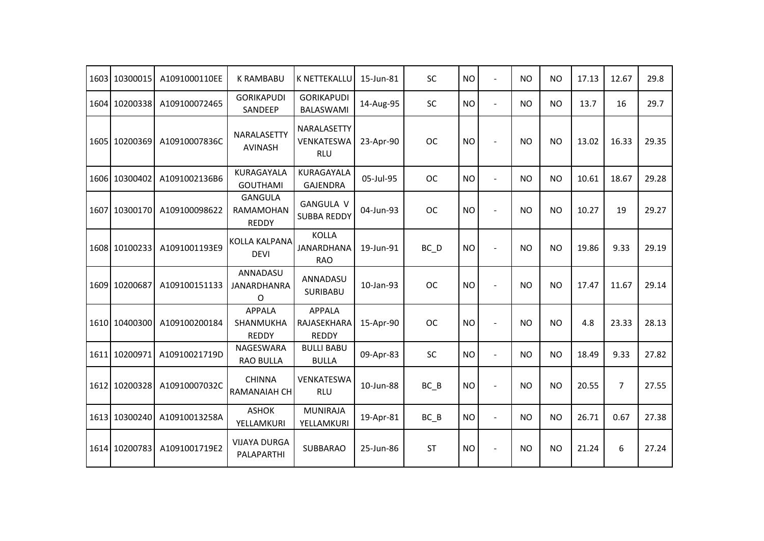| | | | | | | | | | | | | | |
|---|---|---|---|---|---|---|---|---|---|---|---|---|---|
| 1603 | 10300015 | A1091000110EE | K RAMBABU | K NETTEKALLU | 15-Jun-81 | SC | NO | - | NO | NO | 17.13 | 12.67 | 29.8 |
| 1604 | 10200338 | A109100072465 | GORIKAPUDI SANDEEP | GORIKAPUDI BALASWAMI | 14-Aug-95 | SC | NO | - | NO | NO | 13.7 | 16 | 29.7 |
| 1605 | 10200369 | A10910007836C | NARALASETTY AVINASH | NARALASETTY VENKATESWA RLU | 23-Apr-90 | OC | NO | - | NO | NO | 13.02 | 16.33 | 29.35 |
| 1606 | 10300402 | A1091002136B6 | KURAGAYALA GOUTHAMI | KURAGAYALA GAJENDRA | 05-Jul-95 | OC | NO | - | NO | NO | 10.61 | 18.67 | 29.28 |
| 1607 | 10300170 | A109100098622 | GANGULA RAMAMOHAN REDDY | GANGULA V SUBBA REDDY | 04-Jun-93 | OC | NO | - | NO | NO | 10.27 | 19 | 29.27 |
| 1608 | 10100233 | A1091001193E9 | KOLLA KALPANA DEVI | KOLLA JANARDHANA RAO | 19-Jun-91 | BC_D | NO | - | NO | NO | 19.86 | 9.33 | 29.19 |
| 1609 | 10200687 | A109100151133 | ANNADASU JANARDHANRA O | ANNADASU SURIBABU | 10-Jan-93 | OC | NO | - | NO | NO | 17.47 | 11.67 | 29.14 |
| 1610 | 10400300 | A109100200184 | APPALA SHANMUKHA REDDY | APPALA RAJASEKHARA REDDY | 15-Apr-90 | OC | NO | - | NO | NO | 4.8 | 23.33 | 28.13 |
| 1611 | 10200971 | A10910021719D | NAGESWARA RAO BULLA | BULLI BABU BULLA | 09-Apr-83 | SC | NO | - | NO | NO | 18.49 | 9.33 | 27.82 |
| 1612 | 10200328 | A10910007032C | CHINNA RAMANAIAH CH | VENKATESWA RLU | 10-Jun-88 | BC_B | NO | - | NO | NO | 20.55 | 7 | 27.55 |
| 1613 | 10300240 | A10910013258A | ASHOK YELLAMKURI | MUNIRAJA YELLAMKURI | 19-Apr-81 | BC_B | NO | - | NO | NO | 26.71 | 0.67 | 27.38 |
| 1614 | 10200783 | A1091001719E2 | VIJAYA DURGA PALAPARTHI | SUBBARAO | 25-Jun-86 | ST | NO | - | NO | NO | 21.24 | 6 | 27.24 |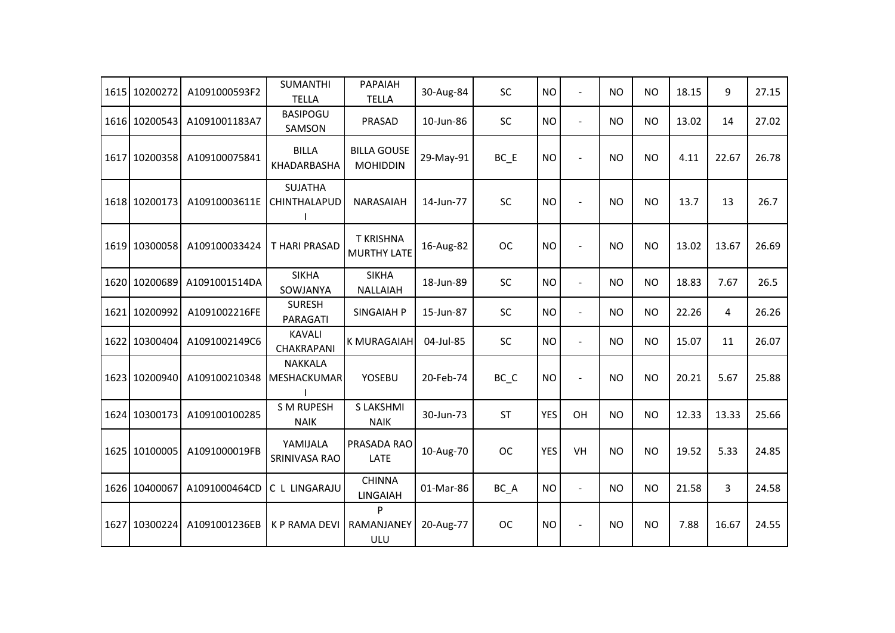| 1615 | 10200272 | A1091000593F2 | SUMANTHI TELLA | PAPAIAH TELLA | 30-Aug-84 | SC | NO | - | NO | NO | 18.15 | 9 | 27.15 |
|---|---|---|---|---|---|---|---|---|---|---|---|---|---|
| 1616 | 10200543 | A1091001183A7 | BASIPOGU SAMSON | PRASAD | 10-Jun-86 | SC | NO | - | NO | NO | 13.02 | 14 | 27.02 |
| 1617 | 10200358 | A109100075841 | BILLA KHADARBASHA | BILLA GOUSE MOHIDDIN | 29-May-91 | BC_E | NO | - | NO | NO | 4.11 | 22.67 | 26.78 |
| 1618 | 10200173 | A10910003611E | SUJATHA CHINTHALAPUDI | NARASAIAH | 14-Jun-77 | SC | NO | - | NO | NO | 13.7 | 13 | 26.7 |
| 1619 | 10300058 | A109100033424 | T HARI PRASAD | T KRISHNA MURTHY LATE | 16-Aug-82 | OC | NO | - | NO | NO | 13.02 | 13.67 | 26.69 |
| 1620 | 10200689 | A1091001514DA | SIKHA SOWJANYA | SIKHA NALLAIAH | 18-Jun-89 | SC | NO | - | NO | NO | 18.83 | 7.67 | 26.5 |
| 1621 | 10200992 | A1091002216FE | SURESH PARAGATI | SINGAIAH P | 15-Jun-87 | SC | NO | - | NO | NO | 22.26 | 4 | 26.26 |
| 1622 | 10300404 | A1091002149C6 | KAVALI CHAKRAPANI | K MURAGAIAH | 04-Jul-85 | SC | NO | - | NO | NO | 15.07 | 11 | 26.07 |
| 1623 | 10200940 | A109100210348 | NAKKALA MESHACKUMARI | YOSEBU | 20-Feb-74 | BC_C | NO | - | NO | NO | 20.21 | 5.67 | 25.88 |
| 1624 | 10300173 | A109100100285 | S M RUPESH NAIK | S LAKSHMI NAIK | 30-Jun-73 | ST | YES | OH | NO | NO | 12.33 | 13.33 | 25.66 |
| 1625 | 10100005 | A1091000019FB | YAMIJALA SRINIVASA RAO | PRASADA RAO LATE | 10-Aug-70 | OC | YES | VH | NO | NO | 19.52 | 5.33 | 24.85 |
| 1626 | 10400067 | A1091000464CD | C L LINGARAJU | CHINNA LINGAIAH | 01-Mar-86 | BC_A | NO | - | NO | NO | 21.58 | 3 | 24.58 |
| 1627 | 10300224 | A1091001236EB | K P RAMA DEVI | P RAMANJANEYULU | 20-Aug-77 | OC | NO | - | NO | NO | 7.88 | 16.67 | 24.55 |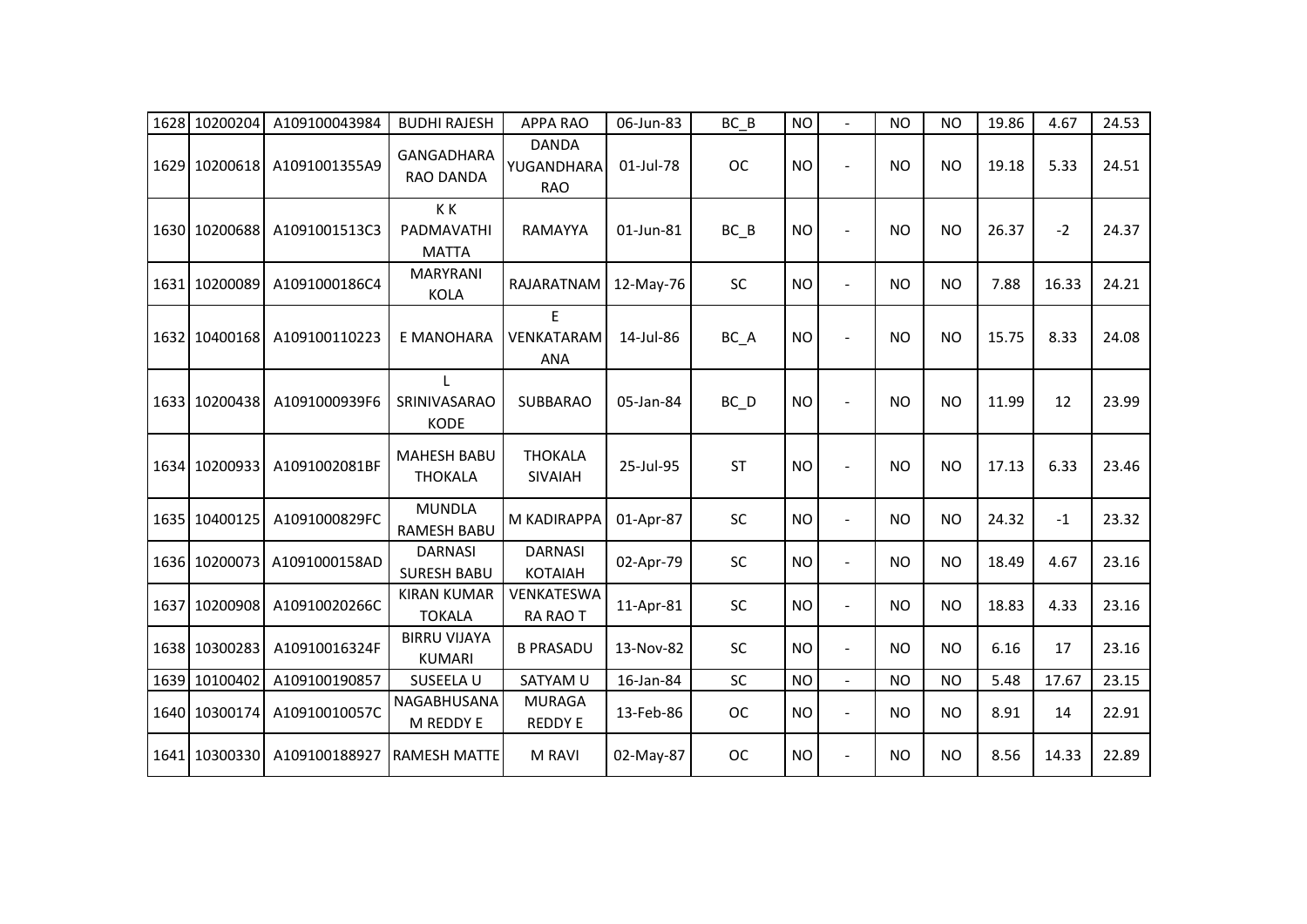| | | | | | | | | | | | | | |
|---|---|---|---|---|---|---|---|---|---|---|---|---|---|
| 1628 | 10200204 | A109100043984 | BUDHI RAJESH | APPA RAO | 06-Jun-83 | BC_B | NO | - | NO | NO | 19.86 | 4.67 | 24.53 |
| 1629 | 10200618 | A1091001355A9 | GANGADHARA RAO DANDA | DANDA YUGANDHARA RAO | 01-Jul-78 | OC | NO | - | NO | NO | 19.18 | 5.33 | 24.51 |
| 1630 | 10200688 | A1091001513C3 | K K PADMAVATHI MATTA | RAMAYYA | 01-Jun-81 | BC_B | NO | - | NO | NO | 26.37 | -2 | 24.37 |
| 1631 | 10200089 | A1091000186C4 | MARYRANI KOLA | RAJARATNAM | 12-May-76 | SC | NO | - | NO | NO | 7.88 | 16.33 | 24.21 |
| 1632 | 10400168 | A109100110223 | E MANOHARA | E VENKATARAMANA | 14-Jul-86 | BC_A | NO | - | NO | NO | 15.75 | 8.33 | 24.08 |
| 1633 | 10200438 | A1091000939F6 | L SRINIVASARAO KODE | SUBBARAO | 05-Jan-84 | BC_D | NO | - | NO | NO | 11.99 | 12 | 23.99 |
| 1634 | 10200933 | A1091002081BF | MAHESH BABU THOKALA | THOKALA SIVAIAH | 25-Jul-95 | ST | NO | - | NO | NO | 17.13 | 6.33 | 23.46 |
| 1635 | 10400125 | A1091000829FC | MUNDLA RAMESH BABU | M KADIRAPPA | 01-Apr-87 | SC | NO | - | NO | NO | 24.32 | -1 | 23.32 |
| 1636 | 10200073 | A1091000158AD | DARNASI SURESH BABU | DARNASI KOTAIAH | 02-Apr-79 | SC | NO | - | NO | NO | 18.49 | 4.67 | 23.16 |
| 1637 | 10200908 | A10910020266C | KIRAN KUMAR TOKALA | VENKATESWARA RAO T | 11-Apr-81 | SC | NO | - | NO | NO | 18.83 | 4.33 | 23.16 |
| 1638 | 10300283 | A10910016324F | BIRRU VIJAYA KUMARI | B PRASADU | 13-Nov-82 | SC | NO | - | NO | NO | 6.16 | 17 | 23.16 |
| 1639 | 10100402 | A109100190857 | SUSEELA U | SATYAM U | 16-Jan-84 | SC | NO | - | NO | NO | 5.48 | 17.67 | 23.15 |
| 1640 | 10300174 | A10910010057C | NAGABHUSANAM REDDY E | MURAGA REDDY E | 13-Feb-86 | OC | NO | - | NO | NO | 8.91 | 14 | 22.91 |
| 1641 | 10300330 | A109100188927 | RAMESH MATTE | M RAVI | 02-May-87 | OC | NO | - | NO | NO | 8.56 | 14.33 | 22.89 |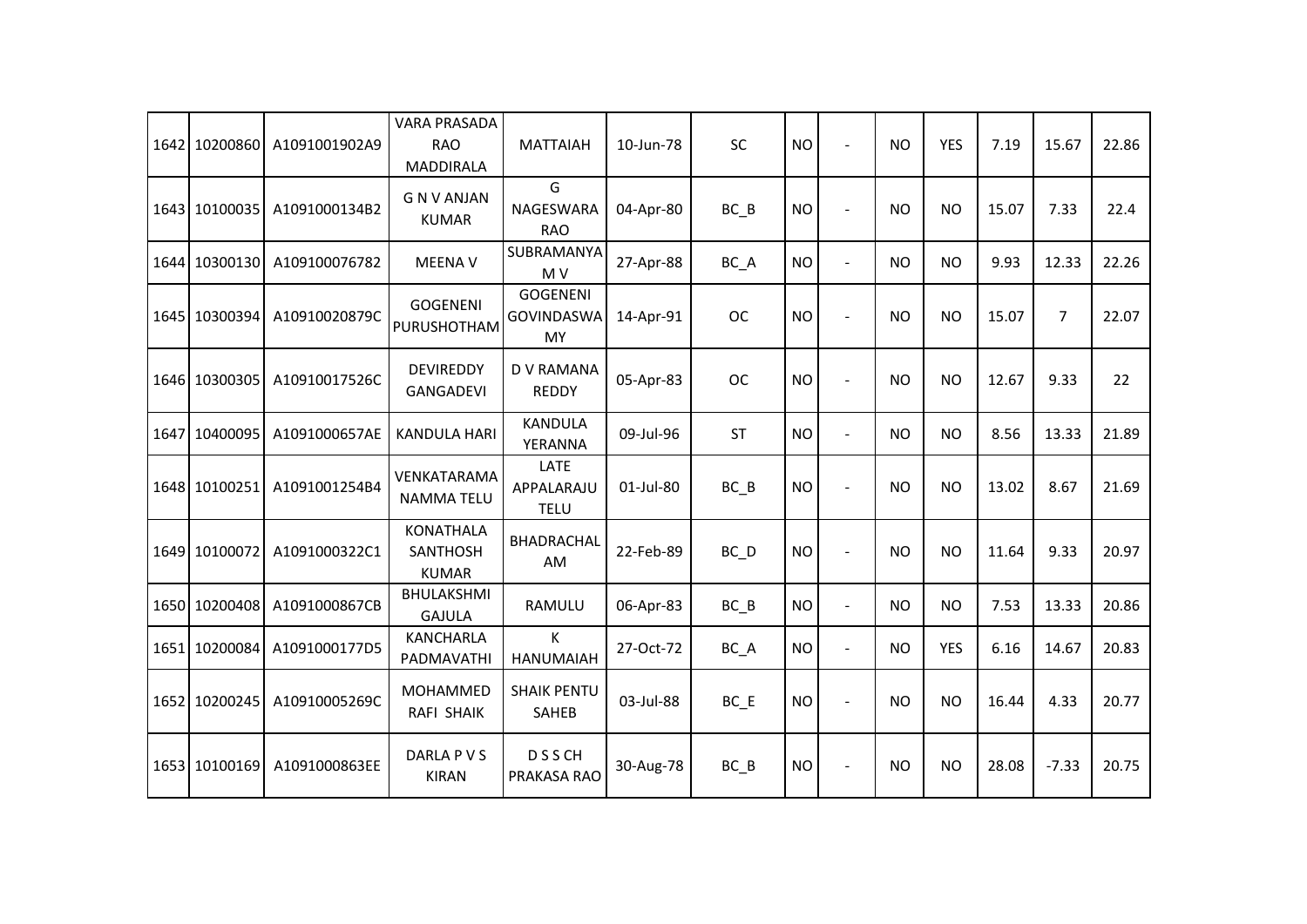| 1642 | 10200860 | A1091001902A9 | VARA PRASADA RAO MADDIRALA | MATTAIAH | 10-Jun-78 | SC | NO | - | NO | YES | 7.19 | 15.67 | 22.86 |
|---|---|---|---|---|---|---|---|---|---|---|---|---|---|
| 1643 | 10100035 | A1091000134B2 | G N V ANJAN KUMAR | G NAGESWARA RAO | 04-Apr-80 | BC_B | NO | - | NO | NO | 15.07 | 7.33 | 22.4 |
| 1644 | 10300130 | A109100076782 | MEENA V | SUBRAMANYA M V | 27-Apr-88 | BC_A | NO | - | NO | NO | 9.93 | 12.33 | 22.26 |
| 1645 | 10300394 | A10910020879C | GOGENENI PURUSHOTHAM | GOGENENI GOVINDASWAMY | 14-Apr-91 | OC | NO | - | NO | NO | 15.07 | 7 | 22.07 |
| 1646 | 10300305 | A10910017526C | DEVIREDDY GANGADEVI | D V RAMANA REDDY | 05-Apr-83 | OC | NO | - | NO | NO | 12.67 | 9.33 | 22 |
| 1647 | 10400095 | A1091000657AE | KANDULA HARI | KANDULA YERANNA | 09-Jul-96 | ST | NO | - | NO | NO | 8.56 | 13.33 | 21.89 |
| 1648 | 10100251 | A1091001254B4 | VENKATARAMANAMMA TELU | LATE APPALARAJU TELU | 01-Jul-80 | BC_B | NO | - | NO | NO | 13.02 | 8.67 | 21.69 |
| 1649 | 10100072 | A1091000322C1 | KONATHALA SANTHOSH KUMAR | BHADRACHALAM | 22-Feb-89 | BC_D | NO | - | NO | NO | 11.64 | 9.33 | 20.97 |
| 1650 | 10200408 | A1091000867CB | BHULAKSHMI GAJULA | RAMULU | 06-Apr-83 | BC_B | NO | - | NO | NO | 7.53 | 13.33 | 20.86 |
| 1651 | 10200084 | A1091000177D5 | KANCHARLA PADMAVATHI | K HANUMAIAH | 27-Oct-72 | BC_A | NO | - | NO | YES | 6.16 | 14.67 | 20.83 |
| 1652 | 10200245 | A10910005269C | MOHAMMED RAFI SHAIK | SHAIK PENTU SAHEB | 03-Jul-88 | BC_E | NO | - | NO | NO | 16.44 | 4.33 | 20.77 |
| 1653 | 10100169 | A1091000863EE | DARLA P V S KIRAN | D S S CH PRAKASA RAO | 30-Aug-78 | BC_B | NO | - | NO | NO | 28.08 | -7.33 | 20.75 |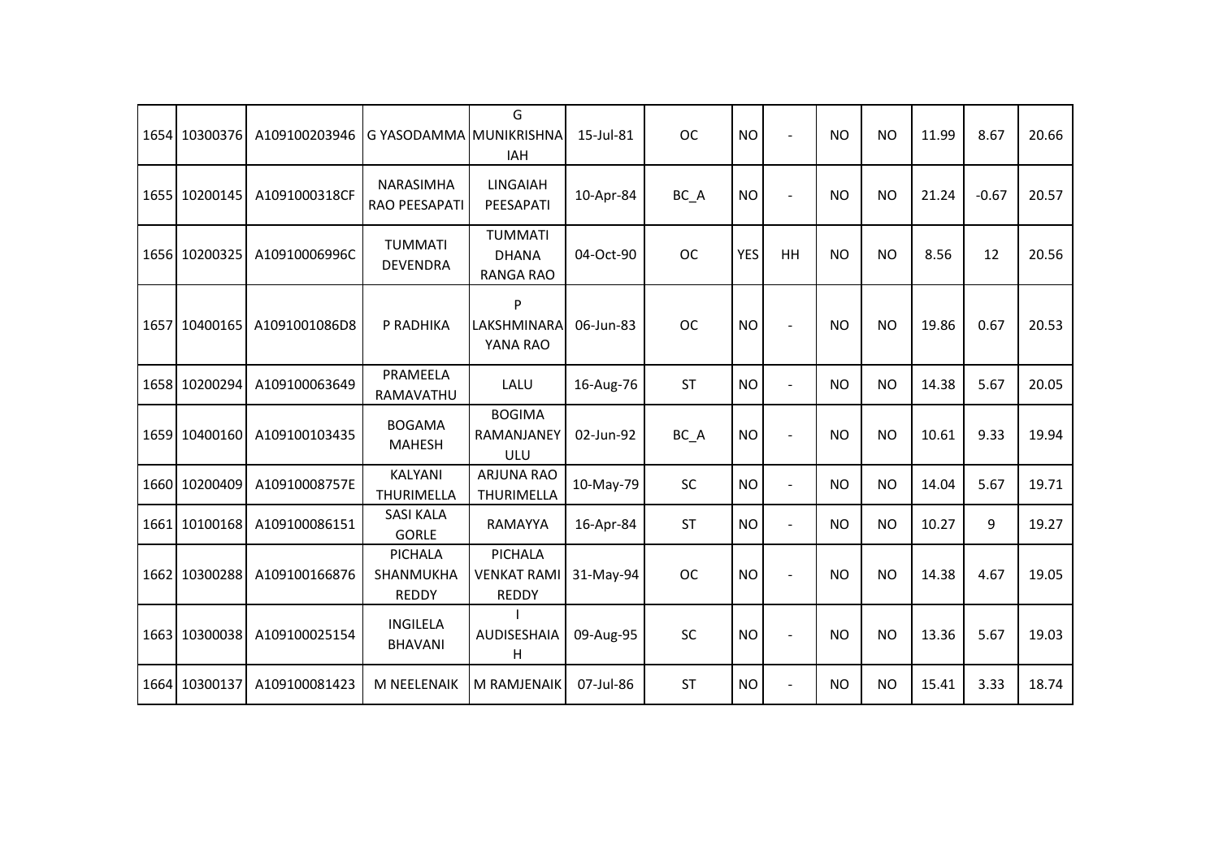| | | | | | | | | | | | | | | |
|---|---|---|---|---|---|---|---|---|---|---|---|---|---|---|
| 1654 | 10300376 | A109100203946 | G YASODAMMA | G MUNIKRISHNAIAH | 15-Jul-81 | OC | NO | - | NO | NO | 11.99 | 8.67 | 20.66 |
| 1655 | 10200145 | A1091000318CF | NARASIMHA RAO PEESAPATI | LINGAIAH PEESAPATI | 10-Apr-84 | BC_A | NO | - | NO | NO | 21.24 | -0.67 | 20.57 |
| 1656 | 10200325 | A10910006996C | TUMMATI DEVENDRA | TUMMATI DHANA RANGA RAO | 04-Oct-90 | OC | YES | HH | NO | NO | 8.56 | 12 | 20.56 |
| 1657 | 10400165 | A1091001086D8 | P RADHIKA | P LAKSHMINARAYANA RAO | 06-Jun-83 | OC | NO | - | NO | NO | 19.86 | 0.67 | 20.53 |
| 1658 | 10200294 | A109100063649 | PRAMEELA RAMAVATHU | LALU | 16-Aug-76 | ST | NO | - | NO | NO | 14.38 | 5.67 | 20.05 |
| 1659 | 10400160 | A109100103435 | BOGAMA MAHESH | BOGIMA RAMANJANEYULU | 02-Jun-92 | BC_A | NO | - | NO | NO | 10.61 | 9.33 | 19.94 |
| 1660 | 10200409 | A10910008757E | KALYANI THURIMELLA | ARJUNA RAO THURIMELLA | 10-May-79 | SC | NO | - | NO | NO | 14.04 | 5.67 | 19.71 |
| 1661 | 10100168 | A109100086151 | SASI KALA GORLE | RAMAYYA | 16-Apr-84 | ST | NO | - | NO | NO | 10.27 | 9 | 19.27 |
| 1662 | 10300288 | A109100166876 | PICHALA SHANMUKHA REDDY | PICHALA VENKAT RAMI REDDY | 31-May-94 | OC | NO | - | NO | NO | 14.38 | 4.67 | 19.05 |
| 1663 | 10300038 | A109100025154 | INGILELA BHAVANI | I AUDISESHAIAH | 09-Aug-95 | SC | NO | - | NO | NO | 13.36 | 5.67 | 19.03 |
| 1664 | 10300137 | A109100081423 | M NEELENAIK | M RAMJENAIK | 07-Jul-86 | ST | NO | - | NO | NO | 15.41 | 3.33 | 18.74 |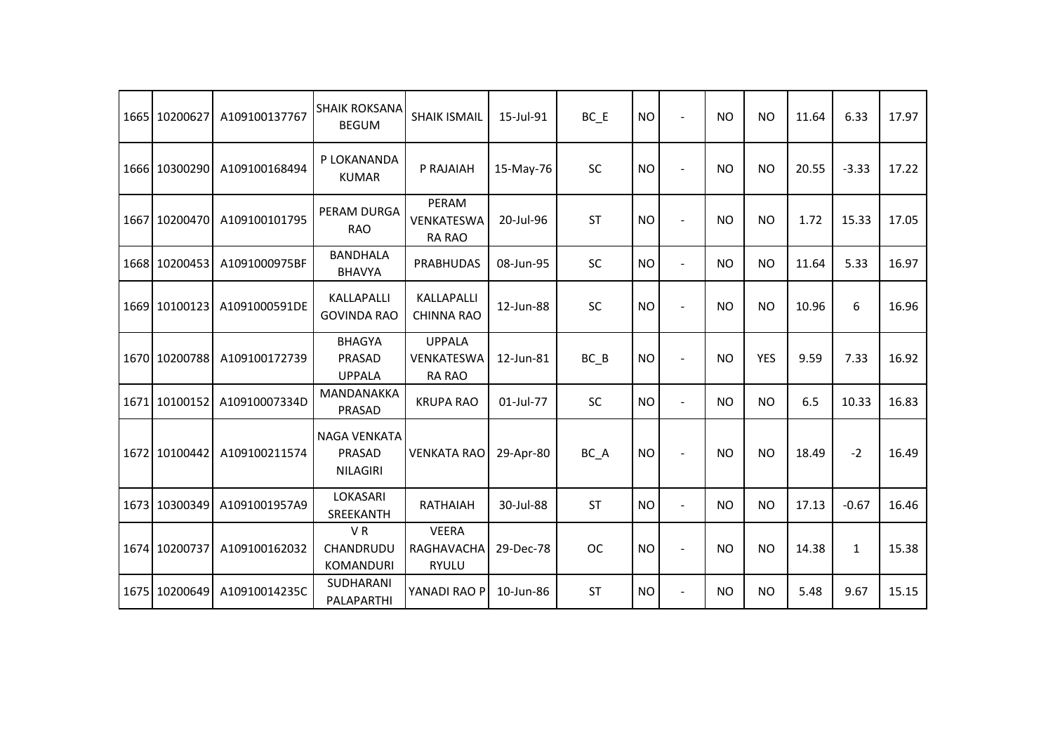| | | | | | | | | | | | | | |
|---|---|---|---|---|---|---|---|---|---|---|---|---|---|
| 1665 | 10200627 | A109100137767 | SHAIK ROKSANA BEGUM | SHAIK ISMAIL | 15-Jul-91 | BC_E | NO | - | NO | NO | 11.64 | 6.33 | 17.97 |
| 1666 | 10300290 | A109100168494 | P LOKANANDA KUMAR | P RAJAIAH | 15-May-76 | SC | NO | - | NO | NO | 20.55 | -3.33 | 17.22 |
| 1667 | 10200470 | A109100101795 | PERAM DURGA RAO | PERAM VENKATESWA RA RAO | 20-Jul-96 | ST | NO | - | NO | NO | 1.72 | 15.33 | 17.05 |
| 1668 | 10200453 | A1091000975BF | BANDHALA BHAVYA | PRABHUDAS | 08-Jun-95 | SC | NO | - | NO | NO | 11.64 | 5.33 | 16.97 |
| 1669 | 10100123 | A1091000591DE | KALLAPALLI GOVINDA RAO | KALLAPALLI CHINNA RAO | 12-Jun-88 | SC | NO | - | NO | NO | 10.96 | 6 | 16.96 |
| 1670 | 10200788 | A109100172739 | BHAGYA PRASAD UPPALA | UPPALA VENKATESWA RA RAO | 12-Jun-81 | BC_B | NO | - | NO | YES | 9.59 | 7.33 | 16.92 |
| 1671 | 10100152 | A10910007334D | MANDANAKKA PRASAD | KRUPA RAO | 01-Jul-77 | SC | NO | - | NO | NO | 6.5 | 10.33 | 16.83 |
| 1672 | 10100442 | A109100211574 | NAGA VENKATA PRASAD NILAGIRI | VENKATA RAO | 29-Apr-80 | BC_A | NO | - | NO | NO | 18.49 | -2 | 16.49 |
| 1673 | 10300349 | A1091001957A9 | LOKASARI SREEKANTH | RATHAIAH | 30-Jul-88 | ST | NO | - | NO | NO | 17.13 | -0.67 | 16.46 |
| 1674 | 10200737 | A109100162032 | V R CHANDRUDU KOMANDURI | VEERA RAGHAVACHA RYULU | 29-Dec-78 | OC | NO | - | NO | NO | 14.38 | 1 | 15.38 |
| 1675 | 10200649 | A10910014235C | SUDHARANI PALAPARTHI | YANADI RAO P | 10-Jun-86 | ST | NO | - | NO | NO | 5.48 | 9.67 | 15.15 |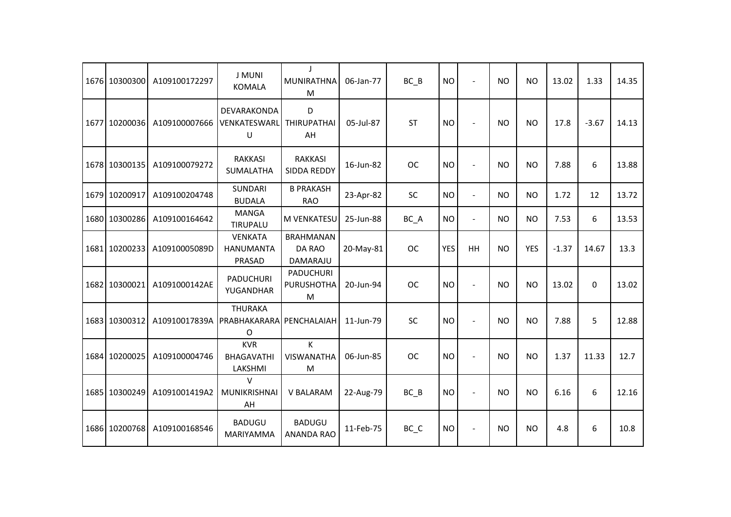| | | | | | | | | | | | | | | |
|---|---|---|---|---|---|---|---|---|---|---|---|---|---|---|
| 1676 | 10300300 | A109100172297 | J MUNI KOMALA | J MUNIRATHNAM | 06-Jan-77 | BC_B | NO | - | NO | NO | 13.02 | 1.33 | 14.35 |
| 1677 | 10200036 | A109100007666 | DEVARAKONDA VENKATESWARLU | D THIRUPATHAIAH | 05-Jul-87 | ST | NO | - | NO | NO | 17.8 | -3.67 | 14.13 |
| 1678 | 10300135 | A109100079272 | RAKKASI SUMALATHA | RAKKASI SIDDA REDDY | 16-Jun-82 | OC | NO | - | NO | NO | 7.88 | 6 | 13.88 |
| 1679 | 10200917 | A109100204748 | SUNDARI BUDALA | B PRAKASH RAO | 23-Apr-82 | SC | NO | - | NO | NO | 1.72 | 12 | 13.72 |
| 1680 | 10300286 | A109100164642 | MANGA TIRUPALU | M VENKATESU | 25-Jun-88 | BC_A | NO | - | NO | NO | 7.53 | 6 | 13.53 |
| 1681 | 10200233 | A10910005089D | VENKATA HANUMANTA PRASAD | BRAHMANANDA RAO DAMARAJU | 20-May-81 | OC | YES | HH | NO | YES | -1.37 | 14.67 | 13.3 |
| 1682 | 10300021 | A1091000142AE | PADUCHURI YUGANDHAR | PADUCHURI PURUSHOTHAM | 20-Jun-94 | OC | NO | - | NO | NO | 13.02 | 0 | 13.02 |
| 1683 | 10300312 | A10910017839A | THURAKA PRABHAKARARAO | PENCHALAIAH | 11-Jun-79 | SC | NO | - | NO | NO | 7.88 | 5 | 12.88 |
| 1684 | 10200025 | A109100004746 | KVR BHAGAVATHI LAKSHMI | K VISWANATHAM | 06-Jun-85 | OC | NO | - | NO | NO | 1.37 | 11.33 | 12.7 |
| 1685 | 10300249 | A1091001419A2 | V MUNIKRISHNAIAH | V BALARAM | 22-Aug-79 | BC_B | NO | - | NO | NO | 6.16 | 6 | 12.16 |
| 1686 | 10200768 | A109100168546 | BADUGU MARIYAMMA | BADUGU ANANDA RAO | 11-Feb-75 | BC_C | NO | - | NO | NO | 4.8 | 6 | 10.8 |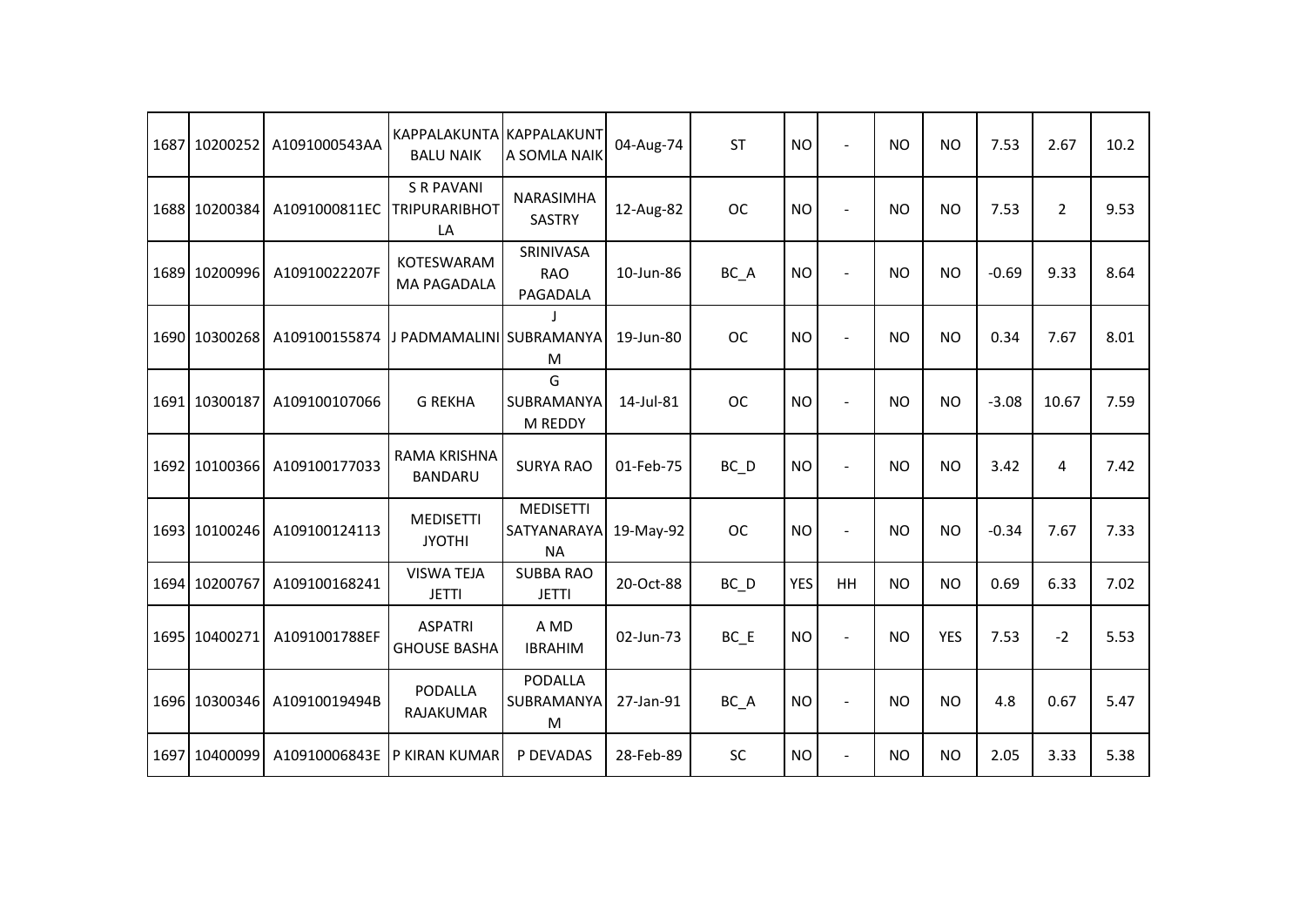| | | | | | | | | | | | | | | |
|---|---|---|---|---|---|---|---|---|---|---|---|---|---|---|
| 1687 | 10200252 | A1091000543AA | KAPPALAKUNTA BALU NAIK | KAPPALAKUNTA SOMLA NAIK | 04-Aug-74 | ST | NO | - | NO | NO | 7.53 | 2.67 | 10.2 |
| 1688 | 10200384 | A1091000811EC | S R PAVANI TRIPURARIBHOTLA | NARASIMHA SASTRY | 12-Aug-82 | OC | NO | - | NO | NO | 7.53 | 2 | 9.53 |
| 1689 | 10200996 | A10910022207F | KOTESWARAMMA PAGADALA | SRINIVASA RAO PAGADALA | 10-Jun-86 | BC_A | NO | - | NO | NO | -0.69 | 9.33 | 8.64 |
| 1690 | 10300268 | A109100155874 | J PADMAMALINI | J SUBRAMANYAM | 19-Jun-80 | OC | NO | - | NO | NO | 0.34 | 7.67 | 8.01 |
| 1691 | 10300187 | A109100107066 | G REKHA | G SUBRAMANYAM REDDY | 14-Jul-81 | OC | NO | - | NO | NO | -3.08 | 10.67 | 7.59 |
| 1692 | 10100366 | A109100177033 | RAMA KRISHNA BANDARU | SURYA RAO | 01-Feb-75 | BC_D | NO | - | NO | NO | 3.42 | 4 | 7.42 |
| 1693 | 10100246 | A109100124113 | MEDISETTI JYOTHI | MEDISETTI SATYANARAYANA | 19-May-92 | OC | NO | - | NO | NO | -0.34 | 7.67 | 7.33 |
| 1694 | 10200767 | A109100168241 | VISWA TEJA JETTI | SUBBA RAO JETTI | 20-Oct-88 | BC_D | YES | HH | NO | NO | 0.69 | 6.33 | 7.02 |
| 1695 | 10400271 | A1091001788EF | ASPATRI GHOUSE BASHA | A MD IBRAHIM | 02-Jun-73 | BC_E | NO | - | NO | YES | 7.53 | -2 | 5.53 |
| 1696 | 10300346 | A10910019494B | PODALLA RAJAKUMAR | PODALLA SUBRAMANYAM | 27-Jan-91 | BC_A | NO | - | NO | NO | 4.8 | 0.67 | 5.47 |
| 1697 | 10400099 | A10910006843E | P KIRAN KUMAR | P DEVADAS | 28-Feb-89 | SC | NO | - | NO | NO | 2.05 | 3.33 | 5.38 |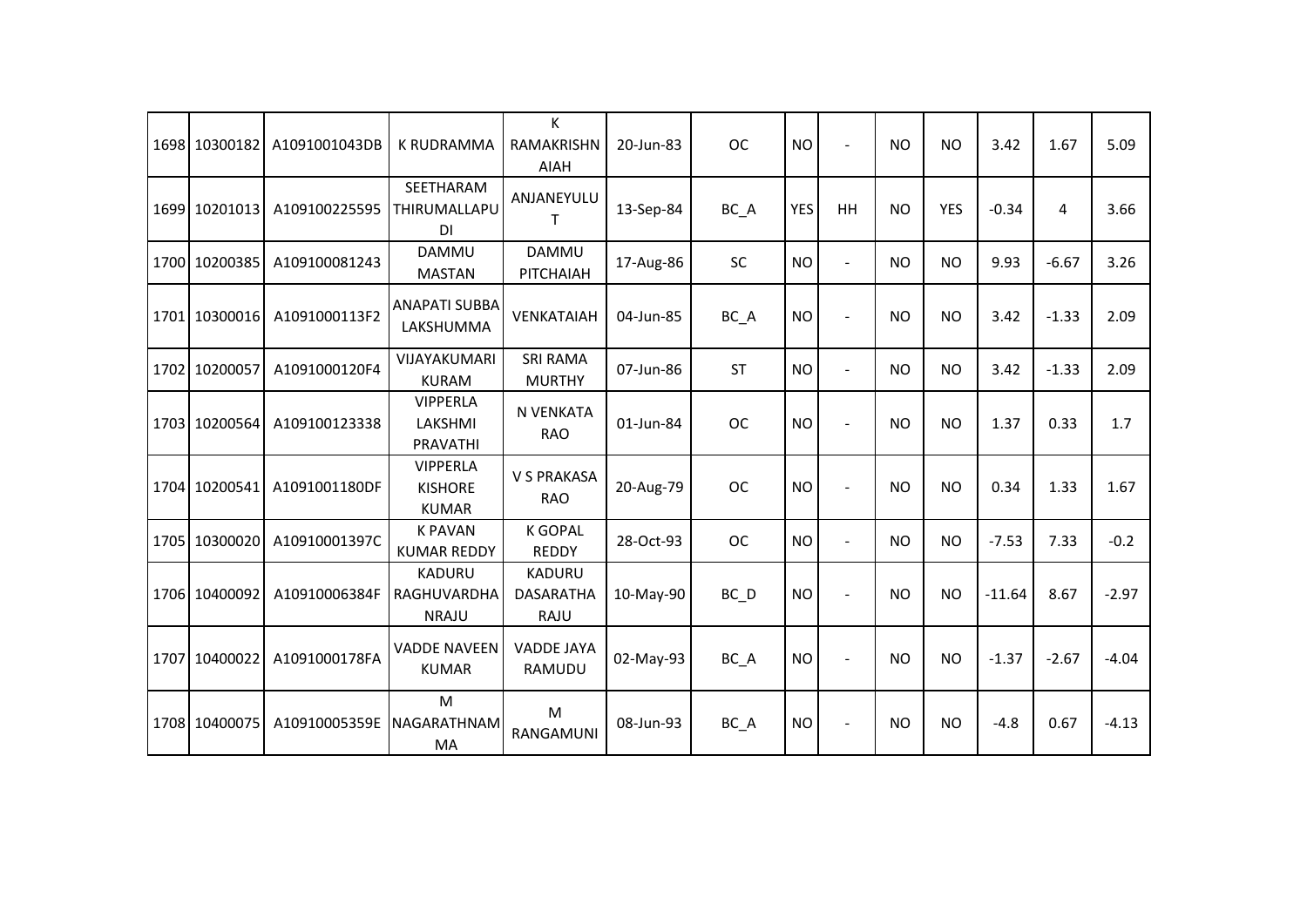| | | | | | | | | | | | | | | |
|---|---|---|---|---|---|---|---|---|---|---|---|---|---|---|
| 1698 | 10300182 | A1091001043DB | K RUDRAMMA | K RAMAKRISHNAIAH | 20-Jun-83 | OC | NO | - | NO | NO | 3.42 | 1.67 | 5.09 |
| 1699 | 10201013 | A109100225595 | SEETHARAM THIRUMALLAPUDI | ANJANEYULU T | 13-Sep-84 | BC_A | YES | HH | NO | YES | -0.34 | 4 | 3.66 |
| 1700 | 10200385 | A109100081243 | DAMMU MASTAN | DAMMU PITCHAIAH | 17-Aug-86 | SC | NO | - | NO | NO | 9.93 | -6.67 | 3.26 |
| 1701 | 10300016 | A1091000113F2 | ANAPATI SUBBA LAKSHUMMA | VENKATAIAH | 04-Jun-85 | BC_A | NO | - | NO | NO | 3.42 | -1.33 | 2.09 |
| 1702 | 10200057 | A1091000120F4 | VIJAYAKUMARI KURAM | SRI RAMA MURTHY | 07-Jun-86 | ST | NO | - | NO | NO | 3.42 | -1.33 | 2.09 |
| 1703 | 10200564 | A109100123338 | VIPPERLA LAKSHMI PRAVATHI | N VENKATA RAO | 01-Jun-84 | OC | NO | - | NO | NO | 1.37 | 0.33 | 1.7 |
| 1704 | 10200541 | A1091001180DF | VIPPERLA KISHORE KUMAR | V S PRAKASA RAO | 20-Aug-79 | OC | NO | - | NO | NO | 0.34 | 1.33 | 1.67 |
| 1705 | 10300020 | A10910001397C | K PAVAN KUMAR REDDY | K GOPAL REDDY | 28-Oct-93 | OC | NO | - | NO | NO | -7.53 | 7.33 | -0.2 |
| 1706 | 10400092 | A10910006384F | KADURU RAGHUVARDHANRAJU | KADURU DASARATHA RAJU | 10-May-90 | BC_D | NO | - | NO | NO | -11.64 | 8.67 | -2.97 |
| 1707 | 10400022 | A1091000178FA | VADDE NAVEEN KUMAR | VADDE JAYA RAMUDU | 02-May-93 | BC_A | NO | - | NO | NO | -1.37 | -2.67 | -4.04 |
| 1708 | 10400075 | A10910005359E | M NAGARATHNAMMA | M RANGAMUNI | 08-Jun-93 | BC_A | NO | - | NO | NO | -4.8 | 0.67 | -4.13 |